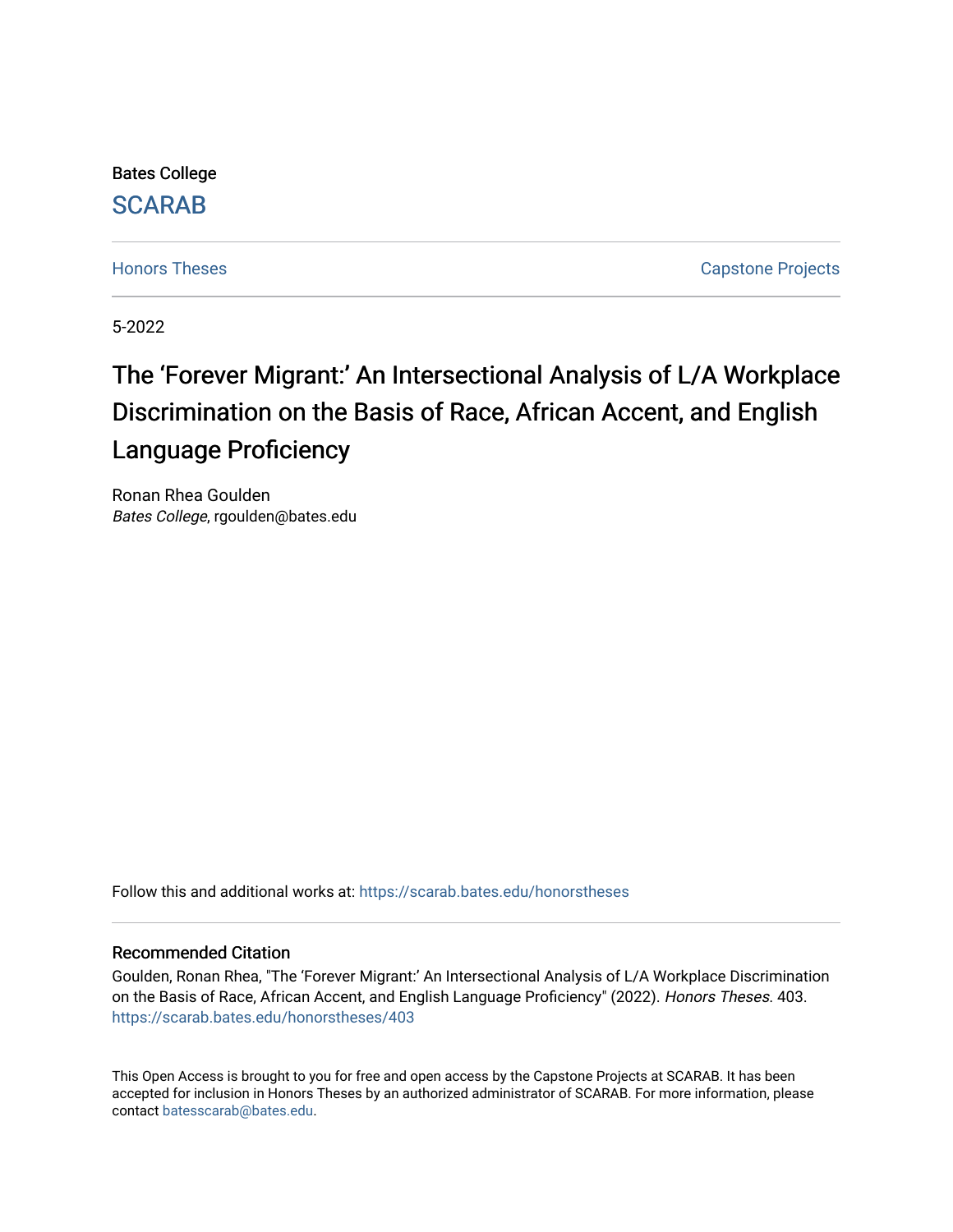Bates College

SCARAB

Honors Theses | Capstone Projects

5-2022

# The 'Forever Migrant:' An Intersectional Analysis of L/A Workplace Discrimination on the Basis of Race, African Accent, and English Language Proficiency

Ronan Rhea Goulden
*Bates College*, rgoulden@bates.edu

Follow this and additional works at: https://scarab.bates.edu/honorstheses

## Recommended Citation

Goulden, Ronan Rhea, "The 'Forever Migrant:' An Intersectional Analysis of L/A Workplace Discrimination on the Basis of Race, African Accent, and English Language Proficiency" (2022). *Honors Theses*. 403.
https://scarab.bates.edu/honorstheses/403

This Open Access is brought to you for free and open access by the Capstone Projects at SCARAB. It has been accepted for inclusion in Honors Theses by an authorized administrator of SCARAB. For more information, please contact batesscarab@bates.edu.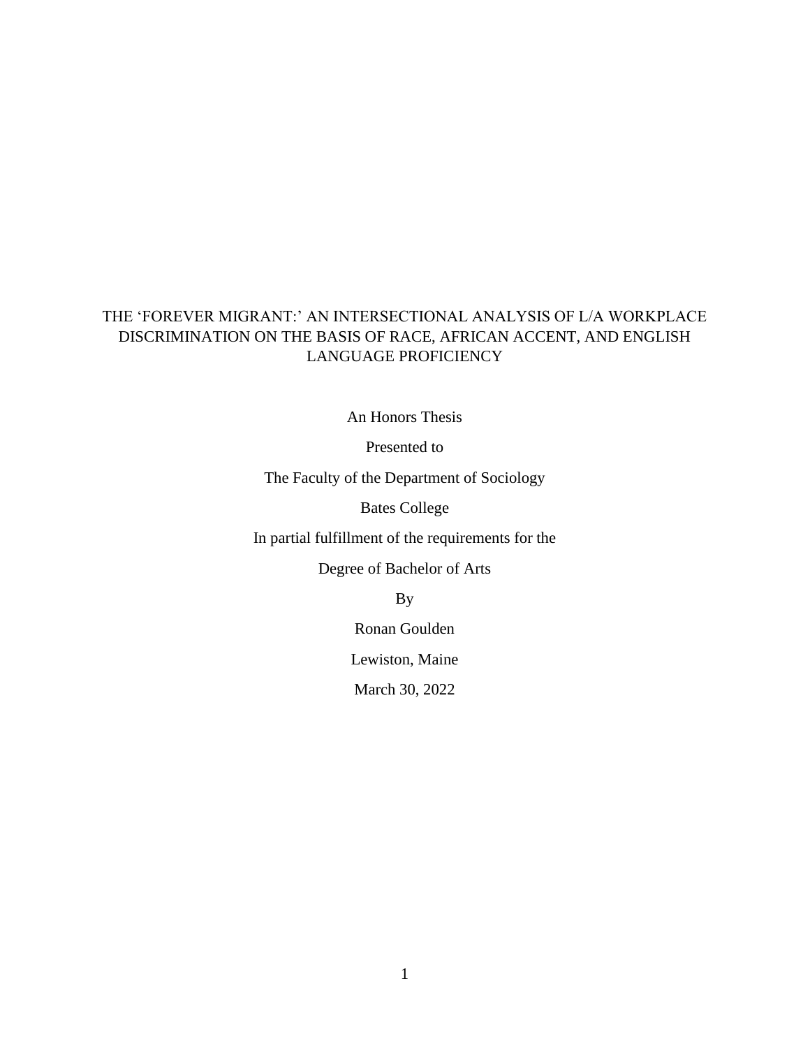# THE 'FOREVER MIGRANT:' AN INTERSECTIONAL ANALYSIS OF L/A WORKPLACE DISCRIMINATION ON THE BASIS OF RACE, AFRICAN ACCENT, AND ENGLISH LANGUAGE PROFICIENCY

An Honors Thesis

Presented to

The Faculty of the Department of Sociology

Bates College

In partial fulfillment of the requirements for the

Degree of Bachelor of Arts

By

Ronan Goulden

Lewiston, Maine

March 30, 2022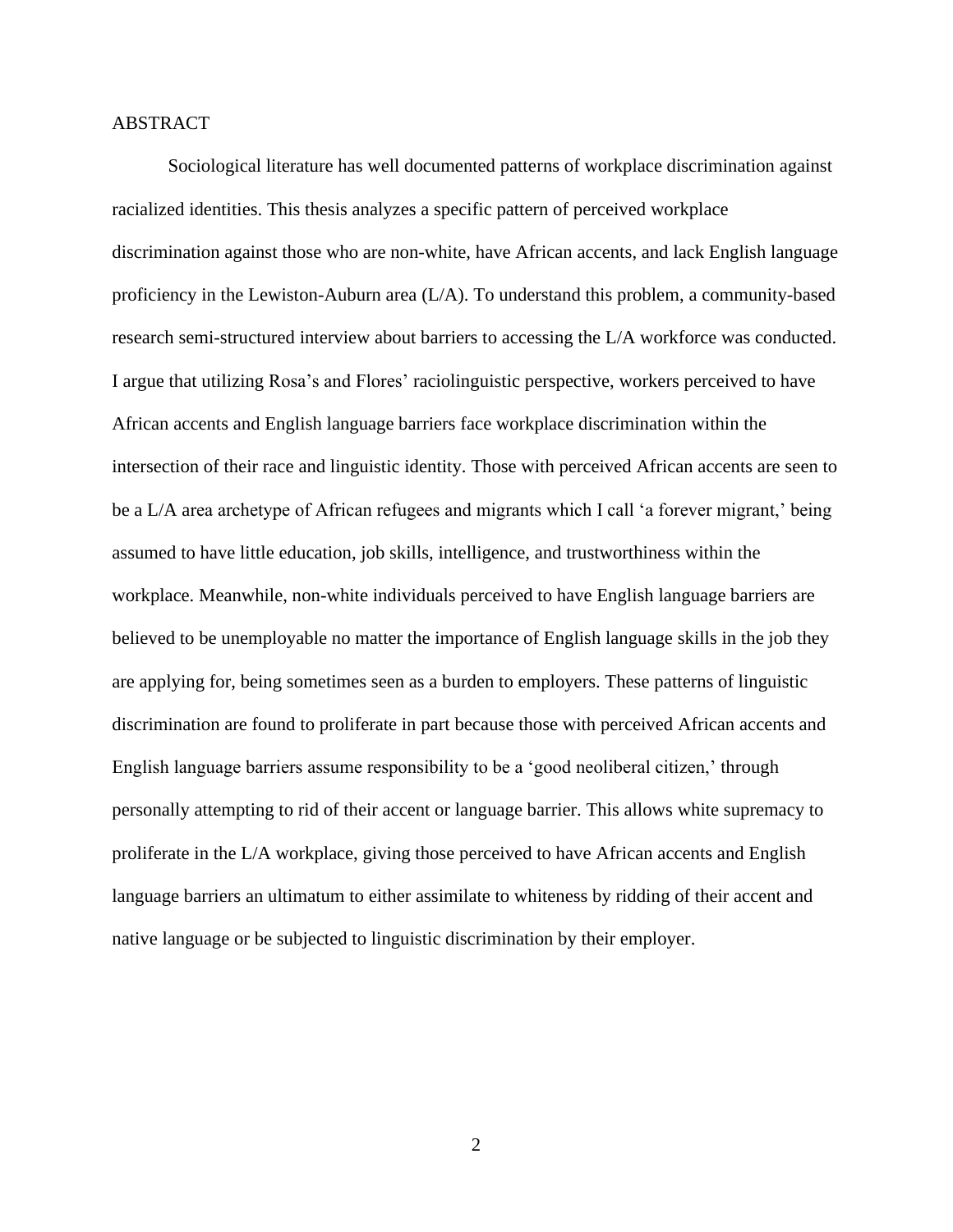# ABSTRACT

Sociological literature has well documented patterns of workplace discrimination against racialized identities. This thesis analyzes a specific pattern of perceived workplace discrimination against those who are non-white, have African accents, and lack English language proficiency in the Lewiston-Auburn area (L/A). To understand this problem, a community-based research semi-structured interview about barriers to accessing the L/A workforce was conducted. I argue that utilizing Rosa's and Flores' raciolinguistic perspective, workers perceived to have African accents and English language barriers face workplace discrimination within the intersection of their race and linguistic identity. Those with perceived African accents are seen to be a L/A area archetype of African refugees and migrants which I call 'a forever migrant,' being assumed to have little education, job skills, intelligence, and trustworthiness within the workplace. Meanwhile, non-white individuals perceived to have English language barriers are believed to be unemployable no matter the importance of English language skills in the job they are applying for, being sometimes seen as a burden to employers. These patterns of linguistic discrimination are found to proliferate in part because those with perceived African accents and English language barriers assume responsibility to be a 'good neoliberal citizen,' through personally attempting to rid of their accent or language barrier. This allows white supremacy to proliferate in the L/A workplace, giving those perceived to have African accents and English language barriers an ultimatum to either assimilate to whiteness by ridding of their accent and native language or be subjected to linguistic discrimination by their employer.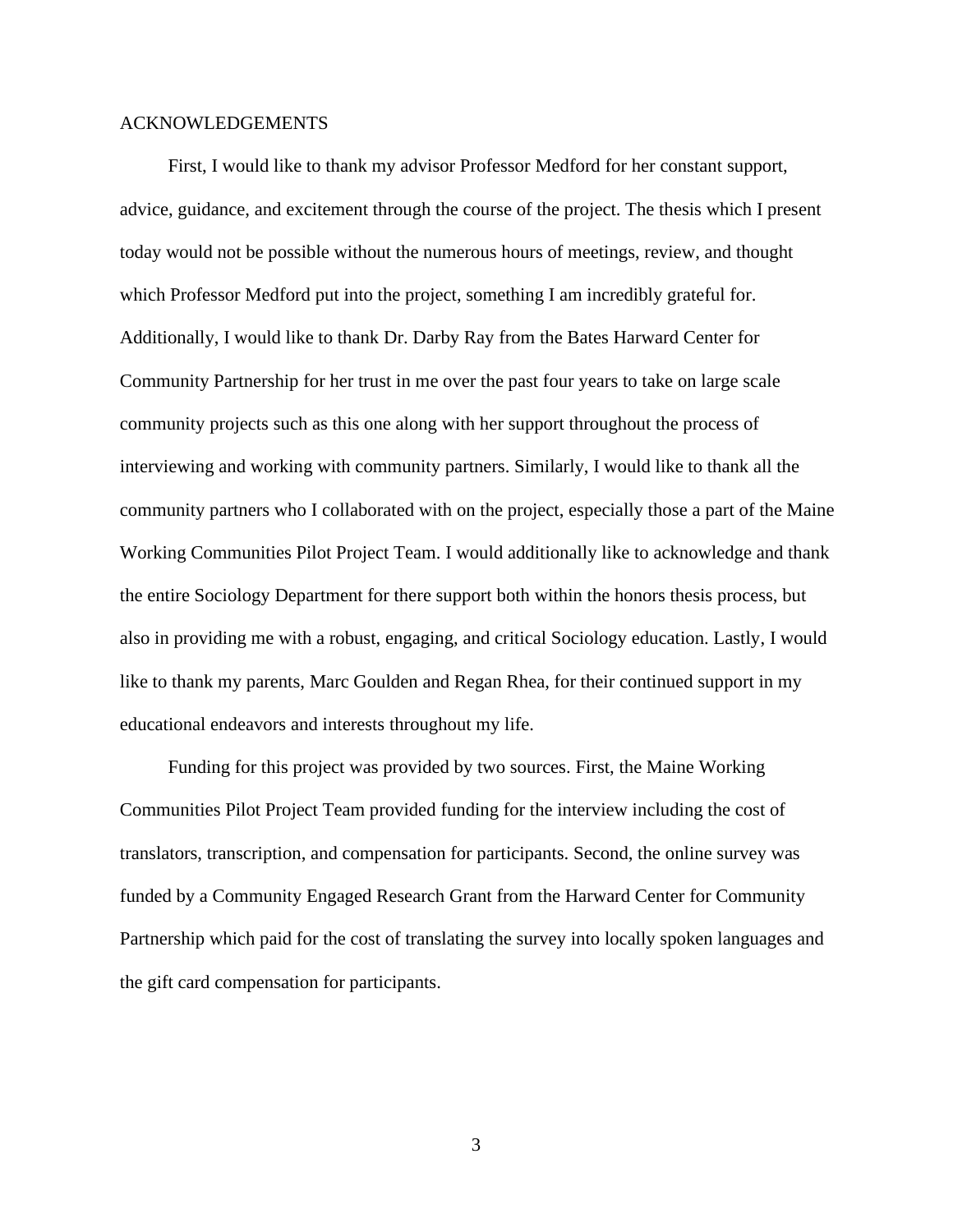## ACKNOWLEDGEMENTS

First, I would like to thank my advisor Professor Medford for her constant support, advice, guidance, and excitement through the course of the project. The thesis which I present today would not be possible without the numerous hours of meetings, review, and thought which Professor Medford put into the project, something I am incredibly grateful for. Additionally, I would like to thank Dr. Darby Ray from the Bates Harward Center for Community Partnership for her trust in me over the past four years to take on large scale community projects such as this one along with her support throughout the process of interviewing and working with community partners. Similarly, I would like to thank all the community partners who I collaborated with on the project, especially those a part of the Maine Working Communities Pilot Project Team. I would additionally like to acknowledge and thank the entire Sociology Department for there support both within the honors thesis process, but also in providing me with a robust, engaging, and critical Sociology education. Lastly, I would like to thank my parents, Marc Goulden and Regan Rhea, for their continued support in my educational endeavors and interests throughout my life.

Funding for this project was provided by two sources. First, the Maine Working Communities Pilot Project Team provided funding for the interview including the cost of translators, transcription, and compensation for participants. Second, the online survey was funded by a Community Engaged Research Grant from the Harward Center for Community Partnership which paid for the cost of translating the survey into locally spoken languages and the gift card compensation for participants.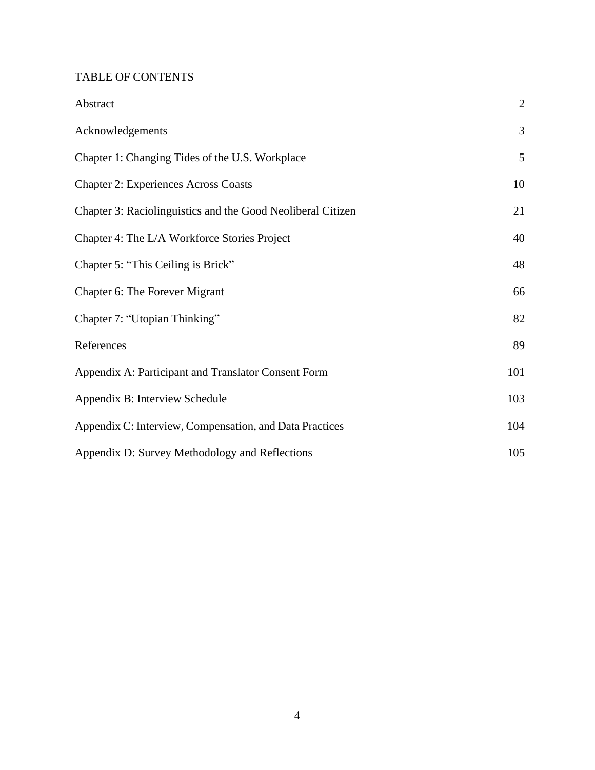# TABLE OF CONTENTS

| | |
|---|---|
| Abstract | 2 |
| Acknowledgements | 3 |
| Chapter 1: Changing Tides of the U.S. Workplace | 5 |
| Chapter 2: Experiences Across Coasts | 10 |
| Chapter 3: Raciolinguistics and the Good Neoliberal Citizen | 21 |
| Chapter 4: The L/A Workforce Stories Project | 40 |
| Chapter 5: “This Ceiling is Brick” | 48 |
| Chapter 6: The Forever Migrant | 66 |
| Chapter 7: “Utopian Thinking” | 82 |
| References | 89 |
| Appendix A: Participant and Translator Consent Form | 101 |
| Appendix B: Interview Schedule | 103 |
| Appendix C: Interview, Compensation, and Data Practices | 104 |
| Appendix D: Survey Methodology and Reflections | 105 |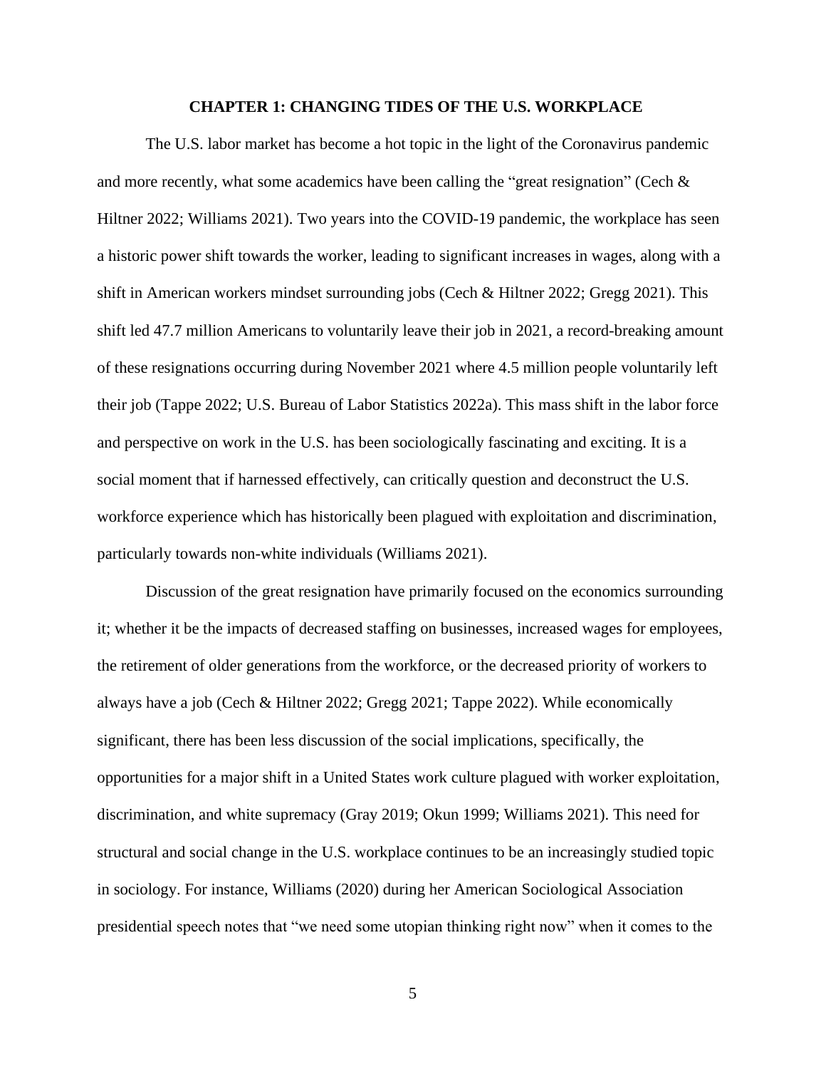# CHAPTER 1: CHANGING TIDES OF THE U.S. WORKPLACE

The U.S. labor market has become a hot topic in the light of the Coronavirus pandemic and more recently, what some academics have been calling the "great resignation" (Cech & Hiltner 2022; Williams 2021). Two years into the COVID-19 pandemic, the workplace has seen a historic power shift towards the worker, leading to significant increases in wages, along with a shift in American workers mindset surrounding jobs (Cech & Hiltner 2022; Gregg 2021). This shift led 47.7 million Americans to voluntarily leave their job in 2021, a record-breaking amount of these resignations occurring during November 2021 where 4.5 million people voluntarily left their job (Tappe 2022; U.S. Bureau of Labor Statistics 2022a). This mass shift in the labor force and perspective on work in the U.S. has been sociologically fascinating and exciting. It is a social moment that if harnessed effectively, can critically question and deconstruct the U.S. workforce experience which has historically been plagued with exploitation and discrimination, particularly towards non-white individuals (Williams 2021).

Discussion of the great resignation have primarily focused on the economics surrounding it; whether it be the impacts of decreased staffing on businesses, increased wages for employees, the retirement of older generations from the workforce, or the decreased priority of workers to always have a job (Cech & Hiltner 2022; Gregg 2021; Tappe 2022). While economically significant, there has been less discussion of the social implications, specifically, the opportunities for a major shift in a United States work culture plagued with worker exploitation, discrimination, and white supremacy (Gray 2019; Okun 1999; Williams 2021). This need for structural and social change in the U.S. workplace continues to be an increasingly studied topic in sociology. For instance, Williams (2020) during her American Sociological Association presidential speech notes that "we need some utopian thinking right now" when it comes to the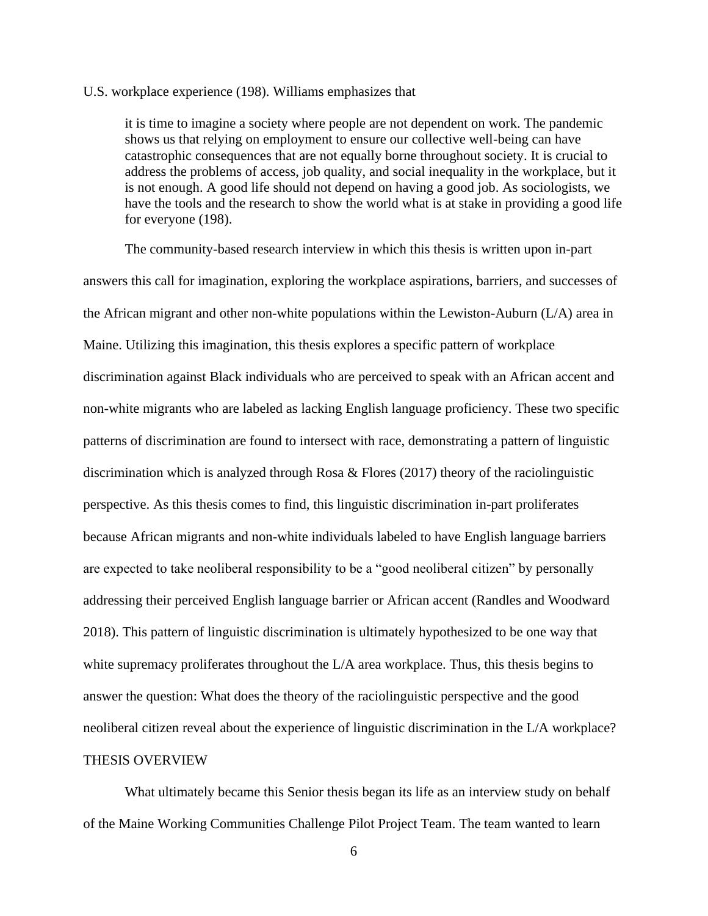U.S. workplace experience (198). Williams emphasizes that

> it is time to imagine a society where people are not dependent on work. The pandemic shows us that relying on employment to ensure our collective well-being can have catastrophic consequences that are not equally borne throughout society. It is crucial to address the problems of access, job quality, and social inequality in the workplace, but it is not enough. A good life should not depend on having a good job. As sociologists, we have the tools and the research to show the world what is at stake in providing a good life for everyone (198).

The community-based research interview in which this thesis is written upon in-part answers this call for imagination, exploring the workplace aspirations, barriers, and successes of the African migrant and other non-white populations within the Lewiston-Auburn (L/A) area in Maine. Utilizing this imagination, this thesis explores a specific pattern of workplace discrimination against Black individuals who are perceived to speak with an African accent and non-white migrants who are labeled as lacking English language proficiency. These two specific patterns of discrimination are found to intersect with race, demonstrating a pattern of linguistic discrimination which is analyzed through Rosa & Flores (2017) theory of the raciolinguistic perspective. As this thesis comes to find, this linguistic discrimination in-part proliferates because African migrants and non-white individuals labeled to have English language barriers are expected to take neoliberal responsibility to be a "good neoliberal citizen" by personally addressing their perceived English language barrier or African accent (Randles and Woodward 2018). This pattern of linguistic discrimination is ultimately hypothesized to be one way that white supremacy proliferates throughout the L/A area workplace. Thus, this thesis begins to answer the question: What does the theory of the raciolinguistic perspective and the good neoliberal citizen reveal about the experience of linguistic discrimination in the L/A workplace?

## THESIS OVERVIEW

What ultimately became this Senior thesis began its life as an interview study on behalf of the Maine Working Communities Challenge Pilot Project Team. The team wanted to learn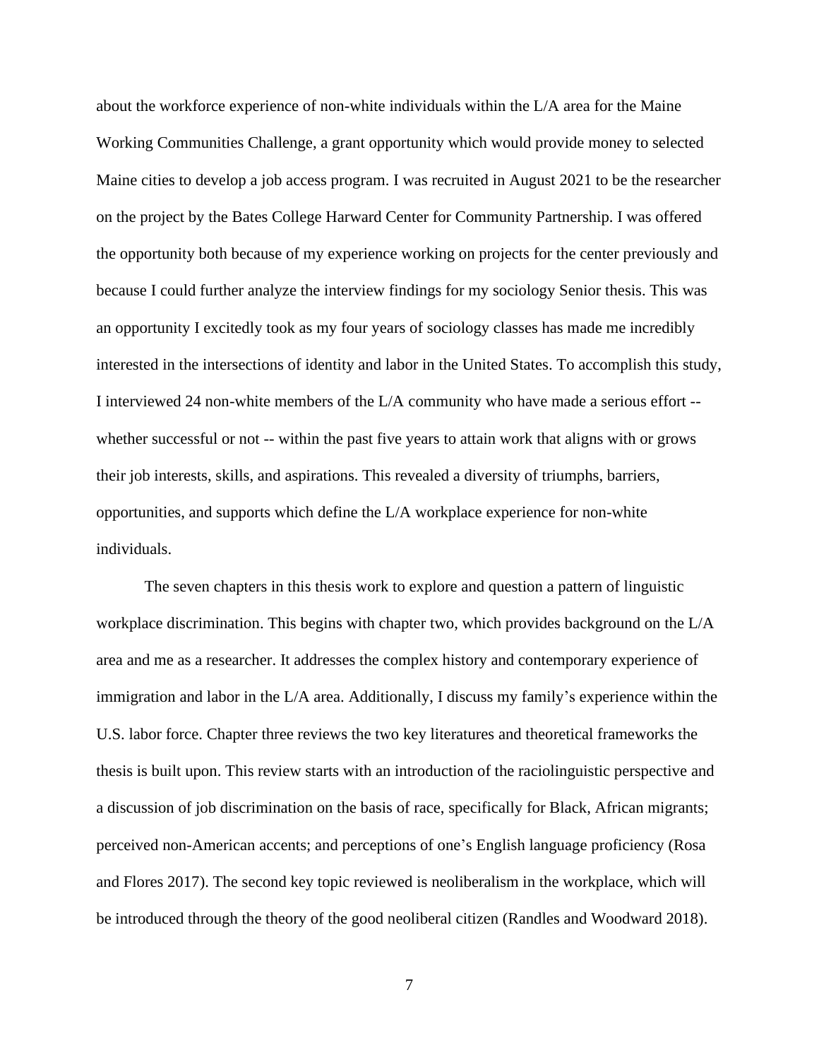about the workforce experience of non-white individuals within the L/A area for the Maine Working Communities Challenge, a grant opportunity which would provide money to selected Maine cities to develop a job access program. I was recruited in August 2021 to be the researcher on the project by the Bates College Harward Center for Community Partnership. I was offered the opportunity both because of my experience working on projects for the center previously and because I could further analyze the interview findings for my sociology Senior thesis. This was an opportunity I excitedly took as my four years of sociology classes has made me incredibly interested in the intersections of identity and labor in the United States. To accomplish this study, I interviewed 24 non-white members of the L/A community who have made a serious effort -- whether successful or not -- within the past five years to attain work that aligns with or grows their job interests, skills, and aspirations. This revealed a diversity of triumphs, barriers, opportunities, and supports which define the L/A workplace experience for non-white individuals.

The seven chapters in this thesis work to explore and question a pattern of linguistic workplace discrimination. This begins with chapter two, which provides background on the L/A area and me as a researcher. It addresses the complex history and contemporary experience of immigration and labor in the L/A area. Additionally, I discuss my family's experience within the U.S. labor force. Chapter three reviews the two key literatures and theoretical frameworks the thesis is built upon. This review starts with an introduction of the raciolinguistic perspective and a discussion of job discrimination on the basis of race, specifically for Black, African migrants; perceived non-American accents; and perceptions of one's English language proficiency (Rosa and Flores 2017). The second key topic reviewed is neoliberalism in the workplace, which will be introduced through the theory of the good neoliberal citizen (Randles and Woodward 2018).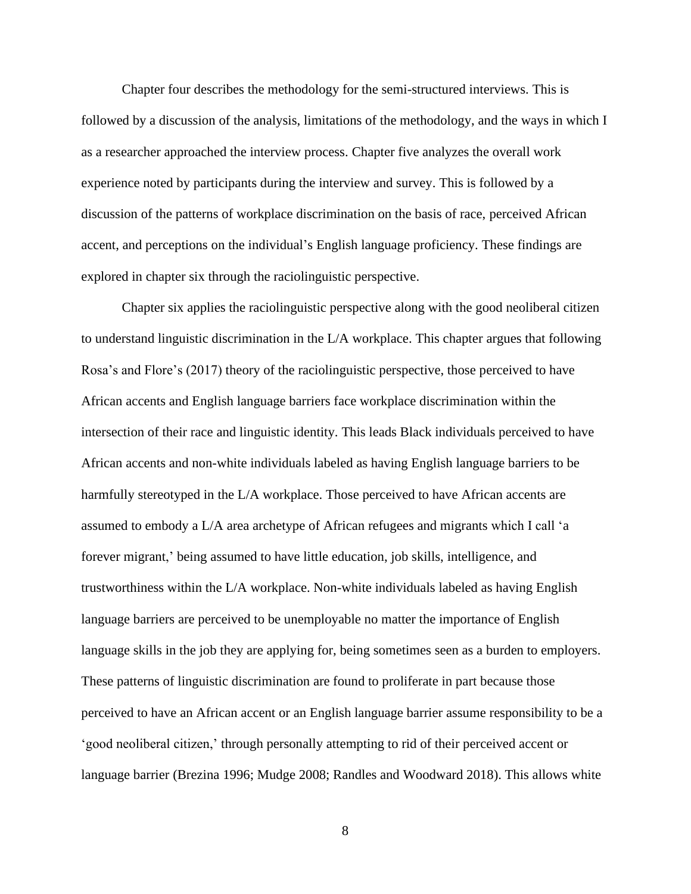Chapter four describes the methodology for the semi-structured interviews. This is followed by a discussion of the analysis, limitations of the methodology, and the ways in which I as a researcher approached the interview process. Chapter five analyzes the overall work experience noted by participants during the interview and survey. This is followed by a discussion of the patterns of workplace discrimination on the basis of race, perceived African accent, and perceptions on the individual's English language proficiency. These findings are explored in chapter six through the raciolinguistic perspective.

Chapter six applies the raciolinguistic perspective along with the good neoliberal citizen to understand linguistic discrimination in the L/A workplace. This chapter argues that following Rosa's and Flore's (2017) theory of the raciolinguistic perspective, those perceived to have African accents and English language barriers face workplace discrimination within the intersection of their race and linguistic identity. This leads Black individuals perceived to have African accents and non-white individuals labeled as having English language barriers to be harmfully stereotyped in the L/A workplace. Those perceived to have African accents are assumed to embody a L/A area archetype of African refugees and migrants which I call 'a forever migrant,' being assumed to have little education, job skills, intelligence, and trustworthiness within the L/A workplace. Non-white individuals labeled as having English language barriers are perceived to be unemployable no matter the importance of English language skills in the job they are applying for, being sometimes seen as a burden to employers. These patterns of linguistic discrimination are found to proliferate in part because those perceived to have an African accent or an English language barrier assume responsibility to be a 'good neoliberal citizen,' through personally attempting to rid of their perceived accent or language barrier (Brezina 1996; Mudge 2008; Randles and Woodward 2018). This allows white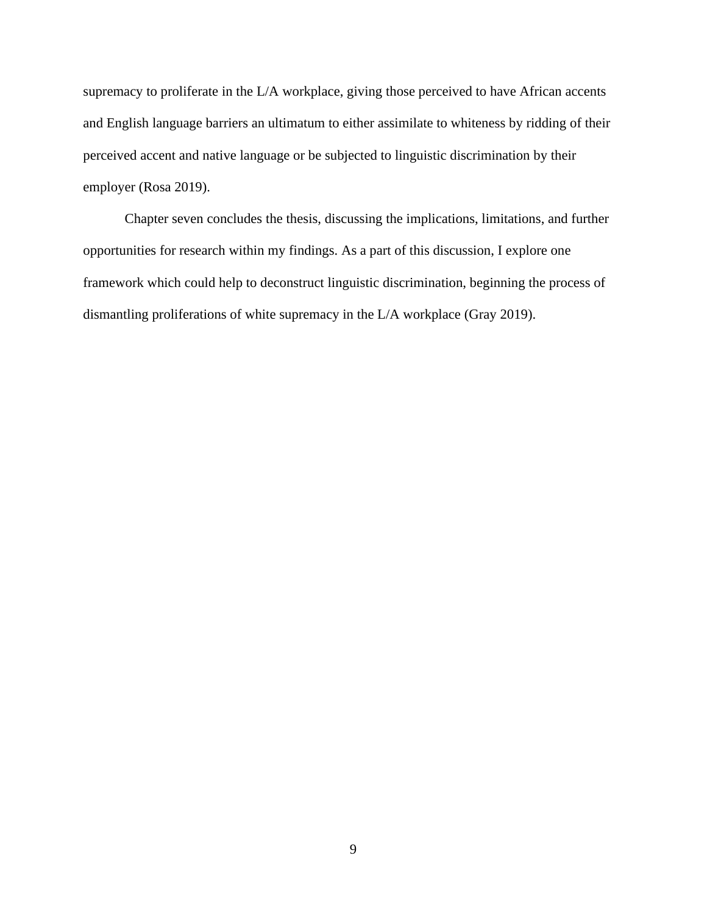supremacy to proliferate in the L/A workplace, giving those perceived to have African accents and English language barriers an ultimatum to either assimilate to whiteness by ridding of their perceived accent and native language or be subjected to linguistic discrimination by their employer (Rosa 2019).

Chapter seven concludes the thesis, discussing the implications, limitations, and further opportunities for research within my findings. As a part of this discussion, I explore one framework which could help to deconstruct linguistic discrimination, beginning the process of dismantling proliferations of white supremacy in the L/A workplace (Gray 2019).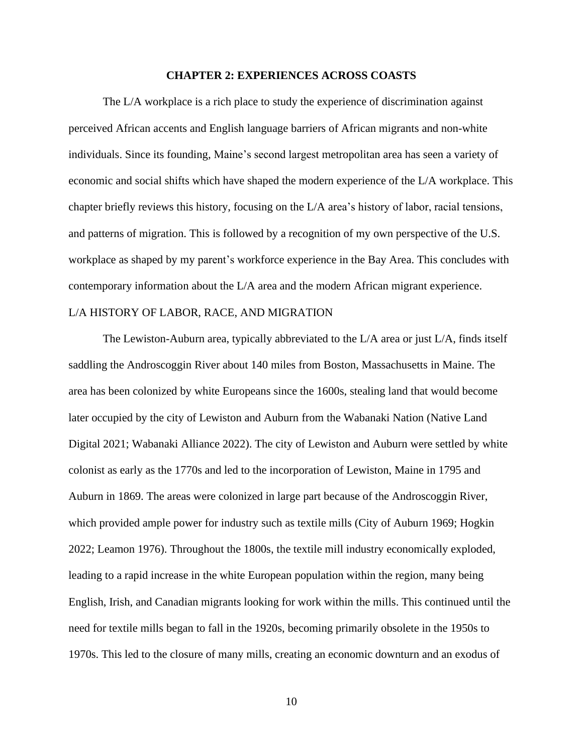## CHAPTER 2: EXPERIENCES ACROSS COASTS

The L/A workplace is a rich place to study the experience of discrimination against perceived African accents and English language barriers of African migrants and non-white individuals. Since its founding, Maine's second largest metropolitan area has seen a variety of economic and social shifts which have shaped the modern experience of the L/A workplace. This chapter briefly reviews this history, focusing on the L/A area's history of labor, racial tensions, and patterns of migration. This is followed by a recognition of my own perspective of the U.S. workplace as shaped by my parent's workforce experience in the Bay Area. This concludes with contemporary information about the L/A area and the modern African migrant experience.

### L/A HISTORY OF LABOR, RACE, AND MIGRATION

The Lewiston-Auburn area, typically abbreviated to the L/A area or just L/A, finds itself saddling the Androscoggin River about 140 miles from Boston, Massachusetts in Maine. The area has been colonized by white Europeans since the 1600s, stealing land that would become later occupied by the city of Lewiston and Auburn from the Wabanaki Nation (Native Land Digital 2021; Wabanaki Alliance 2022). The city of Lewiston and Auburn were settled by white colonist as early as the 1770s and led to the incorporation of Lewiston, Maine in 1795 and Auburn in 1869. The areas were colonized in large part because of the Androscoggin River, which provided ample power for industry such as textile mills (City of Auburn 1969; Hogkin 2022; Leamon 1976). Throughout the 1800s, the textile mill industry economically exploded, leading to a rapid increase in the white European population within the region, many being English, Irish, and Canadian migrants looking for work within the mills. This continued until the need for textile mills began to fall in the 1920s, becoming primarily obsolete in the 1950s to 1970s. This led to the closure of many mills, creating an economic downturn and an exodus of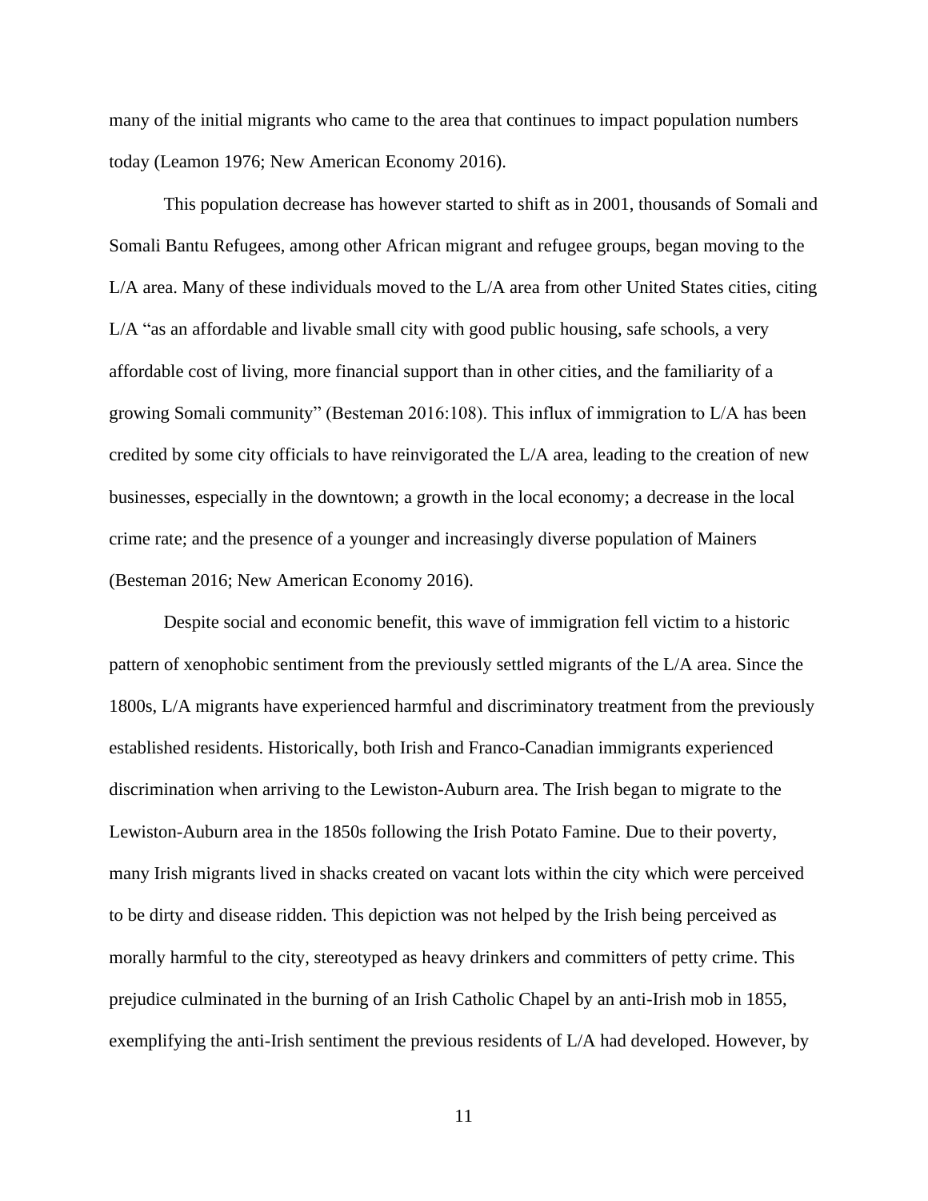many of the initial migrants who came to the area that continues to impact population numbers today (Leamon 1976; New American Economy 2016).

This population decrease has however started to shift as in 2001, thousands of Somali and Somali Bantu Refugees, among other African migrant and refugee groups, began moving to the L/A area. Many of these individuals moved to the L/A area from other United States cities, citing L/A "as an affordable and livable small city with good public housing, safe schools, a very affordable cost of living, more financial support than in other cities, and the familiarity of a growing Somali community" (Besteman 2016:108). This influx of immigration to L/A has been credited by some city officials to have reinvigorated the L/A area, leading to the creation of new businesses, especially in the downtown; a growth in the local economy; a decrease in the local crime rate; and the presence of a younger and increasingly diverse population of Mainers (Besteman 2016; New American Economy 2016).

Despite social and economic benefit, this wave of immigration fell victim to a historic pattern of xenophobic sentiment from the previously settled migrants of the L/A area. Since the 1800s, L/A migrants have experienced harmful and discriminatory treatment from the previously established residents. Historically, both Irish and Franco-Canadian immigrants experienced discrimination when arriving to the Lewiston-Auburn area. The Irish began to migrate to the Lewiston-Auburn area in the 1850s following the Irish Potato Famine. Due to their poverty, many Irish migrants lived in shacks created on vacant lots within the city which were perceived to be dirty and disease ridden. This depiction was not helped by the Irish being perceived as morally harmful to the city, stereotyped as heavy drinkers and committers of petty crime. This prejudice culminated in the burning of an Irish Catholic Chapel by an anti-Irish mob in 1855, exemplifying the anti-Irish sentiment the previous residents of L/A had developed. However, by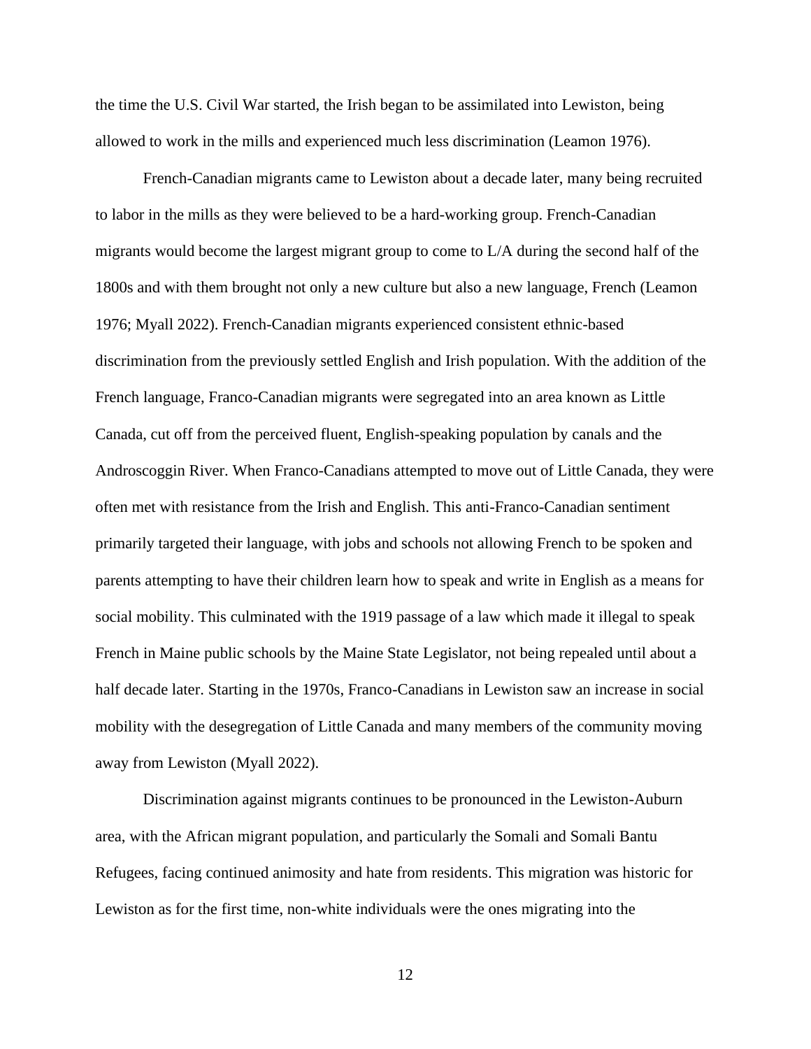the time the U.S. Civil War started, the Irish began to be assimilated into Lewiston, being allowed to work in the mills and experienced much less discrimination (Leamon 1976).

French-Canadian migrants came to Lewiston about a decade later, many being recruited to labor in the mills as they were believed to be a hard-working group. French-Canadian migrants would become the largest migrant group to come to L/A during the second half of the 1800s and with them brought not only a new culture but also a new language, French (Leamon 1976; Myall 2022). French-Canadian migrants experienced consistent ethnic-based discrimination from the previously settled English and Irish population. With the addition of the French language, Franco-Canadian migrants were segregated into an area known as Little Canada, cut off from the perceived fluent, English-speaking population by canals and the Androscoggin River. When Franco-Canadians attempted to move out of Little Canada, they were often met with resistance from the Irish and English. This anti-Franco-Canadian sentiment primarily targeted their language, with jobs and schools not allowing French to be spoken and parents attempting to have their children learn how to speak and write in English as a means for social mobility. This culminated with the 1919 passage of a law which made it illegal to speak French in Maine public schools by the Maine State Legislator, not being repealed until about a half decade later. Starting in the 1970s, Franco-Canadians in Lewiston saw an increase in social mobility with the desegregation of Little Canada and many members of the community moving away from Lewiston (Myall 2022).

Discrimination against migrants continues to be pronounced in the Lewiston-Auburn area, with the African migrant population, and particularly the Somali and Somali Bantu Refugees, facing continued animosity and hate from residents. This migration was historic for Lewiston as for the first time, non-white individuals were the ones migrating into the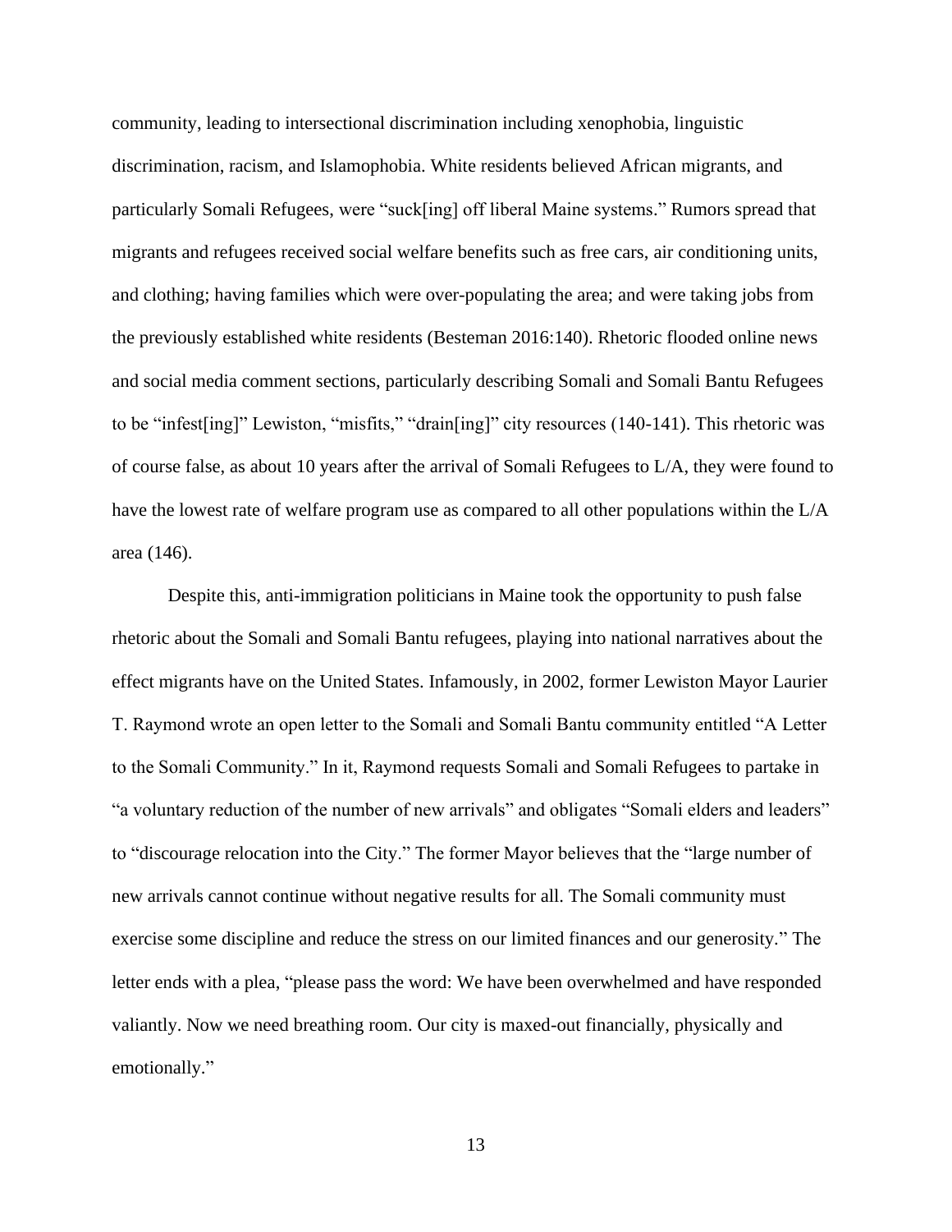community, leading to intersectional discrimination including xenophobia, linguistic discrimination, racism, and Islamophobia. White residents believed African migrants, and particularly Somali Refugees, were "suck[ing] off liberal Maine systems." Rumors spread that migrants and refugees received social welfare benefits such as free cars, air conditioning units, and clothing; having families which were over-populating the area; and were taking jobs from the previously established white residents (Besteman 2016:140). Rhetoric flooded online news and social media comment sections, particularly describing Somali and Somali Bantu Refugees to be "infest[ing]" Lewiston, "misfits," "drain[ing]" city resources (140-141). This rhetoric was of course false, as about 10 years after the arrival of Somali Refugees to L/A, they were found to have the lowest rate of welfare program use as compared to all other populations within the L/A area (146).

Despite this, anti-immigration politicians in Maine took the opportunity to push false rhetoric about the Somali and Somali Bantu refugees, playing into national narratives about the effect migrants have on the United States. Infamously, in 2002, former Lewiston Mayor Laurier T. Raymond wrote an open letter to the Somali and Somali Bantu community entitled "A Letter to the Somali Community." In it, Raymond requests Somali and Somali Refugees to partake in "a voluntary reduction of the number of new arrivals" and obligates "Somali elders and leaders" to "discourage relocation into the City." The former Mayor believes that the "large number of new arrivals cannot continue without negative results for all. The Somali community must exercise some discipline and reduce the stress on our limited finances and our generosity." The letter ends with a plea, "please pass the word: We have been overwhelmed and have responded valiantly. Now we need breathing room. Our city is maxed-out financially, physically and emotionally."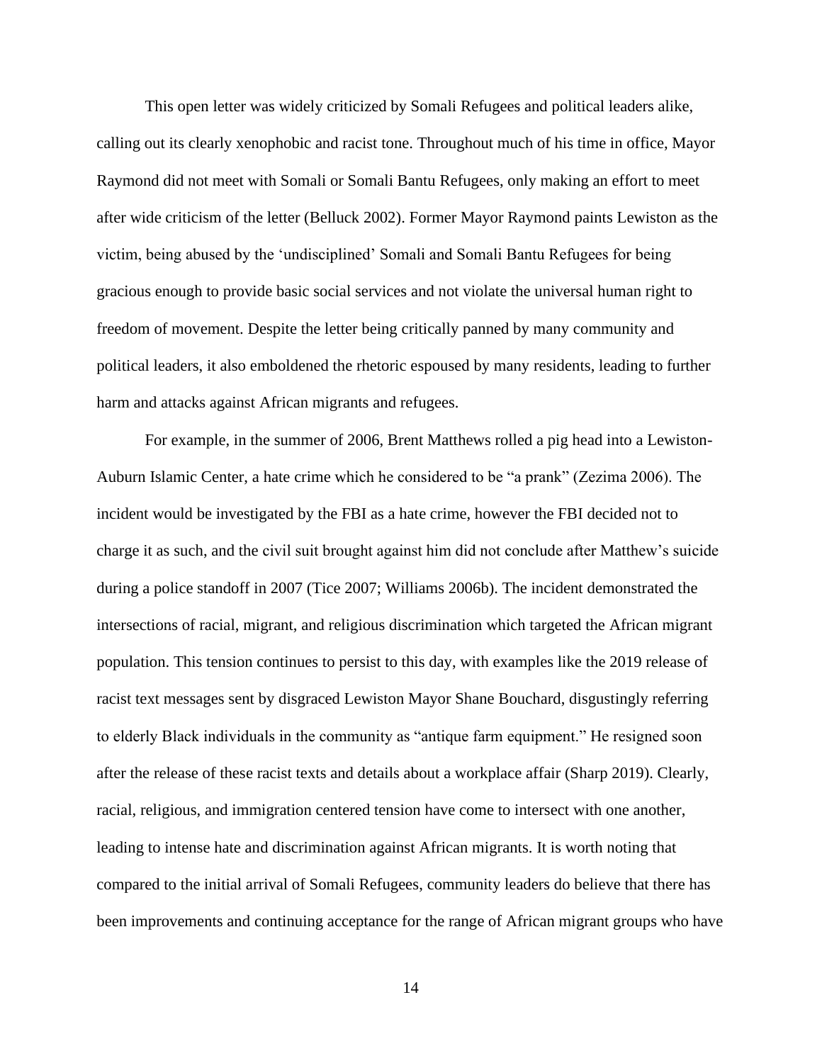This open letter was widely criticized by Somali Refugees and political leaders alike, calling out its clearly xenophobic and racist tone. Throughout much of his time in office, Mayor Raymond did not meet with Somali or Somali Bantu Refugees, only making an effort to meet after wide criticism of the letter (Belluck 2002). Former Mayor Raymond paints Lewiston as the victim, being abused by the 'undisciplined' Somali and Somali Bantu Refugees for being gracious enough to provide basic social services and not violate the universal human right to freedom of movement. Despite the letter being critically panned by many community and political leaders, it also emboldened the rhetoric espoused by many residents, leading to further harm and attacks against African migrants and refugees.

For example, in the summer of 2006, Brent Matthews rolled a pig head into a Lewiston-Auburn Islamic Center, a hate crime which he considered to be "a prank" (Zezima 2006). The incident would be investigated by the FBI as a hate crime, however the FBI decided not to charge it as such, and the civil suit brought against him did not conclude after Matthew's suicide during a police standoff in 2007 (Tice 2007; Williams 2006b). The incident demonstrated the intersections of racial, migrant, and religious discrimination which targeted the African migrant population. This tension continues to persist to this day, with examples like the 2019 release of racist text messages sent by disgraced Lewiston Mayor Shane Bouchard, disgustingly referring to elderly Black individuals in the community as "antique farm equipment." He resigned soon after the release of these racist texts and details about a workplace affair (Sharp 2019). Clearly, racial, religious, and immigration centered tension have come to intersect with one another, leading to intense hate and discrimination against African migrants. It is worth noting that compared to the initial arrival of Somali Refugees, community leaders do believe that there has been improvements and continuing acceptance for the range of African migrant groups who have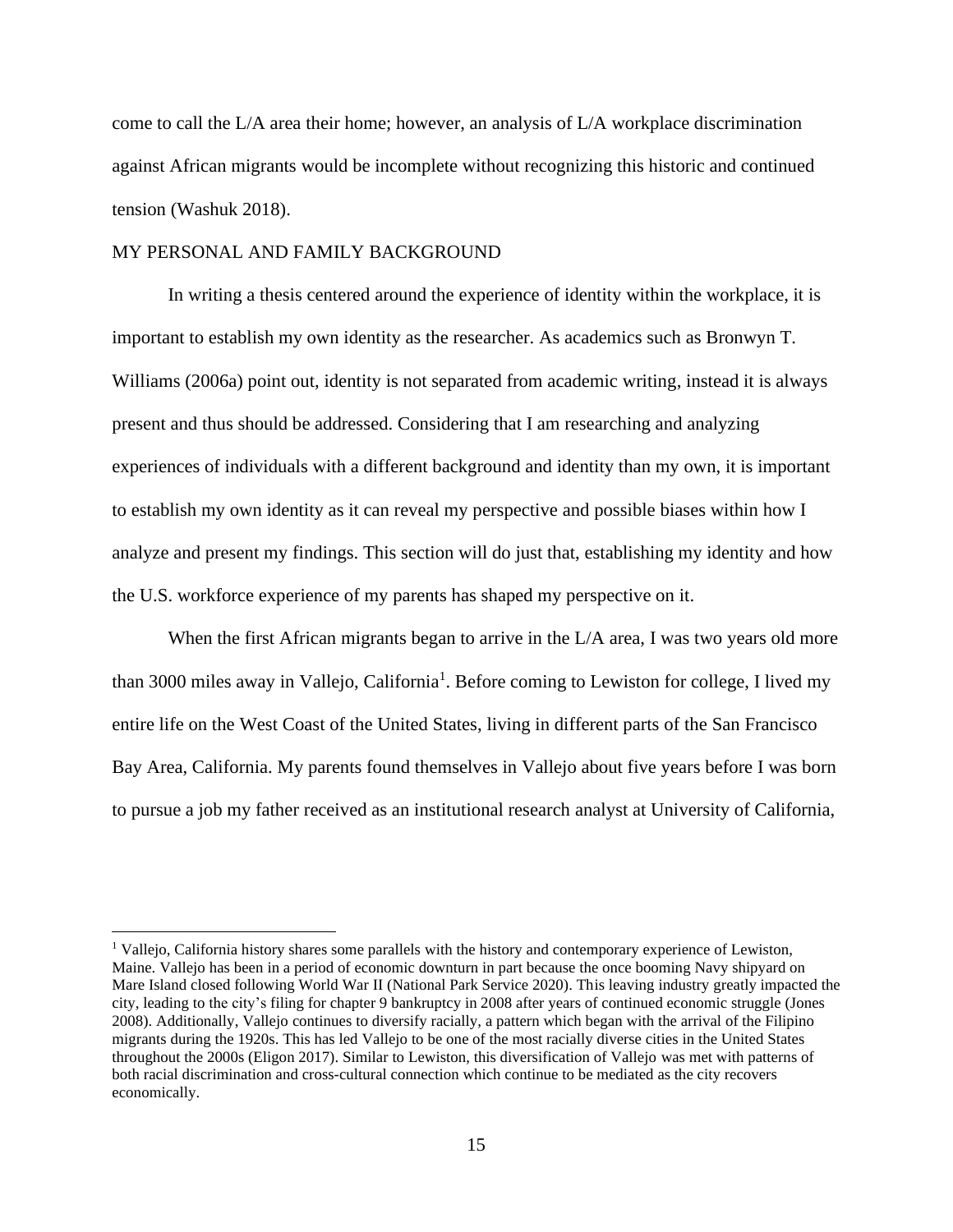come to call the L/A area their home; however, an analysis of L/A workplace discrimination against African migrants would be incomplete without recognizing this historic and continued tension (Washuk 2018).

## MY PERSONAL AND FAMILY BACKGROUND

In writing a thesis centered around the experience of identity within the workplace, it is important to establish my own identity as the researcher. As academics such as Bronwyn T. Williams (2006a) point out, identity is not separated from academic writing, instead it is always present and thus should be addressed. Considering that I am researching and analyzing experiences of individuals with a different background and identity than my own, it is important to establish my own identity as it can reveal my perspective and possible biases within how I analyze and present my findings. This section will do just that, establishing my identity and how the U.S. workforce experience of my parents has shaped my perspective on it.

When the first African migrants began to arrive in the L/A area, I was two years old more than 3000 miles away in Vallejo, California[1]. Before coming to Lewiston for college, I lived my entire life on the West Coast of the United States, living in different parts of the San Francisco Bay Area, California. My parents found themselves in Vallejo about five years before I was born to pursue a job my father received as an institutional research analyst at University of California,

---

[1] Vallejo, California history shares some parallels with the history and contemporary experience of Lewiston, Maine. Vallejo has been in a period of economic downturn in part because the once booming Navy shipyard on Mare Island closed following World War II (National Park Service 2020). This leaving industry greatly impacted the city, leading to the city's filing for chapter 9 bankruptcy in 2008 after years of continued economic struggle (Jones 2008). Additionally, Vallejo continues to diversify racially, a pattern which began with the arrival of the Filipino migrants during the 1920s. This has led Vallejo to be one of the most racially diverse cities in the United States throughout the 2000s (Eligon 2017). Similar to Lewiston, this diversification of Vallejo was met with patterns of both racial discrimination and cross-cultural connection which continue to be mediated as the city recovers economically.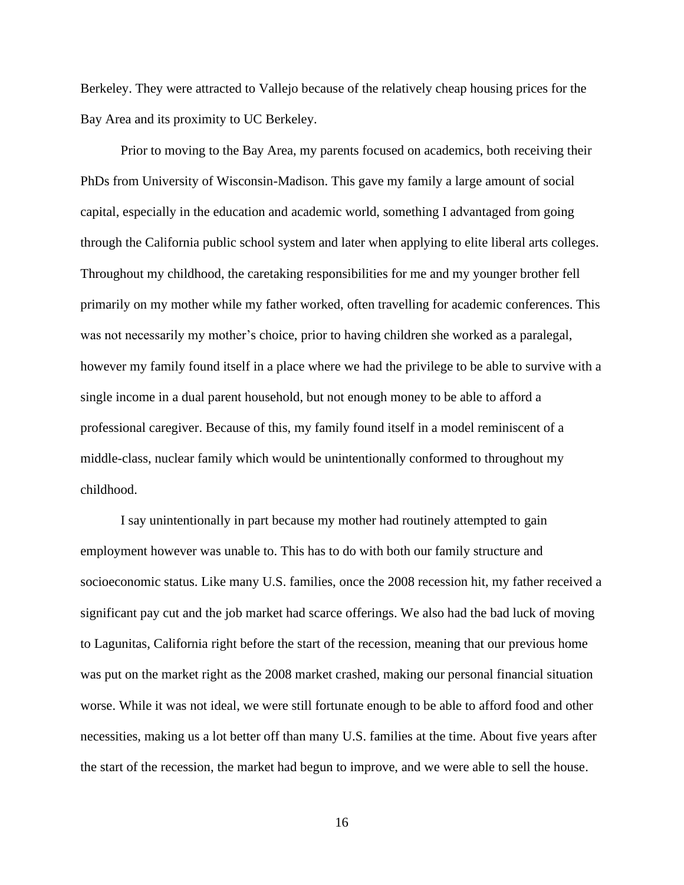Berkeley. They were attracted to Vallejo because of the relatively cheap housing prices for the Bay Area and its proximity to UC Berkeley.

Prior to moving to the Bay Area, my parents focused on academics, both receiving their PhDs from University of Wisconsin-Madison. This gave my family a large amount of social capital, especially in the education and academic world, something I advantaged from going through the California public school system and later when applying to elite liberal arts colleges. Throughout my childhood, the caretaking responsibilities for me and my younger brother fell primarily on my mother while my father worked, often travelling for academic conferences. This was not necessarily my mother's choice, prior to having children she worked as a paralegal, however my family found itself in a place where we had the privilege to be able to survive with a single income in a dual parent household, but not enough money to be able to afford a professional caregiver. Because of this, my family found itself in a model reminiscent of a middle-class, nuclear family which would be unintentionally conformed to throughout my childhood.

I say unintentionally in part because my mother had routinely attempted to gain employment however was unable to. This has to do with both our family structure and socioeconomic status. Like many U.S. families, once the 2008 recession hit, my father received a significant pay cut and the job market had scarce offerings. We also had the bad luck of moving to Lagunitas, California right before the start of the recession, meaning that our previous home was put on the market right as the 2008 market crashed, making our personal financial situation worse. While it was not ideal, we were still fortunate enough to be able to afford food and other necessities, making us a lot better off than many U.S. families at the time. About five years after the start of the recession, the market had begun to improve, and we were able to sell the house.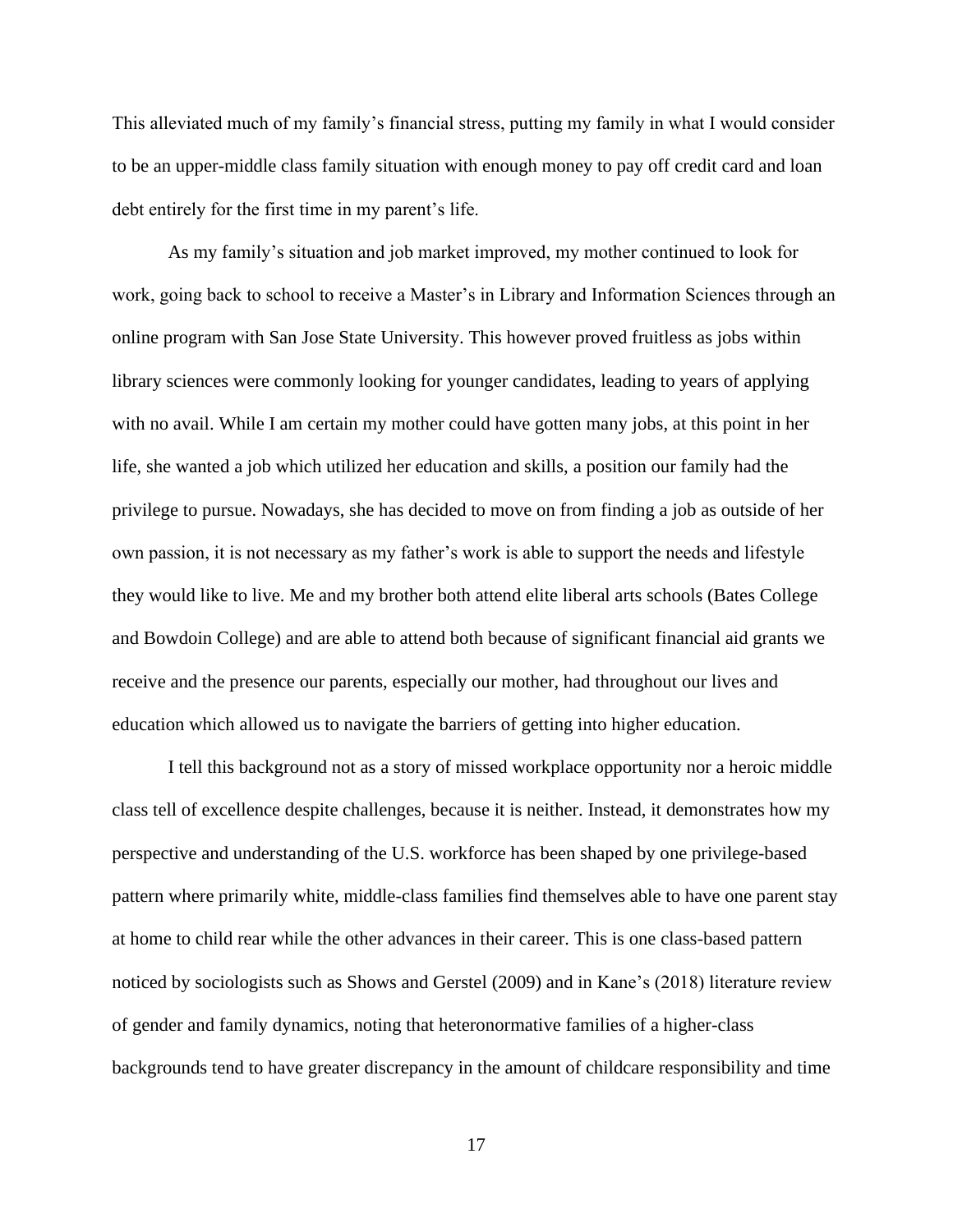This alleviated much of my family's financial stress, putting my family in what I would consider to be an upper-middle class family situation with enough money to pay off credit card and loan debt entirely for the first time in my parent's life.

As my family's situation and job market improved, my mother continued to look for work, going back to school to receive a Master's in Library and Information Sciences through an online program with San Jose State University. This however proved fruitless as jobs within library sciences were commonly looking for younger candidates, leading to years of applying with no avail. While I am certain my mother could have gotten many jobs, at this point in her life, she wanted a job which utilized her education and skills, a position our family had the privilege to pursue. Nowadays, she has decided to move on from finding a job as outside of her own passion, it is not necessary as my father's work is able to support the needs and lifestyle they would like to live. Me and my brother both attend elite liberal arts schools (Bates College and Bowdoin College) and are able to attend both because of significant financial aid grants we receive and the presence our parents, especially our mother, had throughout our lives and education which allowed us to navigate the barriers of getting into higher education.

I tell this background not as a story of missed workplace opportunity nor a heroic middle class tell of excellence despite challenges, because it is neither. Instead, it demonstrates how my perspective and understanding of the U.S. workforce has been shaped by one privilege-based pattern where primarily white, middle-class families find themselves able to have one parent stay at home to child rear while the other advances in their career. This is one class-based pattern noticed by sociologists such as Shows and Gerstel (2009) and in Kane's (2018) literature review of gender and family dynamics, noting that heteronormative families of a higher-class backgrounds tend to have greater discrepancy in the amount of childcare responsibility and time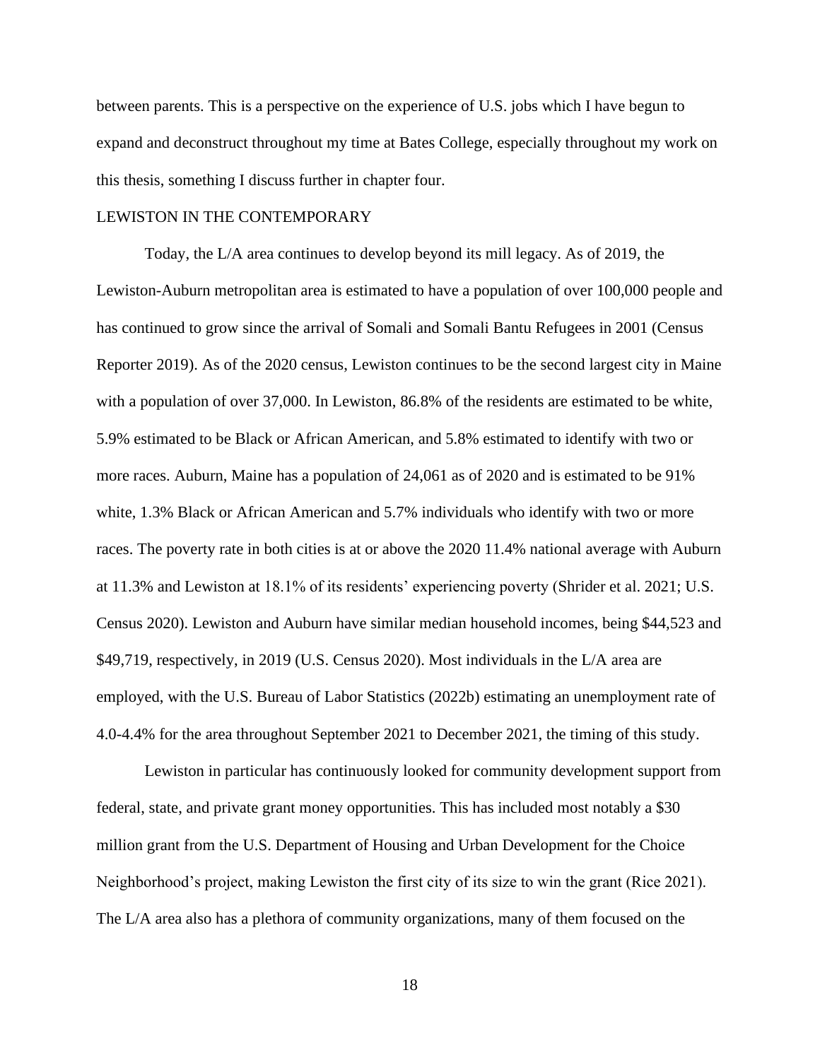between parents. This is a perspective on the experience of U.S. jobs which I have begun to expand and deconstruct throughout my time at Bates College, especially throughout my work on this thesis, something I discuss further in chapter four.

## LEWISTON IN THE CONTEMPORARY

Today, the L/A area continues to develop beyond its mill legacy. As of 2019, the Lewiston-Auburn metropolitan area is estimated to have a population of over 100,000 people and has continued to grow since the arrival of Somali and Somali Bantu Refugees in 2001 (Census Reporter 2019). As of the 2020 census, Lewiston continues to be the second largest city in Maine with a population of over 37,000. In Lewiston, 86.8% of the residents are estimated to be white, 5.9% estimated to be Black or African American, and 5.8% estimated to identify with two or more races. Auburn, Maine has a population of 24,061 as of 2020 and is estimated to be 91% white, 1.3% Black or African American and 5.7% individuals who identify with two or more races. The poverty rate in both cities is at or above the 2020 11.4% national average with Auburn at 11.3% and Lewiston at 18.1% of its residents' experiencing poverty (Shrider et al. 2021; U.S. Census 2020). Lewiston and Auburn have similar median household incomes, being $44,523 and $49,719, respectively, in 2019 (U.S. Census 2020). Most individuals in the L/A area are employed, with the U.S. Bureau of Labor Statistics (2022b) estimating an unemployment rate of 4.0-4.4% for the area throughout September 2021 to December 2021, the timing of this study.

Lewiston in particular has continuously looked for community development support from federal, state, and private grant money opportunities. This has included most notably a $30 million grant from the U.S. Department of Housing and Urban Development for the Choice Neighborhood's project, making Lewiston the first city of its size to win the grant (Rice 2021). The L/A area also has a plethora of community organizations, many of them focused on the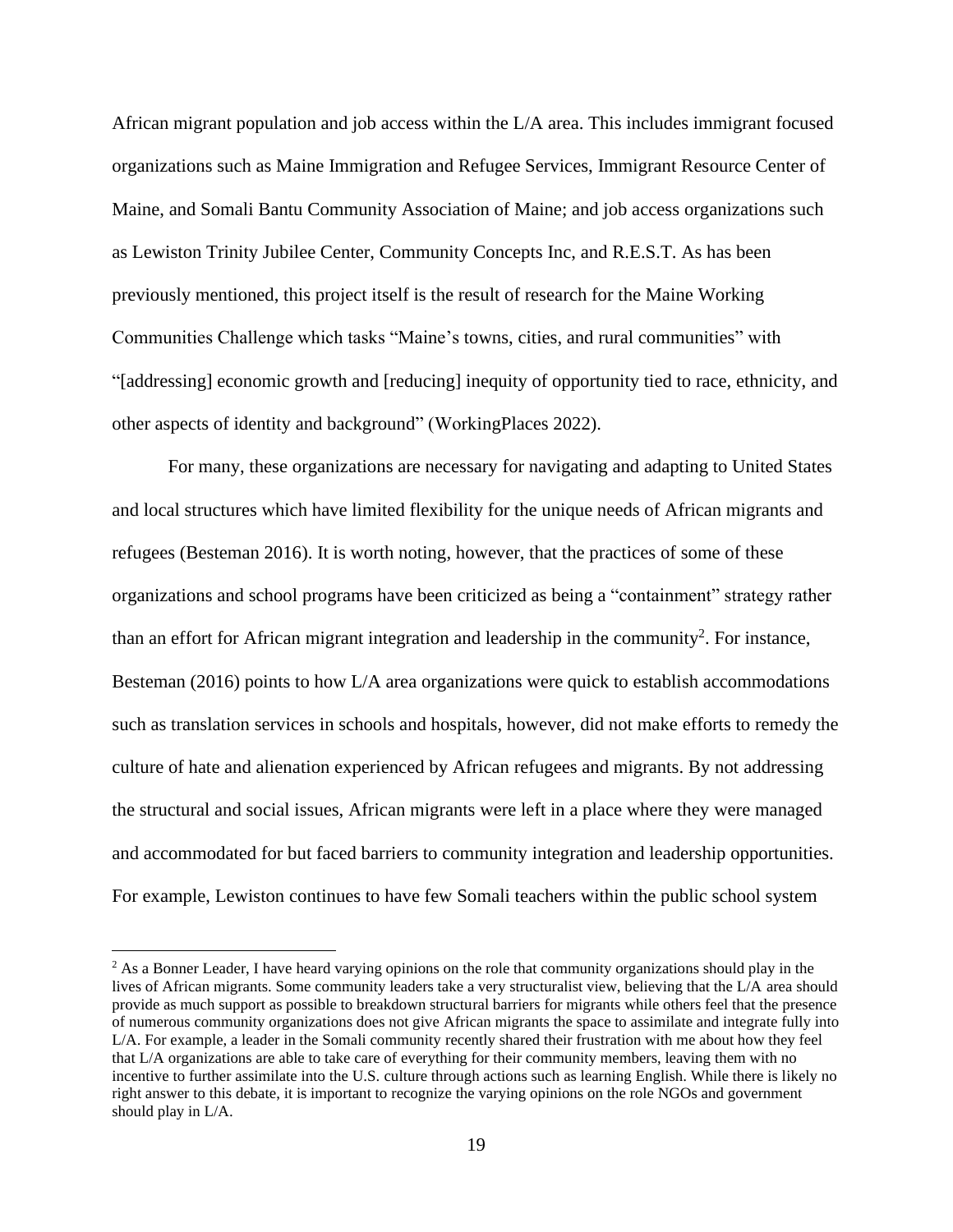African migrant population and job access within the L/A area. This includes immigrant focused organizations such as Maine Immigration and Refugee Services, Immigrant Resource Center of Maine, and Somali Bantu Community Association of Maine; and job access organizations such as Lewiston Trinity Jubilee Center, Community Concepts Inc, and R.E.S.T. As has been previously mentioned, this project itself is the result of research for the Maine Working Communities Challenge which tasks "Maine's towns, cities, and rural communities" with "[addressing] economic growth and [reducing] inequity of opportunity tied to race, ethnicity, and other aspects of identity and background" (WorkingPlaces 2022).

For many, these organizations are necessary for navigating and adapting to United States and local structures which have limited flexibility for the unique needs of African migrants and refugees (Besteman 2016). It is worth noting, however, that the practices of some of these organizations and school programs have been criticized as being a "containment" strategy rather than an effort for African migrant integration and leadership in the community[2]. For instance, Besteman (2016) points to how L/A area organizations were quick to establish accommodations such as translation services in schools and hospitals, however, did not make efforts to remedy the culture of hate and alienation experienced by African refugees and migrants. By not addressing the structural and social issues, African migrants were left in a place where they were managed and accommodated for but faced barriers to community integration and leadership opportunities. For example, Lewiston continues to have few Somali teachers within the public school system

[2] As a Bonner Leader, I have heard varying opinions on the role that community organizations should play in the lives of African migrants. Some community leaders take a very structuralist view, believing that the L/A area should provide as much support as possible to breakdown structural barriers for migrants while others feel that the presence of numerous community organizations does not give African migrants the space to assimilate and integrate fully into L/A. For example, a leader in the Somali community recently shared their frustration with me about how they feel that L/A organizations are able to take care of everything for their community members, leaving them with no incentive to further assimilate into the U.S. culture through actions such as learning English. While there is likely no right answer to this debate, it is important to recognize the varying opinions on the role NGOs and government should play in L/A.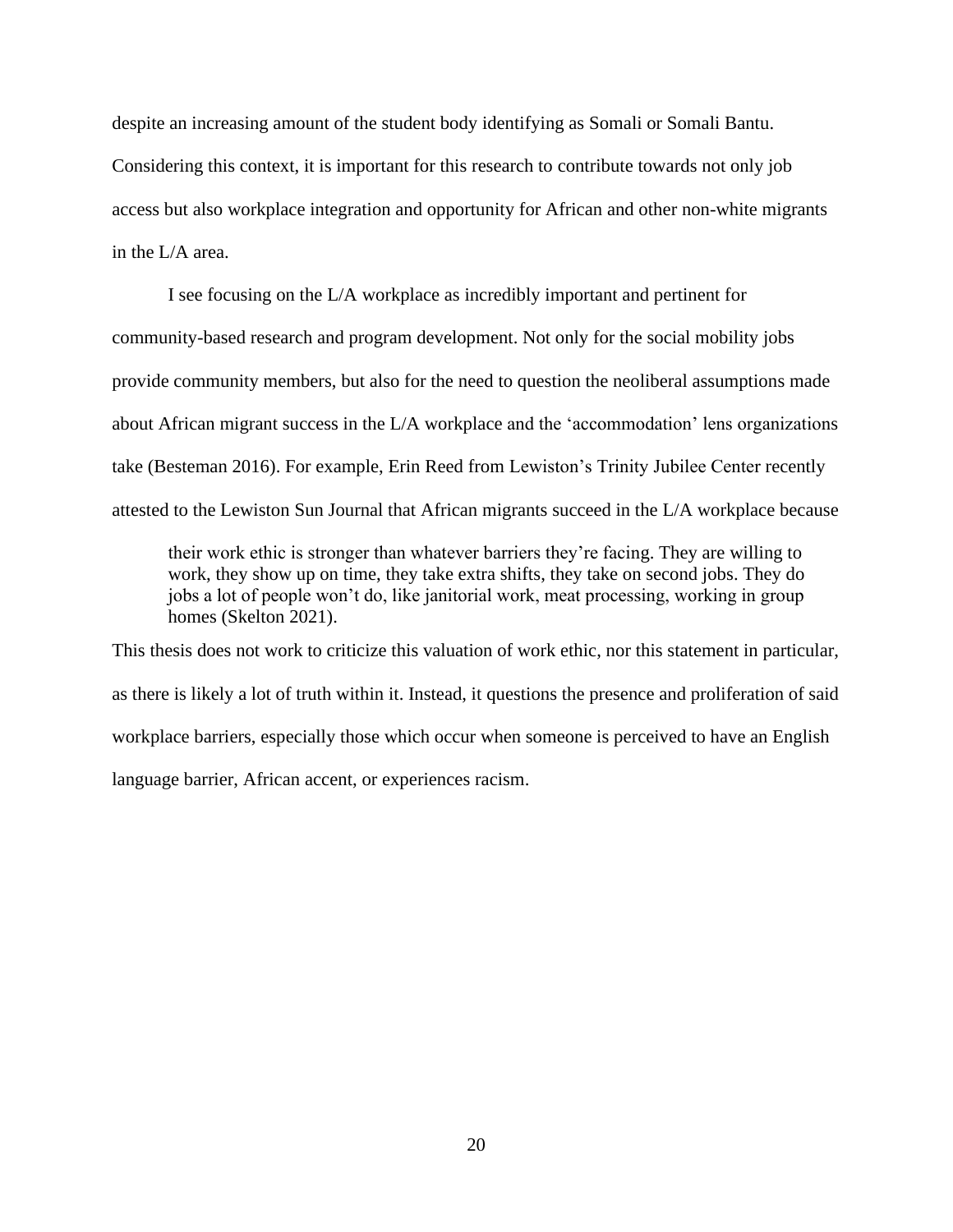despite an increasing amount of the student body identifying as Somali or Somali Bantu. Considering this context, it is important for this research to contribute towards not only job access but also workplace integration and opportunity for African and other non-white migrants in the L/A area.

I see focusing on the L/A workplace as incredibly important and pertinent for community-based research and program development. Not only for the social mobility jobs provide community members, but also for the need to question the neoliberal assumptions made about African migrant success in the L/A workplace and the 'accommodation' lens organizations take (Besteman 2016). For example, Erin Reed from Lewiston's Trinity Jubilee Center recently attested to the Lewiston Sun Journal that African migrants succeed in the L/A workplace because

> their work ethic is stronger than whatever barriers they're facing. They are willing to work, they show up on time, they take extra shifts, they take on second jobs. They do jobs a lot of people won't do, like janitorial work, meat processing, working in group homes (Skelton 2021).

This thesis does not work to criticize this valuation of work ethic, nor this statement in particular, as there is likely a lot of truth within it. Instead, it questions the presence and proliferation of said workplace barriers, especially those which occur when someone is perceived to have an English language barrier, African accent, or experiences racism.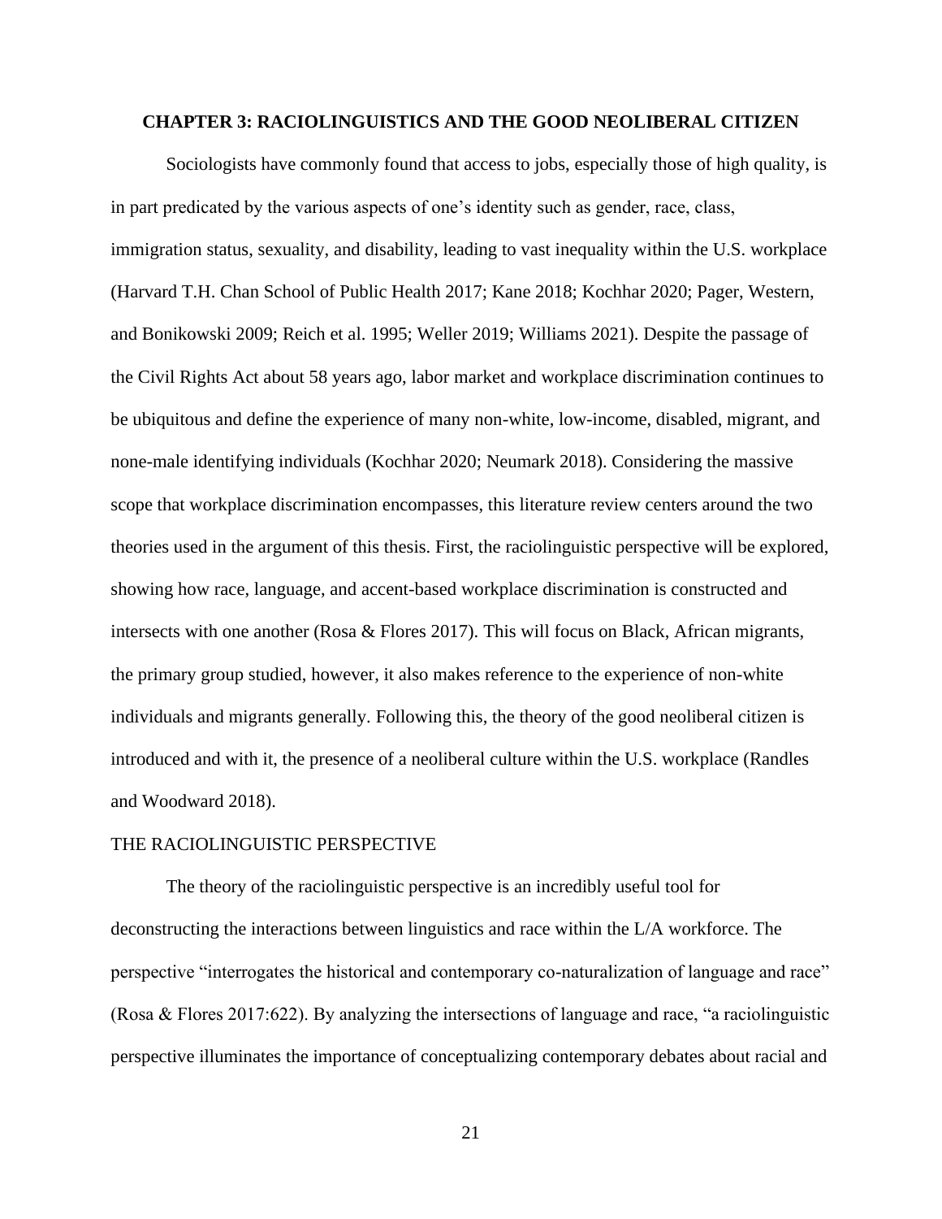## CHAPTER 3: RACIOLINGUISTICS AND THE GOOD NEOLIBERAL CITIZEN

Sociologists have commonly found that access to jobs, especially those of high quality, is in part predicated by the various aspects of one's identity such as gender, race, class, immigration status, sexuality, and disability, leading to vast inequality within the U.S. workplace (Harvard T.H. Chan School of Public Health 2017; Kane 2018; Kochhar 2020; Pager, Western, and Bonikowski 2009; Reich et al. 1995; Weller 2019; Williams 2021). Despite the passage of the Civil Rights Act about 58 years ago, labor market and workplace discrimination continues to be ubiquitous and define the experience of many non-white, low-income, disabled, migrant, and none-male identifying individuals (Kochhar 2020; Neumark 2018). Considering the massive scope that workplace discrimination encompasses, this literature review centers around the two theories used in the argument of this thesis. First, the raciolinguistic perspective will be explored, showing how race, language, and accent-based workplace discrimination is constructed and intersects with one another (Rosa & Flores 2017). This will focus on Black, African migrants, the primary group studied, however, it also makes reference to the experience of non-white individuals and migrants generally. Following this, the theory of the good neoliberal citizen is introduced and with it, the presence of a neoliberal culture within the U.S. workplace (Randles and Woodward 2018).

### THE RACIOLINGUISTIC PERSPECTIVE

The theory of the raciolinguistic perspective is an incredibly useful tool for deconstructing the interactions between linguistics and race within the L/A workforce. The perspective "interrogates the historical and contemporary co-naturalization of language and race" (Rosa & Flores 2017:622). By analyzing the intersections of language and race, "a raciolinguistic perspective illuminates the importance of conceptualizing contemporary debates about racial and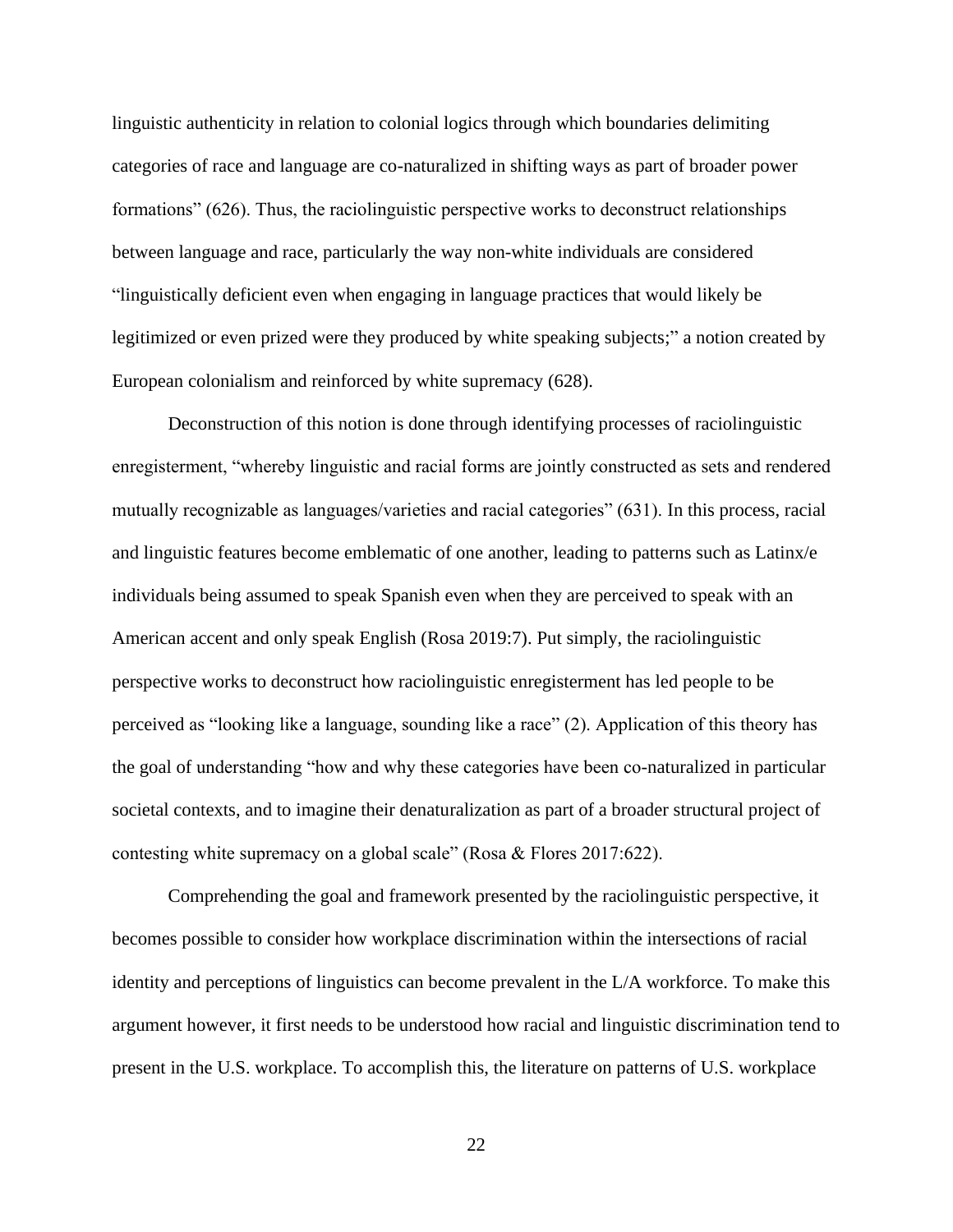linguistic authenticity in relation to colonial logics through which boundaries delimiting categories of race and language are co-naturalized in shifting ways as part of broader power formations" (626). Thus, the raciolinguistic perspective works to deconstruct relationships between language and race, particularly the way non-white individuals are considered "linguistically deficient even when engaging in language practices that would likely be legitimized or even prized were they produced by white speaking subjects;" a notion created by European colonialism and reinforced by white supremacy (628).

Deconstruction of this notion is done through identifying processes of raciolinguistic enregisterment, "whereby linguistic and racial forms are jointly constructed as sets and rendered mutually recognizable as languages/varieties and racial categories" (631). In this process, racial and linguistic features become emblematic of one another, leading to patterns such as Latinx/e individuals being assumed to speak Spanish even when they are perceived to speak with an American accent and only speak English (Rosa 2019:7). Put simply, the raciolinguistic perspective works to deconstruct how raciolinguistic enregisterment has led people to be perceived as "looking like a language, sounding like a race" (2). Application of this theory has the goal of understanding "how and why these categories have been co-naturalized in particular societal contexts, and to imagine their denaturalization as part of a broader structural project of contesting white supremacy on a global scale" (Rosa & Flores 2017:622).

Comprehending the goal and framework presented by the raciolinguistic perspective, it becomes possible to consider how workplace discrimination within the intersections of racial identity and perceptions of linguistics can become prevalent in the L/A workforce. To make this argument however, it first needs to be understood how racial and linguistic discrimination tend to present in the U.S. workplace. To accomplish this, the literature on patterns of U.S. workplace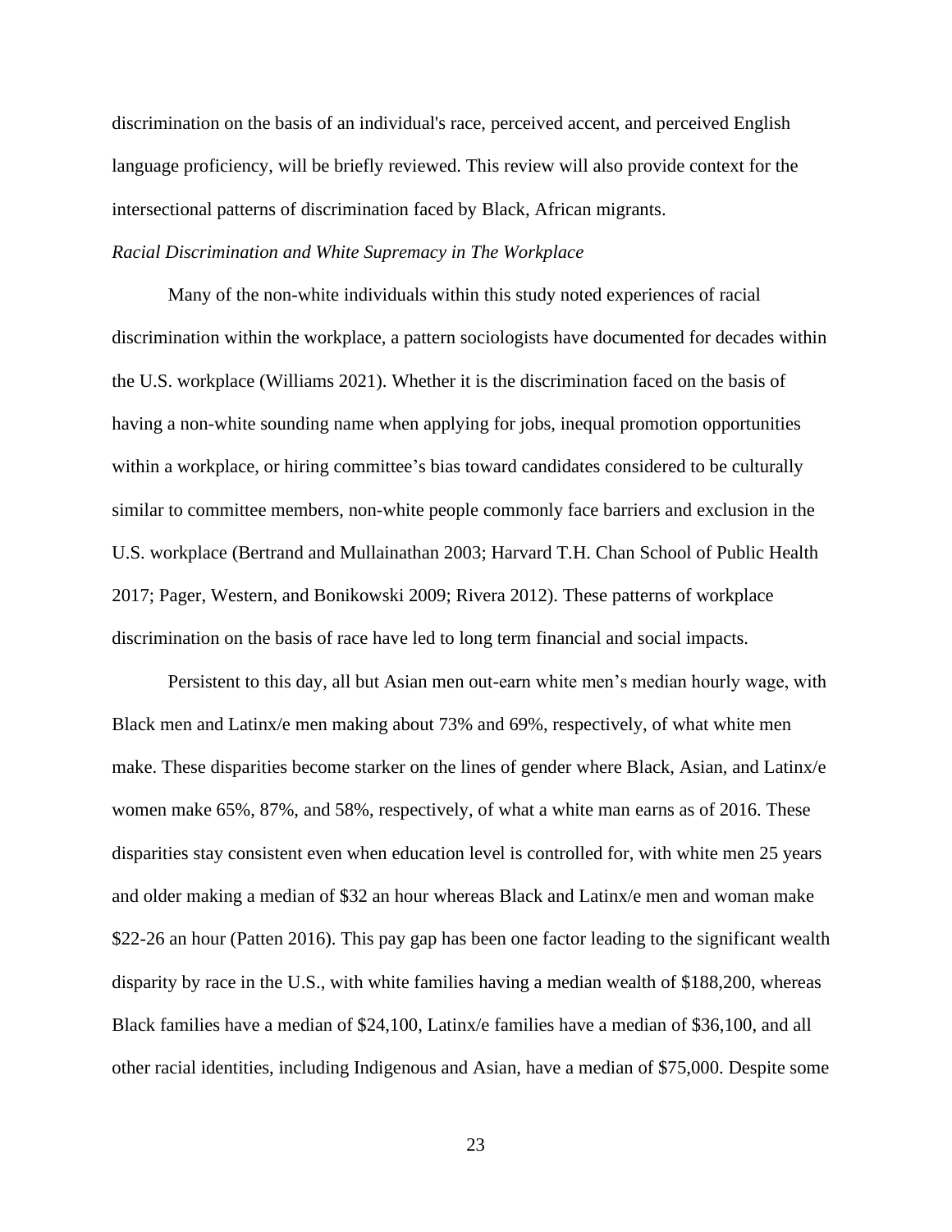discrimination on the basis of an individual's race, perceived accent, and perceived English language proficiency, will be briefly reviewed. This review will also provide context for the intersectional patterns of discrimination faced by Black, African migrants.

*Racial Discrimination and White Supremacy in The Workplace*

Many of the non-white individuals within this study noted experiences of racial discrimination within the workplace, a pattern sociologists have documented for decades within the U.S. workplace (Williams 2021). Whether it is the discrimination faced on the basis of having a non-white sounding name when applying for jobs, inequal promotion opportunities within a workplace, or hiring committee's bias toward candidates considered to be culturally similar to committee members, non-white people commonly face barriers and exclusion in the U.S. workplace (Bertrand and Mullainathan 2003; Harvard T.H. Chan School of Public Health 2017; Pager, Western, and Bonikowski 2009; Rivera 2012). These patterns of workplace discrimination on the basis of race have led to long term financial and social impacts.

Persistent to this day, all but Asian men out-earn white men's median hourly wage, with Black men and Latinx/e men making about 73% and 69%, respectively, of what white men make. These disparities become starker on the lines of gender where Black, Asian, and Latinx/e women make 65%, 87%, and 58%, respectively, of what a white man earns as of 2016. These disparities stay consistent even when education level is controlled for, with white men 25 years and older making a median of $32 an hour whereas Black and Latinx/e men and woman make $22-26 an hour (Patten 2016). This pay gap has been one factor leading to the significant wealth disparity by race in the U.S., with white families having a median wealth of $188,200, whereas Black families have a median of $24,100, Latinx/e families have a median of $36,100, and all other racial identities, including Indigenous and Asian, have a median of $75,000. Despite some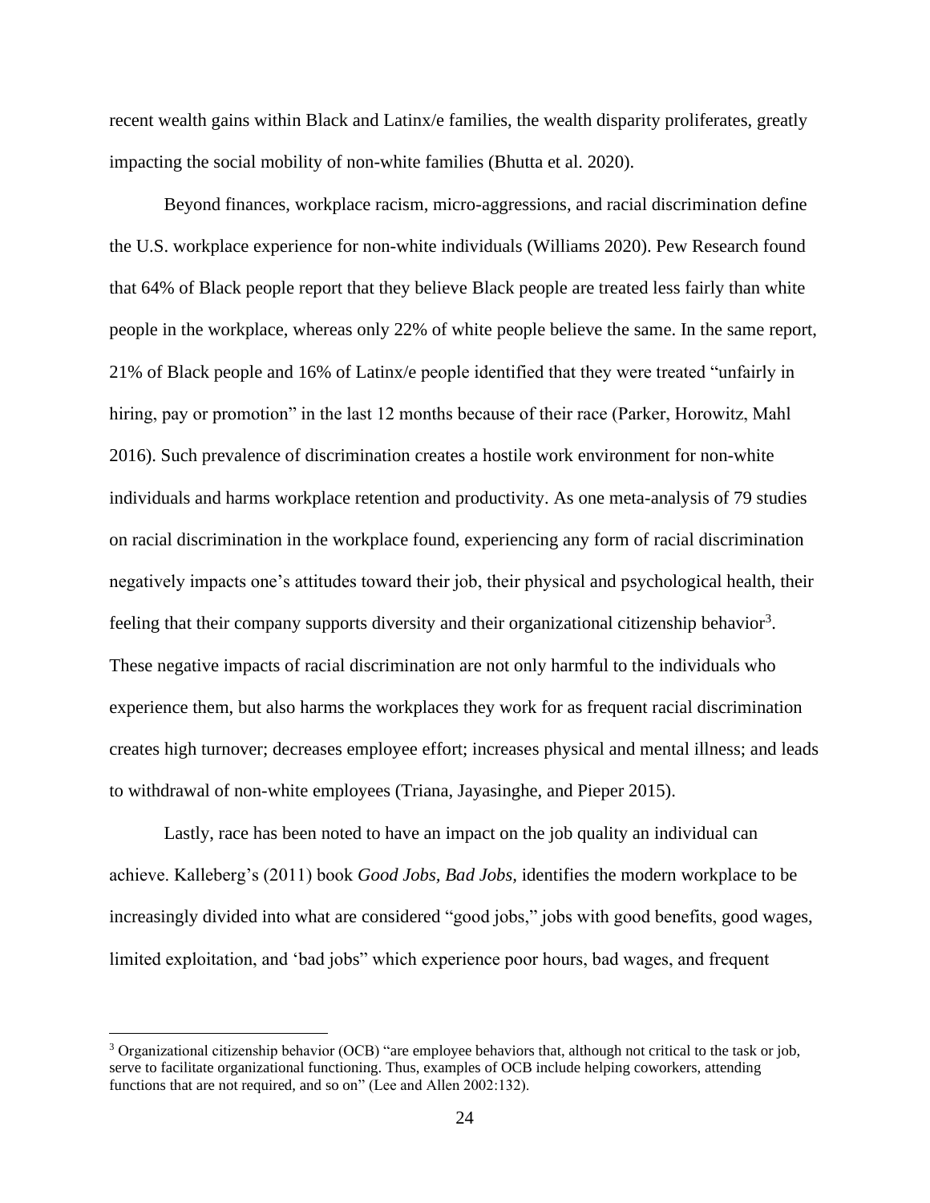recent wealth gains within Black and Latinx/e families, the wealth disparity proliferates, greatly impacting the social mobility of non-white families (Bhutta et al. 2020).

Beyond finances, workplace racism, micro-aggressions, and racial discrimination define the U.S. workplace experience for non-white individuals (Williams 2020). Pew Research found that 64% of Black people report that they believe Black people are treated less fairly than white people in the workplace, whereas only 22% of white people believe the same. In the same report, 21% of Black people and 16% of Latinx/e people identified that they were treated "unfairly in hiring, pay or promotion" in the last 12 months because of their race (Parker, Horowitz, Mahl 2016). Such prevalence of discrimination creates a hostile work environment for non-white individuals and harms workplace retention and productivity. As one meta-analysis of 79 studies on racial discrimination in the workplace found, experiencing any form of racial discrimination negatively impacts one's attitudes toward their job, their physical and psychological health, their feeling that their company supports diversity and their organizational citizenship behavior[3]. These negative impacts of racial discrimination are not only harmful to the individuals who experience them, but also harms the workplaces they work for as frequent racial discrimination creates high turnover; decreases employee effort; increases physical and mental illness; and leads to withdrawal of non-white employees (Triana, Jayasinghe, and Pieper 2015).

Lastly, race has been noted to have an impact on the job quality an individual can achieve. Kalleberg's (2011) book *Good Jobs, Bad Jobs,* identifies the modern workplace to be increasingly divided into what are considered "good jobs," jobs with good benefits, good wages, limited exploitation, and 'bad jobs" which experience poor hours, bad wages, and frequent

---

[3] Organizational citizenship behavior (OCB) "are employee behaviors that, although not critical to the task or job, serve to facilitate organizational functioning. Thus, examples of OCB include helping coworkers, attending functions that are not required, and so on" (Lee and Allen 2002:132).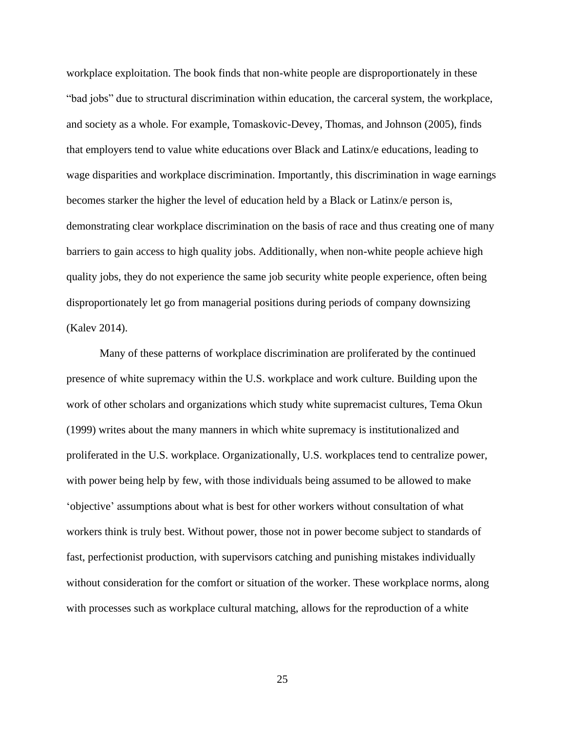workplace exploitation. The book finds that non-white people are disproportionately in these "bad jobs" due to structural discrimination within education, the carceral system, the workplace, and society as a whole. For example, Tomaskovic-Devey, Thomas, and Johnson (2005), finds that employers tend to value white educations over Black and Latinx/e educations, leading to wage disparities and workplace discrimination. Importantly, this discrimination in wage earnings becomes starker the higher the level of education held by a Black or Latinx/e person is, demonstrating clear workplace discrimination on the basis of race and thus creating one of many barriers to gain access to high quality jobs. Additionally, when non-white people achieve high quality jobs, they do not experience the same job security white people experience, often being disproportionately let go from managerial positions during periods of company downsizing (Kalev 2014).

Many of these patterns of workplace discrimination are proliferated by the continued presence of white supremacy within the U.S. workplace and work culture. Building upon the work of other scholars and organizations which study white supremacist cultures, Tema Okun (1999) writes about the many manners in which white supremacy is institutionalized and proliferated in the U.S. workplace. Organizationally, U.S. workplaces tend to centralize power, with power being help by few, with those individuals being assumed to be allowed to make 'objective' assumptions about what is best for other workers without consultation of what workers think is truly best. Without power, those not in power become subject to standards of fast, perfectionist production, with supervisors catching and punishing mistakes individually without consideration for the comfort or situation of the worker. These workplace norms, along with processes such as workplace cultural matching, allows for the reproduction of a white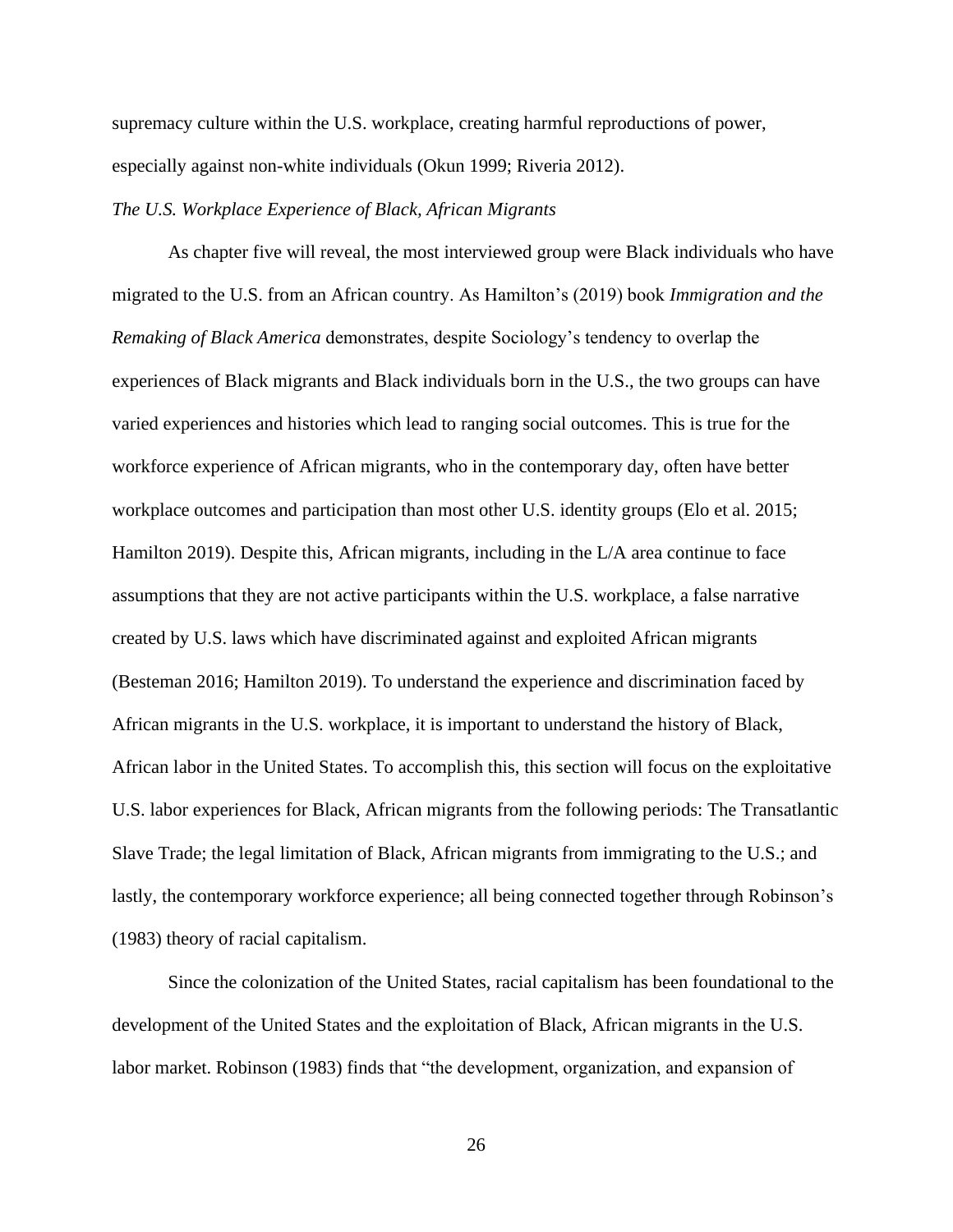supremacy culture within the U.S. workplace, creating harmful reproductions of power, especially against non-white individuals (Okun 1999; Riveria 2012).

*The U.S. Workplace Experience of Black, African Migrants*

As chapter five will reveal, the most interviewed group were Black individuals who have migrated to the U.S. from an African country. As Hamilton's (2019) book *Immigration and the Remaking of Black America* demonstrates, despite Sociology's tendency to overlap the experiences of Black migrants and Black individuals born in the U.S., the two groups can have varied experiences and histories which lead to ranging social outcomes. This is true for the workforce experience of African migrants, who in the contemporary day, often have better workplace outcomes and participation than most other U.S. identity groups (Elo et al. 2015; Hamilton 2019). Despite this, African migrants, including in the L/A area continue to face assumptions that they are not active participants within the U.S. workplace, a false narrative created by U.S. laws which have discriminated against and exploited African migrants (Besteman 2016; Hamilton 2019). To understand the experience and discrimination faced by African migrants in the U.S. workplace, it is important to understand the history of Black, African labor in the United States. To accomplish this, this section will focus on the exploitative U.S. labor experiences for Black, African migrants from the following periods: The Transatlantic Slave Trade; the legal limitation of Black, African migrants from immigrating to the U.S.; and lastly, the contemporary workforce experience; all being connected together through Robinson's (1983) theory of racial capitalism.

Since the colonization of the United States, racial capitalism has been foundational to the development of the United States and the exploitation of Black, African migrants in the U.S. labor market. Robinson (1983) finds that "the development, organization, and expansion of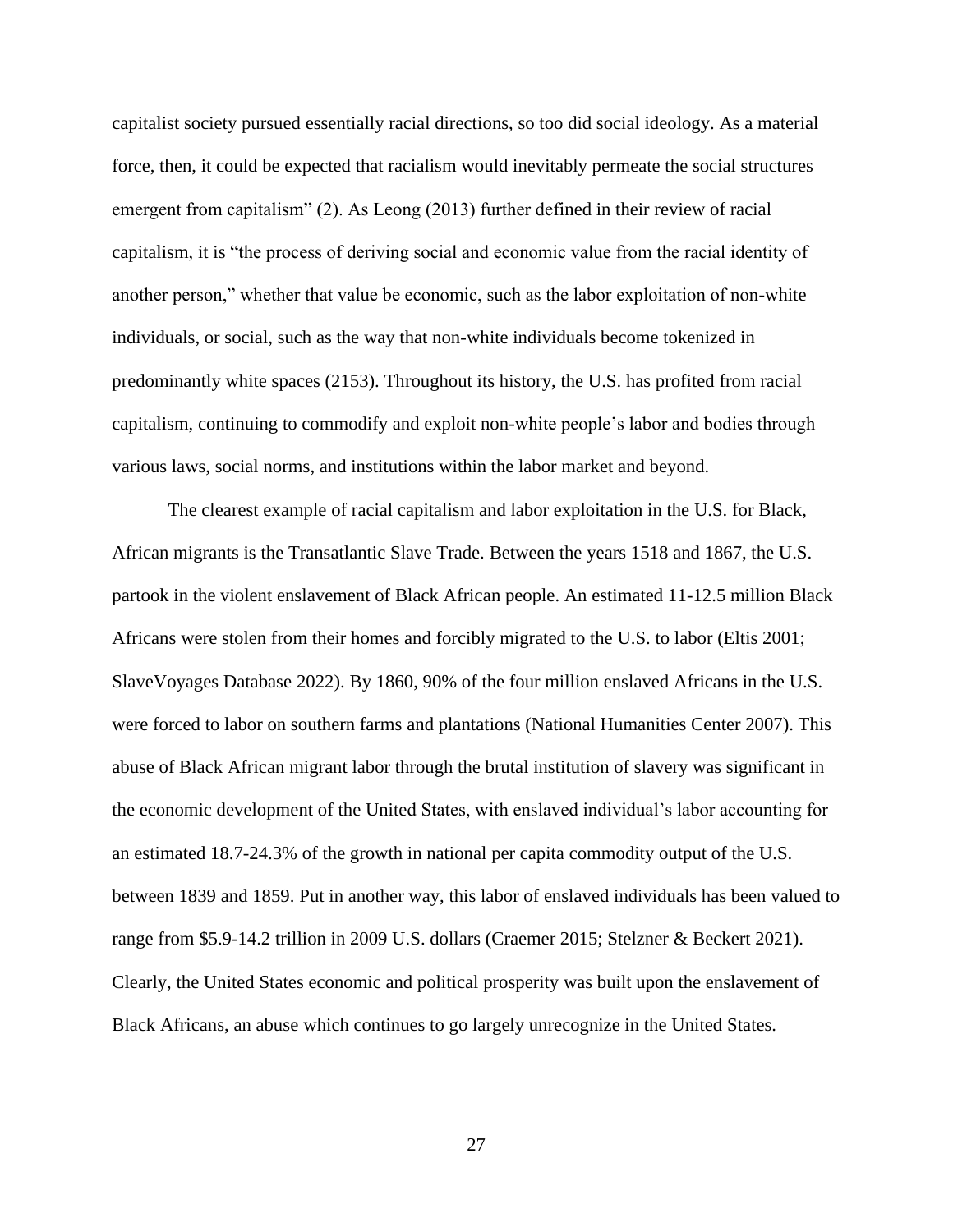capitalist society pursued essentially racial directions, so too did social ideology. As a material force, then, it could be expected that racialism would inevitably permeate the social structures emergent from capitalism" (2). As Leong (2013) further defined in their review of racial capitalism, it is "the process of deriving social and economic value from the racial identity of another person," whether that value be economic, such as the labor exploitation of non-white individuals, or social, such as the way that non-white individuals become tokenized in predominantly white spaces (2153). Throughout its history, the U.S. has profited from racial capitalism, continuing to commodify and exploit non-white people's labor and bodies through various laws, social norms, and institutions within the labor market and beyond.

The clearest example of racial capitalism and labor exploitation in the U.S. for Black, African migrants is the Transatlantic Slave Trade. Between the years 1518 and 1867, the U.S. partook in the violent enslavement of Black African people. An estimated 11-12.5 million Black Africans were stolen from their homes and forcibly migrated to the U.S. to labor (Eltis 2001; SlaveVoyages Database 2022). By 1860, 90% of the four million enslaved Africans in the U.S. were forced to labor on southern farms and plantations (National Humanities Center 2007). This abuse of Black African migrant labor through the brutal institution of slavery was significant in the economic development of the United States, with enslaved individual's labor accounting for an estimated 18.7-24.3% of the growth in national per capita commodity output of the U.S. between 1839 and 1859. Put in another way, this labor of enslaved individuals has been valued to range from $5.9-14.2 trillion in 2009 U.S. dollars (Craemer 2015; Stelzner & Beckert 2021). Clearly, the United States economic and political prosperity was built upon the enslavement of Black Africans, an abuse which continues to go largely unrecognize in the United States.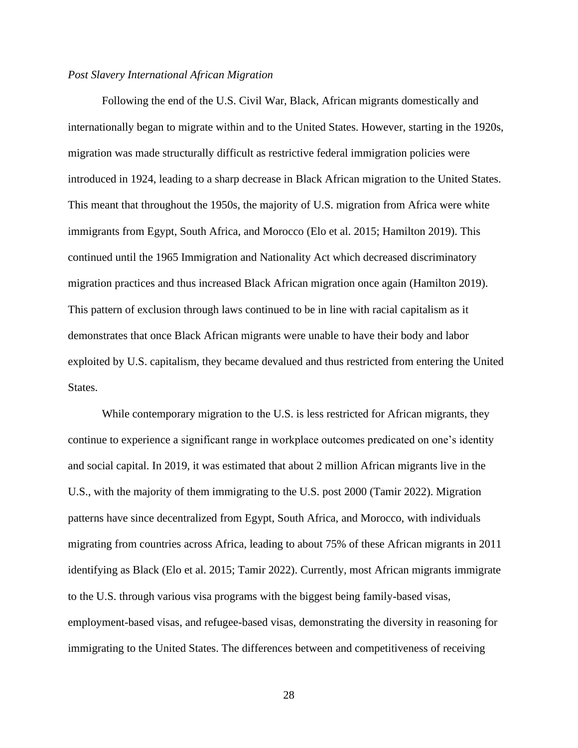*Post Slavery International African Migration*

Following the end of the U.S. Civil War, Black, African migrants domestically and internationally began to migrate within and to the United States. However, starting in the 1920s, migration was made structurally difficult as restrictive federal immigration policies were introduced in 1924, leading to a sharp decrease in Black African migration to the United States. This meant that throughout the 1950s, the majority of U.S. migration from Africa were white immigrants from Egypt, South Africa, and Morocco (Elo et al. 2015; Hamilton 2019). This continued until the 1965 Immigration and Nationality Act which decreased discriminatory migration practices and thus increased Black African migration once again (Hamilton 2019). This pattern of exclusion through laws continued to be in line with racial capitalism as it demonstrates that once Black African migrants were unable to have their body and labor exploited by U.S. capitalism, they became devalued and thus restricted from entering the United States.

While contemporary migration to the U.S. is less restricted for African migrants, they continue to experience a significant range in workplace outcomes predicated on one's identity and social capital. In 2019, it was estimated that about 2 million African migrants live in the U.S., with the majority of them immigrating to the U.S. post 2000 (Tamir 2022). Migration patterns have since decentralized from Egypt, South Africa, and Morocco, with individuals migrating from countries across Africa, leading to about 75% of these African migrants in 2011 identifying as Black (Elo et al. 2015; Tamir 2022). Currently, most African migrants immigrate to the U.S. through various visa programs with the biggest being family-based visas, employment-based visas, and refugee-based visas, demonstrating the diversity in reasoning for immigrating to the United States. The differences between and competitiveness of receiving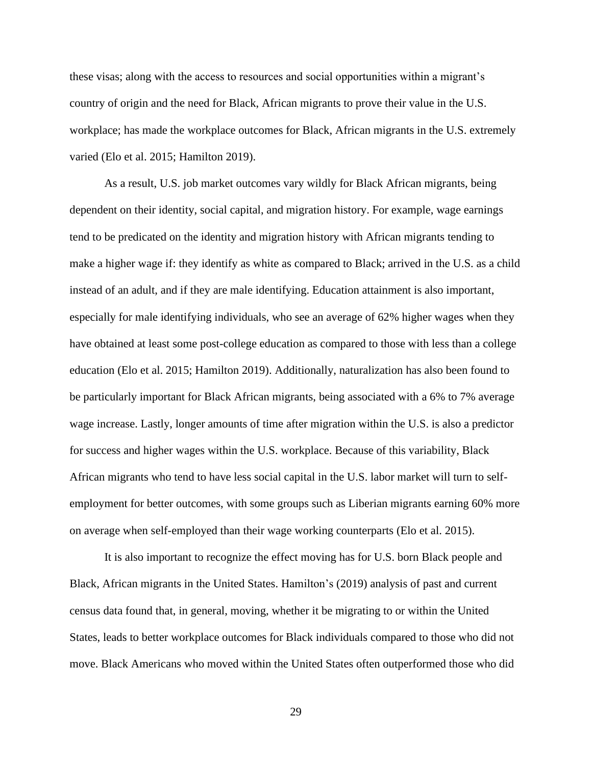these visas; along with the access to resources and social opportunities within a migrant's country of origin and the need for Black, African migrants to prove their value in the U.S. workplace; has made the workplace outcomes for Black, African migrants in the U.S. extremely varied (Elo et al. 2015; Hamilton 2019).

As a result, U.S. job market outcomes vary wildly for Black African migrants, being dependent on their identity, social capital, and migration history. For example, wage earnings tend to be predicated on the identity and migration history with African migrants tending to make a higher wage if: they identify as white as compared to Black; arrived in the U.S. as a child instead of an adult, and if they are male identifying. Education attainment is also important, especially for male identifying individuals, who see an average of 62% higher wages when they have obtained at least some post-college education as compared to those with less than a college education (Elo et al. 2015; Hamilton 2019). Additionally, naturalization has also been found to be particularly important for Black African migrants, being associated with a 6% to 7% average wage increase. Lastly, longer amounts of time after migration within the U.S. is also a predictor for success and higher wages within the U.S. workplace. Because of this variability, Black African migrants who tend to have less social capital in the U.S. labor market will turn to self-employment for better outcomes, with some groups such as Liberian migrants earning 60% more on average when self-employed than their wage working counterparts (Elo et al. 2015).

It is also important to recognize the effect moving has for U.S. born Black people and Black, African migrants in the United States. Hamilton's (2019) analysis of past and current census data found that, in general, moving, whether it be migrating to or within the United States, leads to better workplace outcomes for Black individuals compared to those who did not move. Black Americans who moved within the United States often outperformed those who did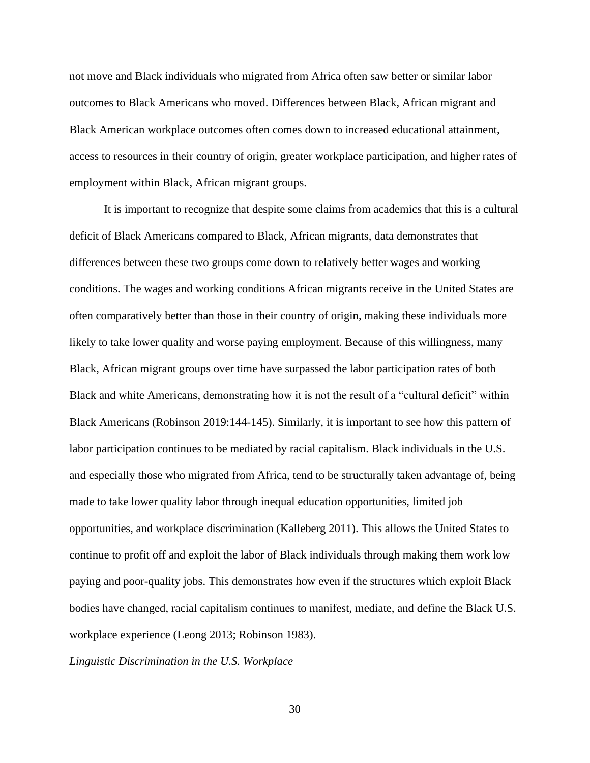not move and Black individuals who migrated from Africa often saw better or similar labor outcomes to Black Americans who moved. Differences between Black, African migrant and Black American workplace outcomes often comes down to increased educational attainment, access to resources in their country of origin, greater workplace participation, and higher rates of employment within Black, African migrant groups.

It is important to recognize that despite some claims from academics that this is a cultural deficit of Black Americans compared to Black, African migrants, data demonstrates that differences between these two groups come down to relatively better wages and working conditions. The wages and working conditions African migrants receive in the United States are often comparatively better than those in their country of origin, making these individuals more likely to take lower quality and worse paying employment. Because of this willingness, many Black, African migrant groups over time have surpassed the labor participation rates of both Black and white Americans, demonstrating how it is not the result of a "cultural deficit" within Black Americans (Robinson 2019:144-145). Similarly, it is important to see how this pattern of labor participation continues to be mediated by racial capitalism. Black individuals in the U.S. and especially those who migrated from Africa, tend to be structurally taken advantage of, being made to take lower quality labor through inequal education opportunities, limited job opportunities, and workplace discrimination (Kalleberg 2011). This allows the United States to continue to profit off and exploit the labor of Black individuals through making them work low paying and poor-quality jobs. This demonstrates how even if the structures which exploit Black bodies have changed, racial capitalism continues to manifest, mediate, and define the Black U.S. workplace experience (Leong 2013; Robinson 1983).

*Linguistic Discrimination in the U.S. Workplace*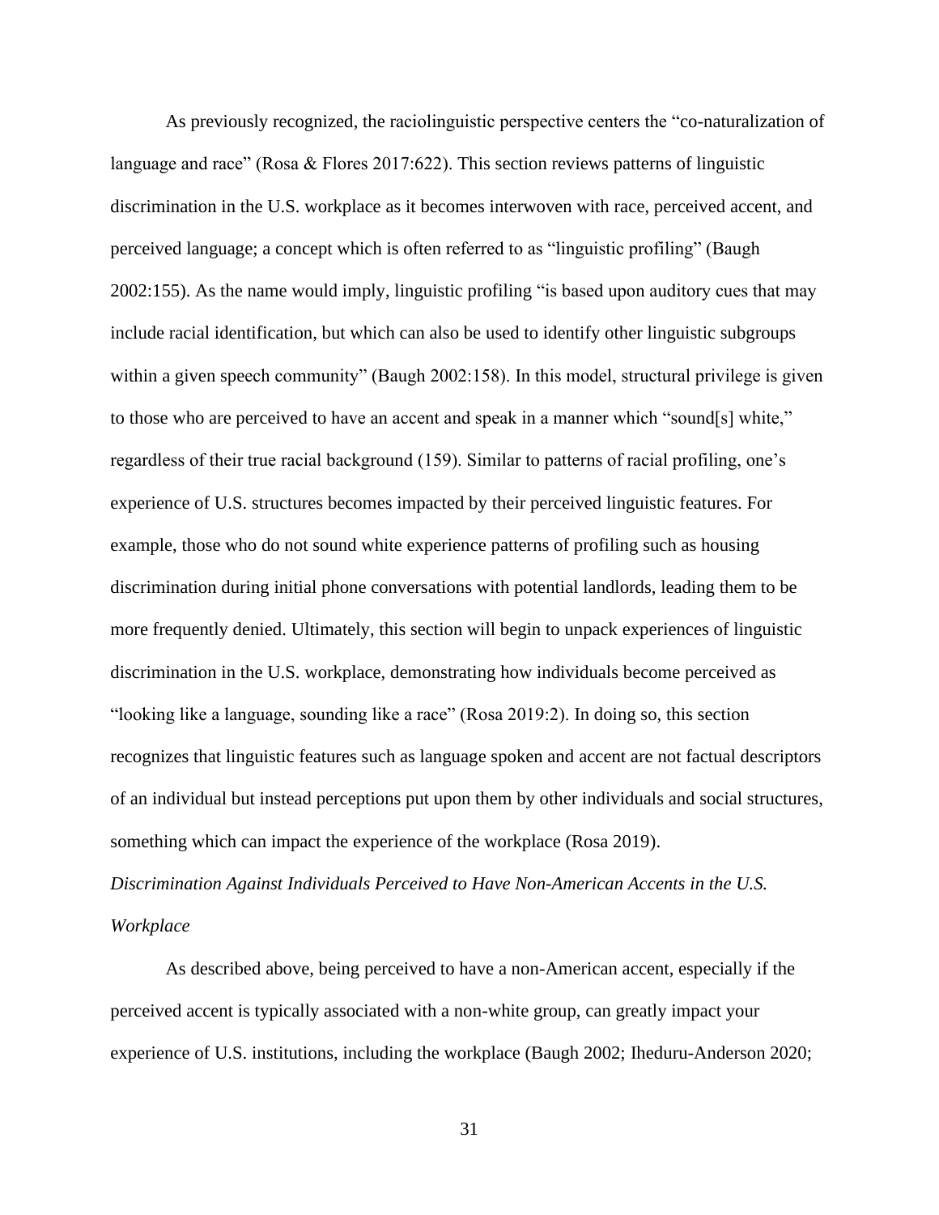As previously recognized, the raciolinguistic perspective centers the "co-naturalization of language and race" (Rosa & Flores 2017:622). This section reviews patterns of linguistic discrimination in the U.S. workplace as it becomes interwoven with race, perceived accent, and perceived language; a concept which is often referred to as "linguistic profiling" (Baugh 2002:155). As the name would imply, linguistic profiling "is based upon auditory cues that may include racial identification, but which can also be used to identify other linguistic subgroups within a given speech community" (Baugh 2002:158). In this model, structural privilege is given to those who are perceived to have an accent and speak in a manner which "sound[s] white," regardless of their true racial background (159). Similar to patterns of racial profiling, one's experience of U.S. structures becomes impacted by their perceived linguistic features. For example, those who do not sound white experience patterns of profiling such as housing discrimination during initial phone conversations with potential landlords, leading them to be more frequently denied. Ultimately, this section will begin to unpack experiences of linguistic discrimination in the U.S. workplace, demonstrating how individuals become perceived as "looking like a language, sounding like a race" (Rosa 2019:2). In doing so, this section recognizes that linguistic features such as language spoken and accent are not factual descriptors of an individual but instead perceptions put upon them by other individuals and social structures, something which can impact the experience of the workplace (Rosa 2019).

*Discrimination Against Individuals Perceived to Have Non-American Accents in the U.S. Workplace*

As described above, being perceived to have a non-American accent, especially if the perceived accent is typically associated with a non-white group, can greatly impact your experience of U.S. institutions, including the workplace (Baugh 2002; Iheduru-Anderson 2020;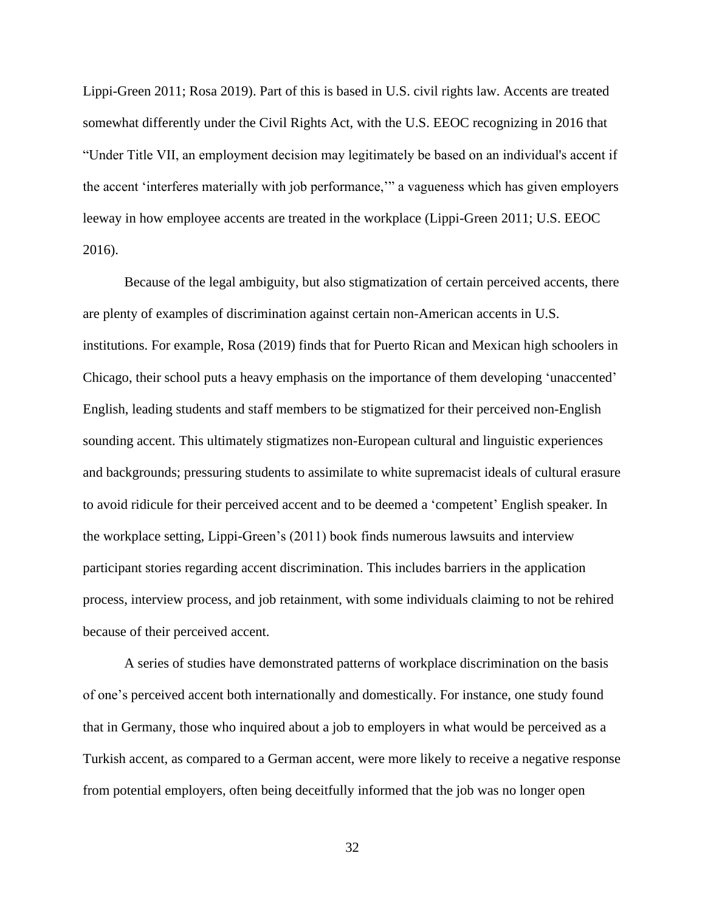Lippi-Green 2011; Rosa 2019). Part of this is based in U.S. civil rights law. Accents are treated somewhat differently under the Civil Rights Act, with the U.S. EEOC recognizing in 2016 that "Under Title VII, an employment decision may legitimately be based on an individual's accent if the accent 'interferes materially with job performance,'" a vagueness which has given employers leeway in how employee accents are treated in the workplace (Lippi-Green 2011; U.S. EEOC 2016).

Because of the legal ambiguity, but also stigmatization of certain perceived accents, there are plenty of examples of discrimination against certain non-American accents in U.S. institutions. For example, Rosa (2019) finds that for Puerto Rican and Mexican high schoolers in Chicago, their school puts a heavy emphasis on the importance of them developing 'unaccented' English, leading students and staff members to be stigmatized for their perceived non-English sounding accent. This ultimately stigmatizes non-European cultural and linguistic experiences and backgrounds; pressuring students to assimilate to white supremacist ideals of cultural erasure to avoid ridicule for their perceived accent and to be deemed a 'competent' English speaker. In the workplace setting, Lippi-Green's (2011) book finds numerous lawsuits and interview participant stories regarding accent discrimination. This includes barriers in the application process, interview process, and job retainment, with some individuals claiming to not be rehired because of their perceived accent.

A series of studies have demonstrated patterns of workplace discrimination on the basis of one's perceived accent both internationally and domestically. For instance, one study found that in Germany, those who inquired about a job to employers in what would be perceived as a Turkish accent, as compared to a German accent, were more likely to receive a negative response from potential employers, often being deceitfully informed that the job was no longer open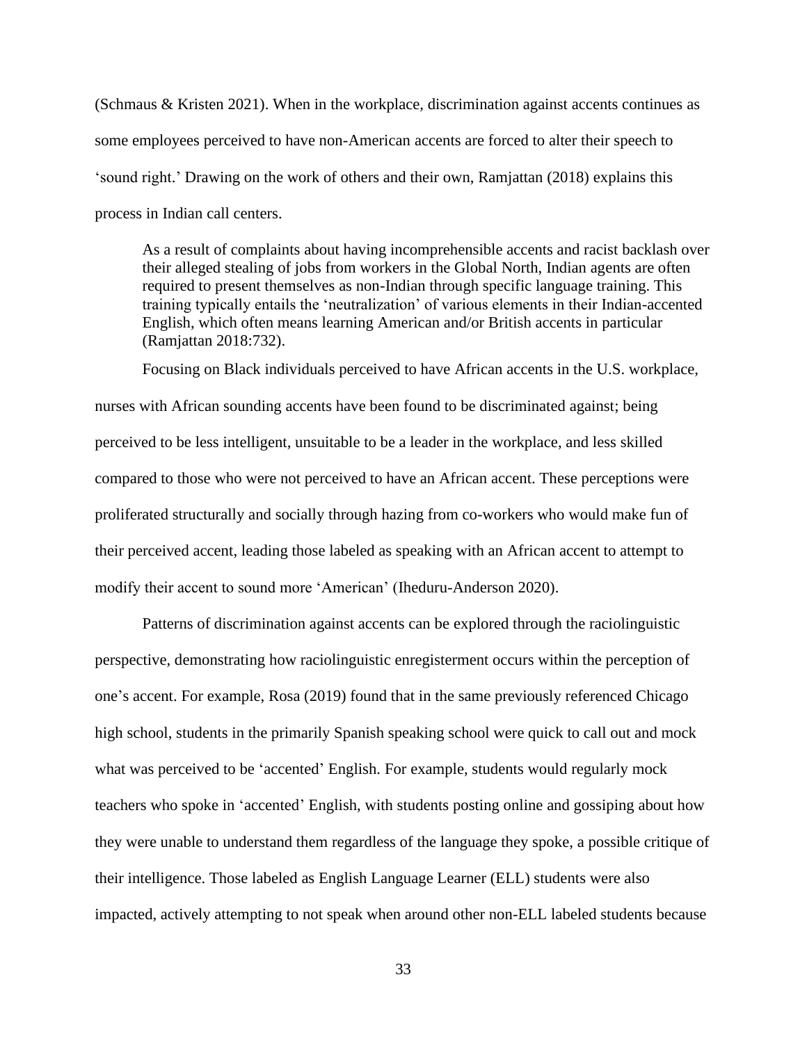(Schmaus & Kristen 2021). When in the workplace, discrimination against accents continues as some employees perceived to have non-American accents are forced to alter their speech to 'sound right.' Drawing on the work of others and their own, Ramjattan (2018) explains this process in Indian call centers.

> As a result of complaints about having incomprehensible accents and racist backlash over their alleged stealing of jobs from workers in the Global North, Indian agents are often required to present themselves as non-Indian through specific language training. This training typically entails the 'neutralization' of various elements in their Indian-accented English, which often means learning American and/or British accents in particular (Ramjattan 2018:732).

Focusing on Black individuals perceived to have African accents in the U.S. workplace, nurses with African sounding accents have been found to be discriminated against; being perceived to be less intelligent, unsuitable to be a leader in the workplace, and less skilled compared to those who were not perceived to have an African accent. These perceptions were proliferated structurally and socially through hazing from co-workers who would make fun of their perceived accent, leading those labeled as speaking with an African accent to attempt to modify their accent to sound more 'American' (Iheduru-Anderson 2020).

Patterns of discrimination against accents can be explored through the raciolinguistic perspective, demonstrating how raciolinguistic enregisterment occurs within the perception of one's accent. For example, Rosa (2019) found that in the same previously referenced Chicago high school, students in the primarily Spanish speaking school were quick to call out and mock what was perceived to be 'accented' English. For example, students would regularly mock teachers who spoke in 'accented' English, with students posting online and gossiping about how they were unable to understand them regardless of the language they spoke, a possible critique of their intelligence. Those labeled as English Language Learner (ELL) students were also impacted, actively attempting to not speak when around other non-ELL labeled students because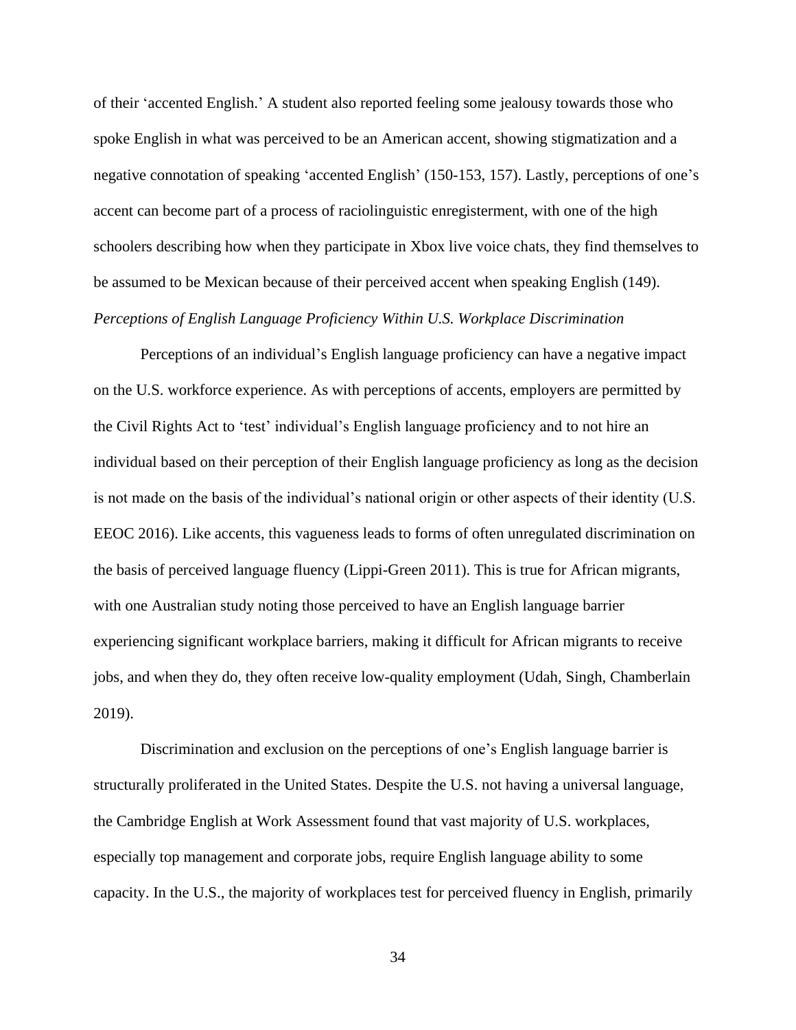of their 'accented English.' A student also reported feeling some jealousy towards those who spoke English in what was perceived to be an American accent, showing stigmatization and a negative connotation of speaking 'accented English' (150-153, 157). Lastly, perceptions of one's accent can become part of a process of raciolinguistic enregisterment, with one of the high schoolers describing how when they participate in Xbox live voice chats, they find themselves to be assumed to be Mexican because of their perceived accent when speaking English (149).

*Perceptions of English Language Proficiency Within U.S. Workplace Discrimination*

Perceptions of an individual's English language proficiency can have a negative impact on the U.S. workforce experience. As with perceptions of accents, employers are permitted by the Civil Rights Act to 'test' individual's English language proficiency and to not hire an individual based on their perception of their English language proficiency as long as the decision is not made on the basis of the individual's national origin or other aspects of their identity (U.S. EEOC 2016). Like accents, this vagueness leads to forms of often unregulated discrimination on the basis of perceived language fluency (Lippi-Green 2011). This is true for African migrants, with one Australian study noting those perceived to have an English language barrier experiencing significant workplace barriers, making it difficult for African migrants to receive jobs, and when they do, they often receive low-quality employment (Udah, Singh, Chamberlain 2019).

Discrimination and exclusion on the perceptions of one's English language barrier is structurally proliferated in the United States. Despite the U.S. not having a universal language, the Cambridge English at Work Assessment found that vast majority of U.S. workplaces, especially top management and corporate jobs, require English language ability to some capacity. In the U.S., the majority of workplaces test for perceived fluency in English, primarily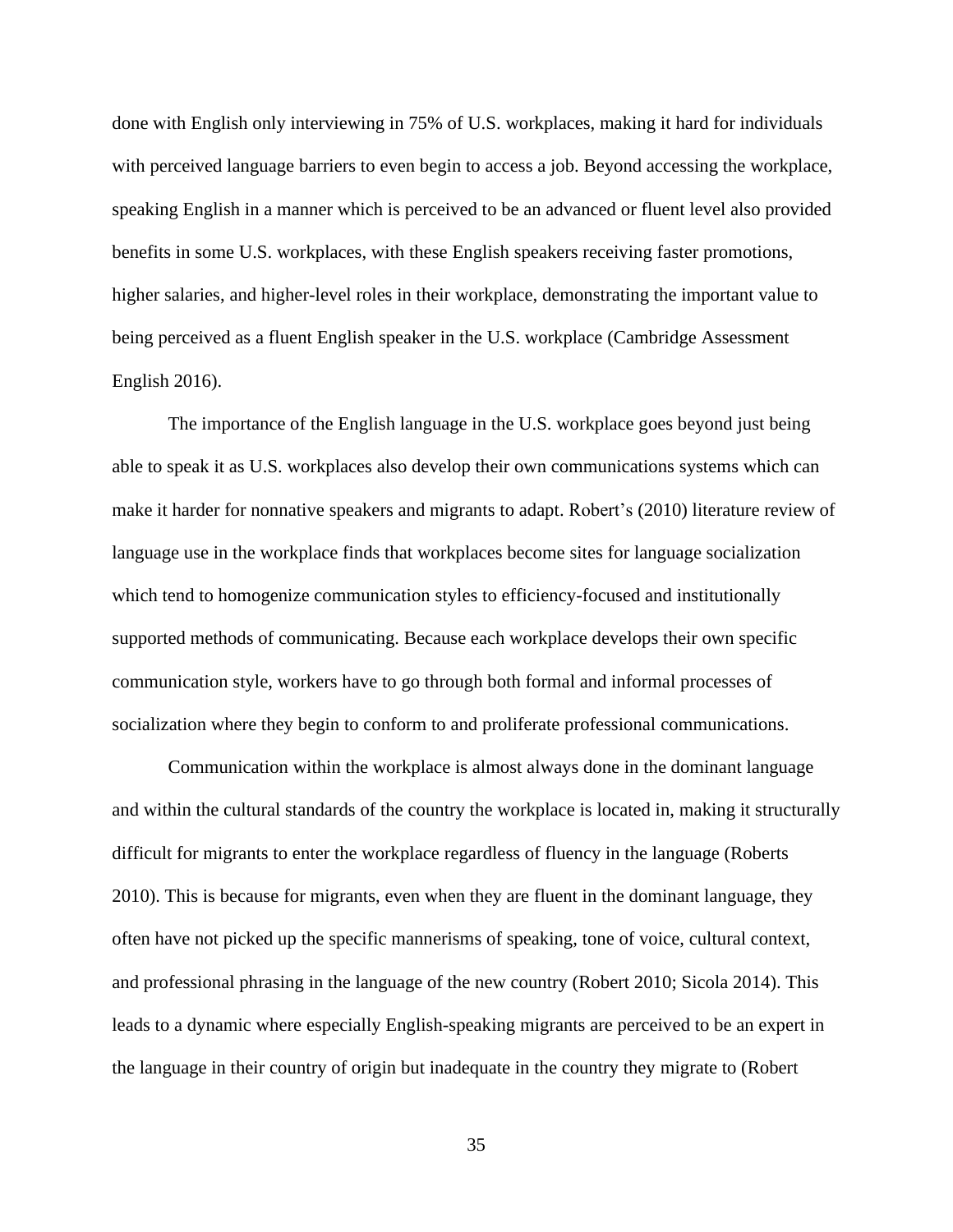done with English only interviewing in 75% of U.S. workplaces, making it hard for individuals with perceived language barriers to even begin to access a job. Beyond accessing the workplace, speaking English in a manner which is perceived to be an advanced or fluent level also provided benefits in some U.S. workplaces, with these English speakers receiving faster promotions, higher salaries, and higher-level roles in their workplace, demonstrating the important value to being perceived as a fluent English speaker in the U.S. workplace (Cambridge Assessment English 2016).

The importance of the English language in the U.S. workplace goes beyond just being able to speak it as U.S. workplaces also develop their own communications systems which can make it harder for nonnative speakers and migrants to adapt. Robert's (2010) literature review of language use in the workplace finds that workplaces become sites for language socialization which tend to homogenize communication styles to efficiency-focused and institutionally supported methods of communicating. Because each workplace develops their own specific communication style, workers have to go through both formal and informal processes of socialization where they begin to conform to and proliferate professional communications.

Communication within the workplace is almost always done in the dominant language and within the cultural standards of the country the workplace is located in, making it structurally difficult for migrants to enter the workplace regardless of fluency in the language (Roberts 2010). This is because for migrants, even when they are fluent in the dominant language, they often have not picked up the specific mannerisms of speaking, tone of voice, cultural context, and professional phrasing in the language of the new country (Robert 2010; Sicola 2014). This leads to a dynamic where especially English-speaking migrants are perceived to be an expert in the language in their country of origin but inadequate in the country they migrate to (Robert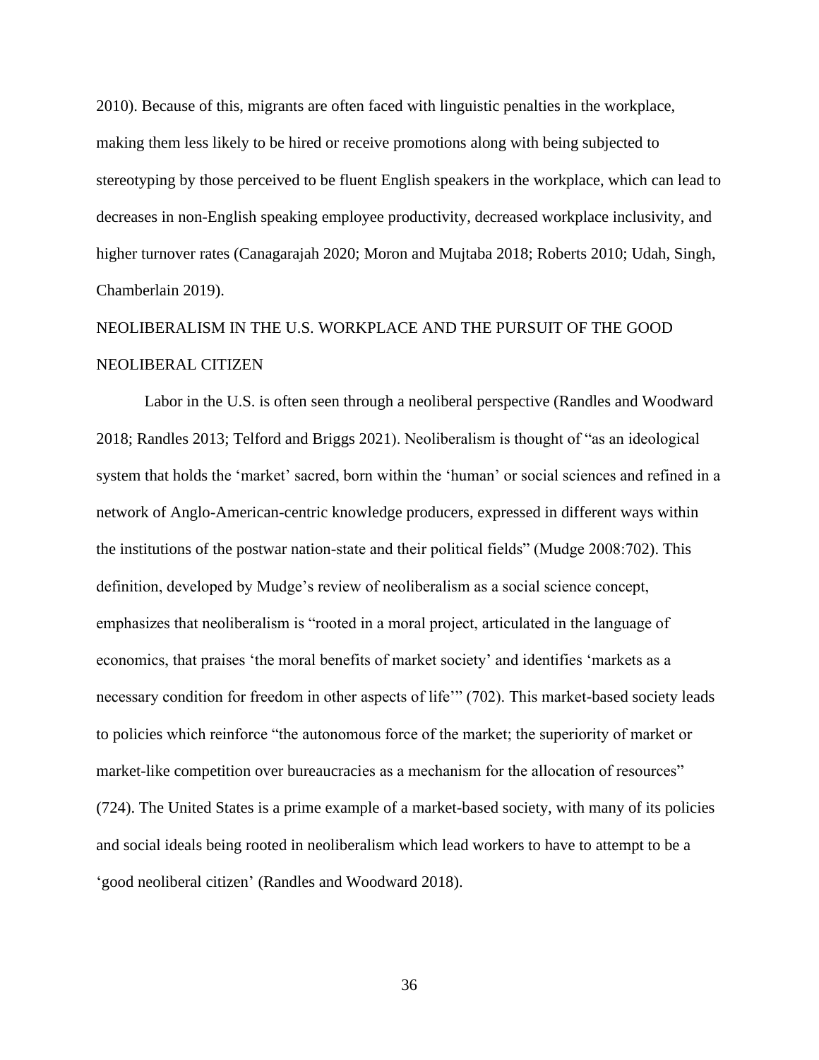2010). Because of this, migrants are often faced with linguistic penalties in the workplace, making them less likely to be hired or receive promotions along with being subjected to stereotyping by those perceived to be fluent English speakers in the workplace, which can lead to decreases in non-English speaking employee productivity, decreased workplace inclusivity, and higher turnover rates (Canagarajah 2020; Moron and Mujtaba 2018; Roberts 2010; Udah, Singh, Chamberlain 2019).

## NEOLIBERALISM IN THE U.S. WORKPLACE AND THE PURSUIT OF THE GOOD NEOLIBERAL CITIZEN

Labor in the U.S. is often seen through a neoliberal perspective (Randles and Woodward 2018; Randles 2013; Telford and Briggs 2021). Neoliberalism is thought of "as an ideological system that holds the 'market' sacred, born within the 'human' or social sciences and refined in a network of Anglo-American-centric knowledge producers, expressed in different ways within the institutions of the postwar nation-state and their political fields" (Mudge 2008:702). This definition, developed by Mudge's review of neoliberalism as a social science concept, emphasizes that neoliberalism is "rooted in a moral project, articulated in the language of economics, that praises 'the moral benefits of market society' and identifies 'markets as a necessary condition for freedom in other aspects of life'" (702). This market-based society leads to policies which reinforce "the autonomous force of the market; the superiority of market or market-like competition over bureaucracies as a mechanism for the allocation of resources" (724). The United States is a prime example of a market-based society, with many of its policies and social ideals being rooted in neoliberalism which lead workers to have to attempt to be a 'good neoliberal citizen' (Randles and Woodward 2018).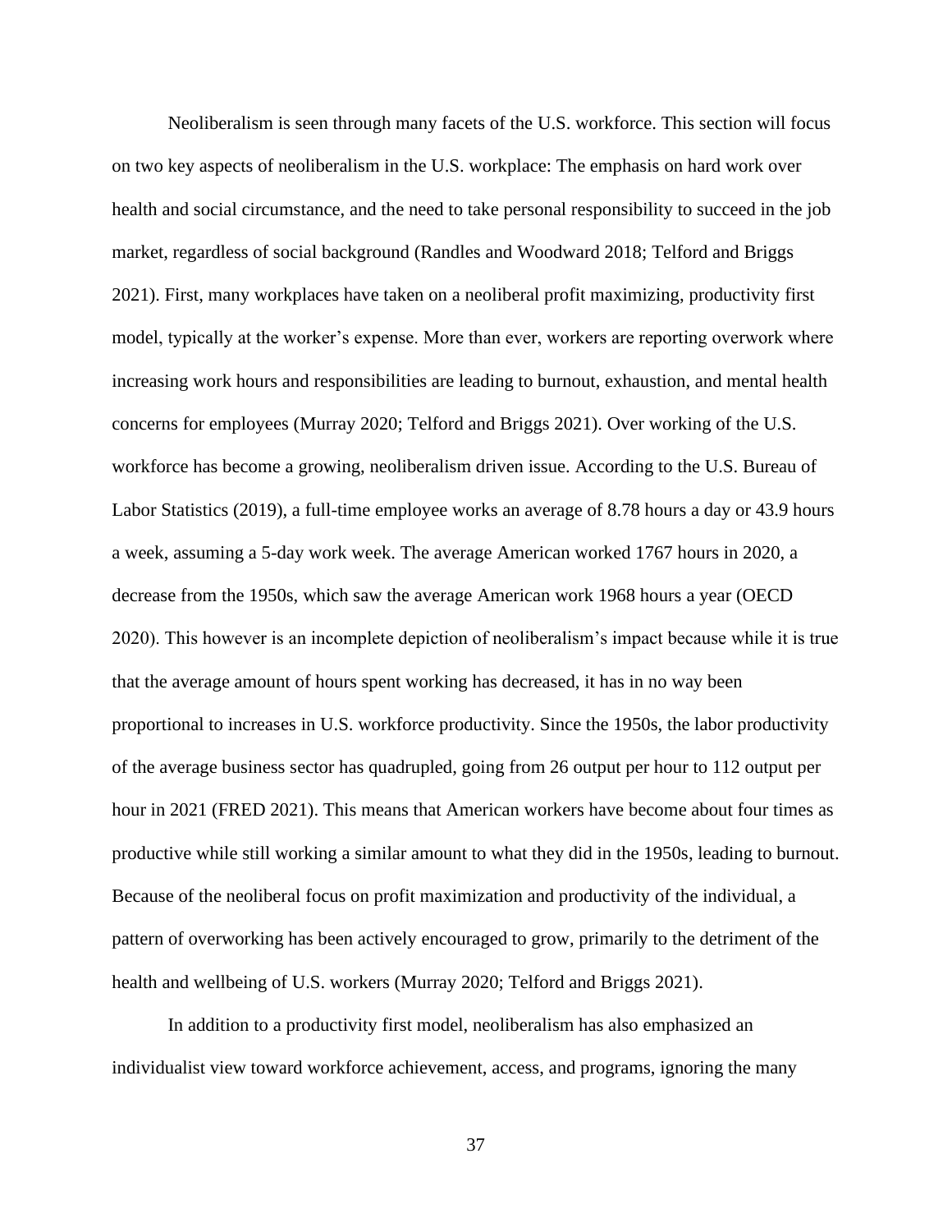Neoliberalism is seen through many facets of the U.S. workforce. This section will focus on two key aspects of neoliberalism in the U.S. workplace: The emphasis on hard work over health and social circumstance, and the need to take personal responsibility to succeed in the job market, regardless of social background (Randles and Woodward 2018; Telford and Briggs 2021). First, many workplaces have taken on a neoliberal profit maximizing, productivity first model, typically at the worker's expense. More than ever, workers are reporting overwork where increasing work hours and responsibilities are leading to burnout, exhaustion, and mental health concerns for employees (Murray 2020; Telford and Briggs 2021). Over working of the U.S. workforce has become a growing, neoliberalism driven issue. According to the U.S. Bureau of Labor Statistics (2019), a full-time employee works an average of 8.78 hours a day or 43.9 hours a week, assuming a 5-day work week. The average American worked 1767 hours in 2020, a decrease from the 1950s, which saw the average American work 1968 hours a year (OECD 2020). This however is an incomplete depiction of neoliberalism's impact because while it is true that the average amount of hours spent working has decreased, it has in no way been proportional to increases in U.S. workforce productivity. Since the 1950s, the labor productivity of the average business sector has quadrupled, going from 26 output per hour to 112 output per hour in 2021 (FRED 2021). This means that American workers have become about four times as productive while still working a similar amount to what they did in the 1950s, leading to burnout. Because of the neoliberal focus on profit maximization and productivity of the individual, a pattern of overworking has been actively encouraged to grow, primarily to the detriment of the health and wellbeing of U.S. workers (Murray 2020; Telford and Briggs 2021).

In addition to a productivity first model, neoliberalism has also emphasized an individualist view toward workforce achievement, access, and programs, ignoring the many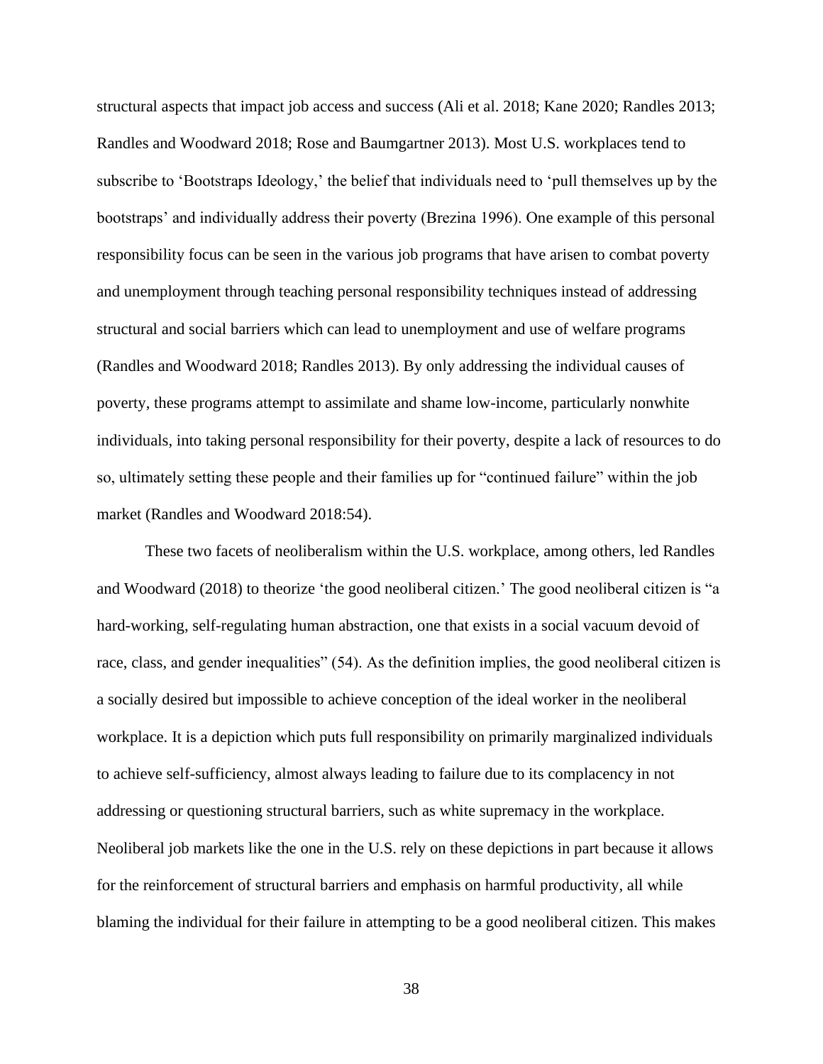structural aspects that impact job access and success (Ali et al. 2018; Kane 2020; Randles 2013; Randles and Woodward 2018; Rose and Baumgartner 2013). Most U.S. workplaces tend to subscribe to 'Bootstraps Ideology,' the belief that individuals need to 'pull themselves up by the bootstraps' and individually address their poverty (Brezina 1996). One example of this personal responsibility focus can be seen in the various job programs that have arisen to combat poverty and unemployment through teaching personal responsibility techniques instead of addressing structural and social barriers which can lead to unemployment and use of welfare programs (Randles and Woodward 2018; Randles 2013). By only addressing the individual causes of poverty, these programs attempt to assimilate and shame low-income, particularly nonwhite individuals, into taking personal responsibility for their poverty, despite a lack of resources to do so, ultimately setting these people and their families up for "continued failure" within the job market (Randles and Woodward 2018:54).

These two facets of neoliberalism within the U.S. workplace, among others, led Randles and Woodward (2018) to theorize 'the good neoliberal citizen.' The good neoliberal citizen is "a hard-working, self-regulating human abstraction, one that exists in a social vacuum devoid of race, class, and gender inequalities" (54). As the definition implies, the good neoliberal citizen is a socially desired but impossible to achieve conception of the ideal worker in the neoliberal workplace. It is a depiction which puts full responsibility on primarily marginalized individuals to achieve self-sufficiency, almost always leading to failure due to its complacency in not addressing or questioning structural barriers, such as white supremacy in the workplace. Neoliberal job markets like the one in the U.S. rely on these depictions in part because it allows for the reinforcement of structural barriers and emphasis on harmful productivity, all while blaming the individual for their failure in attempting to be a good neoliberal citizen. This makes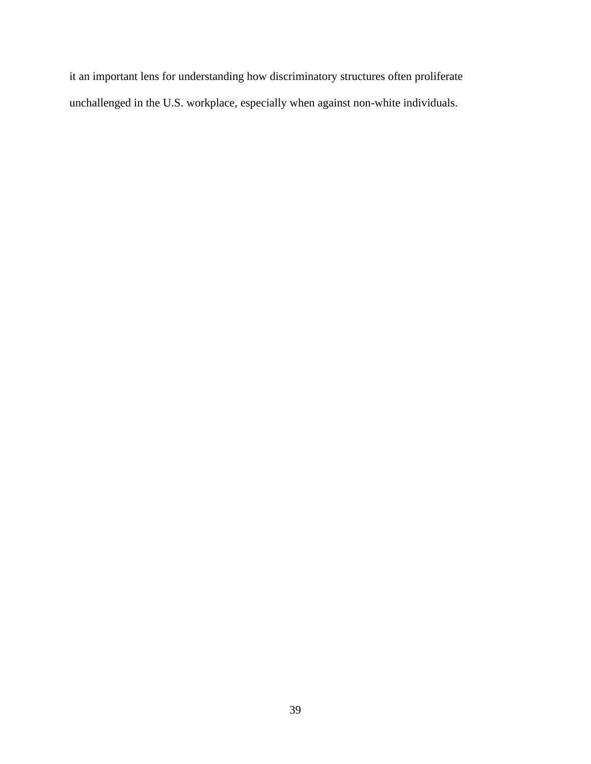it an important lens for understanding how discriminatory structures often proliferate unchallenged in the U.S. workplace, especially when against non-white individuals.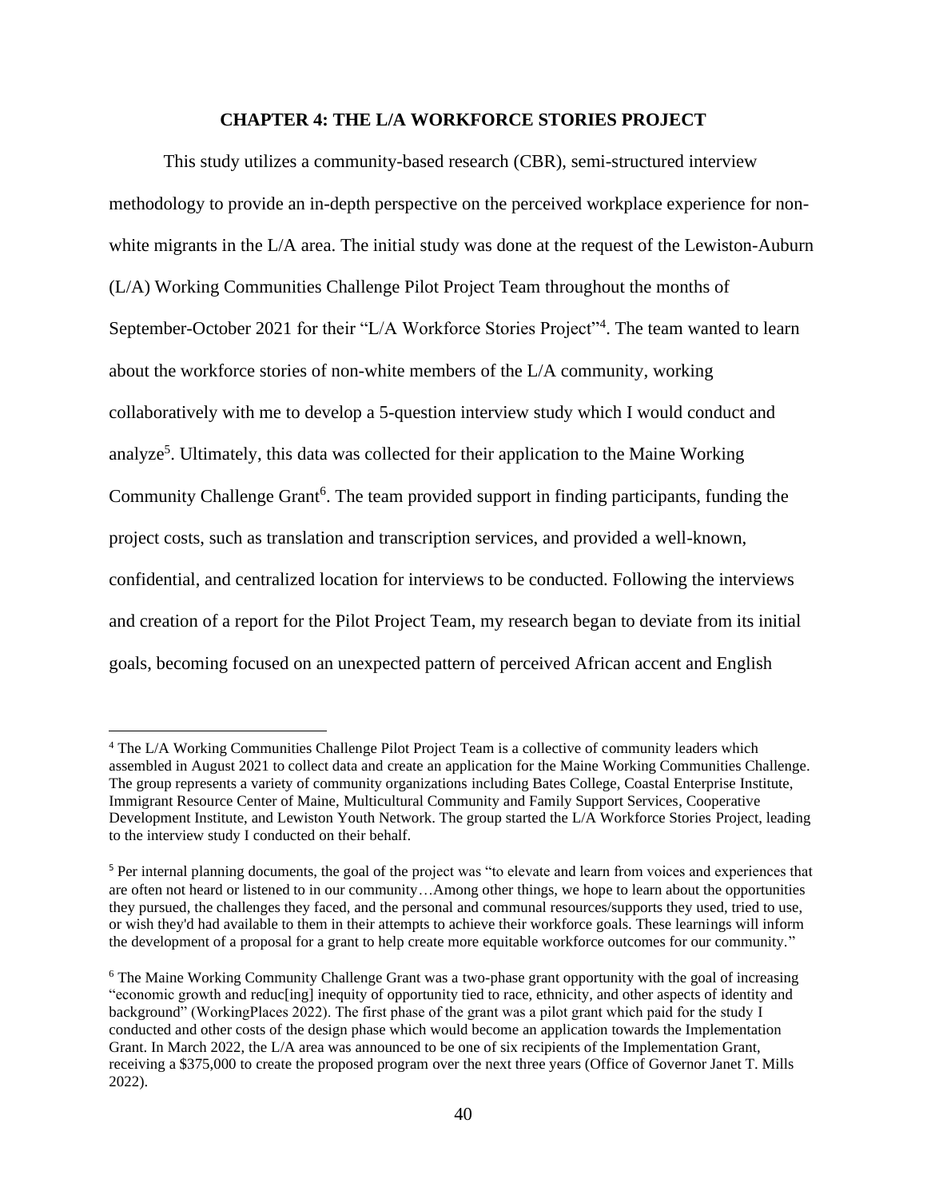# CHAPTER 4: THE L/A WORKFORCE STORIES PROJECT

This study utilizes a community-based research (CBR), semi-structured interview methodology to provide an in-depth perspective on the perceived workplace experience for non-white migrants in the L/A area. The initial study was done at the request of the Lewiston-Auburn (L/A) Working Communities Challenge Pilot Project Team throughout the months of September-October 2021 for their "L/A Workforce Stories Project"[4]. The team wanted to learn about the workforce stories of non-white members of the L/A community, working collaboratively with me to develop a 5-question interview study which I would conduct and analyze[5]. Ultimately, this data was collected for their application to the Maine Working Community Challenge Grant[6]. The team provided support in finding participants, funding the project costs, such as translation and transcription services, and provided a well-known, confidential, and centralized location for interviews to be conducted. Following the interviews and creation of a report for the Pilot Project Team, my research began to deviate from its initial goals, becoming focused on an unexpected pattern of perceived African accent and English

---

[4] The L/A Working Communities Challenge Pilot Project Team is a collective of community leaders which assembled in August 2021 to collect data and create an application for the Maine Working Communities Challenge. The group represents a variety of community organizations including Bates College, Coastal Enterprise Institute, Immigrant Resource Center of Maine, Multicultural Community and Family Support Services, Cooperative Development Institute, and Lewiston Youth Network. The group started the L/A Workforce Stories Project, leading to the interview study I conducted on their behalf.

[5] Per internal planning documents, the goal of the project was "to elevate and learn from voices and experiences that are often not heard or listened to in our community…Among other things, we hope to learn about the opportunities they pursued, the challenges they faced, and the personal and communal resources/supports they used, tried to use, or wish they'd had available to them in their attempts to achieve their workforce goals. These learnings will inform the development of a proposal for a grant to help create more equitable workforce outcomes for our community."

[6] The Maine Working Community Challenge Grant was a two-phase grant opportunity with the goal of increasing "economic growth and reduc[ing] inequity of opportunity tied to race, ethnicity, and other aspects of identity and background" (WorkingPlaces 2022). The first phase of the grant was a pilot grant which paid for the study I conducted and other costs of the design phase which would become an application towards the Implementation Grant. In March 2022, the L/A area was announced to be one of six recipients of the Implementation Grant, receiving a $375,000 to create the proposed program over the next three years (Office of Governor Janet T. Mills 2022).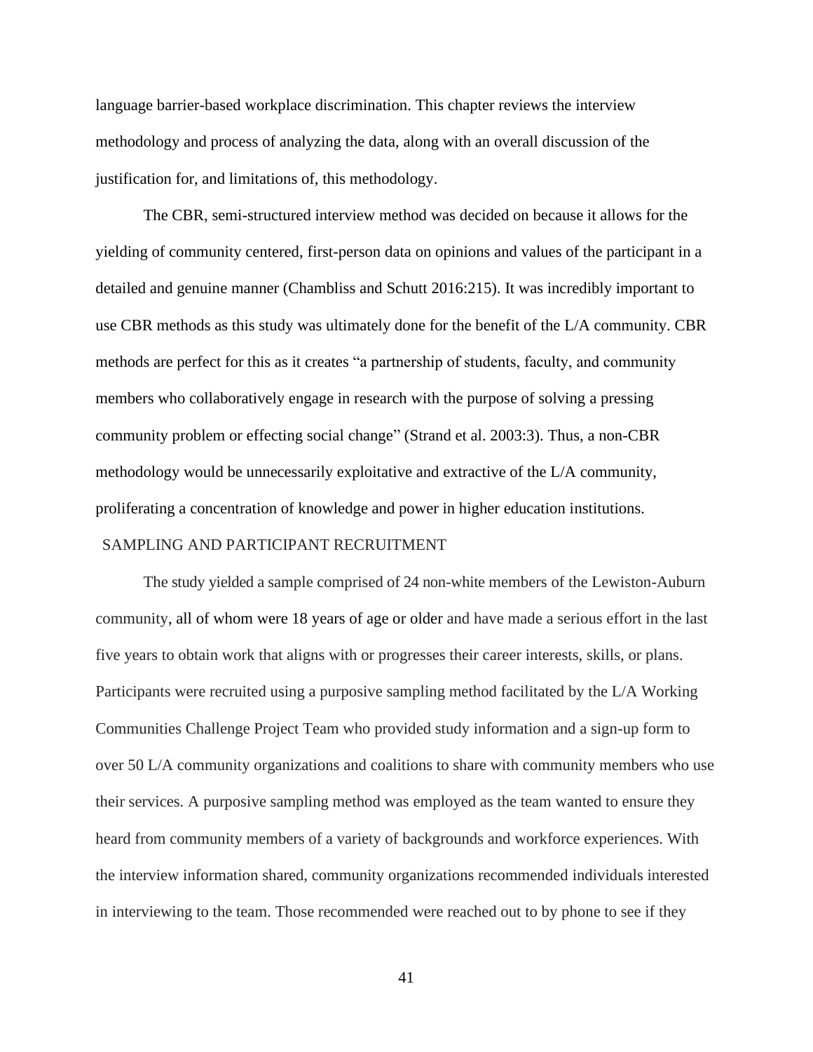language barrier-based workplace discrimination. This chapter reviews the interview methodology and process of analyzing the data, along with an overall discussion of the justification for, and limitations of, this methodology.

The CBR, semi-structured interview method was decided on because it allows for the yielding of community centered, first-person data on opinions and values of the participant in a detailed and genuine manner (Chambliss and Schutt 2016:215). It was incredibly important to use CBR methods as this study was ultimately done for the benefit of the L/A community. CBR methods are perfect for this as it creates "a partnership of students, faculty, and community members who collaboratively engage in research with the purpose of solving a pressing community problem or effecting social change" (Strand et al. 2003:3). Thus, a non-CBR methodology would be unnecessarily exploitative and extractive of the L/A community, proliferating a concentration of knowledge and power in higher education institutions.

## SAMPLING AND PARTICIPANT RECRUITMENT

The study yielded a sample comprised of 24 non-white members of the Lewiston-Auburn community, all of whom were 18 years of age or older and have made a serious effort in the last five years to obtain work that aligns with or progresses their career interests, skills, or plans. Participants were recruited using a purposive sampling method facilitated by the L/A Working Communities Challenge Project Team who provided study information and a sign-up form to over 50 L/A community organizations and coalitions to share with community members who use their services. A purposive sampling method was employed as the team wanted to ensure they heard from community members of a variety of backgrounds and workforce experiences. With the interview information shared, community organizations recommended individuals interested in interviewing to the team. Those recommended were reached out to by phone to see if they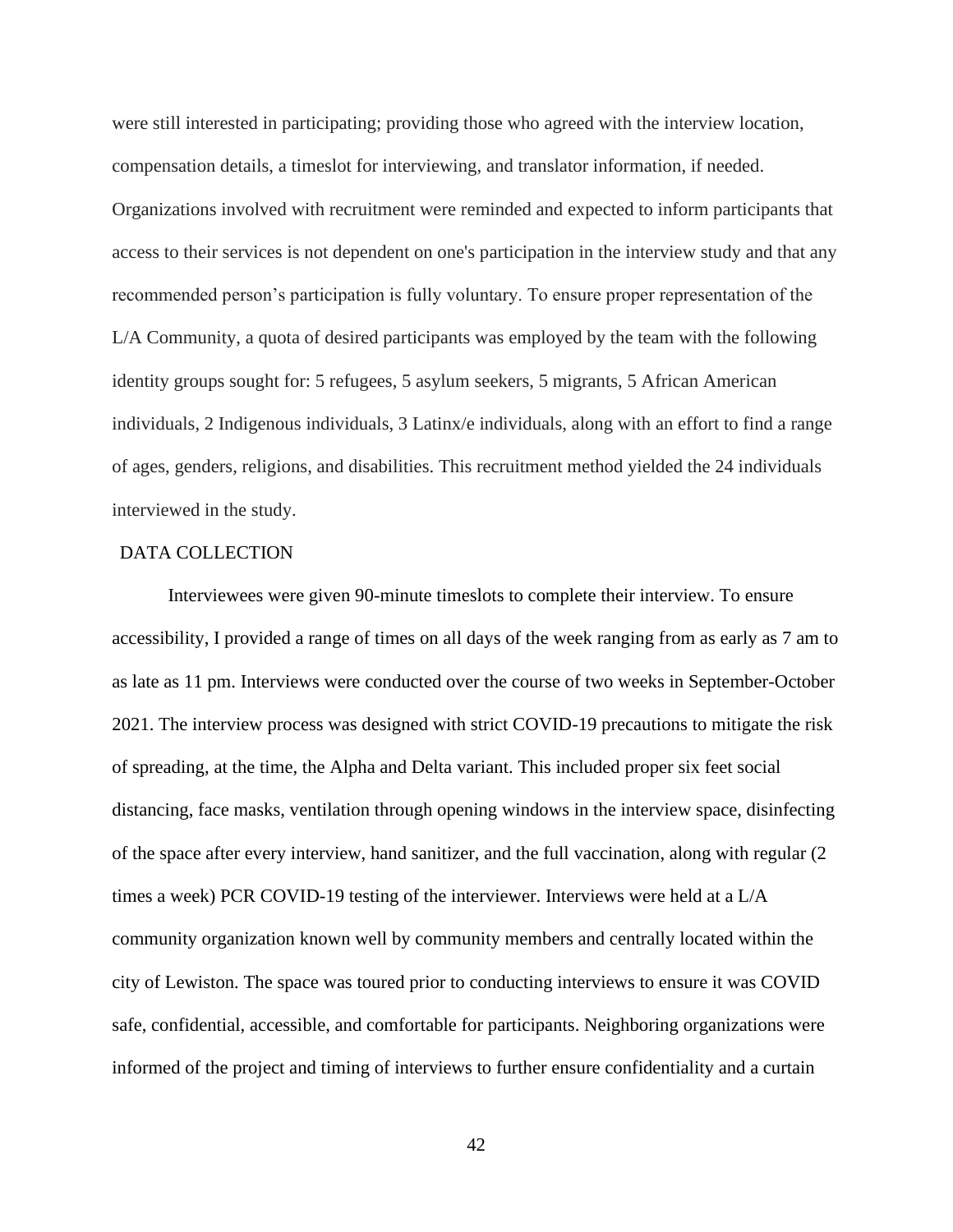were still interested in participating; providing those who agreed with the interview location, compensation details, a timeslot for interviewing, and translator information, if needed. Organizations involved with recruitment were reminded and expected to inform participants that access to their services is not dependent on one's participation in the interview study and that any recommended person's participation is fully voluntary. To ensure proper representation of the L/A Community, a quota of desired participants was employed by the team with the following identity groups sought for: 5 refugees, 5 asylum seekers, 5 migrants, 5 African American individuals, 2 Indigenous individuals, 3 Latinx/e individuals, along with an effort to find a range of ages, genders, religions, and disabilities. This recruitment method yielded the 24 individuals interviewed in the study.

## DATA COLLECTION

Interviewees were given 90-minute timeslots to complete their interview. To ensure accessibility, I provided a range of times on all days of the week ranging from as early as 7 am to as late as 11 pm. Interviews were conducted over the course of two weeks in September-October 2021. The interview process was designed with strict COVID-19 precautions to mitigate the risk of spreading, at the time, the Alpha and Delta variant. This included proper six feet social distancing, face masks, ventilation through opening windows in the interview space, disinfecting of the space after every interview, hand sanitizer, and the full vaccination, along with regular (2 times a week) PCR COVID-19 testing of the interviewer. Interviews were held at a L/A community organization known well by community members and centrally located within the city of Lewiston. The space was toured prior to conducting interviews to ensure it was COVID safe, confidential, accessible, and comfortable for participants. Neighboring organizations were informed of the project and timing of interviews to further ensure confidentiality and a curtain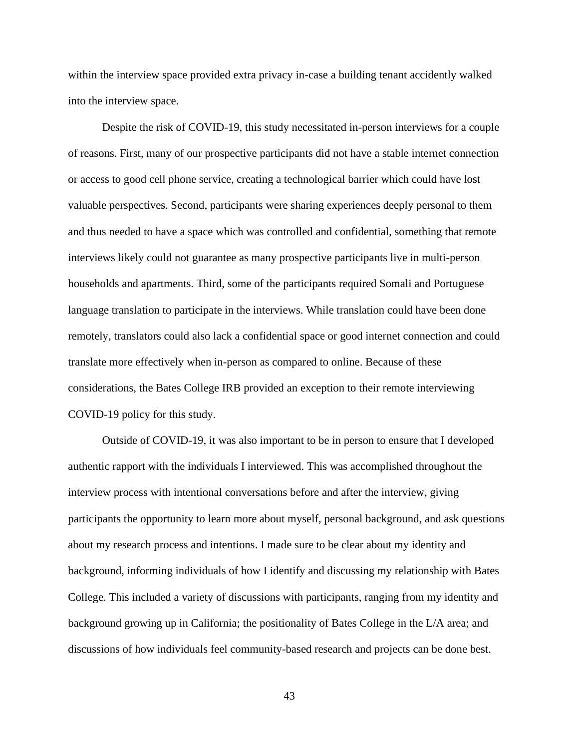within the interview space provided extra privacy in-case a building tenant accidently walked into the interview space.

Despite the risk of COVID-19, this study necessitated in-person interviews for a couple of reasons. First, many of our prospective participants did not have a stable internet connection or access to good cell phone service, creating a technological barrier which could have lost valuable perspectives. Second, participants were sharing experiences deeply personal to them and thus needed to have a space which was controlled and confidential, something that remote interviews likely could not guarantee as many prospective participants live in multi-person households and apartments. Third, some of the participants required Somali and Portuguese language translation to participate in the interviews. While translation could have been done remotely, translators could also lack a confidential space or good internet connection and could translate more effectively when in-person as compared to online. Because of these considerations, the Bates College IRB provided an exception to their remote interviewing COVID-19 policy for this study.

Outside of COVID-19, it was also important to be in person to ensure that I developed authentic rapport with the individuals I interviewed. This was accomplished throughout the interview process with intentional conversations before and after the interview, giving participants the opportunity to learn more about myself, personal background, and ask questions about my research process and intentions. I made sure to be clear about my identity and background, informing individuals of how I identify and discussing my relationship with Bates College. This included a variety of discussions with participants, ranging from my identity and background growing up in California; the positionality of Bates College in the L/A area; and discussions of how individuals feel community-based research and projects can be done best.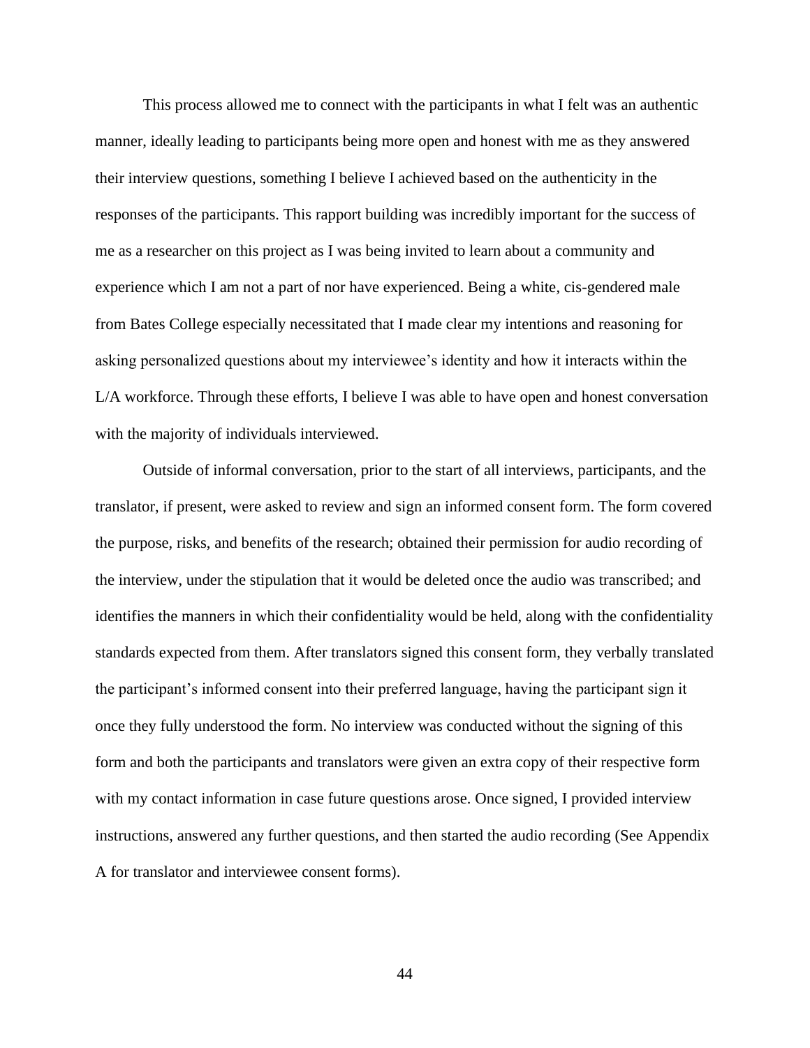This process allowed me to connect with the participants in what I felt was an authentic manner, ideally leading to participants being more open and honest with me as they answered their interview questions, something I believe I achieved based on the authenticity in the responses of the participants. This rapport building was incredibly important for the success of me as a researcher on this project as I was being invited to learn about a community and experience which I am not a part of nor have experienced. Being a white, cis-gendered male from Bates College especially necessitated that I made clear my intentions and reasoning for asking personalized questions about my interviewee's identity and how it interacts within the L/A workforce. Through these efforts, I believe I was able to have open and honest conversation with the majority of individuals interviewed.

Outside of informal conversation, prior to the start of all interviews, participants, and the translator, if present, were asked to review and sign an informed consent form. The form covered the purpose, risks, and benefits of the research; obtained their permission for audio recording of the interview, under the stipulation that it would be deleted once the audio was transcribed; and identifies the manners in which their confidentiality would be held, along with the confidentiality standards expected from them. After translators signed this consent form, they verbally translated the participant's informed consent into their preferred language, having the participant sign it once they fully understood the form. No interview was conducted without the signing of this form and both the participants and translators were given an extra copy of their respective form with my contact information in case future questions arose. Once signed, I provided interview instructions, answered any further questions, and then started the audio recording (See Appendix A for translator and interviewee consent forms).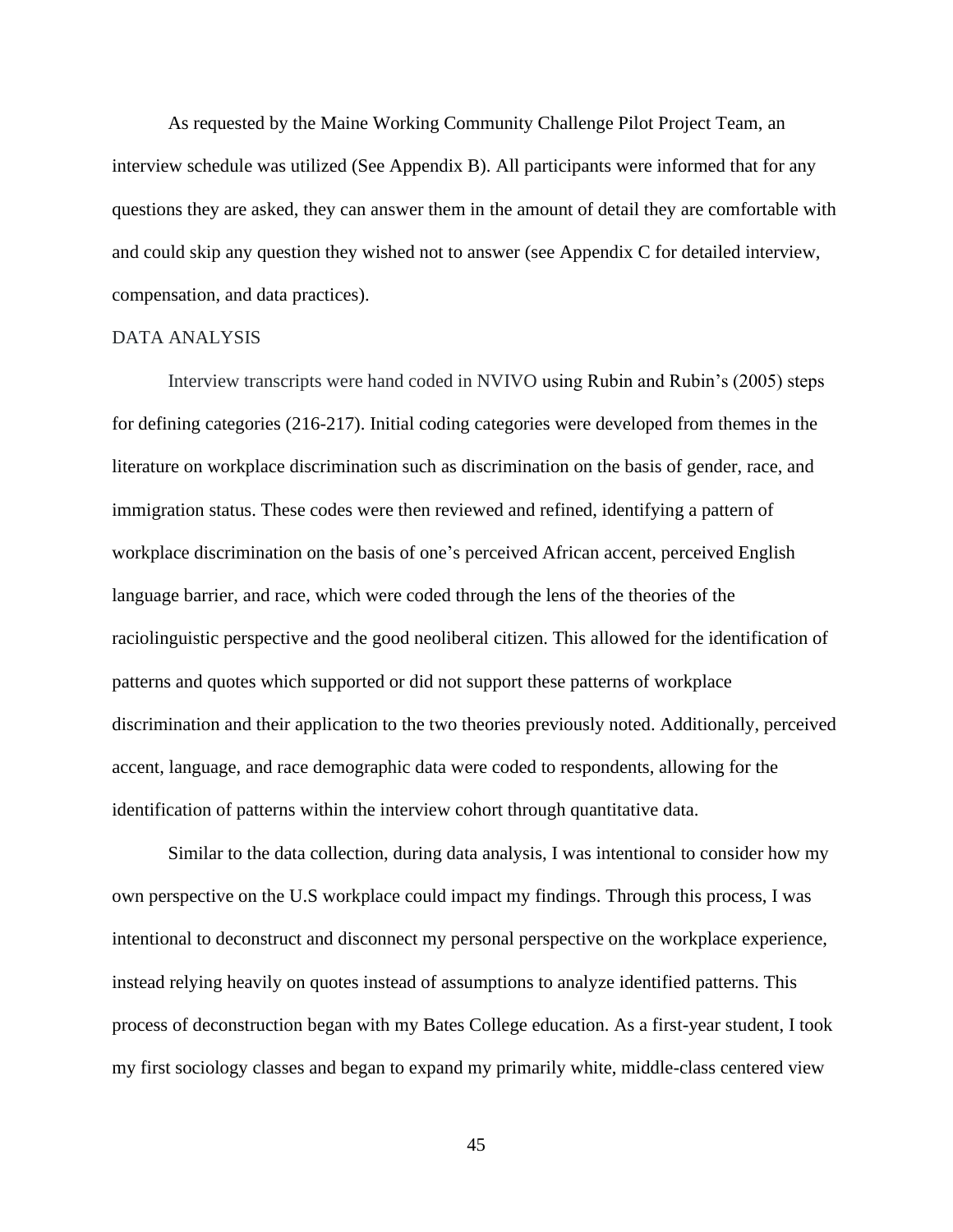As requested by the Maine Working Community Challenge Pilot Project Team, an interview schedule was utilized (See Appendix B). All participants were informed that for any questions they are asked, they can answer them in the amount of detail they are comfortable with and could skip any question they wished not to answer (see Appendix C for detailed interview, compensation, and data practices).

## DATA ANALYSIS

Interview transcripts were hand coded in NVIVO using Rubin and Rubin's (2005) steps for defining categories (216-217). Initial coding categories were developed from themes in the literature on workplace discrimination such as discrimination on the basis of gender, race, and immigration status. These codes were then reviewed and refined, identifying a pattern of workplace discrimination on the basis of one's perceived African accent, perceived English language barrier, and race, which were coded through the lens of the theories of the raciolinguistic perspective and the good neoliberal citizen. This allowed for the identification of patterns and quotes which supported or did not support these patterns of workplace discrimination and their application to the two theories previously noted. Additionally, perceived accent, language, and race demographic data were coded to respondents, allowing for the identification of patterns within the interview cohort through quantitative data.

Similar to the data collection, during data analysis, I was intentional to consider how my own perspective on the U.S workplace could impact my findings. Through this process, I was intentional to deconstruct and disconnect my personal perspective on the workplace experience, instead relying heavily on quotes instead of assumptions to analyze identified patterns. This process of deconstruction began with my Bates College education. As a first-year student, I took my first sociology classes and began to expand my primarily white, middle-class centered view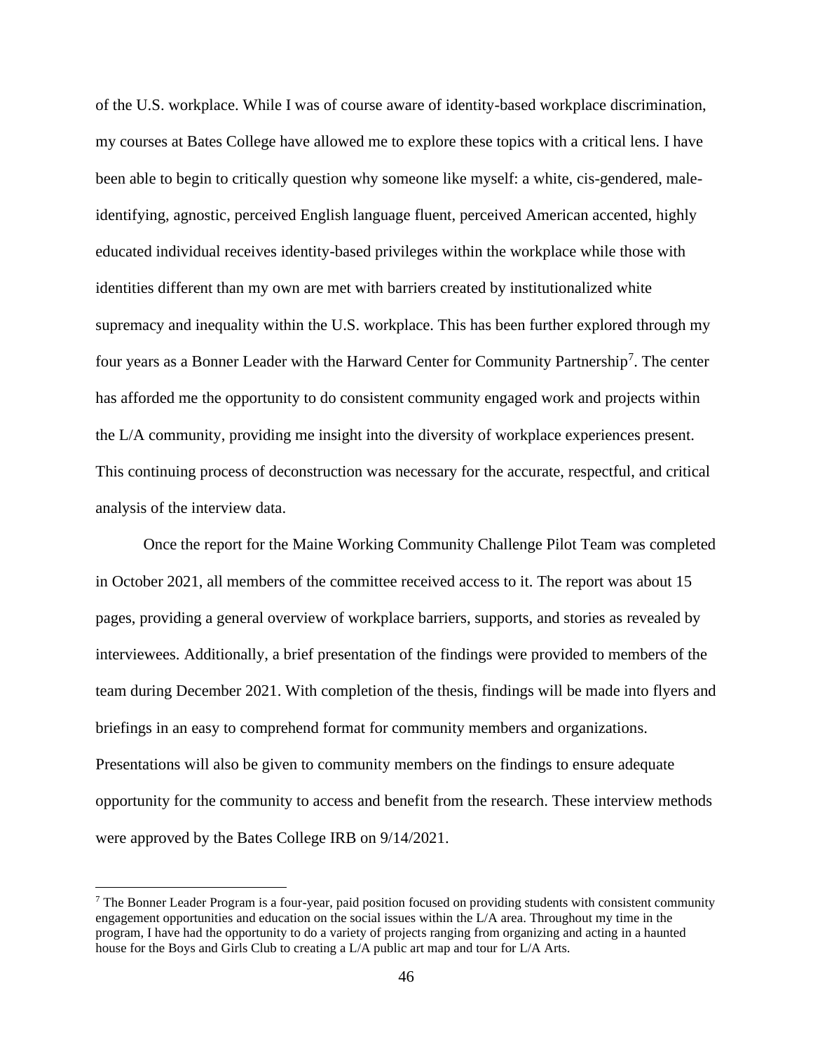of the U.S. workplace. While I was of course aware of identity-based workplace discrimination, my courses at Bates College have allowed me to explore these topics with a critical lens. I have been able to begin to critically question why someone like myself: a white, cis-gendered, male-identifying, agnostic, perceived English language fluent, perceived American accented, highly educated individual receives identity-based privileges within the workplace while those with identities different than my own are met with barriers created by institutionalized white supremacy and inequality within the U.S. workplace. This has been further explored through my four years as a Bonner Leader with the Harward Center for Community Partnership[7]. The center has afforded me the opportunity to do consistent community engaged work and projects within the L/A community, providing me insight into the diversity of workplace experiences present. This continuing process of deconstruction was necessary for the accurate, respectful, and critical analysis of the interview data.

Once the report for the Maine Working Community Challenge Pilot Team was completed in October 2021, all members of the committee received access to it. The report was about 15 pages, providing a general overview of workplace barriers, supports, and stories as revealed by interviewees. Additionally, a brief presentation of the findings were provided to members of the team during December 2021. With completion of the thesis, findings will be made into flyers and briefings in an easy to comprehend format for community members and organizations. Presentations will also be given to community members on the findings to ensure adequate opportunity for the community to access and benefit from the research. These interview methods were approved by the Bates College IRB on 9/14/2021.

[7] The Bonner Leader Program is a four-year, paid position focused on providing students with consistent community engagement opportunities and education on the social issues within the L/A area. Throughout my time in the program, I have had the opportunity to do a variety of projects ranging from organizing and acting in a haunted house for the Boys and Girls Club to creating a L/A public art map and tour for L/A Arts.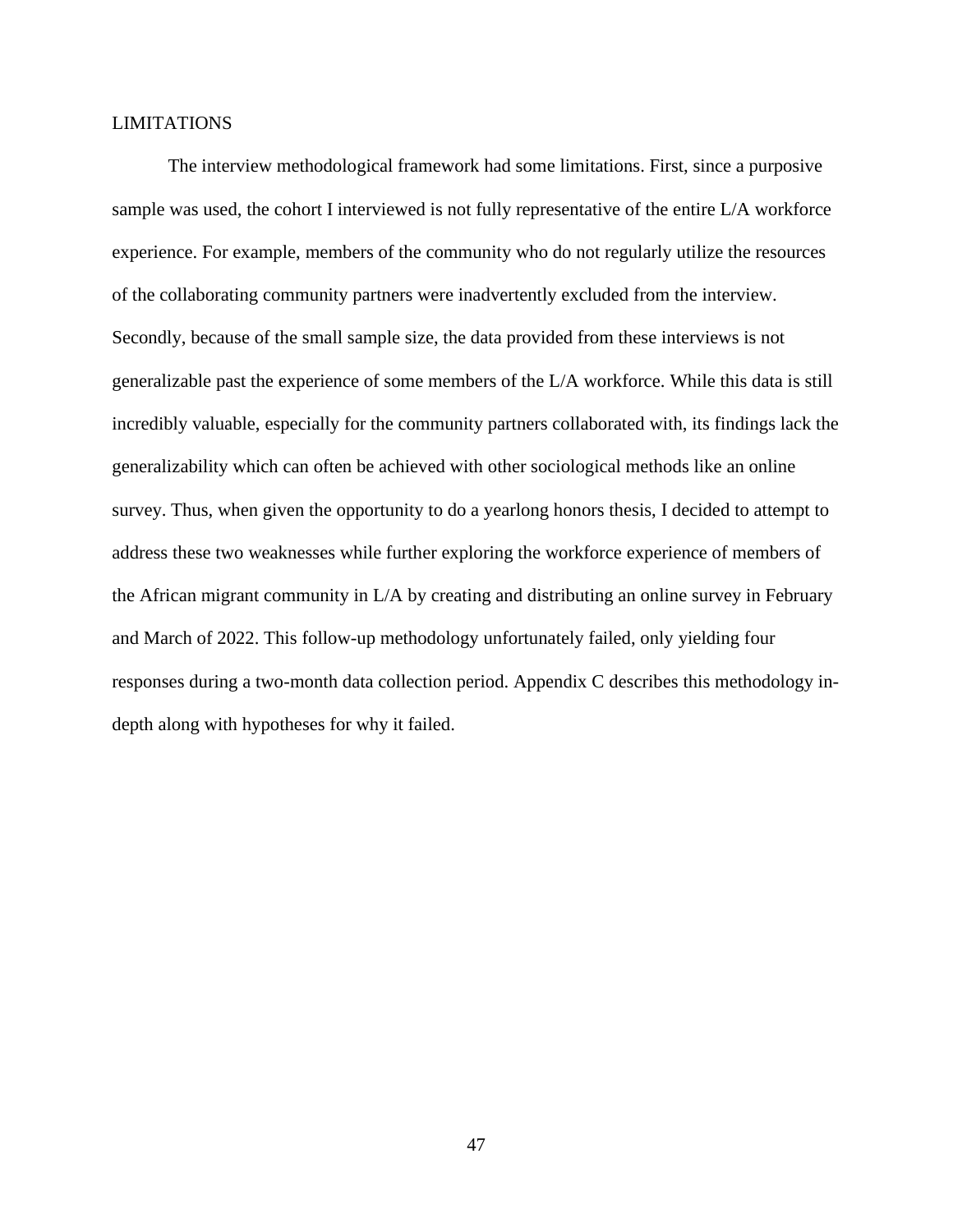## LIMITATIONS

The interview methodological framework had some limitations. First, since a purposive sample was used, the cohort I interviewed is not fully representative of the entire L/A workforce experience. For example, members of the community who do not regularly utilize the resources of the collaborating community partners were inadvertently excluded from the interview. Secondly, because of the small sample size, the data provided from these interviews is not generalizable past the experience of some members of the L/A workforce. While this data is still incredibly valuable, especially for the community partners collaborated with, its findings lack the generalizability which can often be achieved with other sociological methods like an online survey. Thus, when given the opportunity to do a yearlong honors thesis, I decided to attempt to address these two weaknesses while further exploring the workforce experience of members of the African migrant community in L/A by creating and distributing an online survey in February and March of 2022. This follow-up methodology unfortunately failed, only yielding four responses during a two-month data collection period. Appendix C describes this methodology in-depth along with hypotheses for why it failed.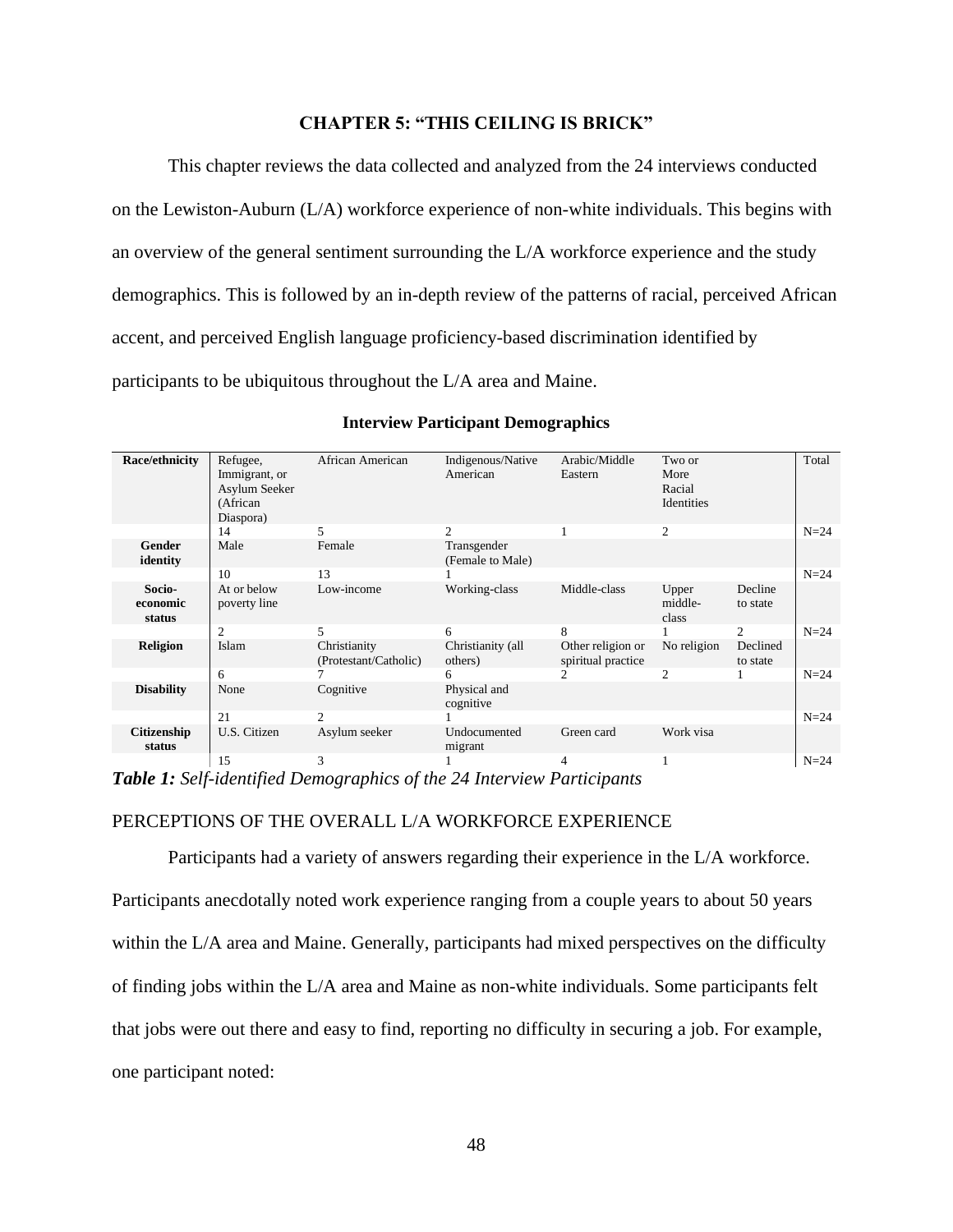## CHAPTER 5: "THIS CEILING IS BRICK"

This chapter reviews the data collected and analyzed from the 24 interviews conducted on the Lewiston-Auburn (L/A) workforce experience of non-white individuals. This begins with an overview of the general sentiment surrounding the L/A workforce experience and the study demographics. This is followed by an in-depth review of the patterns of racial, perceived African accent, and perceived English language proficiency-based discrimination identified by participants to be ubiquitous throughout the L/A area and Maine.

**Interview Participant Demographics**

| **Race/ethnicity** | Refugee, Immigrant, or Asylum Seeker (African Diaspora) | African American | Indigenous/Native American | Arabic/Middle Eastern | Two or More Racial Identities | | Total |
|---|---|---|---|---|---|---|---|
| | 14 | 5 | 2 | 1 | 2 | | N=24 |
| **Gender identity** | Male | Female | Transgender (Female to Male) | | | | |
| | 10 | 13 | 1 | | | | N=24 |
| **Socio-economic status** | At or below poverty line | Low-income | Working-class | Middle-class | Upper middle-class | Decline to state | |
| | 2 | 5 | 6 | 8 | 1 | 2 | N=24 |
| **Religion** | Islam | Christianity (Protestant/Catholic) | Christianity (all others) | Other religion or spiritual practice | No religion | Declined to state | |
| | 6 | 7 | 6 | 2 | 2 | 1 | N=24 |
| **Disability** | None | Cognitive | Physical and cognitive | | | | |
| | 21 | 2 | 1 | | | | N=24 |
| **Citizenship status** | U.S. Citizen | Asylum seeker | Undocumented migrant | Green card | Work visa | | |
| | 15 | 3 | 1 | 4 | 1 | | N=24 |

***Table 1:*** *Self-identified Demographics of the 24 Interview Participants*

PERCEPTIONS OF THE OVERALL L/A WORKFORCE EXPERIENCE

Participants had a variety of answers regarding their experience in the L/A workforce. Participants anecdotally noted work experience ranging from a couple years to about 50 years within the L/A area and Maine. Generally, participants had mixed perspectives on the difficulty of finding jobs within the L/A area and Maine as non-white individuals. Some participants felt that jobs were out there and easy to find, reporting no difficulty in securing a job. For example, one participant noted: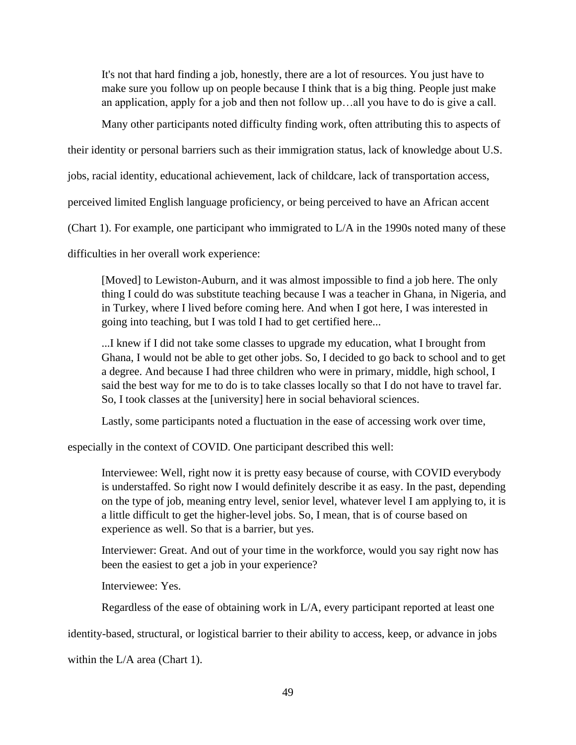> It's not that hard finding a job, honestly, there are a lot of resources. You just have to make sure you follow up on people because I think that is a big thing. People just make an application, apply for a job and then not follow up…all you have to do is give a call.

Many other participants noted difficulty finding work, often attributing this to aspects of their identity or personal barriers such as their immigration status, lack of knowledge about U.S. jobs, racial identity, educational achievement, lack of childcare, lack of transportation access, perceived limited English language proficiency, or being perceived to have an African accent (Chart 1). For example, one participant who immigrated to L/A in the 1990s noted many of these difficulties in her overall work experience:

> [Moved] to Lewiston-Auburn, and it was almost impossible to find a job here. The only thing I could do was substitute teaching because I was a teacher in Ghana, in Nigeria, and in Turkey, where I lived before coming here. And when I got here, I was interested in going into teaching, but I was told I had to get certified here...
>
> ...I knew if I did not take some classes to upgrade my education, what I brought from Ghana, I would not be able to get other jobs. So, I decided to go back to school and to get a degree. And because I had three children who were in primary, middle, high school, I said the best way for me to do is to take classes locally so that I do not have to travel far. So, I took classes at the [university] here in social behavioral sciences.

Lastly, some participants noted a fluctuation in the ease of accessing work over time, especially in the context of COVID. One participant described this well:

> Interviewee: Well, right now it is pretty easy because of course, with COVID everybody is understaffed. So right now I would definitely describe it as easy. In the past, depending on the type of job, meaning entry level, senior level, whatever level I am applying to, it is a little difficult to get the higher-level jobs. So, I mean, that is of course based on experience as well. So that is a barrier, but yes.
>
> Interviewer: Great. And out of your time in the workforce, would you say right now has been the easiest to get a job in your experience?
>
> Interviewee: Yes.

Regardless of the ease of obtaining work in L/A, every participant reported at least one identity-based, structural, or logistical barrier to their ability to access, keep, or advance in jobs within the L/A area (Chart 1).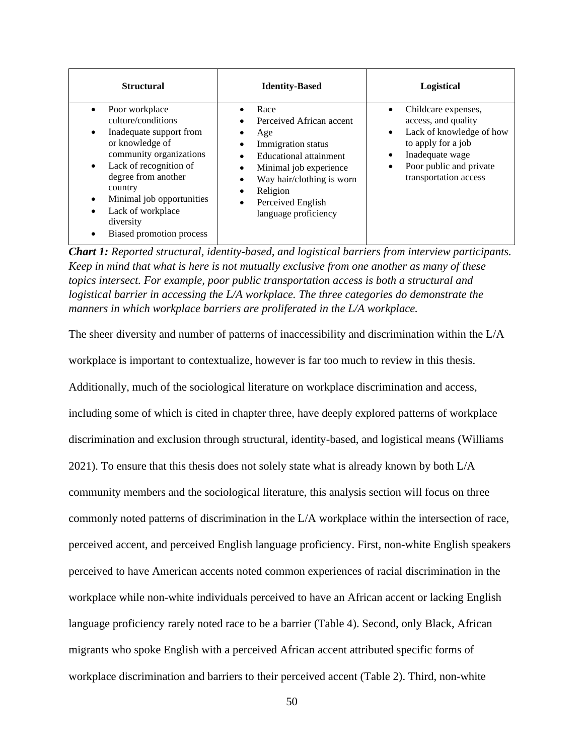| Structural | Identity-Based | Logistical |
| --- | --- | --- |
| • Poor workplace culture/conditions<br>• Inadequate support from or knowledge of community organizations<br>• Lack of recognition of degree from another country<br>• Minimal job opportunities<br>• Lack of workplace diversity<br>• Biased promotion process | • Race<br>• Perceived African accent<br>• Age<br>• Immigration status<br>• Educational attainment<br>• Minimal job experience<br>• Way hair/clothing is worn<br>• Religion<br>• Perceived English language proficiency | • Childcare expenses, access, and quality<br>• Lack of knowledge of how to apply for a job<br>• Inadequate wage<br>• Poor public and private transportation access |

***Chart 1:*** *Reported structural, identity-based, and logistical barriers from interview participants. Keep in mind that what is here is not mutually exclusive from one another as many of these topics intersect. For example, poor public transportation access is both a structural and logistical barrier in accessing the L/A workplace. The three categories do demonstrate the manners in which workplace barriers are proliferated in the L/A workplace.*

The sheer diversity and number of patterns of inaccessibility and discrimination within the L/A workplace is important to contextualize, however is far too much to review in this thesis. Additionally, much of the sociological literature on workplace discrimination and access, including some of which is cited in chapter three, have deeply explored patterns of workplace discrimination and exclusion through structural, identity-based, and logistical means (Williams 2021). To ensure that this thesis does not solely state what is already known by both L/A community members and the sociological literature, this analysis section will focus on three commonly noted patterns of discrimination in the L/A workplace within the intersection of race, perceived accent, and perceived English language proficiency. First, non-white English speakers perceived to have American accents noted common experiences of racial discrimination in the workplace while non-white individuals perceived to have an African accent or lacking English language proficiency rarely noted race to be a barrier (Table 4). Second, only Black, African migrants who spoke English with a perceived African accent attributed specific forms of workplace discrimination and barriers to their perceived accent (Table 2). Third, non-white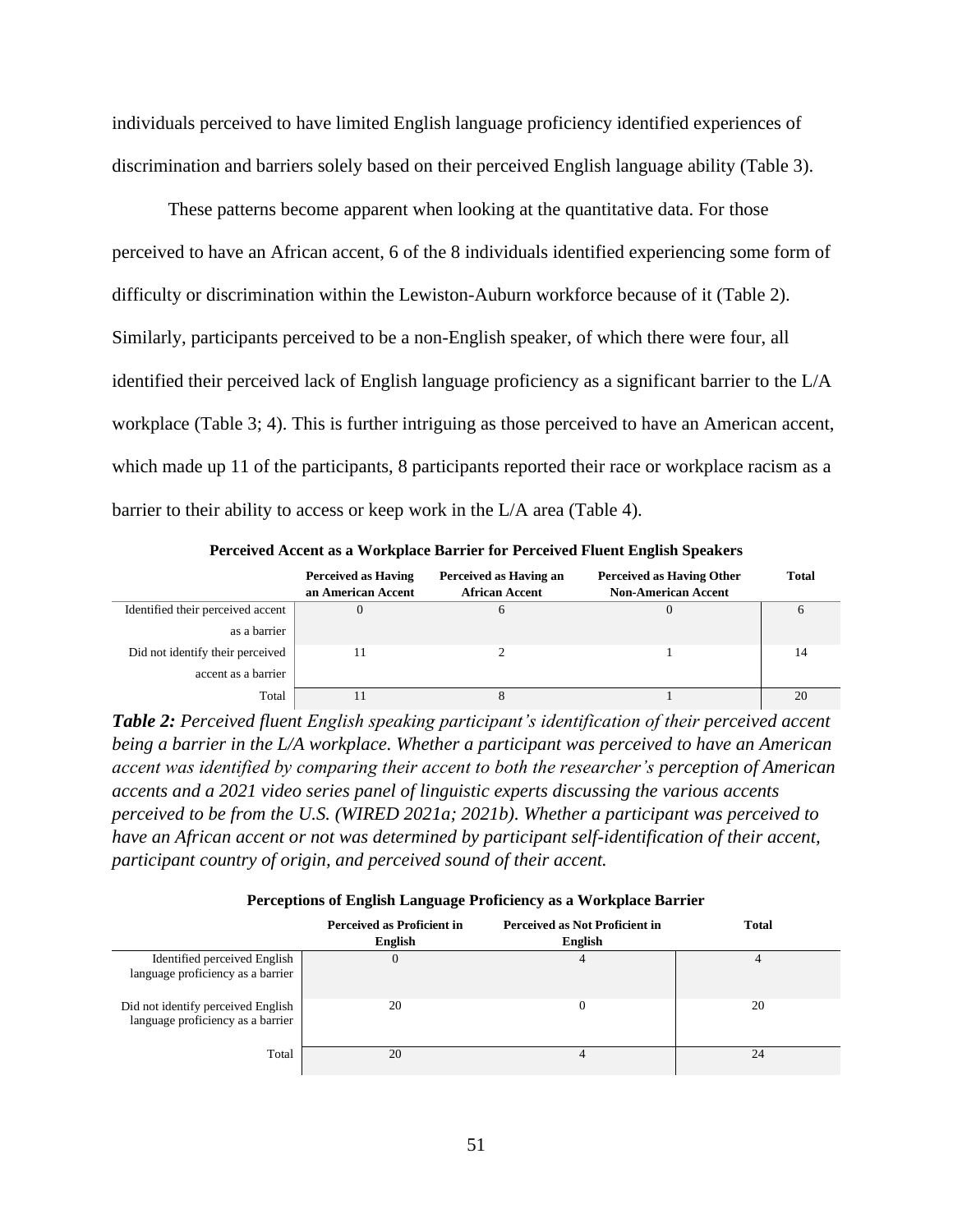individuals perceived to have limited English language proficiency identified experiences of discrimination and barriers solely based on their perceived English language ability (Table 3).

These patterns become apparent when looking at the quantitative data. For those perceived to have an African accent, 6 of the 8 individuals identified experiencing some form of difficulty or discrimination within the Lewiston-Auburn workforce because of it (Table 2). Similarly, participants perceived to be a non-English speaker, of which there were four, all identified their perceived lack of English language proficiency as a significant barrier to the L/A workplace (Table 3; 4). This is further intriguing as those perceived to have an American accent, which made up 11 of the participants, 8 participants reported their race or workplace racism as a barrier to their ability to access or keep work in the L/A area (Table 4).

**Perceived Accent as a Workplace Barrier for Perceived Fluent English Speakers**

| | Perceived as Having an American Accent | Perceived as Having an African Accent | Perceived as Having Other Non-American Accent | Total |
|---|---|---|---|---|
| Identified their perceived accent as a barrier | 0 | 6 | 0 | 6 |
| Did not identify their perceived accent as a barrier | 11 | 2 | 1 | 14 |
| Total | 11 | 8 | 1 | 20 |

***Table 2:*** *Perceived fluent English speaking participant's identification of their perceived accent being a barrier in the L/A workplace. Whether a participant was perceived to have an American accent was identified by comparing their accent to both the researcher's perception of American accents and a 2021 video series panel of linguistic experts discussing the various accents perceived to be from the U.S. (WIRED 2021a; 2021b). Whether a participant was perceived to have an African accent or not was determined by participant self-identification of their accent, participant country of origin, and perceived sound of their accent.*

**Perceptions of English Language Proficiency as a Workplace Barrier**

| | Perceived as Proficient in English | Perceived as Not Proficient in English | Total |
|---|---|---|---|
| Identified perceived English language proficiency as a barrier | 0 | 4 | 4 |
| Did not identify perceived English language proficiency as a barrier | 20 | 0 | 20 |
| Total | 20 | 4 | 24 |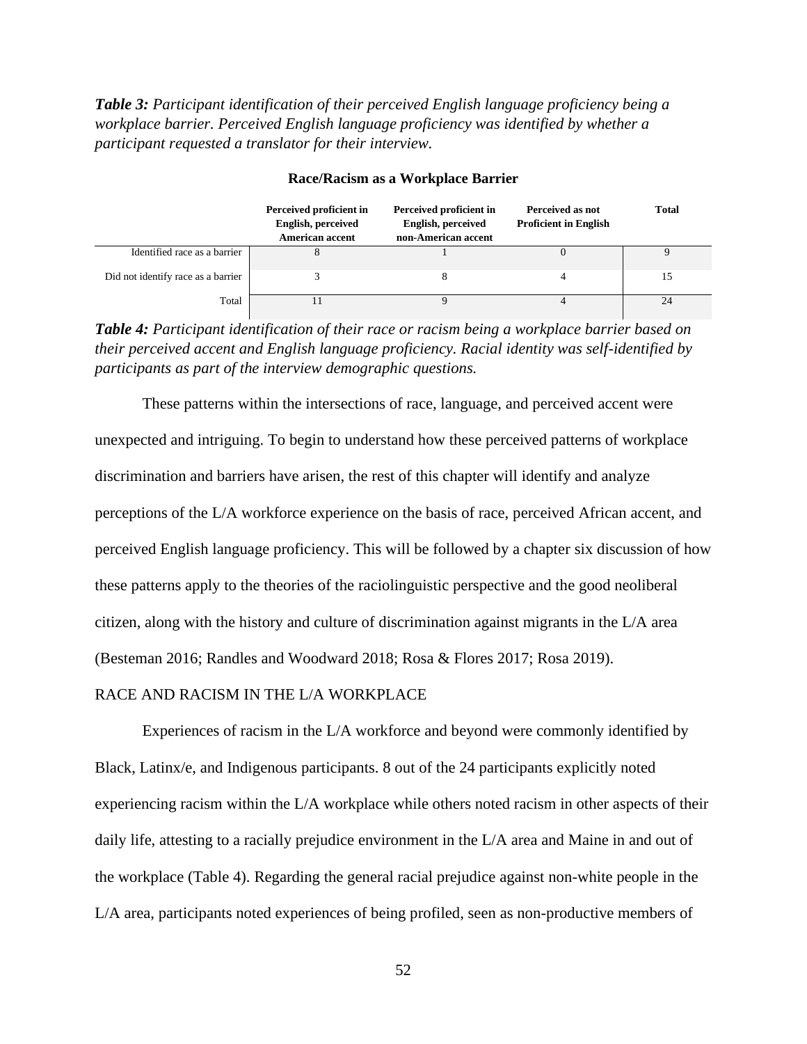***Table 3:*** *Participant identification of their perceived English language proficiency being a workplace barrier. Perceived English language proficiency was identified by whether a participant requested a translator for their interview.*

**Race/Racism as a Workplace Barrier**

| | Perceived proficient in English, perceived American accent | Perceived proficient in English, perceived non-American accent | Perceived as not Proficient in English | Total |
|---|---|---|---|---|
| Identified race as a barrier | 8 | 1 | 0 | 9 |
| Did not identify race as a barrier | 3 | 8 | 4 | 15 |
| Total | 11 | 9 | 4 | 24 |

***Table 4:*** *Participant identification of their race or racism being a workplace barrier based on their perceived accent and English language proficiency. Racial identity was self-identified by participants as part of the interview demographic questions.*

These patterns within the intersections of race, language, and perceived accent were unexpected and intriguing. To begin to understand how these perceived patterns of workplace discrimination and barriers have arisen, the rest of this chapter will identify and analyze perceptions of the L/A workforce experience on the basis of race, perceived African accent, and perceived English language proficiency. This will be followed by a chapter six discussion of how these patterns apply to the theories of the raciolinguistic perspective and the good neoliberal citizen, along with the history and culture of discrimination against migrants in the L/A area (Besteman 2016; Randles and Woodward 2018; Rosa & Flores 2017; Rosa 2019).

RACE AND RACISM IN THE L/A WORKPLACE

Experiences of racism in the L/A workforce and beyond were commonly identified by Black, Latinx/e, and Indigenous participants. 8 out of the 24 participants explicitly noted experiencing racism within the L/A workplace while others noted racism in other aspects of their daily life, attesting to a racially prejudice environment in the L/A area and Maine in and out of the workplace (Table 4). Regarding the general racial prejudice against non-white people in the L/A area, participants noted experiences of being profiled, seen as non-productive members of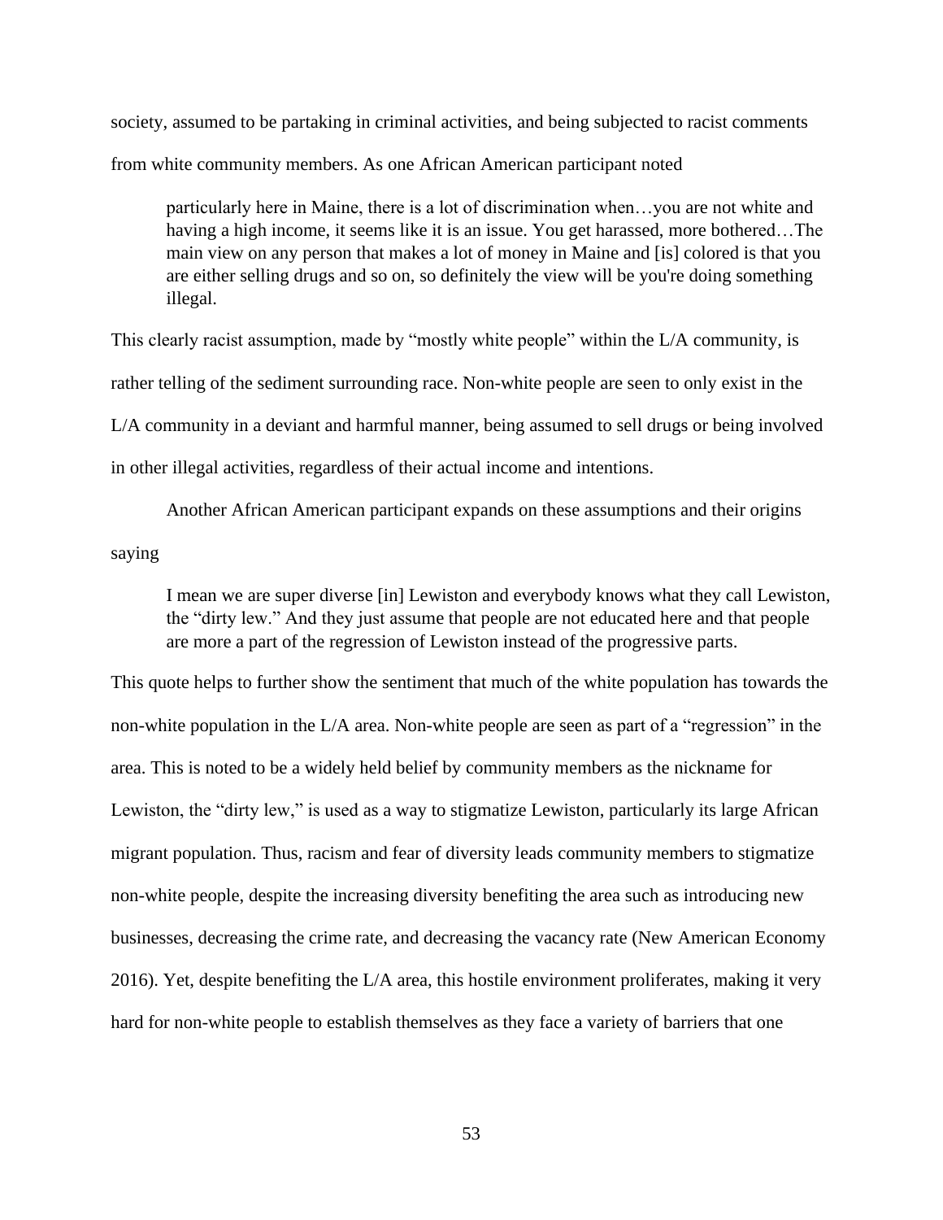society, assumed to be partaking in criminal activities, and being subjected to racist comments from white community members. As one African American participant noted

> particularly here in Maine, there is a lot of discrimination when…you are not white and having a high income, it seems like it is an issue. You get harassed, more bothered…The main view on any person that makes a lot of money in Maine and [is] colored is that you are either selling drugs and so on, so definitely the view will be you're doing something illegal.

This clearly racist assumption, made by "mostly white people" within the L/A community, is rather telling of the sediment surrounding race. Non-white people are seen to only exist in the L/A community in a deviant and harmful manner, being assumed to sell drugs or being involved in other illegal activities, regardless of their actual income and intentions.

Another African American participant expands on these assumptions and their origins saying

> I mean we are super diverse [in] Lewiston and everybody knows what they call Lewiston, the "dirty lew." And they just assume that people are not educated here and that people are more a part of the regression of Lewiston instead of the progressive parts.

This quote helps to further show the sentiment that much of the white population has towards the non-white population in the L/A area. Non-white people are seen as part of a "regression" in the area. This is noted to be a widely held belief by community members as the nickname for Lewiston, the "dirty lew," is used as a way to stigmatize Lewiston, particularly its large African migrant population. Thus, racism and fear of diversity leads community members to stigmatize non-white people, despite the increasing diversity benefiting the area such as introducing new businesses, decreasing the crime rate, and decreasing the vacancy rate (New American Economy 2016). Yet, despite benefiting the L/A area, this hostile environment proliferates, making it very hard for non-white people to establish themselves as they face a variety of barriers that one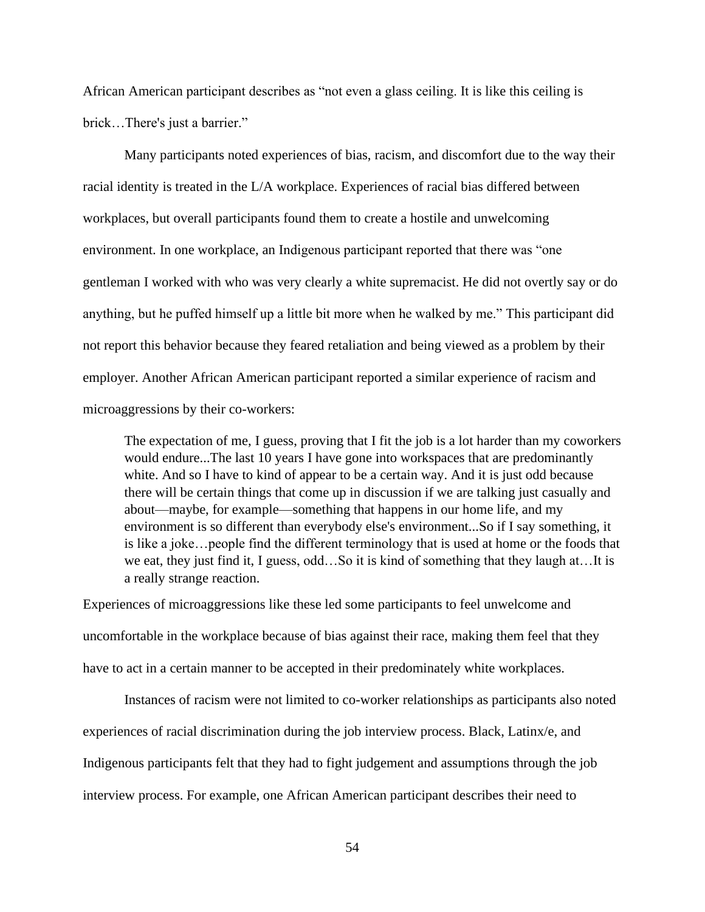African American participant describes as "not even a glass ceiling. It is like this ceiling is brick…There's just a barrier."

Many participants noted experiences of bias, racism, and discomfort due to the way their racial identity is treated in the L/A workplace. Experiences of racial bias differed between workplaces, but overall participants found them to create a hostile and unwelcoming environment. In one workplace, an Indigenous participant reported that there was "one gentleman I worked with who was very clearly a white supremacist. He did not overtly say or do anything, but he puffed himself up a little bit more when he walked by me." This participant did not report this behavior because they feared retaliation and being viewed as a problem by their employer. Another African American participant reported a similar experience of racism and microaggressions by their co-workers:

> The expectation of me, I guess, proving that I fit the job is a lot harder than my coworkers would endure...The last 10 years I have gone into workspaces that are predominantly white. And so I have to kind of appear to be a certain way. And it is just odd because there will be certain things that come up in discussion if we are talking just casually and about—maybe, for example—something that happens in our home life, and my environment is so different than everybody else's environment...So if I say something, it is like a joke…people find the different terminology that is used at home or the foods that we eat, they just find it, I guess, odd…So it is kind of something that they laugh at…It is a really strange reaction.

Experiences of microaggressions like these led some participants to feel unwelcome and uncomfortable in the workplace because of bias against their race, making them feel that they have to act in a certain manner to be accepted in their predominately white workplaces.

Instances of racism were not limited to co-worker relationships as participants also noted experiences of racial discrimination during the job interview process. Black, Latinx/e, and Indigenous participants felt that they had to fight judgement and assumptions through the job interview process. For example, one African American participant describes their need to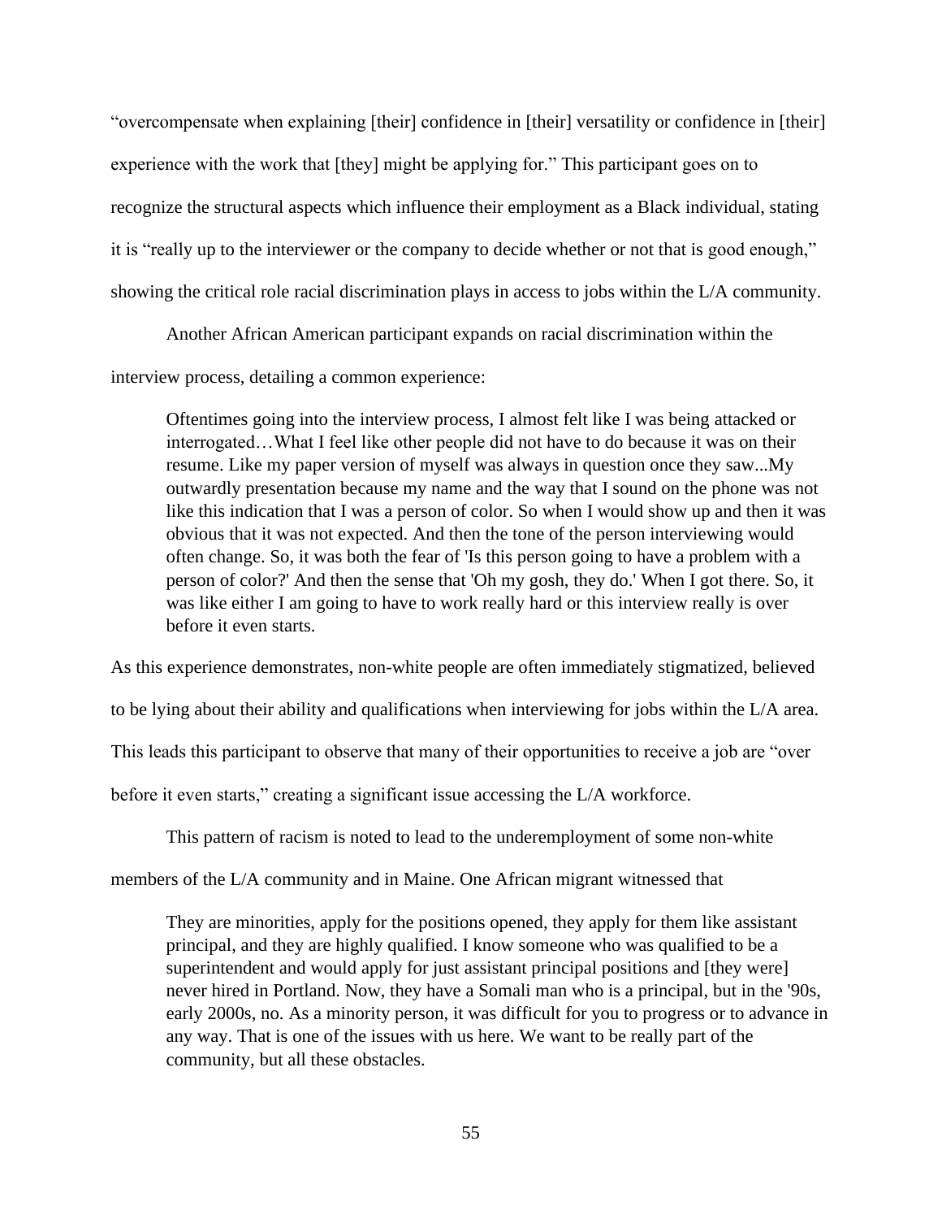"overcompensate when explaining [their] confidence in [their] versatility or confidence in [their] experience with the work that [they] might be applying for." This participant goes on to recognize the structural aspects which influence their employment as a Black individual, stating it is "really up to the interviewer or the company to decide whether or not that is good enough," showing the critical role racial discrimination plays in access to jobs within the L/A community.

Another African American participant expands on racial discrimination within the interview process, detailing a common experience:

> Oftentimes going into the interview process, I almost felt like I was being attacked or interrogated…What I feel like other people did not have to do because it was on their resume. Like my paper version of myself was always in question once they saw...My outwardly presentation because my name and the way that I sound on the phone was not like this indication that I was a person of color. So when I would show up and then it was obvious that it was not expected. And then the tone of the person interviewing would often change. So, it was both the fear of 'Is this person going to have a problem with a person of color?' And then the sense that 'Oh my gosh, they do.' When I got there. So, it was like either I am going to have to work really hard or this interview really is over before it even starts.

As this experience demonstrates, non-white people are often immediately stigmatized, believed to be lying about their ability and qualifications when interviewing for jobs within the L/A area. This leads this participant to observe that many of their opportunities to receive a job are "over before it even starts," creating a significant issue accessing the L/A workforce.

This pattern of racism is noted to lead to the underemployment of some non-white members of the L/A community and in Maine. One African migrant witnessed that

> They are minorities, apply for the positions opened, they apply for them like assistant principal, and they are highly qualified. I know someone who was qualified to be a superintendent and would apply for just assistant principal positions and [they were] never hired in Portland. Now, they have a Somali man who is a principal, but in the '90s, early 2000s, no. As a minority person, it was difficult for you to progress or to advance in any way. That is one of the issues with us here. We want to be really part of the community, but all these obstacles.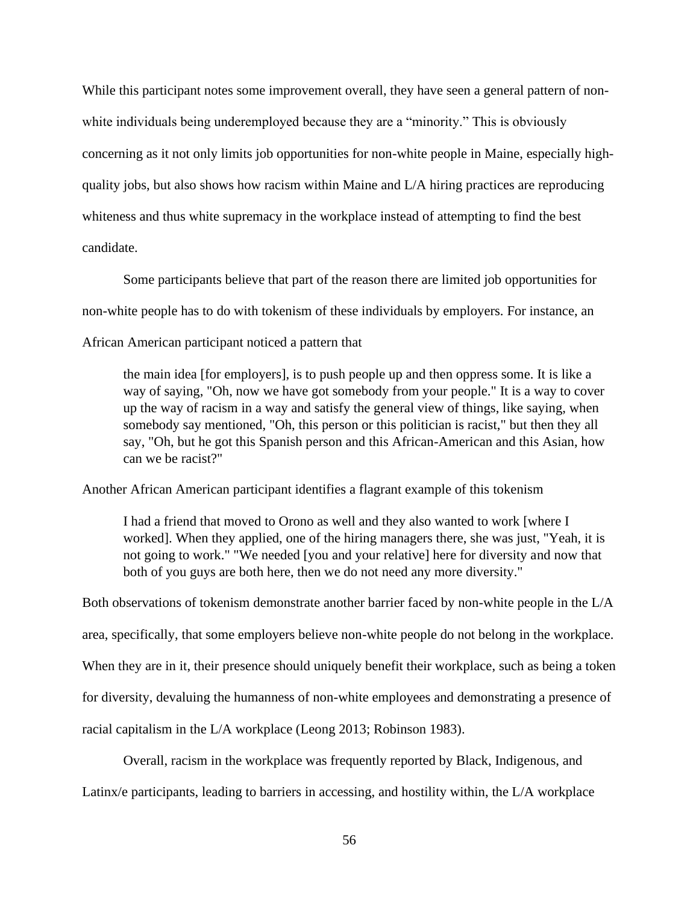While this participant notes some improvement overall, they have seen a general pattern of non-white individuals being underemployed because they are a "minority." This is obviously concerning as it not only limits job opportunities for non-white people in Maine, especially high-quality jobs, but also shows how racism within Maine and L/A hiring practices are reproducing whiteness and thus white supremacy in the workplace instead of attempting to find the best candidate.

Some participants believe that part of the reason there are limited job opportunities for non-white people has to do with tokenism of these individuals by employers. For instance, an African American participant noticed a pattern that

> the main idea [for employers], is to push people up and then oppress some. It is like a way of saying, "Oh, now we have got somebody from your people." It is a way to cover up the way of racism in a way and satisfy the general view of things, like saying, when somebody say mentioned, "Oh, this person or this politician is racist," but then they all say, "Oh, but he got this Spanish person and this African-American and this Asian, how can we be racist?"

Another African American participant identifies a flagrant example of this tokenism

> I had a friend that moved to Orono as well and they also wanted to work [where I worked]. When they applied, one of the hiring managers there, she was just, "Yeah, it is not going to work." "We needed [you and your relative] here for diversity and now that both of you guys are both here, then we do not need any more diversity."

Both observations of tokenism demonstrate another barrier faced by non-white people in the L/A area, specifically, that some employers believe non-white people do not belong in the workplace. When they are in it, their presence should uniquely benefit their workplace, such as being a token for diversity, devaluing the humanness of non-white employees and demonstrating a presence of racial capitalism in the L/A workplace (Leong 2013; Robinson 1983).

Overall, racism in the workplace was frequently reported by Black, Indigenous, and Latinx/e participants, leading to barriers in accessing, and hostility within, the L/A workplace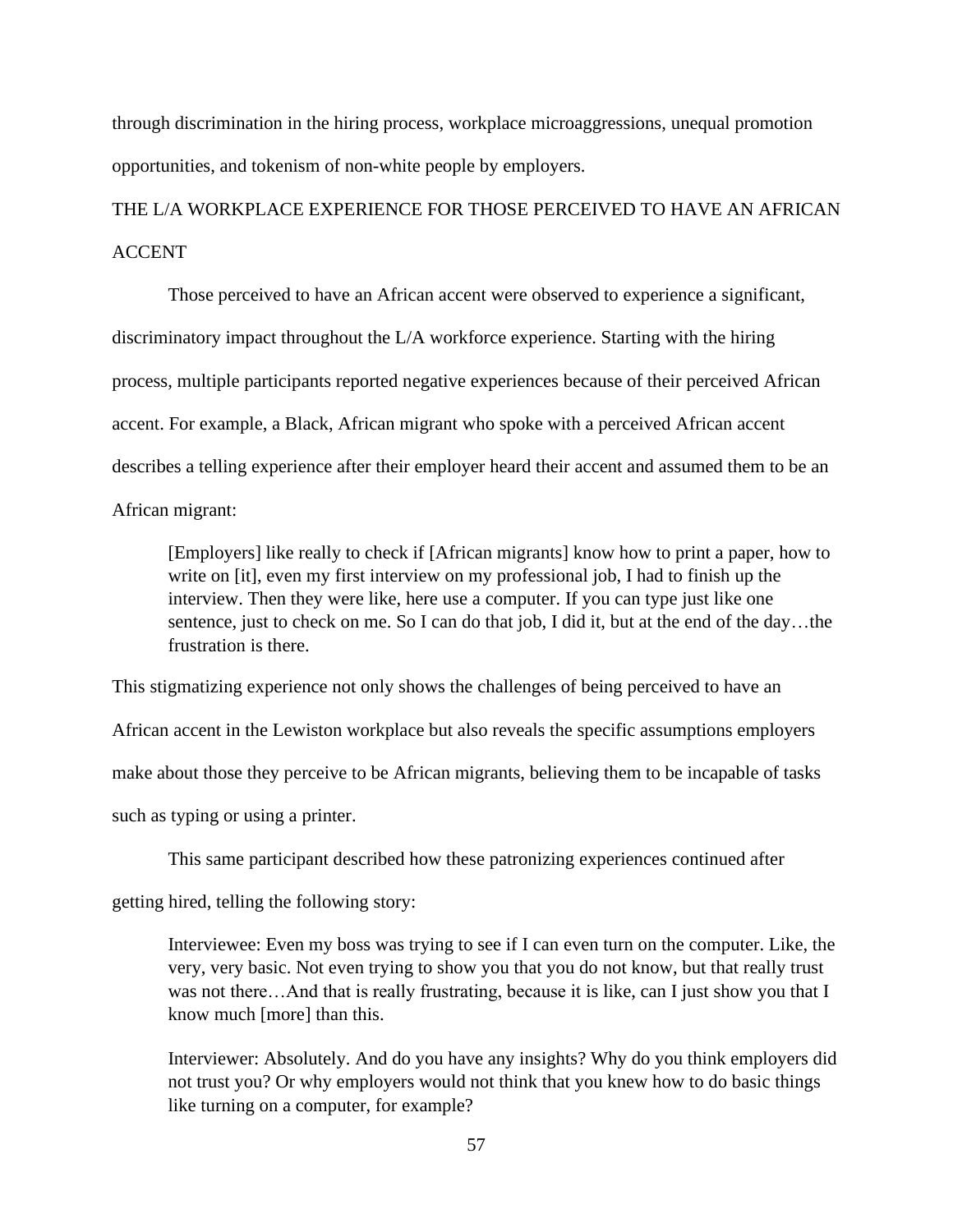through discrimination in the hiring process, workplace microaggressions, unequal promotion opportunities, and tokenism of non-white people by employers.

## THE L/A WORKPLACE EXPERIENCE FOR THOSE PERCEIVED TO HAVE AN AFRICAN ACCENT

Those perceived to have an African accent were observed to experience a significant, discriminatory impact throughout the L/A workforce experience. Starting with the hiring process, multiple participants reported negative experiences because of their perceived African accent. For example, a Black, African migrant who spoke with a perceived African accent describes a telling experience after their employer heard their accent and assumed them to be an African migrant:

> [Employers] like really to check if [African migrants] know how to print a paper, how to write on [it], even my first interview on my professional job, I had to finish up the interview. Then they were like, here use a computer. If you can type just like one sentence, just to check on me. So I can do that job, I did it, but at the end of the day…the frustration is there.

This stigmatizing experience not only shows the challenges of being perceived to have an African accent in the Lewiston workplace but also reveals the specific assumptions employers make about those they perceive to be African migrants, believing them to be incapable of tasks such as typing or using a printer.

This same participant described how these patronizing experiences continued after getting hired, telling the following story:

> Interviewee: Even my boss was trying to see if I can even turn on the computer. Like, the very, very basic. Not even trying to show you that you do not know, but that really trust was not there…And that is really frustrating, because it is like, can I just show you that I know much [more] than this.
>
> Interviewer: Absolutely. And do you have any insights? Why do you think employers did not trust you? Or why employers would not think that you knew how to do basic things like turning on a computer, for example?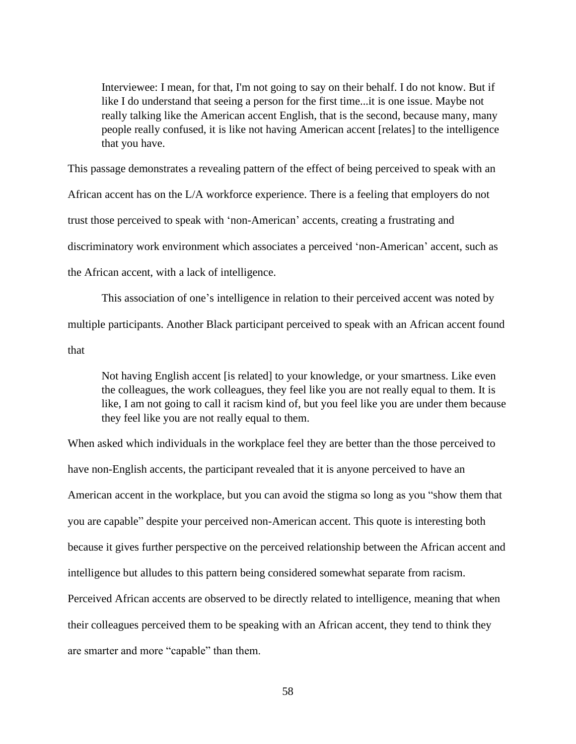> Interviewee: I mean, for that, I'm not going to say on their behalf. I do not know. But if like I do understand that seeing a person for the first time...it is one issue. Maybe not really talking like the American accent English, that is the second, because many, many people really confused, it is like not having American accent [relates] to the intelligence that you have.

This passage demonstrates a revealing pattern of the effect of being perceived to speak with an African accent has on the L/A workforce experience. There is a feeling that employers do not trust those perceived to speak with 'non-American' accents, creating a frustrating and discriminatory work environment which associates a perceived 'non-American' accent, such as the African accent, with a lack of intelligence.

This association of one's intelligence in relation to their perceived accent was noted by multiple participants. Another Black participant perceived to speak with an African accent found that

> Not having English accent [is related] to your knowledge, or your smartness. Like even the colleagues, the work colleagues, they feel like you are not really equal to them. It is like, I am not going to call it racism kind of, but you feel like you are under them because they feel like you are not really equal to them.

When asked which individuals in the workplace feel they are better than the those perceived to have non-English accents, the participant revealed that it is anyone perceived to have an American accent in the workplace, but you can avoid the stigma so long as you "show them that you are capable" despite your perceived non-American accent. This quote is interesting both because it gives further perspective on the perceived relationship between the African accent and intelligence but alludes to this pattern being considered somewhat separate from racism. Perceived African accents are observed to be directly related to intelligence, meaning that when their colleagues perceived them to be speaking with an African accent, they tend to think they are smarter and more "capable" than them.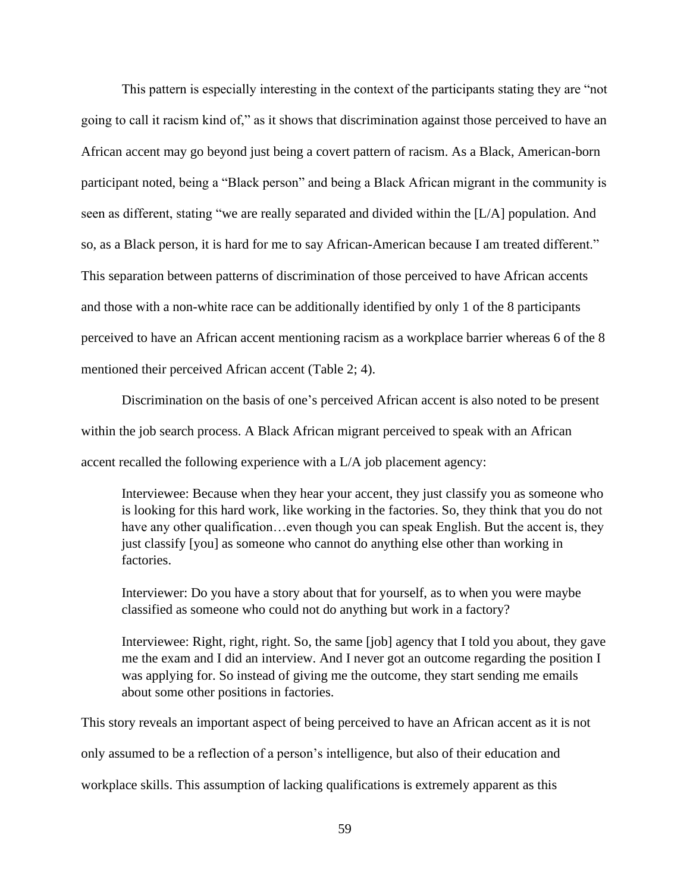This pattern is especially interesting in the context of the participants stating they are "not going to call it racism kind of," as it shows that discrimination against those perceived to have an African accent may go beyond just being a covert pattern of racism. As a Black, American-born participant noted, being a "Black person" and being a Black African migrant in the community is seen as different, stating "we are really separated and divided within the [L/A] population. And so, as a Black person, it is hard for me to say African-American because I am treated different." This separation between patterns of discrimination of those perceived to have African accents and those with a non-white race can be additionally identified by only 1 of the 8 participants perceived to have an African accent mentioning racism as a workplace barrier whereas 6 of the 8 mentioned their perceived African accent (Table 2; 4).

Discrimination on the basis of one's perceived African accent is also noted to be present within the job search process. A Black African migrant perceived to speak with an African accent recalled the following experience with a L/A job placement agency:

> Interviewee: Because when they hear your accent, they just classify you as someone who is looking for this hard work, like working in the factories. So, they think that you do not have any other qualification…even though you can speak English. But the accent is, they just classify [you] as someone who cannot do anything else other than working in factories.
>
> Interviewer: Do you have a story about that for yourself, as to when you were maybe classified as someone who could not do anything but work in a factory?
>
> Interviewee: Right, right, right. So, the same [job] agency that I told you about, they gave me the exam and I did an interview. And I never got an outcome regarding the position I was applying for. So instead of giving me the outcome, they start sending me emails about some other positions in factories.

This story reveals an important aspect of being perceived to have an African accent as it is not only assumed to be a reflection of a person's intelligence, but also of their education and workplace skills. This assumption of lacking qualifications is extremely apparent as this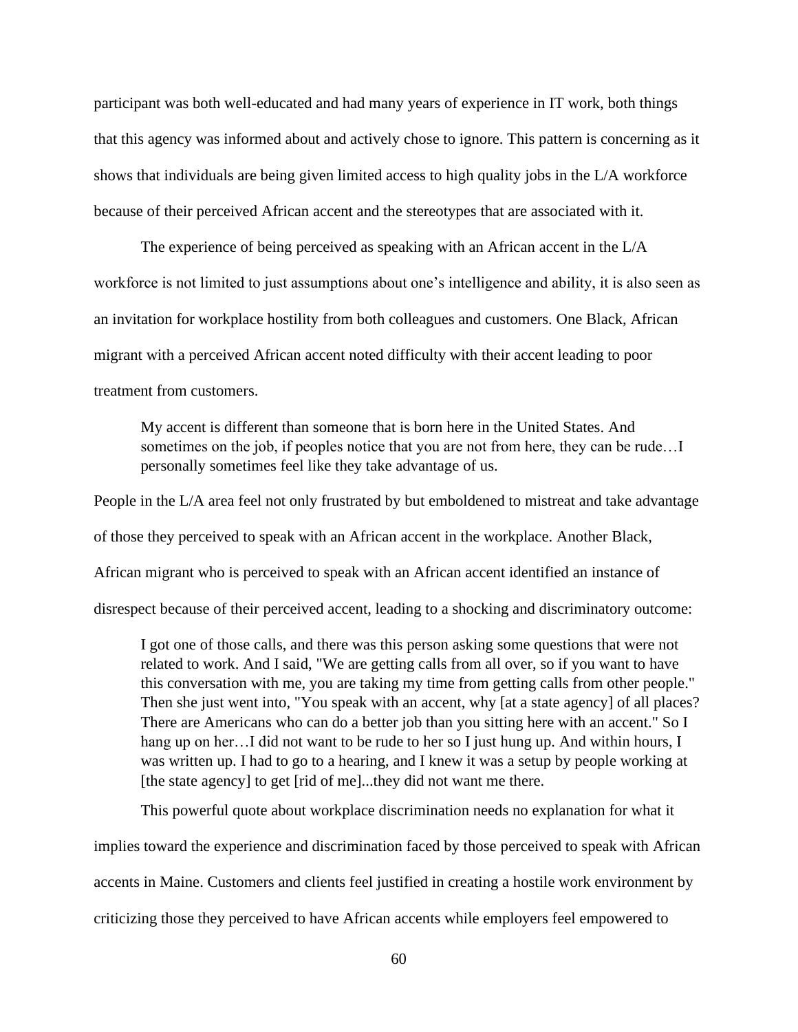participant was both well-educated and had many years of experience in IT work, both things that this agency was informed about and actively chose to ignore. This pattern is concerning as it shows that individuals are being given limited access to high quality jobs in the L/A workforce because of their perceived African accent and the stereotypes that are associated with it.

The experience of being perceived as speaking with an African accent in the L/A workforce is not limited to just assumptions about one's intelligence and ability, it is also seen as an invitation for workplace hostility from both colleagues and customers. One Black, African migrant with a perceived African accent noted difficulty with their accent leading to poor treatment from customers.

> My accent is different than someone that is born here in the United States. And sometimes on the job, if peoples notice that you are not from here, they can be rude…I personally sometimes feel like they take advantage of us.

People in the L/A area feel not only frustrated by but emboldened to mistreat and take advantage of those they perceived to speak with an African accent in the workplace. Another Black, African migrant who is perceived to speak with an African accent identified an instance of disrespect because of their perceived accent, leading to a shocking and discriminatory outcome:

> I got one of those calls, and there was this person asking some questions that were not related to work. And I said, "We are getting calls from all over, so if you want to have this conversation with me, you are taking my time from getting calls from other people." Then she just went into, "You speak with an accent, why [at a state agency] of all places? There are Americans who can do a better job than you sitting here with an accent." So I hang up on her…I did not want to be rude to her so I just hung up. And within hours, I was written up. I had to go to a hearing, and I knew it was a setup by people working at [the state agency] to get [rid of me]...they did not want me there.

This powerful quote about workplace discrimination needs no explanation for what it implies toward the experience and discrimination faced by those perceived to speak with African accents in Maine. Customers and clients feel justified in creating a hostile work environment by criticizing those they perceived to have African accents while employers feel empowered to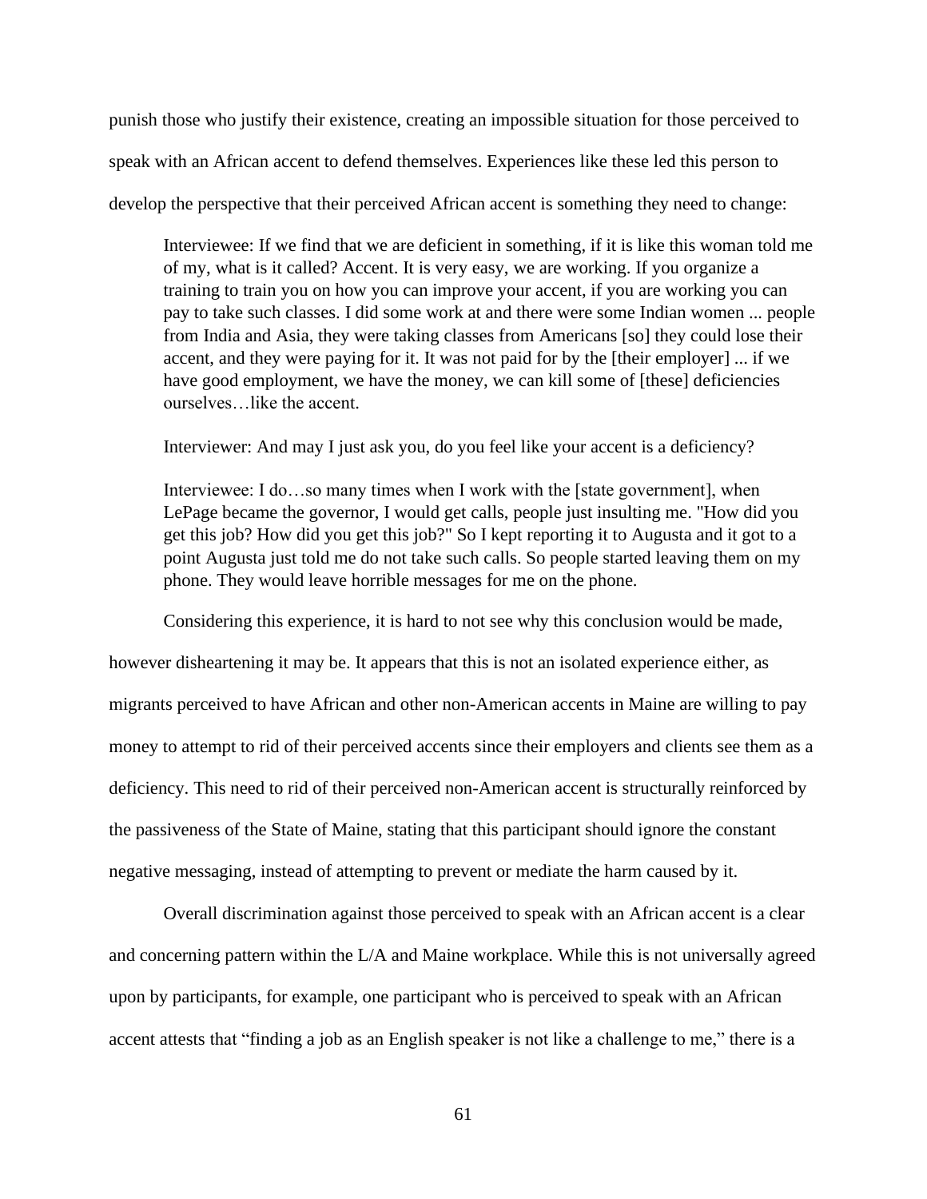punish those who justify their existence, creating an impossible situation for those perceived to speak with an African accent to defend themselves. Experiences like these led this person to develop the perspective that their perceived African accent is something they need to change:

> Interviewee: If we find that we are deficient in something, if it is like this woman told me of my, what is it called? Accent. It is very easy, we are working. If you organize a training to train you on how you can improve your accent, if you are working you can pay to take such classes. I did some work at and there were some Indian women ... people from India and Asia, they were taking classes from Americans [so] they could lose their accent, and they were paying for it. It was not paid for by the [their employer] ... if we have good employment, we have the money, we can kill some of [these] deficiencies ourselves…like the accent.
>
> Interviewer: And may I just ask you, do you feel like your accent is a deficiency?
>
> Interviewee: I do…so many times when I work with the [state government], when LePage became the governor, I would get calls, people just insulting me. "How did you get this job? How did you get this job?" So I kept reporting it to Augusta and it got to a point Augusta just told me do not take such calls. So people started leaving them on my phone. They would leave horrible messages for me on the phone.

Considering this experience, it is hard to not see why this conclusion would be made, however disheartening it may be. It appears that this is not an isolated experience either, as migrants perceived to have African and other non-American accents in Maine are willing to pay money to attempt to rid of their perceived accents since their employers and clients see them as a deficiency. This need to rid of their perceived non-American accent is structurally reinforced by the passiveness of the State of Maine, stating that this participant should ignore the constant negative messaging, instead of attempting to prevent or mediate the harm caused by it.

Overall discrimination against those perceived to speak with an African accent is a clear and concerning pattern within the L/A and Maine workplace. While this is not universally agreed upon by participants, for example, one participant who is perceived to speak with an African accent attests that "finding a job as an English speaker is not like a challenge to me," there is a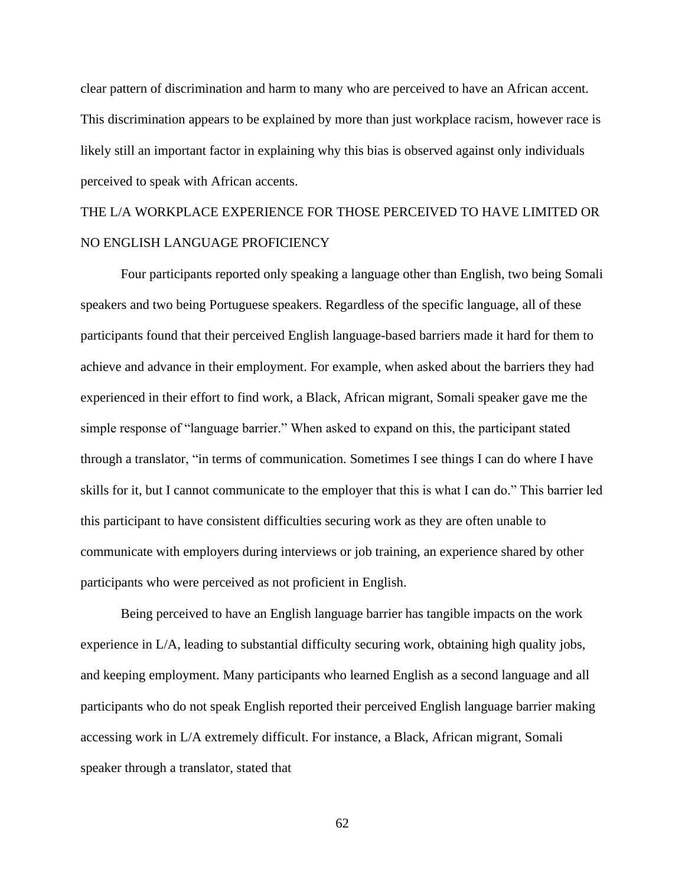clear pattern of discrimination and harm to many who are perceived to have an African accent. This discrimination appears to be explained by more than just workplace racism, however race is likely still an important factor in explaining why this bias is observed against only individuals perceived to speak with African accents.

## THE L/A WORKPLACE EXPERIENCE FOR THOSE PERCEIVED TO HAVE LIMITED OR NO ENGLISH LANGUAGE PROFICIENCY

Four participants reported only speaking a language other than English, two being Somali speakers and two being Portuguese speakers. Regardless of the specific language, all of these participants found that their perceived English language-based barriers made it hard for them to achieve and advance in their employment. For example, when asked about the barriers they had experienced in their effort to find work, a Black, African migrant, Somali speaker gave me the simple response of "language barrier." When asked to expand on this, the participant stated through a translator, "in terms of communication. Sometimes I see things I can do where I have skills for it, but I cannot communicate to the employer that this is what I can do." This barrier led this participant to have consistent difficulties securing work as they are often unable to communicate with employers during interviews or job training, an experience shared by other participants who were perceived as not proficient in English.

Being perceived to have an English language barrier has tangible impacts on the work experience in L/A, leading to substantial difficulty securing work, obtaining high quality jobs, and keeping employment. Many participants who learned English as a second language and all participants who do not speak English reported their perceived English language barrier making accessing work in L/A extremely difficult. For instance, a Black, African migrant, Somali speaker through a translator, stated that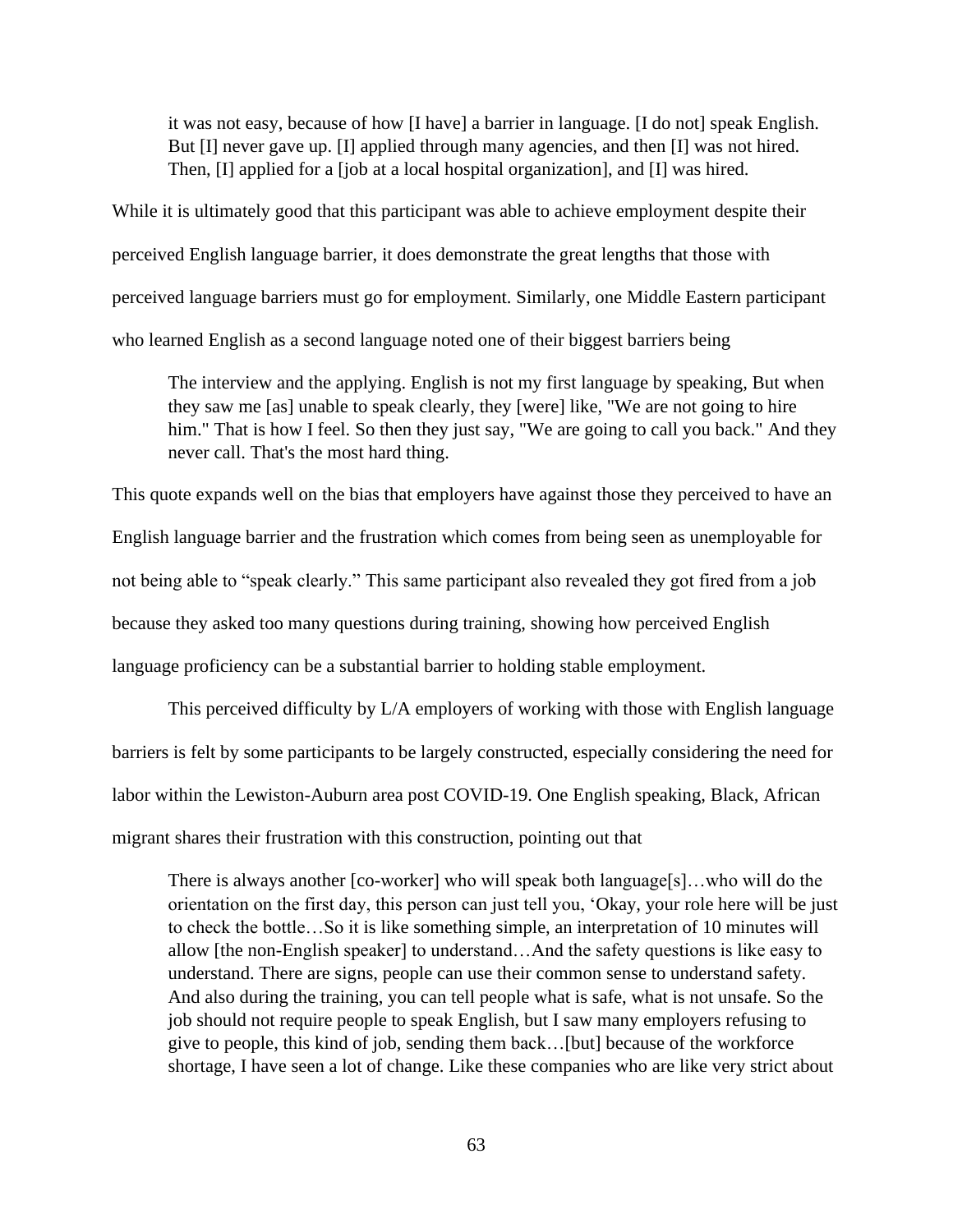> it was not easy, because of how [I have] a barrier in language. [I do not] speak English. But [I] never gave up. [I] applied through many agencies, and then [I] was not hired. Then, [I] applied for a [job at a local hospital organization], and [I] was hired.

While it is ultimately good that this participant was able to achieve employment despite their perceived English language barrier, it does demonstrate the great lengths that those with perceived language barriers must go for employment. Similarly, one Middle Eastern participant who learned English as a second language noted one of their biggest barriers being

> The interview and the applying. English is not my first language by speaking, But when they saw me [as] unable to speak clearly, they [were] like, "We are not going to hire him." That is how I feel. So then they just say, "We are going to call you back." And they never call. That's the most hard thing.

This quote expands well on the bias that employers have against those they perceived to have an English language barrier and the frustration which comes from being seen as unemployable for not being able to "speak clearly." This same participant also revealed they got fired from a job because they asked too many questions during training, showing how perceived English language proficiency can be a substantial barrier to holding stable employment.

This perceived difficulty by L/A employers of working with those with English language barriers is felt by some participants to be largely constructed, especially considering the need for labor within the Lewiston-Auburn area post COVID-19. One English speaking, Black, African migrant shares their frustration with this construction, pointing out that

> There is always another [co-worker] who will speak both language[s]…who will do the orientation on the first day, this person can just tell you, 'Okay, your role here will be just to check the bottle…So it is like something simple, an interpretation of 10 minutes will allow [the non-English speaker] to understand…And the safety questions is like easy to understand. There are signs, people can use their common sense to understand safety. And also during the training, you can tell people what is safe, what is not unsafe. So the job should not require people to speak English, but I saw many employers refusing to give to people, this kind of job, sending them back…[but] because of the workforce shortage, I have seen a lot of change. Like these companies who are like very strict about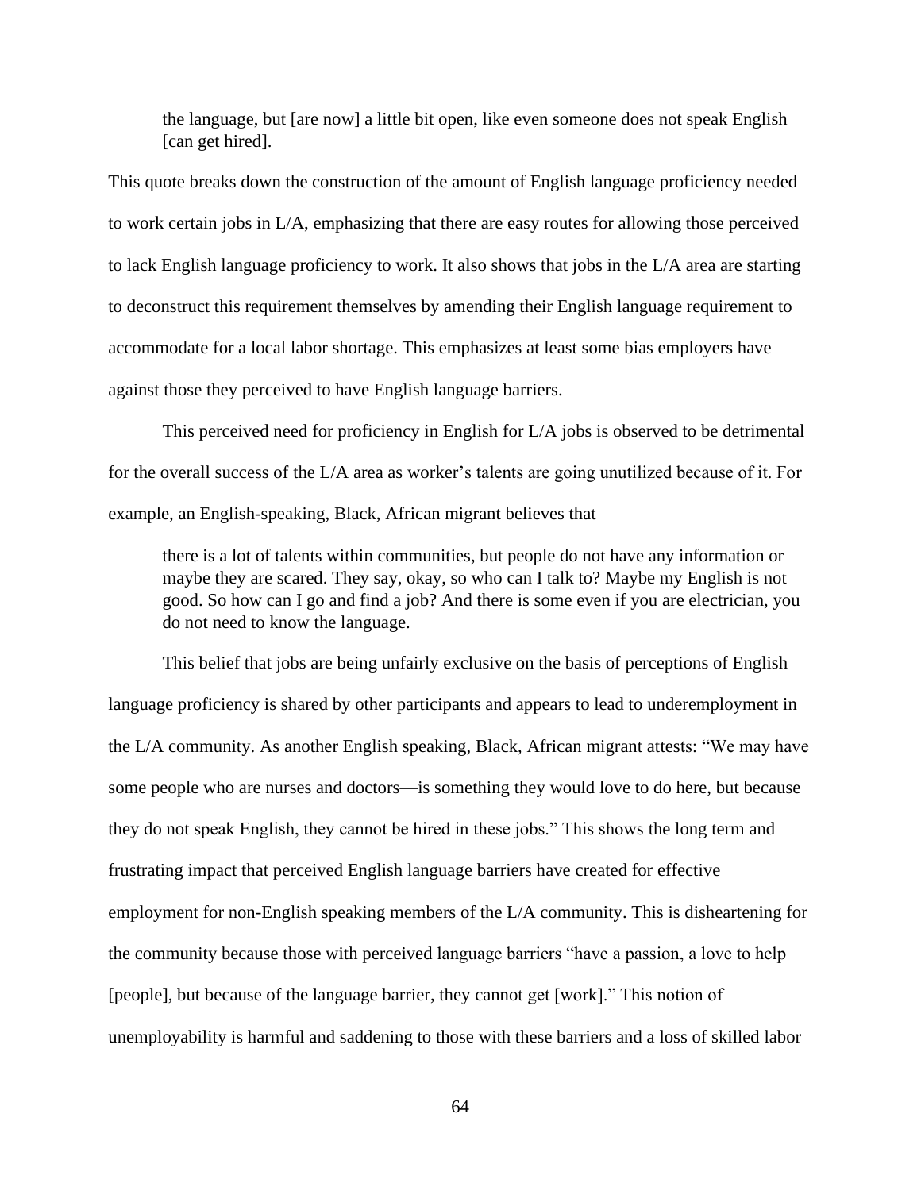> the language, but [are now] a little bit open, like even someone does not speak English [can get hired].

This quote breaks down the construction of the amount of English language proficiency needed to work certain jobs in L/A, emphasizing that there are easy routes for allowing those perceived to lack English language proficiency to work. It also shows that jobs in the L/A area are starting to deconstruct this requirement themselves by amending their English language requirement to accommodate for a local labor shortage. This emphasizes at least some bias employers have against those they perceived to have English language barriers.

This perceived need for proficiency in English for L/A jobs is observed to be detrimental for the overall success of the L/A area as worker's talents are going unutilized because of it. For example, an English-speaking, Black, African migrant believes that

> there is a lot of talents within communities, but people do not have any information or maybe they are scared. They say, okay, so who can I talk to? Maybe my English is not good. So how can I go and find a job? And there is some even if you are electrician, you do not need to know the language.

This belief that jobs are being unfairly exclusive on the basis of perceptions of English language proficiency is shared by other participants and appears to lead to underemployment in the L/A community. As another English speaking, Black, African migrant attests: "We may have some people who are nurses and doctors—is something they would love to do here, but because they do not speak English, they cannot be hired in these jobs." This shows the long term and frustrating impact that perceived English language barriers have created for effective employment for non-English speaking members of the L/A community. This is disheartening for the community because those with perceived language barriers "have a passion, a love to help [people], but because of the language barrier, they cannot get [work]." This notion of unemployability is harmful and saddening to those with these barriers and a loss of skilled labor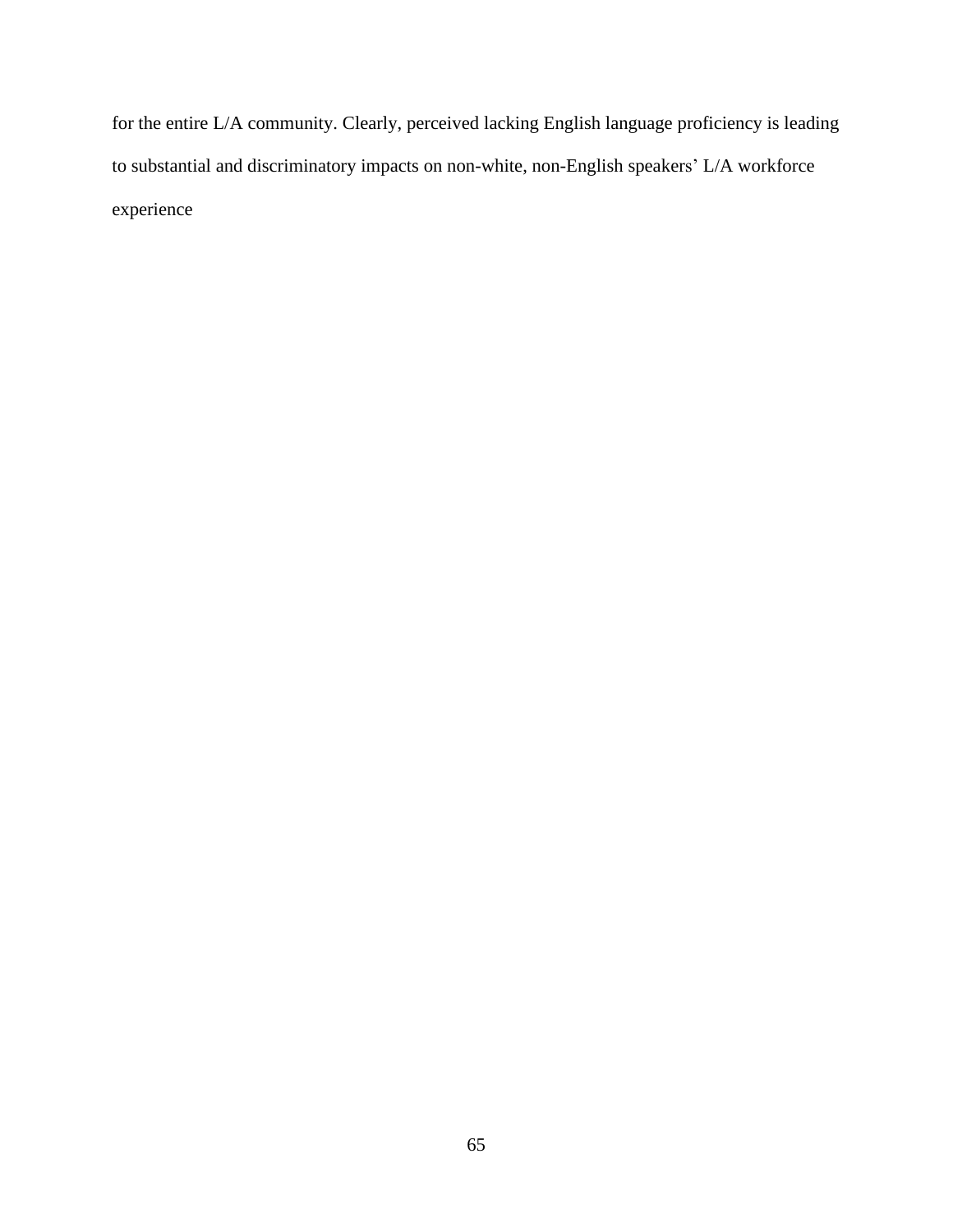for the entire L/A community. Clearly, perceived lacking English language proficiency is leading to substantial and discriminatory impacts on non-white, non-English speakers' L/A workforce experience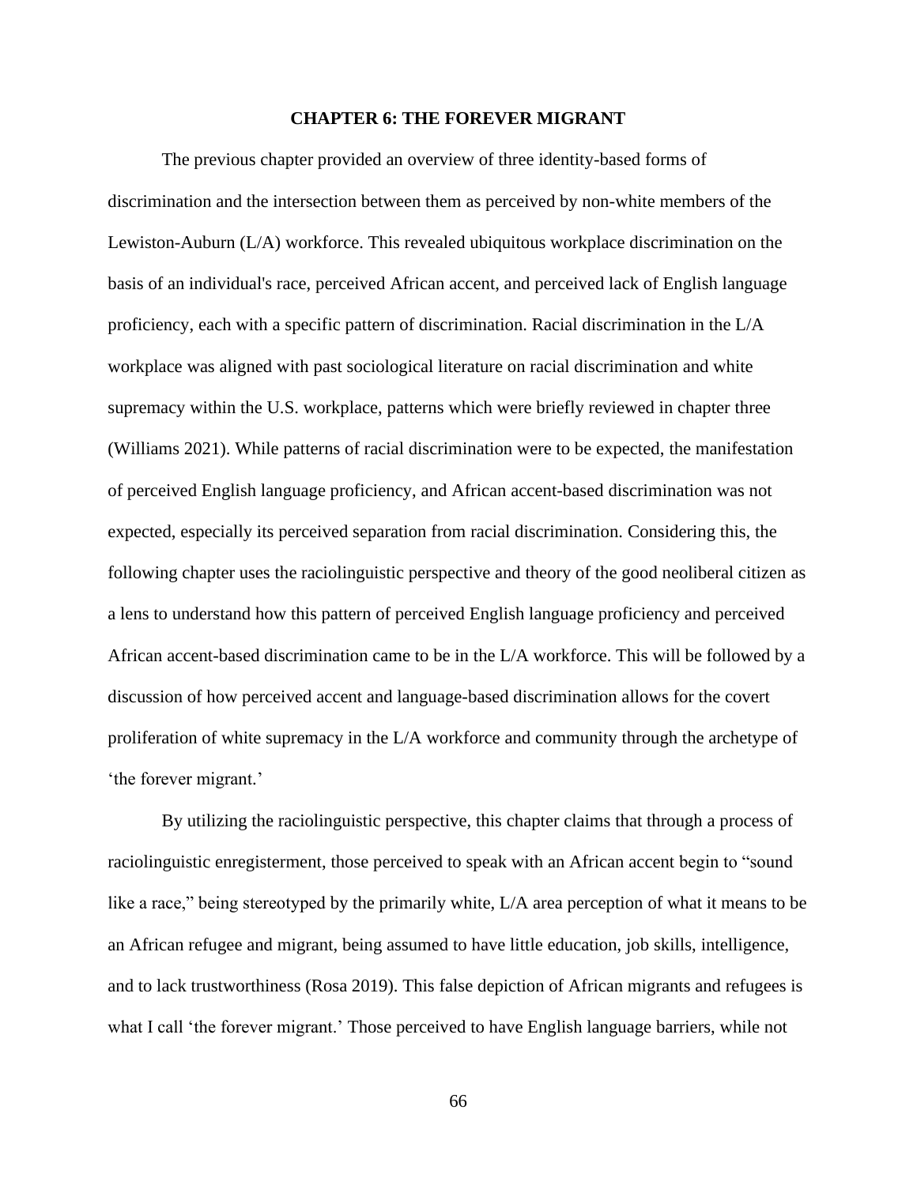# CHAPTER 6: THE FOREVER MIGRANT

The previous chapter provided an overview of three identity-based forms of discrimination and the intersection between them as perceived by non-white members of the Lewiston-Auburn (L/A) workforce. This revealed ubiquitous workplace discrimination on the basis of an individual's race, perceived African accent, and perceived lack of English language proficiency, each with a specific pattern of discrimination. Racial discrimination in the L/A workplace was aligned with past sociological literature on racial discrimination and white supremacy within the U.S. workplace, patterns which were briefly reviewed in chapter three (Williams 2021). While patterns of racial discrimination were to be expected, the manifestation of perceived English language proficiency, and African accent-based discrimination was not expected, especially its perceived separation from racial discrimination. Considering this, the following chapter uses the raciolinguistic perspective and theory of the good neoliberal citizen as a lens to understand how this pattern of perceived English language proficiency and perceived African accent-based discrimination came to be in the L/A workforce. This will be followed by a discussion of how perceived accent and language-based discrimination allows for the covert proliferation of white supremacy in the L/A workforce and community through the archetype of 'the forever migrant.'

By utilizing the raciolinguistic perspective, this chapter claims that through a process of raciolinguistic enregisterment, those perceived to speak with an African accent begin to "sound like a race," being stereotyped by the primarily white, L/A area perception of what it means to be an African refugee and migrant, being assumed to have little education, job skills, intelligence, and to lack trustworthiness (Rosa 2019). This false depiction of African migrants and refugees is what I call 'the forever migrant.' Those perceived to have English language barriers, while not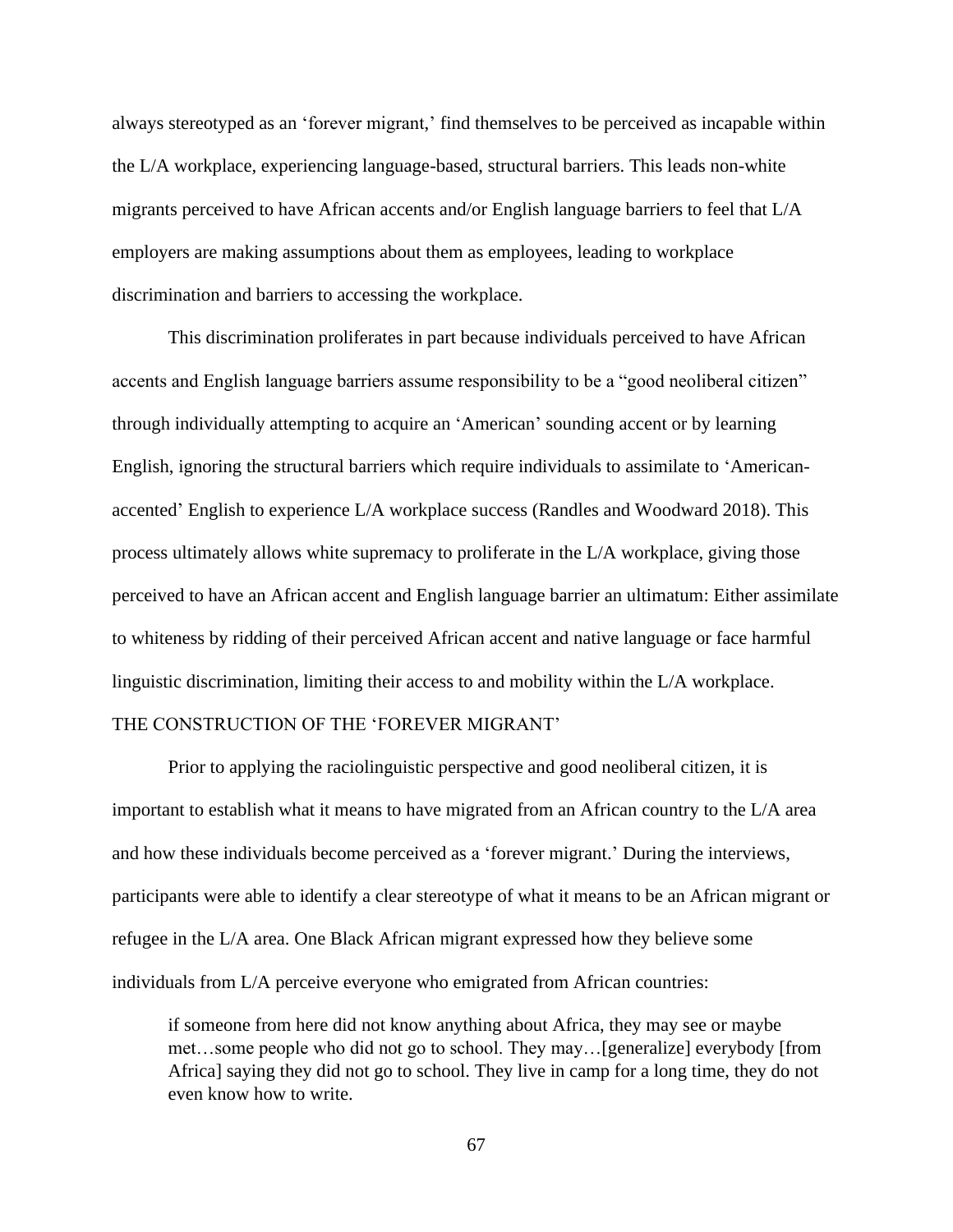always stereotyped as an 'forever migrant,' find themselves to be perceived as incapable within the L/A workplace, experiencing language-based, structural barriers. This leads non-white migrants perceived to have African accents and/or English language barriers to feel that L/A employers are making assumptions about them as employees, leading to workplace discrimination and barriers to accessing the workplace.

This discrimination proliferates in part because individuals perceived to have African accents and English language barriers assume responsibility to be a "good neoliberal citizen" through individually attempting to acquire an 'American' sounding accent or by learning English, ignoring the structural barriers which require individuals to assimilate to 'American-accented' English to experience L/A workplace success (Randles and Woodward 2018). This process ultimately allows white supremacy to proliferate in the L/A workplace, giving those perceived to have an African accent and English language barrier an ultimatum: Either assimilate to whiteness by ridding of their perceived African accent and native language or face harmful linguistic discrimination, limiting their access to and mobility within the L/A workplace.

## THE CONSTRUCTION OF THE 'FOREVER MIGRANT'

Prior to applying the raciolinguistic perspective and good neoliberal citizen, it is important to establish what it means to have migrated from an African country to the L/A area and how these individuals become perceived as a 'forever migrant.' During the interviews, participants were able to identify a clear stereotype of what it means to be an African migrant or refugee in the L/A area. One Black African migrant expressed how they believe some individuals from L/A perceive everyone who emigrated from African countries:

> if someone from here did not know anything about Africa, they may see or maybe met…some people who did not go to school. They may…[generalize] everybody [from Africa] saying they did not go to school. They live in camp for a long time, they do not even know how to write.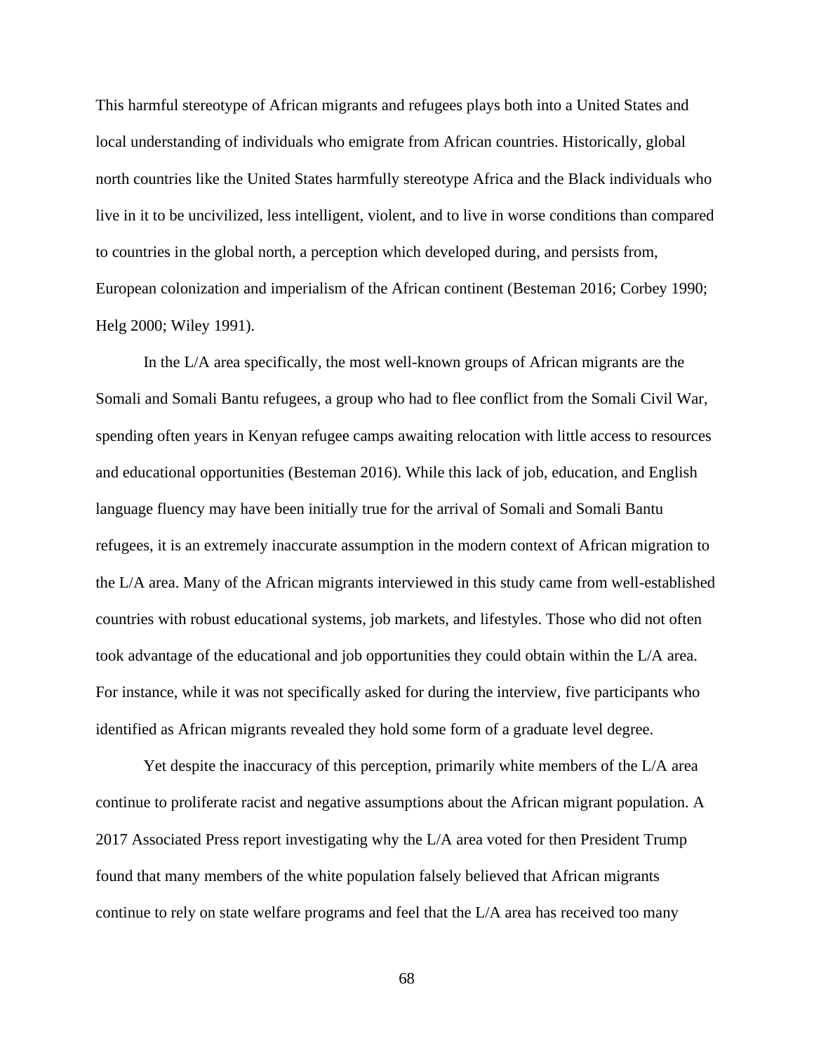This harmful stereotype of African migrants and refugees plays both into a United States and local understanding of individuals who emigrate from African countries. Historically, global north countries like the United States harmfully stereotype Africa and the Black individuals who live in it to be uncivilized, less intelligent, violent, and to live in worse conditions than compared to countries in the global north, a perception which developed during, and persists from, European colonization and imperialism of the African continent (Besteman 2016; Corbey 1990; Helg 2000; Wiley 1991).

In the L/A area specifically, the most well-known groups of African migrants are the Somali and Somali Bantu refugees, a group who had to flee conflict from the Somali Civil War, spending often years in Kenyan refugee camps awaiting relocation with little access to resources and educational opportunities (Besteman 2016). While this lack of job, education, and English language fluency may have been initially true for the arrival of Somali and Somali Bantu refugees, it is an extremely inaccurate assumption in the modern context of African migration to the L/A area. Many of the African migrants interviewed in this study came from well-established countries with robust educational systems, job markets, and lifestyles. Those who did not often took advantage of the educational and job opportunities they could obtain within the L/A area. For instance, while it was not specifically asked for during the interview, five participants who identified as African migrants revealed they hold some form of a graduate level degree.

Yet despite the inaccuracy of this perception, primarily white members of the L/A area continue to proliferate racist and negative assumptions about the African migrant population. A 2017 Associated Press report investigating why the L/A area voted for then President Trump found that many members of the white population falsely believed that African migrants continue to rely on state welfare programs and feel that the L/A area has received too many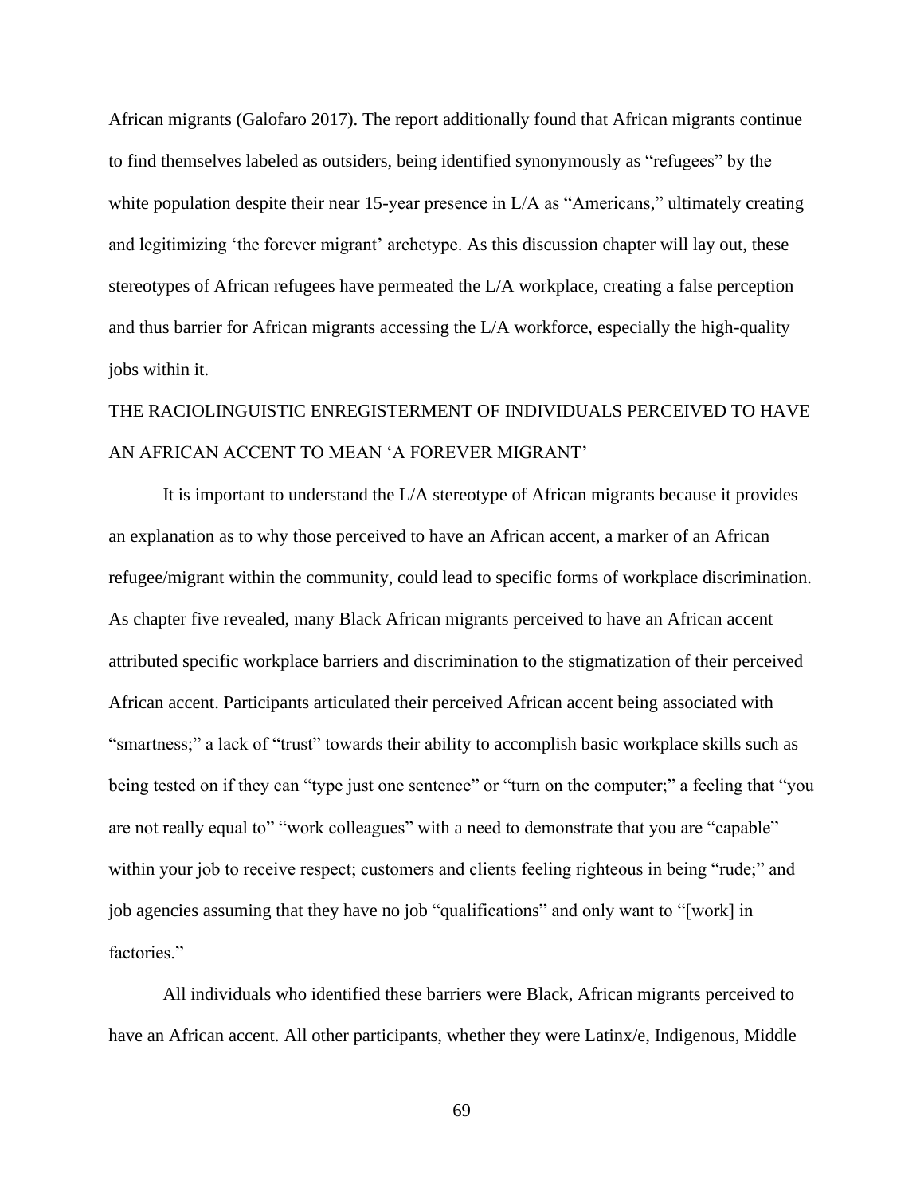African migrants (Galofaro 2017). The report additionally found that African migrants continue to find themselves labeled as outsiders, being identified synonymously as "refugees" by the white population despite their near 15-year presence in L/A as "Americans," ultimately creating and legitimizing 'the forever migrant' archetype. As this discussion chapter will lay out, these stereotypes of African refugees have permeated the L/A workplace, creating a false perception and thus barrier for African migrants accessing the L/A workforce, especially the high-quality jobs within it.

## THE RACIOLINGUISTIC ENREGISTERMENT OF INDIVIDUALS PERCEIVED TO HAVE AN AFRICAN ACCENT TO MEAN 'A FOREVER MIGRANT'

It is important to understand the L/A stereotype of African migrants because it provides an explanation as to why those perceived to have an African accent, a marker of an African refugee/migrant within the community, could lead to specific forms of workplace discrimination. As chapter five revealed, many Black African migrants perceived to have an African accent attributed specific workplace barriers and discrimination to the stigmatization of their perceived African accent. Participants articulated their perceived African accent being associated with "smartness;" a lack of "trust" towards their ability to accomplish basic workplace skills such as being tested on if they can "type just one sentence" or "turn on the computer;" a feeling that "you are not really equal to" "work colleagues" with a need to demonstrate that you are "capable" within your job to receive respect; customers and clients feeling righteous in being "rude;" and job agencies assuming that they have no job "qualifications" and only want to "[work] in factories."

All individuals who identified these barriers were Black, African migrants perceived to have an African accent. All other participants, whether they were Latinx/e, Indigenous, Middle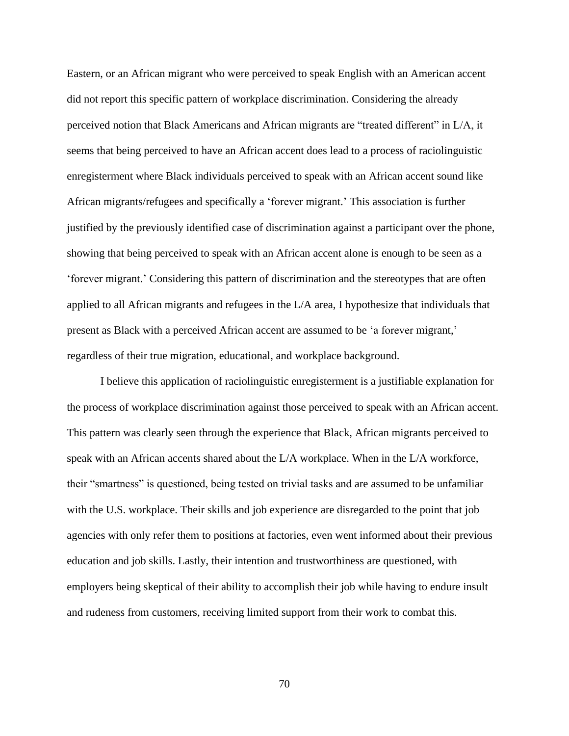Eastern, or an African migrant who were perceived to speak English with an American accent did not report this specific pattern of workplace discrimination. Considering the already perceived notion that Black Americans and African migrants are "treated different" in L/A, it seems that being perceived to have an African accent does lead to a process of raciolinguistic enregisterment where Black individuals perceived to speak with an African accent sound like African migrants/refugees and specifically a 'forever migrant.' This association is further justified by the previously identified case of discrimination against a participant over the phone, showing that being perceived to speak with an African accent alone is enough to be seen as a 'forever migrant.' Considering this pattern of discrimination and the stereotypes that are often applied to all African migrants and refugees in the L/A area, I hypothesize that individuals that present as Black with a perceived African accent are assumed to be 'a forever migrant,' regardless of their true migration, educational, and workplace background.

I believe this application of raciolinguistic enregisterment is a justifiable explanation for the process of workplace discrimination against those perceived to speak with an African accent. This pattern was clearly seen through the experience that Black, African migrants perceived to speak with an African accents shared about the L/A workplace. When in the L/A workforce, their "smartness" is questioned, being tested on trivial tasks and are assumed to be unfamiliar with the U.S. workplace. Their skills and job experience are disregarded to the point that job agencies with only refer them to positions at factories, even went informed about their previous education and job skills. Lastly, their intention and trustworthiness are questioned, with employers being skeptical of their ability to accomplish their job while having to endure insult and rudeness from customers, receiving limited support from their work to combat this.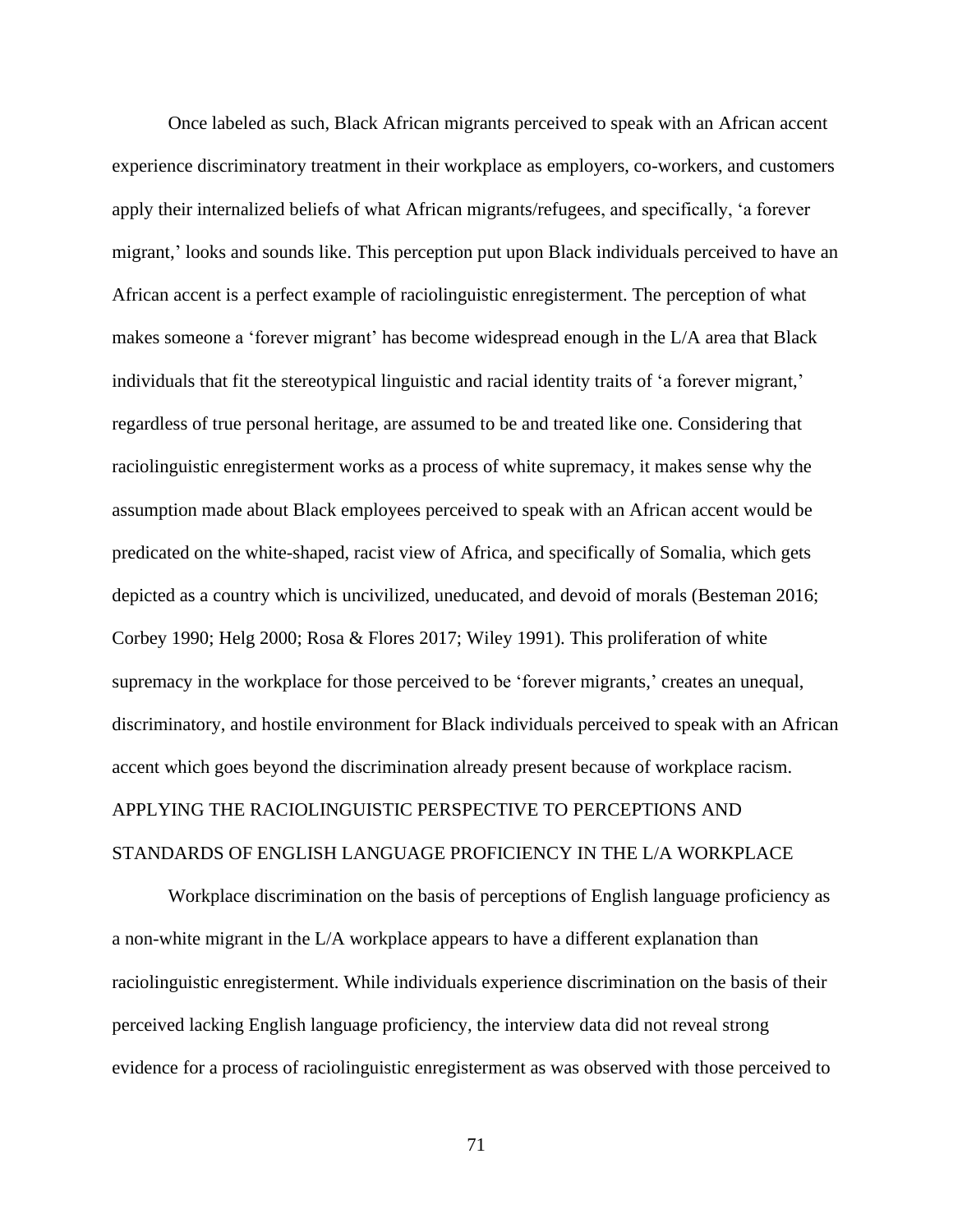Once labeled as such, Black African migrants perceived to speak with an African accent experience discriminatory treatment in their workplace as employers, co-workers, and customers apply their internalized beliefs of what African migrants/refugees, and specifically, 'a forever migrant,' looks and sounds like. This perception put upon Black individuals perceived to have an African accent is a perfect example of raciolinguistic enregisterment. The perception of what makes someone a 'forever migrant' has become widespread enough in the L/A area that Black individuals that fit the stereotypical linguistic and racial identity traits of 'a forever migrant,' regardless of true personal heritage, are assumed to be and treated like one. Considering that raciolinguistic enregisterment works as a process of white supremacy, it makes sense why the assumption made about Black employees perceived to speak with an African accent would be predicated on the white-shaped, racist view of Africa, and specifically of Somalia, which gets depicted as a country which is uncivilized, uneducated, and devoid of morals (Besteman 2016; Corbey 1990; Helg 2000; Rosa & Flores 2017; Wiley 1991). This proliferation of white supremacy in the workplace for those perceived to be 'forever migrants,' creates an unequal, discriminatory, and hostile environment for Black individuals perceived to speak with an African accent which goes beyond the discrimination already present because of workplace racism.

## APPLYING THE RACIOLINGUISTIC PERSPECTIVE TO PERCEPTIONS AND STANDARDS OF ENGLISH LANGUAGE PROFICIENCY IN THE L/A WORKPLACE

Workplace discrimination on the basis of perceptions of English language proficiency as a non-white migrant in the L/A workplace appears to have a different explanation than raciolinguistic enregisterment. While individuals experience discrimination on the basis of their perceived lacking English language proficiency, the interview data did not reveal strong evidence for a process of raciolinguistic enregisterment as was observed with those perceived to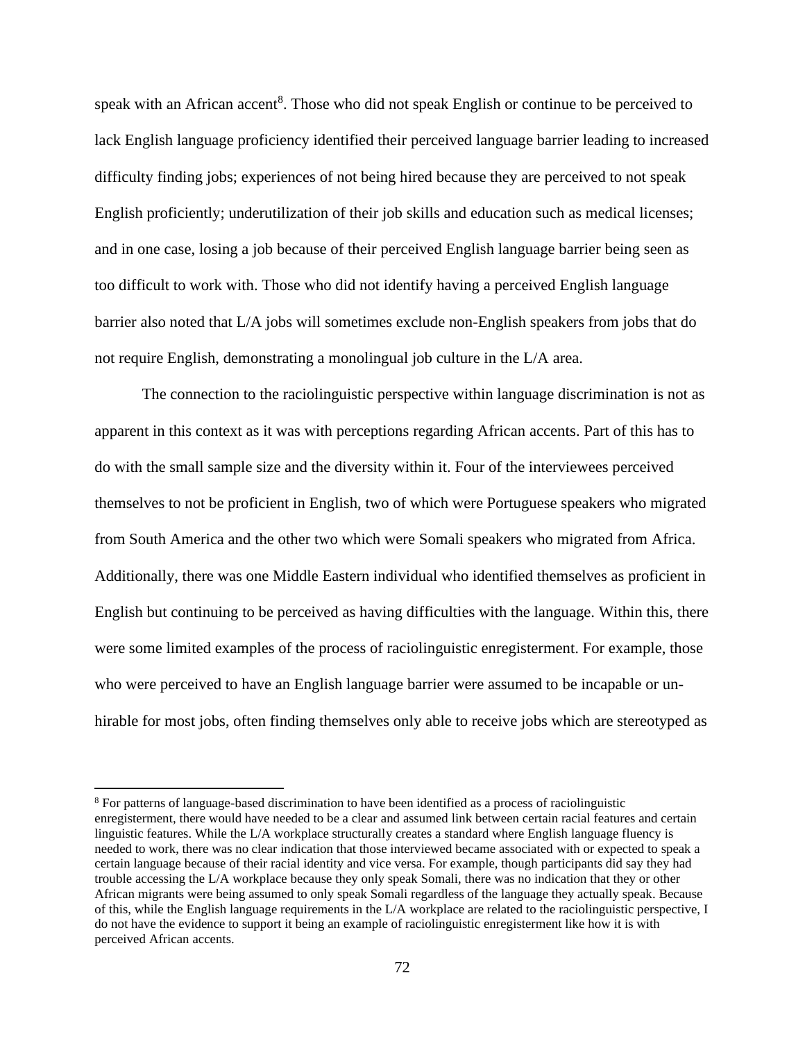speak with an African accent[8]. Those who did not speak English or continue to be perceived to lack English language proficiency identified their perceived language barrier leading to increased difficulty finding jobs; experiences of not being hired because they are perceived to not speak English proficiently; underutilization of their job skills and education such as medical licenses; and in one case, losing a job because of their perceived English language barrier being seen as too difficult to work with. Those who did not identify having a perceived English language barrier also noted that L/A jobs will sometimes exclude non-English speakers from jobs that do not require English, demonstrating a monolingual job culture in the L/A area.

The connection to the raciolinguistic perspective within language discrimination is not as apparent in this context as it was with perceptions regarding African accents. Part of this has to do with the small sample size and the diversity within it. Four of the interviewees perceived themselves to not be proficient in English, two of which were Portuguese speakers who migrated from South America and the other two which were Somali speakers who migrated from Africa. Additionally, there was one Middle Eastern individual who identified themselves as proficient in English but continuing to be perceived as having difficulties with the language. Within this, there were some limited examples of the process of raciolinguistic enregisterment. For example, those who were perceived to have an English language barrier were assumed to be incapable or un-hirable for most jobs, often finding themselves only able to receive jobs which are stereotyped as

[8] For patterns of language-based discrimination to have been identified as a process of raciolinguistic enregisterment, there would have needed to be a clear and assumed link between certain racial features and certain linguistic features. While the L/A workplace structurally creates a standard where English language fluency is needed to work, there was no clear indication that those interviewed became associated with or expected to speak a certain language because of their racial identity and vice versa. For example, though participants did say they had trouble accessing the L/A workplace because they only speak Somali, there was no indication that they or other African migrants were being assumed to only speak Somali regardless of the language they actually speak. Because of this, while the English language requirements in the L/A workplace are related to the raciolinguistic perspective, I do not have the evidence to support it being an example of raciolinguistic enregisterment like how it is with perceived African accents.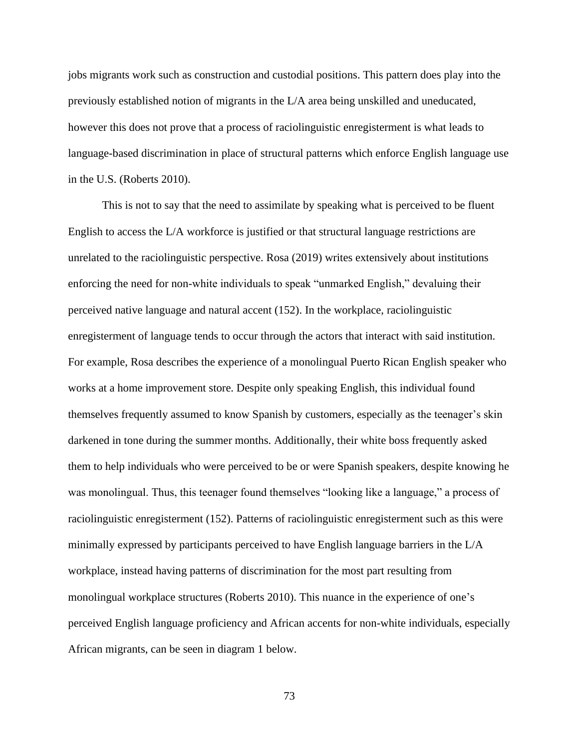jobs migrants work such as construction and custodial positions. This pattern does play into the previously established notion of migrants in the L/A area being unskilled and uneducated, however this does not prove that a process of raciolinguistic enregisterment is what leads to language-based discrimination in place of structural patterns which enforce English language use in the U.S. (Roberts 2010).

This is not to say that the need to assimilate by speaking what is perceived to be fluent English to access the L/A workforce is justified or that structural language restrictions are unrelated to the raciolinguistic perspective. Rosa (2019) writes extensively about institutions enforcing the need for non-white individuals to speak "unmarked English," devaluing their perceived native language and natural accent (152). In the workplace, raciolinguistic enregisterment of language tends to occur through the actors that interact with said institution. For example, Rosa describes the experience of a monolingual Puerto Rican English speaker who works at a home improvement store. Despite only speaking English, this individual found themselves frequently assumed to know Spanish by customers, especially as the teenager's skin darkened in tone during the summer months. Additionally, their white boss frequently asked them to help individuals who were perceived to be or were Spanish speakers, despite knowing he was monolingual. Thus, this teenager found themselves "looking like a language," a process of raciolinguistic enregisterment (152). Patterns of raciolinguistic enregisterment such as this were minimally expressed by participants perceived to have English language barriers in the L/A workplace, instead having patterns of discrimination for the most part resulting from monolingual workplace structures (Roberts 2010). This nuance in the experience of one's perceived English language proficiency and African accents for non-white individuals, especially African migrants, can be seen in diagram 1 below.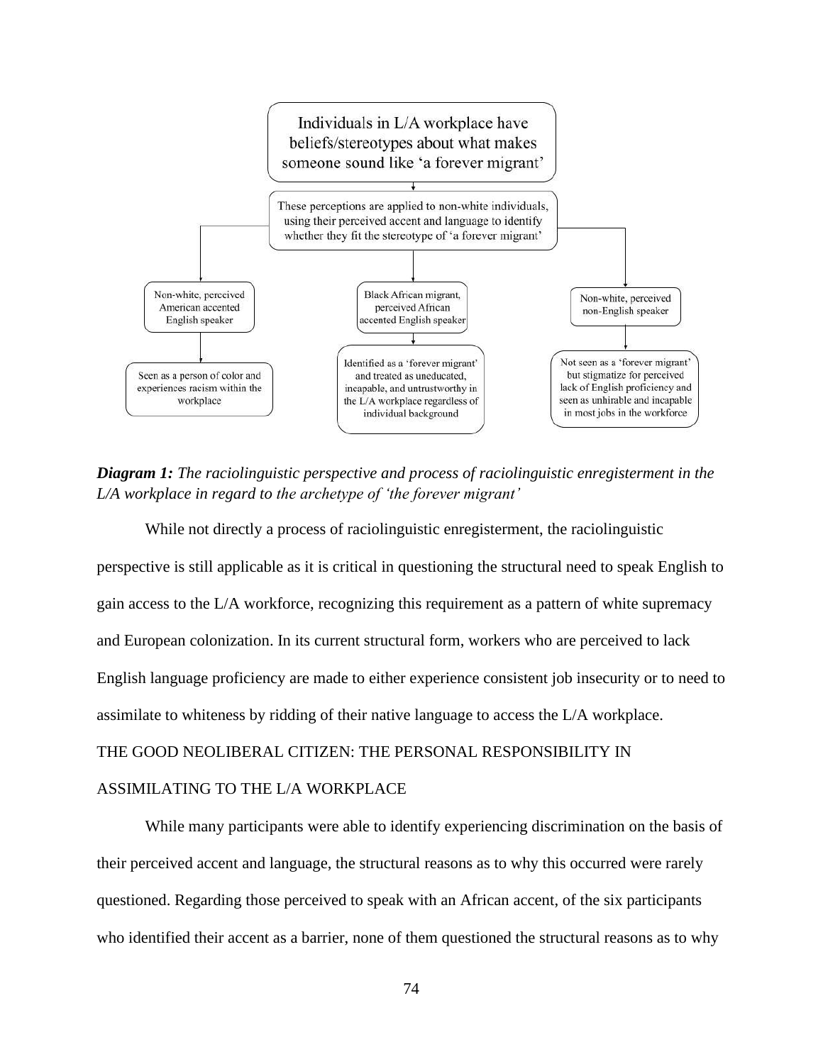Individuals in L/A workplace have beliefs/stereotypes about what makes someone sound like 'a forever migrant'

These perceptions are applied to non-white individuals, using their perceived accent and language to identify whether they fit the stereotype of 'a forever migrant'

- Non-white, perceived American accented English speaker → Seen as a person of color and experiences racism within the workplace
- Black African migrant, perceived African accented English speaker → Identified as a 'forever migrant' and treated as uneducated, incapable, and untrustworthy in the L/A workplace regardless of individual background
- Non-white, perceived non-English speaker → Not seen as a 'forever migrant' but stigmatize for perceived lack of English proficiency and seen as unhirable and incapable in most jobs in the workforce

***Diagram 1:*** *The raciolinguistic perspective and process of raciolinguistic enregisterment in the L/A workplace in regard to the archetype of 'the forever migrant'*

While not directly a process of raciolinguistic enregisterment, the raciolinguistic perspective is still applicable as it is critical in questioning the structural need to speak English to gain access to the L/A workforce, recognizing this requirement as a pattern of white supremacy and European colonization. In its current structural form, workers who are perceived to lack English language proficiency are made to either experience consistent job insecurity or to need to assimilate to whiteness by ridding of their native language to access the L/A workplace.

## THE GOOD NEOLIBERAL CITIZEN: THE PERSONAL RESPONSIBILITY IN ASSIMILATING TO THE L/A WORKPLACE

While many participants were able to identify experiencing discrimination on the basis of their perceived accent and language, the structural reasons as to why this occurred were rarely questioned. Regarding those perceived to speak with an African accent, of the six participants who identified their accent as a barrier, none of them questioned the structural reasons as to why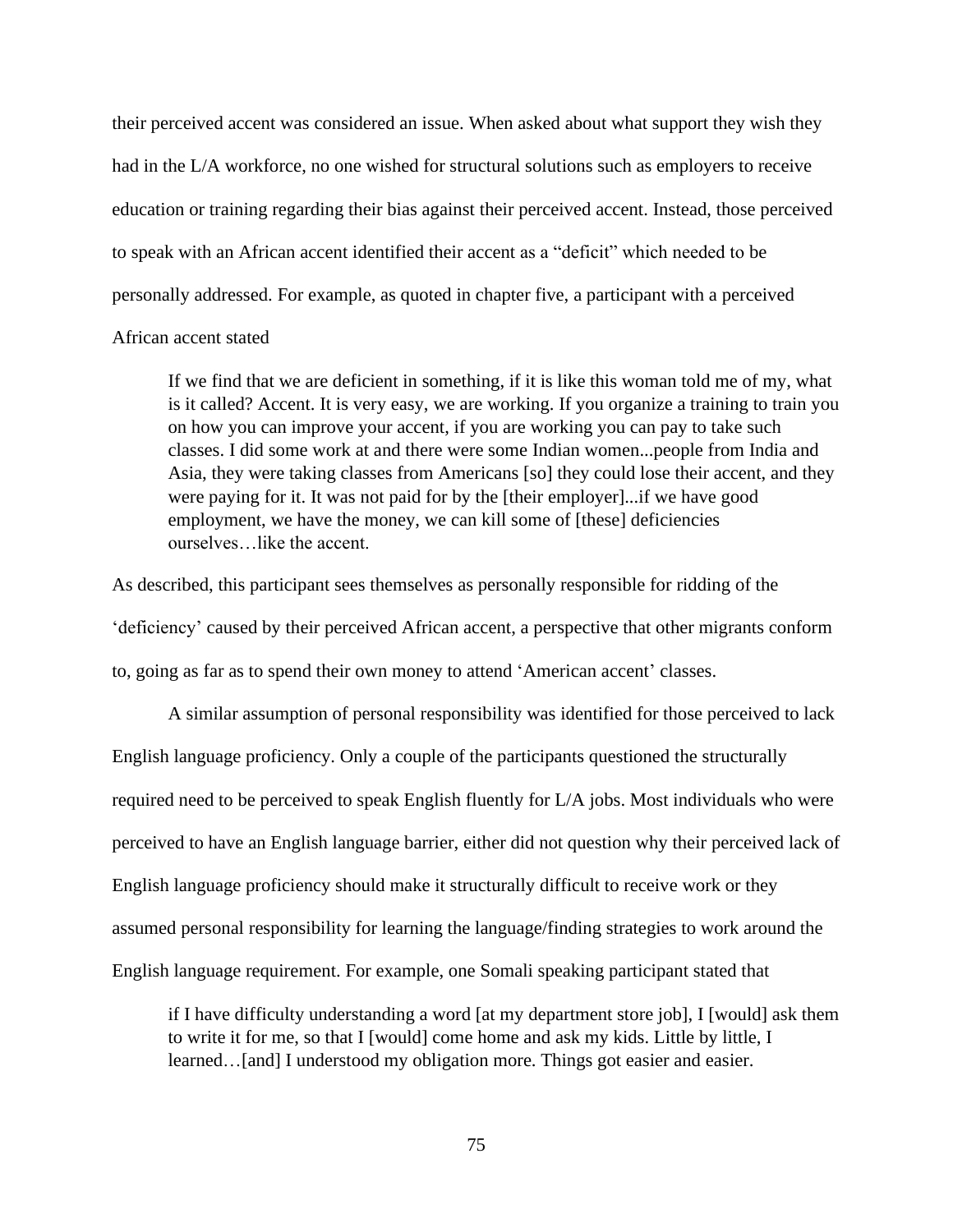their perceived accent was considered an issue. When asked about what support they wish they had in the L/A workforce, no one wished for structural solutions such as employers to receive education or training regarding their bias against their perceived accent. Instead, those perceived to speak with an African accent identified their accent as a "deficit" which needed to be personally addressed. For example, as quoted in chapter five, a participant with a perceived African accent stated

> If we find that we are deficient in something, if it is like this woman told me of my, what is it called? Accent. It is very easy, we are working. If you organize a training to train you on how you can improve your accent, if you are working you can pay to take such classes. I did some work at and there were some Indian women...people from India and Asia, they were taking classes from Americans [so] they could lose their accent, and they were paying for it. It was not paid for by the [their employer]...if we have good employment, we have the money, we can kill some of [these] deficiencies ourselves…like the accent.

As described, this participant sees themselves as personally responsible for ridding of the 'deficiency' caused by their perceived African accent, a perspective that other migrants conform to, going as far as to spend their own money to attend 'American accent' classes.

A similar assumption of personal responsibility was identified for those perceived to lack English language proficiency. Only a couple of the participants questioned the structurally required need to be perceived to speak English fluently for L/A jobs. Most individuals who were perceived to have an English language barrier, either did not question why their perceived lack of English language proficiency should make it structurally difficult to receive work or they assumed personal responsibility for learning the language/finding strategies to work around the English language requirement. For example, one Somali speaking participant stated that

> if I have difficulty understanding a word [at my department store job], I [would] ask them to write it for me, so that I [would] come home and ask my kids. Little by little, I learned…[and] I understood my obligation more. Things got easier and easier.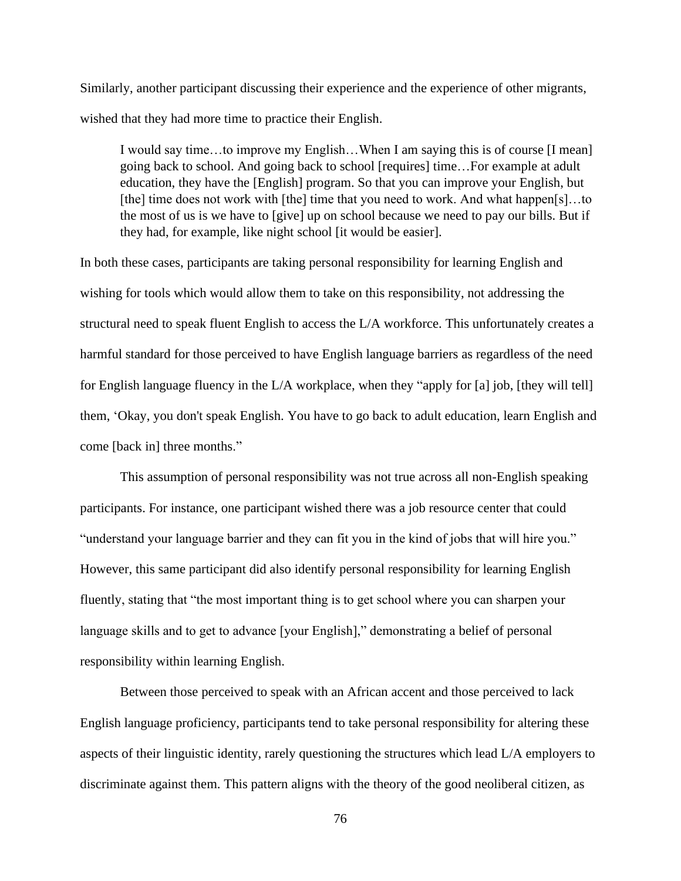Similarly, another participant discussing their experience and the experience of other migrants, wished that they had more time to practice their English.

> I would say time…to improve my English…When I am saying this is of course [I mean] going back to school. And going back to school [requires] time…For example at adult education, they have the [English] program. So that you can improve your English, but [the] time does not work with [the] time that you need to work. And what happen[s]…to the most of us is we have to [give] up on school because we need to pay our bills. But if they had, for example, like night school [it would be easier].

In both these cases, participants are taking personal responsibility for learning English and wishing for tools which would allow them to take on this responsibility, not addressing the structural need to speak fluent English to access the L/A workforce. This unfortunately creates a harmful standard for those perceived to have English language barriers as regardless of the need for English language fluency in the L/A workplace, when they "apply for [a] job, [they will tell] them, 'Okay, you don't speak English. You have to go back to adult education, learn English and come [back in] three months."

This assumption of personal responsibility was not true across all non-English speaking participants. For instance, one participant wished there was a job resource center that could "understand your language barrier and they can fit you in the kind of jobs that will hire you." However, this same participant did also identify personal responsibility for learning English fluently, stating that "the most important thing is to get school where you can sharpen your language skills and to get to advance [your English]," demonstrating a belief of personal responsibility within learning English.

Between those perceived to speak with an African accent and those perceived to lack English language proficiency, participants tend to take personal responsibility for altering these aspects of their linguistic identity, rarely questioning the structures which lead L/A employers to discriminate against them. This pattern aligns with the theory of the good neoliberal citizen, as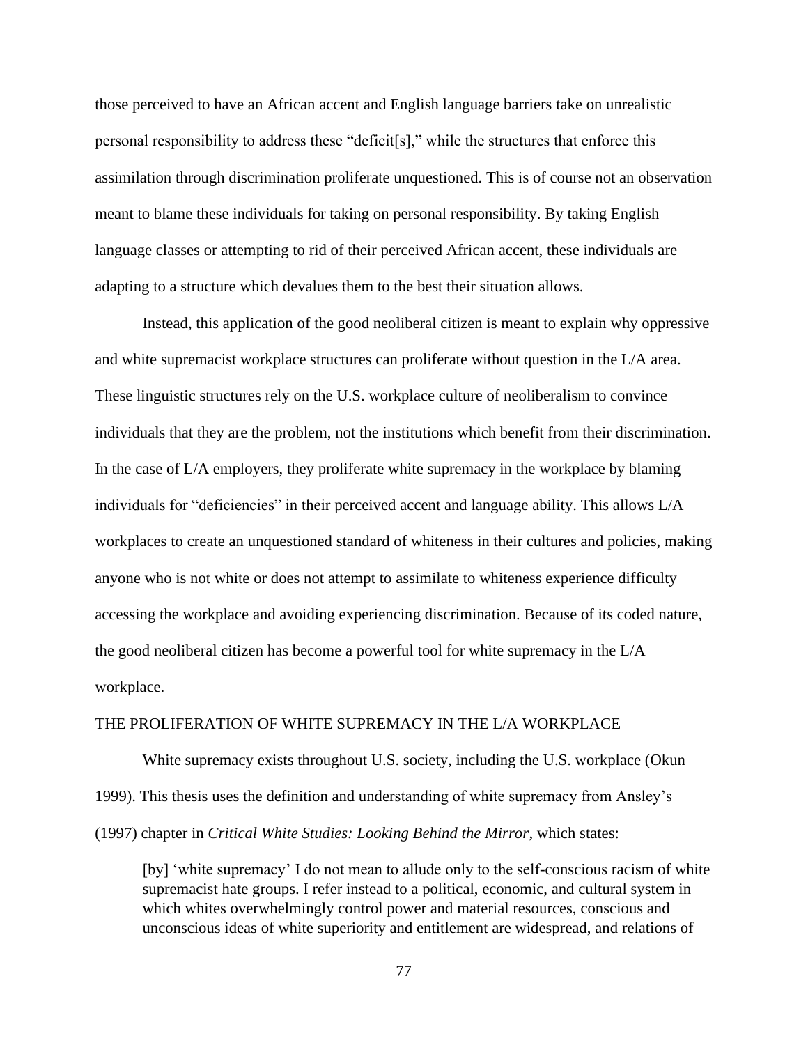those perceived to have an African accent and English language barriers take on unrealistic personal responsibility to address these "deficit[s]," while the structures that enforce this assimilation through discrimination proliferate unquestioned. This is of course not an observation meant to blame these individuals for taking on personal responsibility. By taking English language classes or attempting to rid of their perceived African accent, these individuals are adapting to a structure which devalues them to the best their situation allows.

Instead, this application of the good neoliberal citizen is meant to explain why oppressive and white supremacist workplace structures can proliferate without question in the L/A area. These linguistic structures rely on the U.S. workplace culture of neoliberalism to convince individuals that they are the problem, not the institutions which benefit from their discrimination. In the case of L/A employers, they proliferate white supremacy in the workplace by blaming individuals for "deficiencies" in their perceived accent and language ability. This allows L/A workplaces to create an unquestioned standard of whiteness in their cultures and policies, making anyone who is not white or does not attempt to assimilate to whiteness experience difficulty accessing the workplace and avoiding experiencing discrimination. Because of its coded nature, the good neoliberal citizen has become a powerful tool for white supremacy in the L/A workplace.

## THE PROLIFERATION OF WHITE SUPREMACY IN THE L/A WORKPLACE

White supremacy exists throughout U.S. society, including the U.S. workplace (Okun 1999). This thesis uses the definition and understanding of white supremacy from Ansley's (1997) chapter in *Critical White Studies: Looking Behind the Mirror*, which states:

> [by] 'white supremacy' I do not mean to allude only to the self-conscious racism of white supremacist hate groups. I refer instead to a political, economic, and cultural system in which whites overwhelmingly control power and material resources, conscious and unconscious ideas of white superiority and entitlement are widespread, and relations of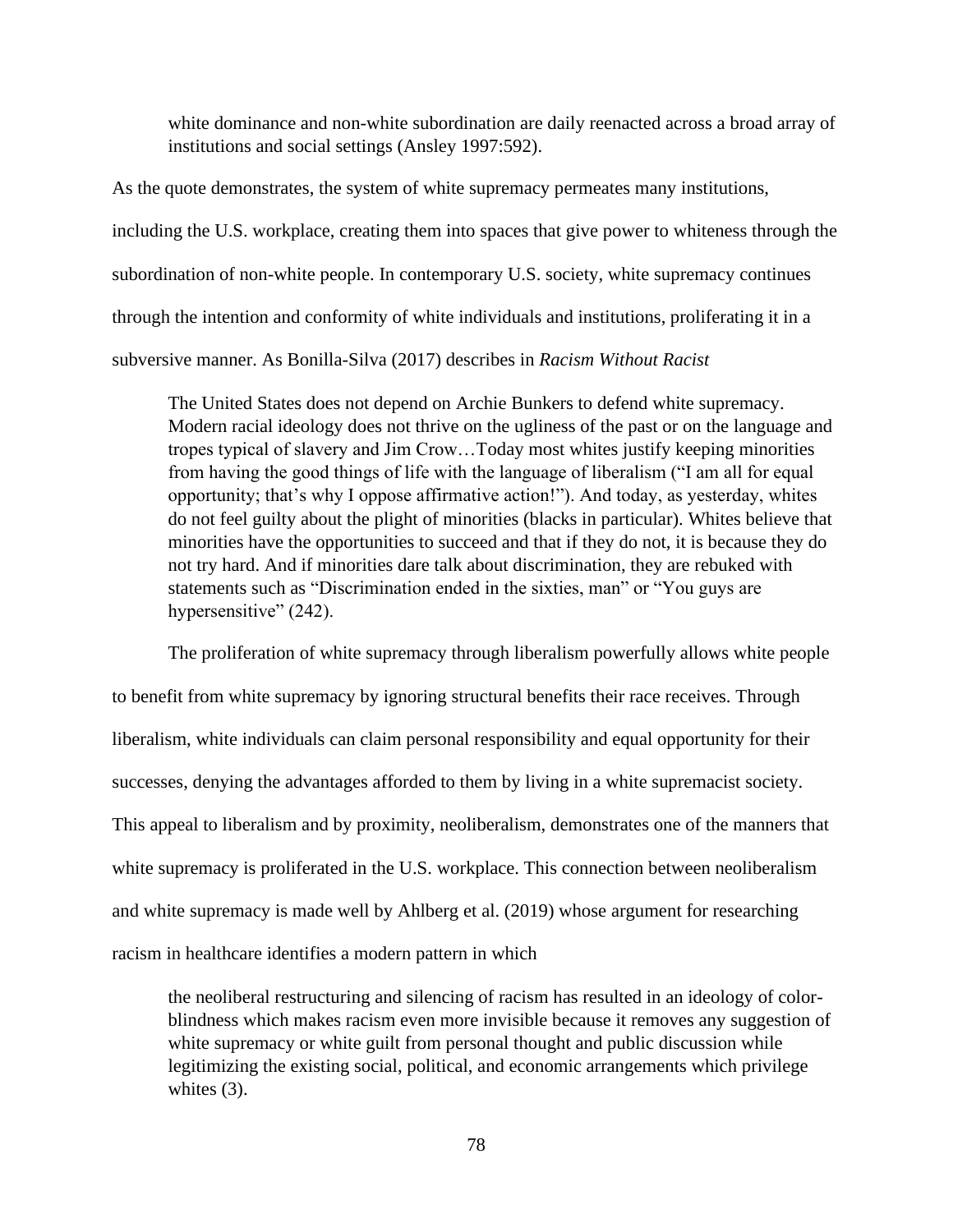> white dominance and non-white subordination are daily reenacted across a broad array of institutions and social settings (Ansley 1997:592).

As the quote demonstrates, the system of white supremacy permeates many institutions, including the U.S. workplace, creating them into spaces that give power to whiteness through the subordination of non-white people. In contemporary U.S. society, white supremacy continues through the intention and conformity of white individuals and institutions, proliferating it in a subversive manner. As Bonilla-Silva (2017) describes in *Racism Without Racist*

> The United States does not depend on Archie Bunkers to defend white supremacy. Modern racial ideology does not thrive on the ugliness of the past or on the language and tropes typical of slavery and Jim Crow…Today most whites justify keeping minorities from having the good things of life with the language of liberalism ("I am all for equal opportunity; that's why I oppose affirmative action!"). And today, as yesterday, whites do not feel guilty about the plight of minorities (blacks in particular). Whites believe that minorities have the opportunities to succeed and that if they do not, it is because they do not try hard. And if minorities dare talk about discrimination, they are rebuked with statements such as "Discrimination ended in the sixties, man" or "You guys are hypersensitive" (242).

The proliferation of white supremacy through liberalism powerfully allows white people to benefit from white supremacy by ignoring structural benefits their race receives. Through liberalism, white individuals can claim personal responsibility and equal opportunity for their successes, denying the advantages afforded to them by living in a white supremacist society. This appeal to liberalism and by proximity, neoliberalism, demonstrates one of the manners that white supremacy is proliferated in the U.S. workplace. This connection between neoliberalism and white supremacy is made well by Ahlberg et al. (2019) whose argument for researching racism in healthcare identifies a modern pattern in which

> the neoliberal restructuring and silencing of racism has resulted in an ideology of color-blindness which makes racism even more invisible because it removes any suggestion of white supremacy or white guilt from personal thought and public discussion while legitimizing the existing social, political, and economic arrangements which privilege whites (3).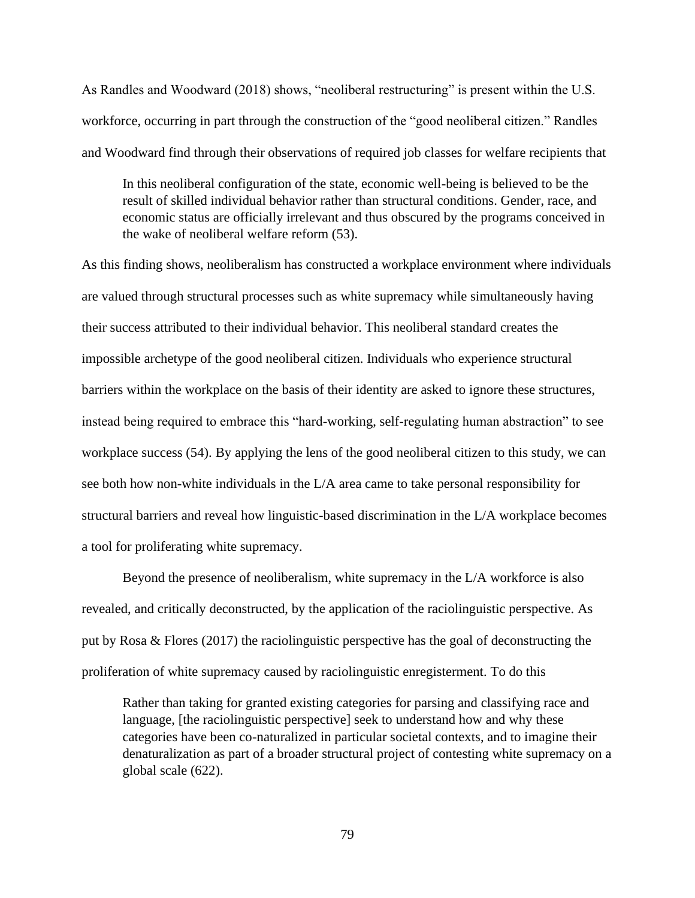As Randles and Woodward (2018) shows, "neoliberal restructuring" is present within the U.S. workforce, occurring in part through the construction of the "good neoliberal citizen." Randles and Woodward find through their observations of required job classes for welfare recipients that

> In this neoliberal configuration of the state, economic well-being is believed to be the result of skilled individual behavior rather than structural conditions. Gender, race, and economic status are officially irrelevant and thus obscured by the programs conceived in the wake of neoliberal welfare reform (53).

As this finding shows, neoliberalism has constructed a workplace environment where individuals are valued through structural processes such as white supremacy while simultaneously having their success attributed to their individual behavior. This neoliberal standard creates the impossible archetype of the good neoliberal citizen. Individuals who experience structural barriers within the workplace on the basis of their identity are asked to ignore these structures, instead being required to embrace this "hard-working, self-regulating human abstraction" to see workplace success (54). By applying the lens of the good neoliberal citizen to this study, we can see both how non-white individuals in the L/A area came to take personal responsibility for structural barriers and reveal how linguistic-based discrimination in the L/A workplace becomes a tool for proliferating white supremacy.

Beyond the presence of neoliberalism, white supremacy in the L/A workforce is also revealed, and critically deconstructed, by the application of the raciolinguistic perspective. As put by Rosa & Flores (2017) the raciolinguistic perspective has the goal of deconstructing the proliferation of white supremacy caused by raciolinguistic enregisterment. To do this

> Rather than taking for granted existing categories for parsing and classifying race and language, [the raciolinguistic perspective] seek to understand how and why these categories have been co-naturalized in particular societal contexts, and to imagine their denaturalization as part of a broader structural project of contesting white supremacy on a global scale (622).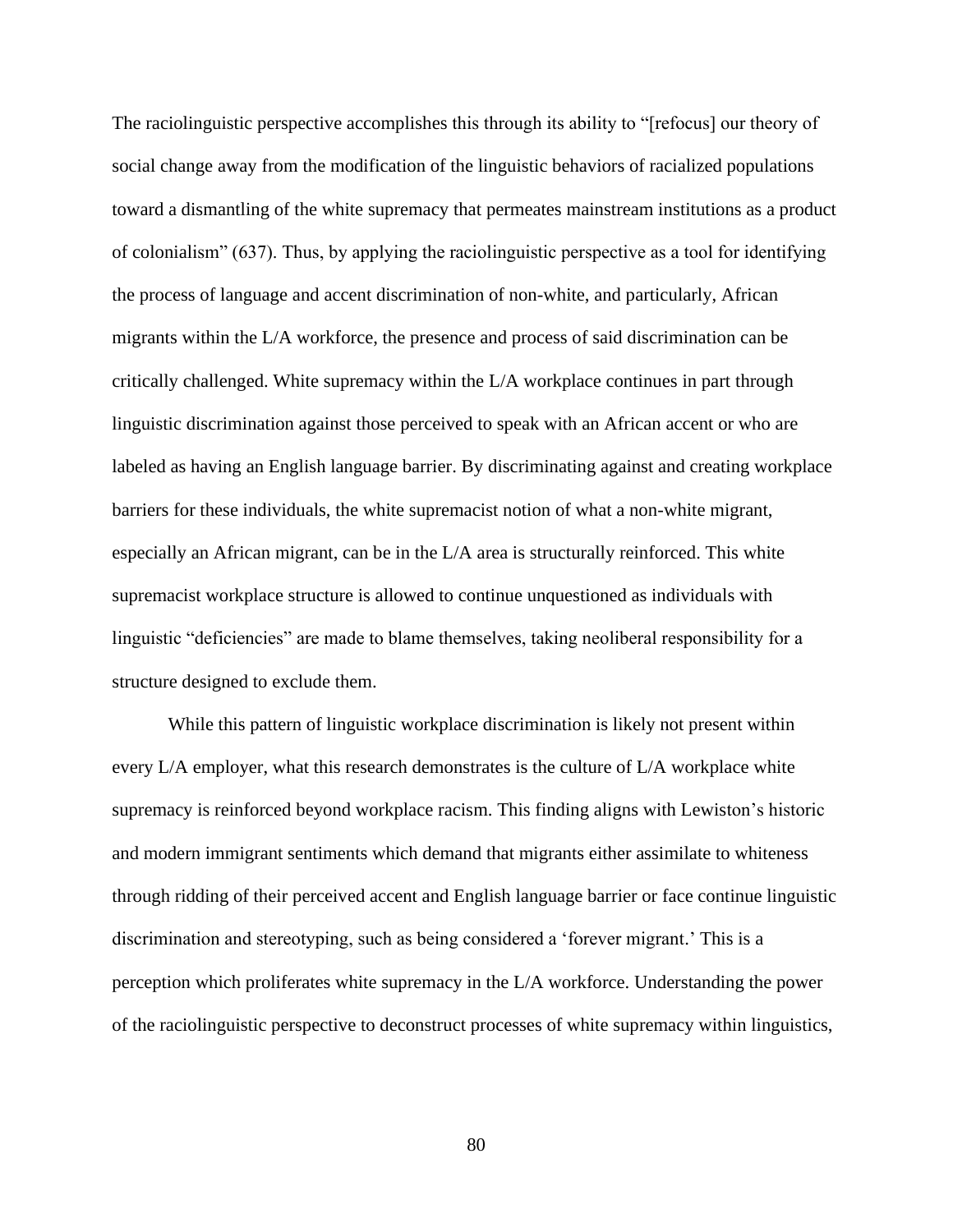The raciolinguistic perspective accomplishes this through its ability to "[refocus] our theory of social change away from the modification of the linguistic behaviors of racialized populations toward a dismantling of the white supremacy that permeates mainstream institutions as a product of colonialism" (637). Thus, by applying the raciolinguistic perspective as a tool for identifying the process of language and accent discrimination of non-white, and particularly, African migrants within the L/A workforce, the presence and process of said discrimination can be critically challenged. White supremacy within the L/A workplace continues in part through linguistic discrimination against those perceived to speak with an African accent or who are labeled as having an English language barrier. By discriminating against and creating workplace barriers for these individuals, the white supremacist notion of what a non-white migrant, especially an African migrant, can be in the L/A area is structurally reinforced. This white supremacist workplace structure is allowed to continue unquestioned as individuals with linguistic "deficiencies" are made to blame themselves, taking neoliberal responsibility for a structure designed to exclude them.

While this pattern of linguistic workplace discrimination is likely not present within every L/A employer, what this research demonstrates is the culture of L/A workplace white supremacy is reinforced beyond workplace racism. This finding aligns with Lewiston's historic and modern immigrant sentiments which demand that migrants either assimilate to whiteness through ridding of their perceived accent and English language barrier or face continue linguistic discrimination and stereotyping, such as being considered a 'forever migrant.' This is a perception which proliferates white supremacy in the L/A workforce. Understanding the power of the raciolinguistic perspective to deconstruct processes of white supremacy within linguistics,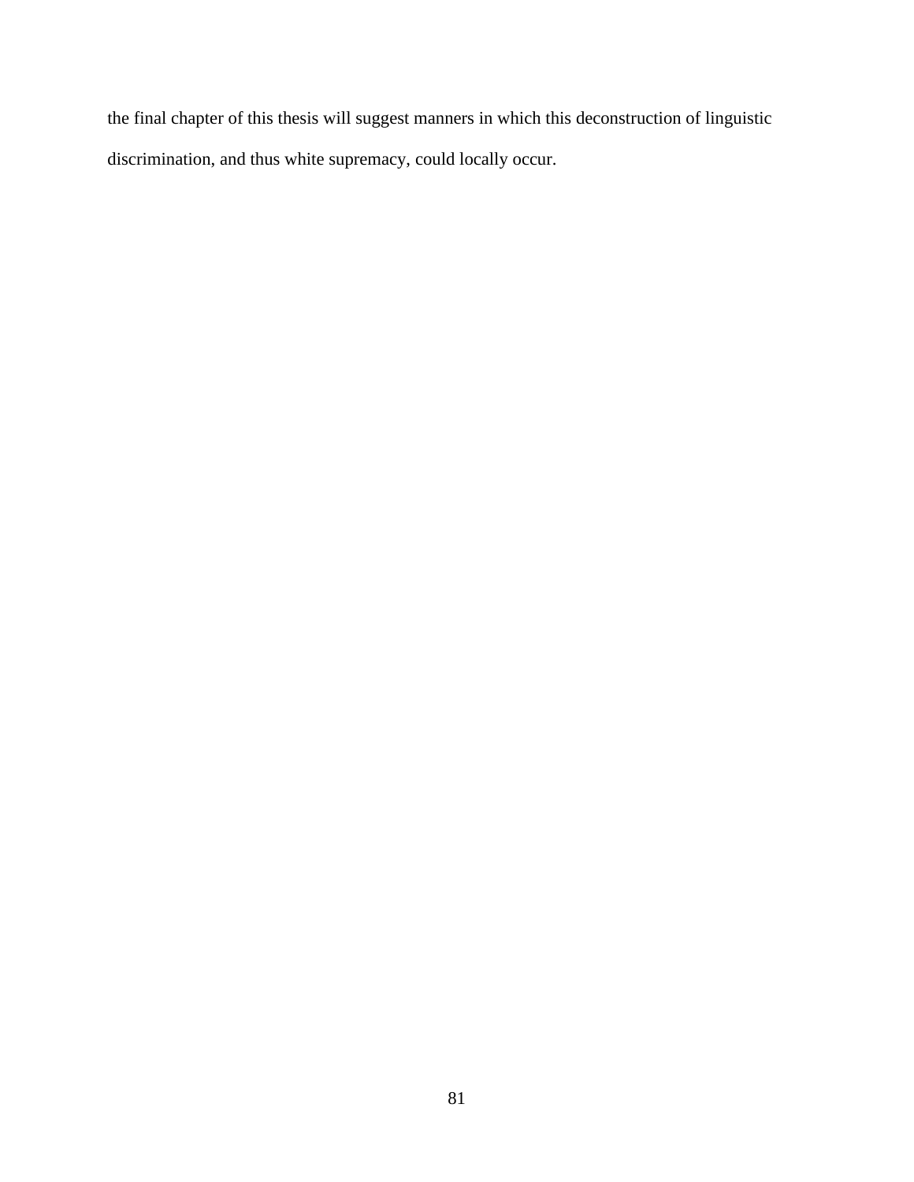the final chapter of this thesis will suggest manners in which this deconstruction of linguistic discrimination, and thus white supremacy, could locally occur.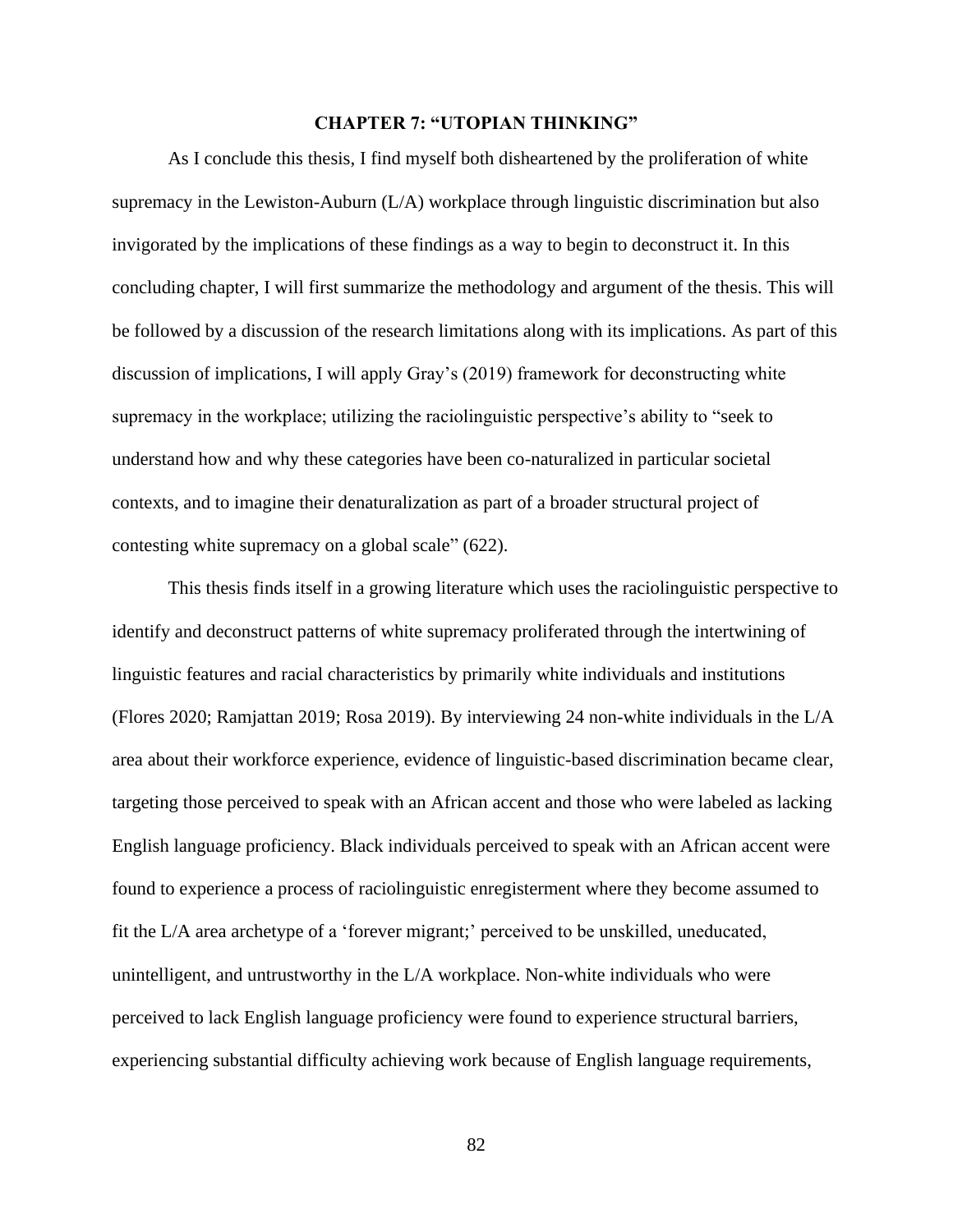# CHAPTER 7: "UTOPIAN THINKING"

As I conclude this thesis, I find myself both disheartened by the proliferation of white supremacy in the Lewiston-Auburn (L/A) workplace through linguistic discrimination but also invigorated by the implications of these findings as a way to begin to deconstruct it. In this concluding chapter, I will first summarize the methodology and argument of the thesis. This will be followed by a discussion of the research limitations along with its implications. As part of this discussion of implications, I will apply Gray's (2019) framework for deconstructing white supremacy in the workplace; utilizing the raciolinguistic perspective's ability to "seek to understand how and why these categories have been co-naturalized in particular societal contexts, and to imagine their denaturalization as part of a broader structural project of contesting white supremacy on a global scale" (622).

This thesis finds itself in a growing literature which uses the raciolinguistic perspective to identify and deconstruct patterns of white supremacy proliferated through the intertwining of linguistic features and racial characteristics by primarily white individuals and institutions (Flores 2020; Ramjattan 2019; Rosa 2019). By interviewing 24 non-white individuals in the L/A area about their workforce experience, evidence of linguistic-based discrimination became clear, targeting those perceived to speak with an African accent and those who were labeled as lacking English language proficiency. Black individuals perceived to speak with an African accent were found to experience a process of raciolinguistic enregisterment where they become assumed to fit the L/A area archetype of a 'forever migrant;' perceived to be unskilled, uneducated, unintelligent, and untrustworthy in the L/A workplace. Non-white individuals who were perceived to lack English language proficiency were found to experience structural barriers, experiencing substantial difficulty achieving work because of English language requirements,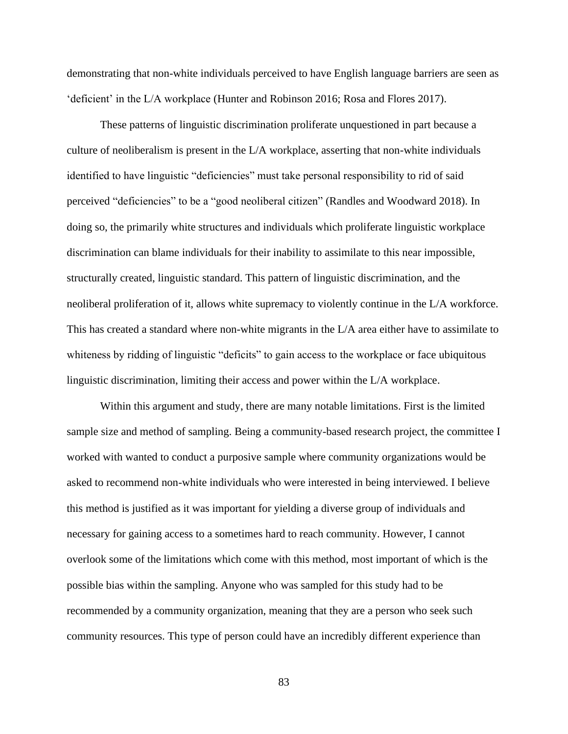demonstrating that non-white individuals perceived to have English language barriers are seen as 'deficient' in the L/A workplace (Hunter and Robinson 2016; Rosa and Flores 2017).

These patterns of linguistic discrimination proliferate unquestioned in part because a culture of neoliberalism is present in the L/A workplace, asserting that non-white individuals identified to have linguistic "deficiencies" must take personal responsibility to rid of said perceived "deficiencies" to be a "good neoliberal citizen" (Randles and Woodward 2018). In doing so, the primarily white structures and individuals which proliferate linguistic workplace discrimination can blame individuals for their inability to assimilate to this near impossible, structurally created, linguistic standard. This pattern of linguistic discrimination, and the neoliberal proliferation of it, allows white supremacy to violently continue in the L/A workforce. This has created a standard where non-white migrants in the L/A area either have to assimilate to whiteness by ridding of linguistic "deficits" to gain access to the workplace or face ubiquitous linguistic discrimination, limiting their access and power within the L/A workplace.

Within this argument and study, there are many notable limitations. First is the limited sample size and method of sampling. Being a community-based research project, the committee I worked with wanted to conduct a purposive sample where community organizations would be asked to recommend non-white individuals who were interested in being interviewed. I believe this method is justified as it was important for yielding a diverse group of individuals and necessary for gaining access to a sometimes hard to reach community. However, I cannot overlook some of the limitations which come with this method, most important of which is the possible bias within the sampling. Anyone who was sampled for this study had to be recommended by a community organization, meaning that they are a person who seek such community resources. This type of person could have an incredibly different experience than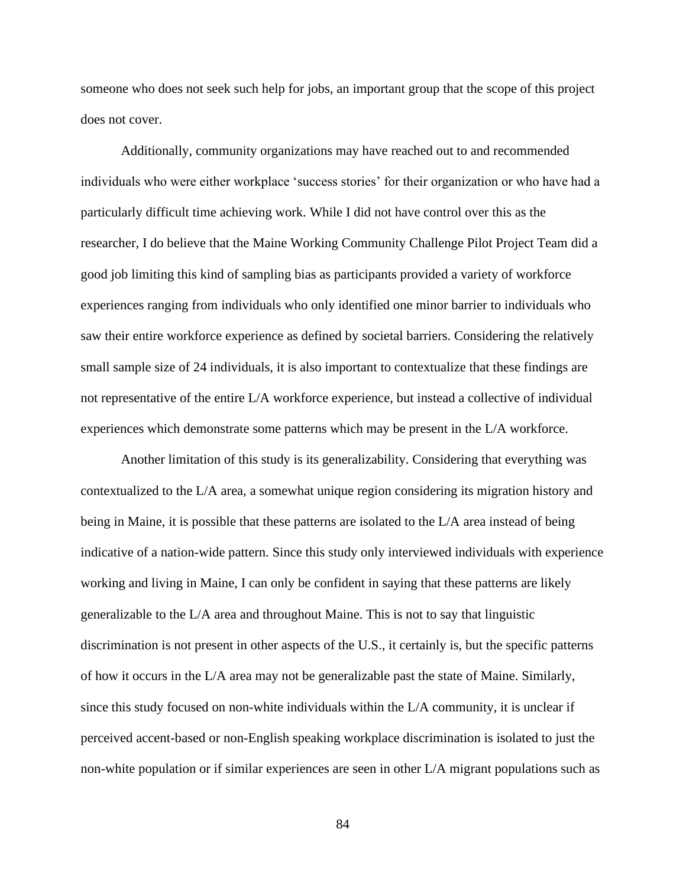someone who does not seek such help for jobs, an important group that the scope of this project does not cover.

Additionally, community organizations may have reached out to and recommended individuals who were either workplace 'success stories' for their organization or who have had a particularly difficult time achieving work. While I did not have control over this as the researcher, I do believe that the Maine Working Community Challenge Pilot Project Team did a good job limiting this kind of sampling bias as participants provided a variety of workforce experiences ranging from individuals who only identified one minor barrier to individuals who saw their entire workforce experience as defined by societal barriers. Considering the relatively small sample size of 24 individuals, it is also important to contextualize that these findings are not representative of the entire L/A workforce experience, but instead a collective of individual experiences which demonstrate some patterns which may be present in the L/A workforce.

Another limitation of this study is its generalizability. Considering that everything was contextualized to the L/A area, a somewhat unique region considering its migration history and being in Maine, it is possible that these patterns are isolated to the L/A area instead of being indicative of a nation-wide pattern. Since this study only interviewed individuals with experience working and living in Maine, I can only be confident in saying that these patterns are likely generalizable to the L/A area and throughout Maine. This is not to say that linguistic discrimination is not present in other aspects of the U.S., it certainly is, but the specific patterns of how it occurs in the L/A area may not be generalizable past the state of Maine. Similarly, since this study focused on non-white individuals within the L/A community, it is unclear if perceived accent-based or non-English speaking workplace discrimination is isolated to just the non-white population or if similar experiences are seen in other L/A migrant populations such as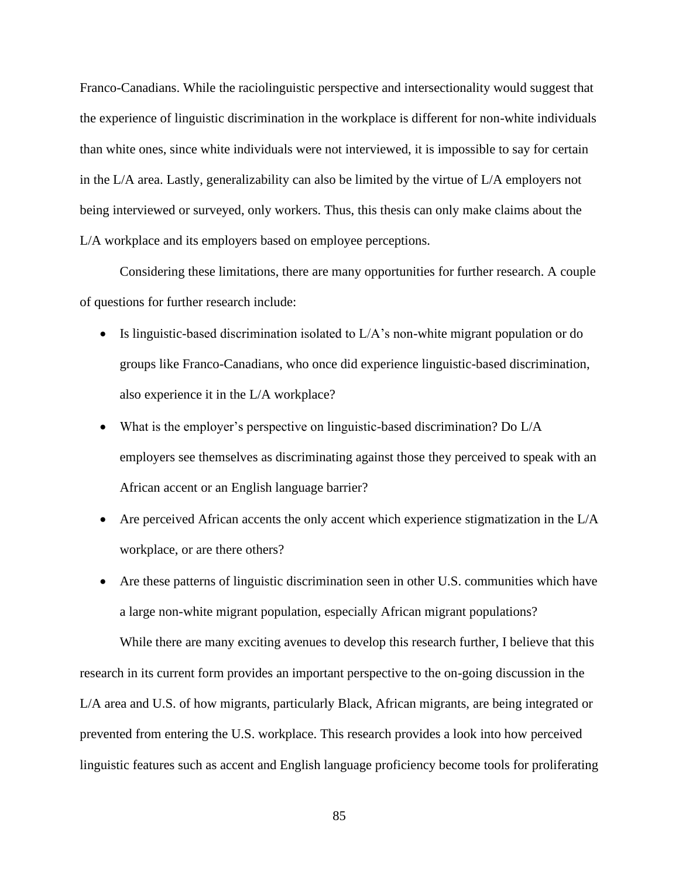Franco-Canadians. While the raciolinguistic perspective and intersectionality would suggest that the experience of linguistic discrimination in the workplace is different for non-white individuals than white ones, since white individuals were not interviewed, it is impossible to say for certain in the L/A area. Lastly, generalizability can also be limited by the virtue of L/A employers not being interviewed or surveyed, only workers. Thus, this thesis can only make claims about the L/A workplace and its employers based on employee perceptions.

Considering these limitations, there are many opportunities for further research. A couple of questions for further research include:

- Is linguistic-based discrimination isolated to L/A's non-white migrant population or do groups like Franco-Canadians, who once did experience linguistic-based discrimination, also experience it in the L/A workplace?
- What is the employer's perspective on linguistic-based discrimination? Do L/A employers see themselves as discriminating against those they perceived to speak with an African accent or an English language barrier?
- Are perceived African accents the only accent which experience stigmatization in the L/A workplace, or are there others?
- Are these patterns of linguistic discrimination seen in other U.S. communities which have a large non-white migrant population, especially African migrant populations?

While there are many exciting avenues to develop this research further, I believe that this research in its current form provides an important perspective to the on-going discussion in the L/A area and U.S. of how migrants, particularly Black, African migrants, are being integrated or prevented from entering the U.S. workplace. This research provides a look into how perceived linguistic features such as accent and English language proficiency become tools for proliferating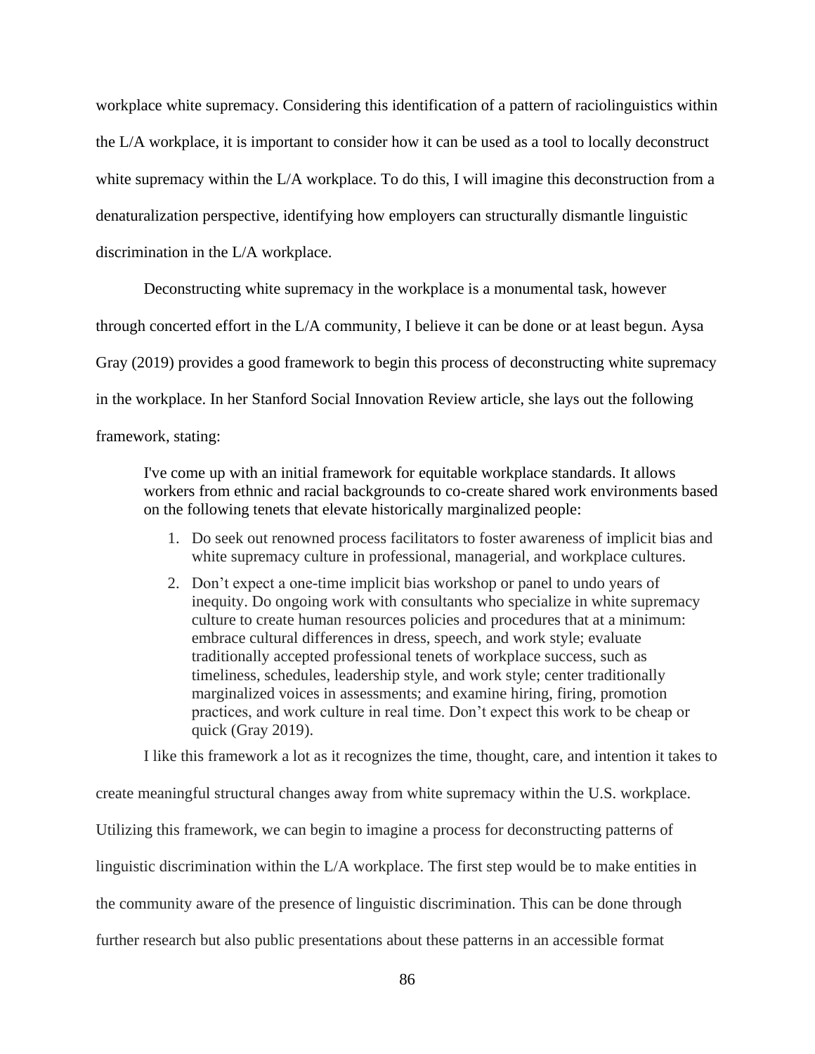workplace white supremacy. Considering this identification of a pattern of raciolinguistics within the L/A workplace, it is important to consider how it can be used as a tool to locally deconstruct white supremacy within the L/A workplace. To do this, I will imagine this deconstruction from a denaturalization perspective, identifying how employers can structurally dismantle linguistic discrimination in the L/A workplace.

Deconstructing white supremacy in the workplace is a monumental task, however through concerted effort in the L/A community, I believe it can be done or at least begun. Aysa Gray (2019) provides a good framework to begin this process of deconstructing white supremacy in the workplace. In her Stanford Social Innovation Review article, she lays out the following framework, stating:

> I've come up with an initial framework for equitable workplace standards. It allows workers from ethnic and racial backgrounds to co-create shared work environments based on the following tenets that elevate historically marginalized people:
>
> 1. Do seek out renowned process facilitators to foster awareness of implicit bias and white supremacy culture in professional, managerial, and workplace cultures.
> 2. Don't expect a one-time implicit bias workshop or panel to undo years of inequity. Do ongoing work with consultants who specialize in white supremacy culture to create human resources policies and procedures that at a minimum: embrace cultural differences in dress, speech, and work style; evaluate traditionally accepted professional tenets of workplace success, such as timeliness, schedules, leadership style, and work style; center traditionally marginalized voices in assessments; and examine hiring, firing, promotion practices, and work culture in real time. Don't expect this work to be cheap or quick (Gray 2019).

I like this framework a lot as it recognizes the time, thought, care, and intention it takes to create meaningful structural changes away from white supremacy within the U.S. workplace. Utilizing this framework, we can begin to imagine a process for deconstructing patterns of linguistic discrimination within the L/A workplace. The first step would be to make entities in the community aware of the presence of linguistic discrimination. This can be done through further research but also public presentations about these patterns in an accessible format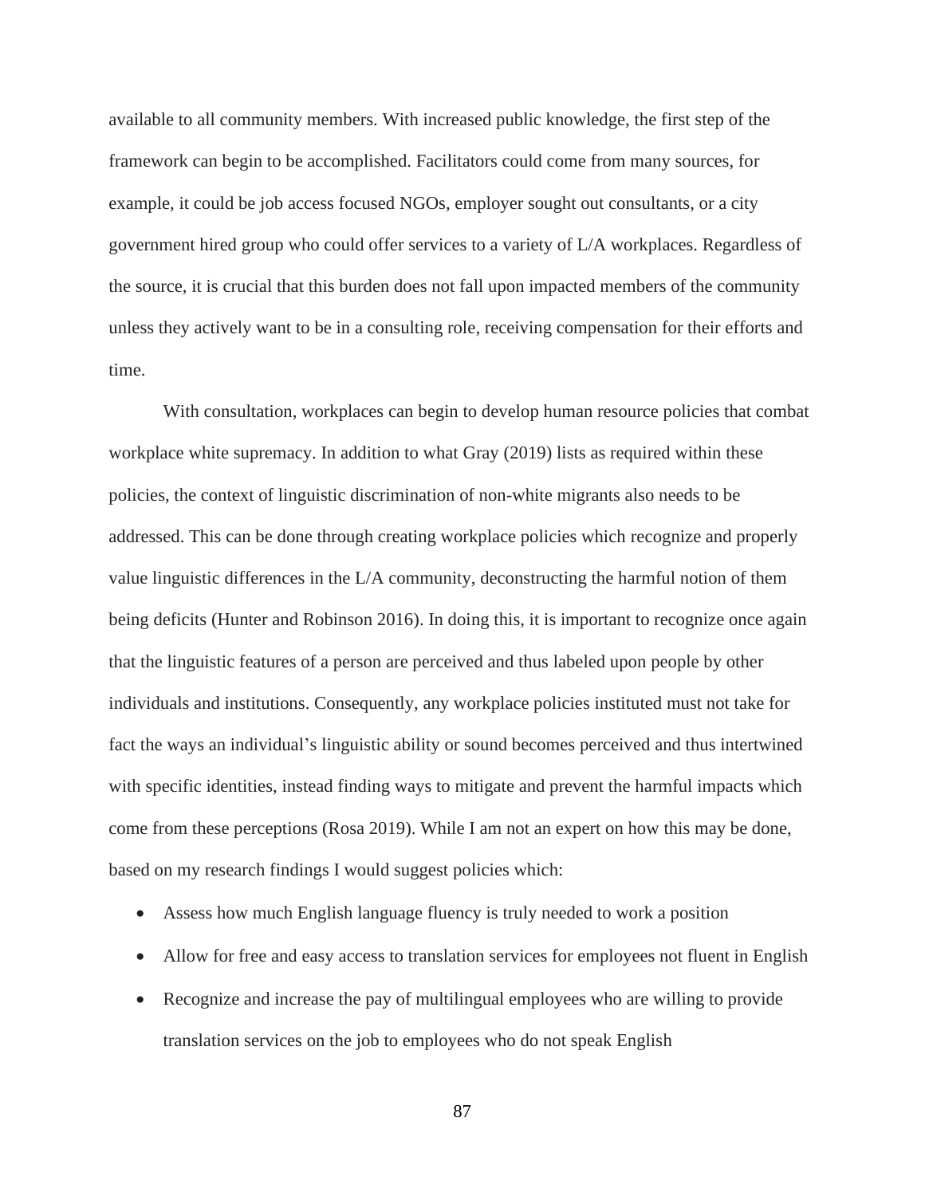available to all community members. With increased public knowledge, the first step of the framework can begin to be accomplished. Facilitators could come from many sources, for example, it could be job access focused NGOs, employer sought out consultants, or a city government hired group who could offer services to a variety of L/A workplaces. Regardless of the source, it is crucial that this burden does not fall upon impacted members of the community unless they actively want to be in a consulting role, receiving compensation for their efforts and time.

With consultation, workplaces can begin to develop human resource policies that combat workplace white supremacy. In addition to what Gray (2019) lists as required within these policies, the context of linguistic discrimination of non-white migrants also needs to be addressed. This can be done through creating workplace policies which recognize and properly value linguistic differences in the L/A community, deconstructing the harmful notion of them being deficits (Hunter and Robinson 2016). In doing this, it is important to recognize once again that the linguistic features of a person are perceived and thus labeled upon people by other individuals and institutions. Consequently, any workplace policies instituted must not take for fact the ways an individual's linguistic ability or sound becomes perceived and thus intertwined with specific identities, instead finding ways to mitigate and prevent the harmful impacts which come from these perceptions (Rosa 2019). While I am not an expert on how this may be done, based on my research findings I would suggest policies which:

- Assess how much English language fluency is truly needed to work a position
- Allow for free and easy access to translation services for employees not fluent in English
- Recognize and increase the pay of multilingual employees who are willing to provide translation services on the job to employees who do not speak English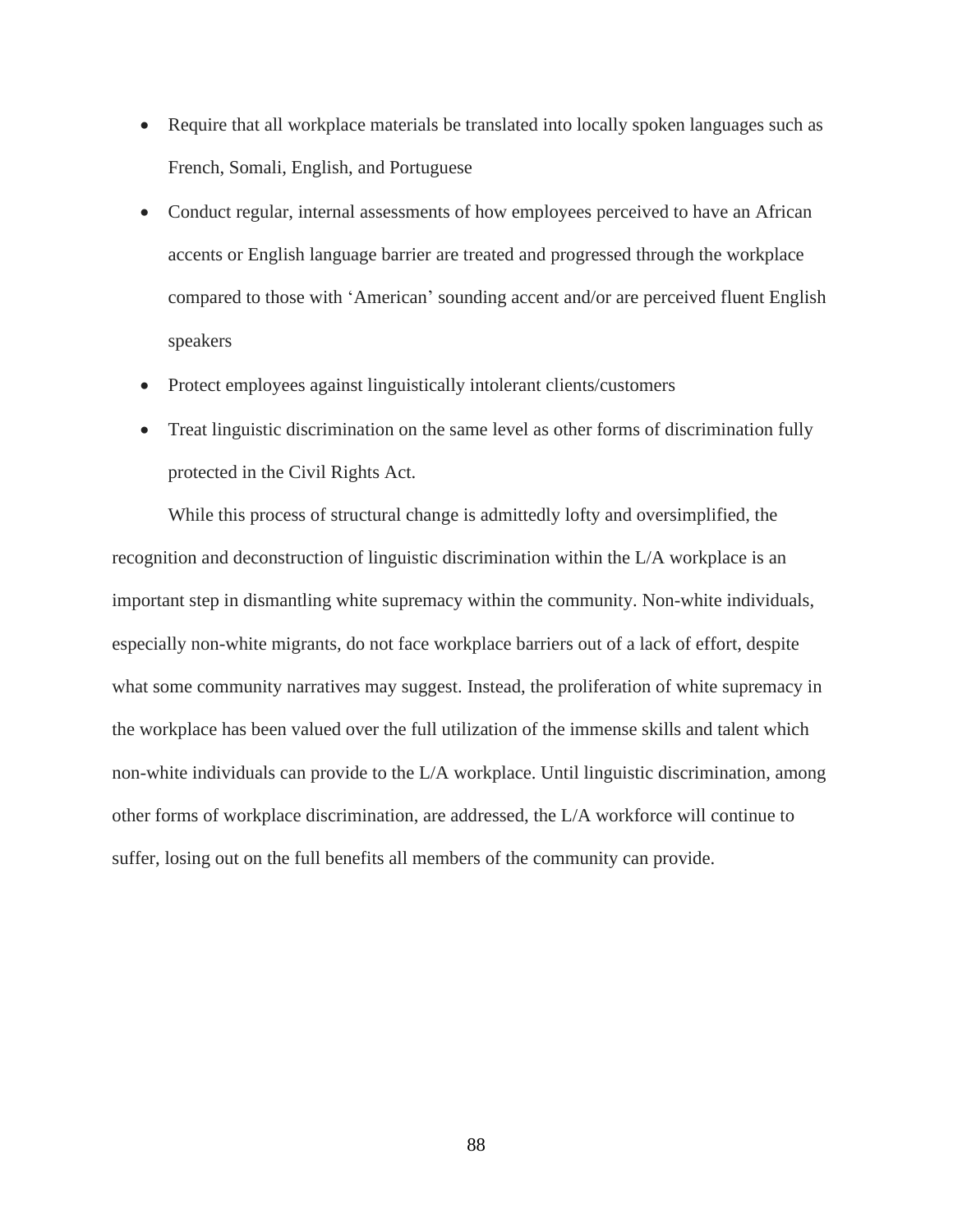- Require that all workplace materials be translated into locally spoken languages such as French, Somali, English, and Portuguese
- Conduct regular, internal assessments of how employees perceived to have an African accents or English language barrier are treated and progressed through the workplace compared to those with 'American' sounding accent and/or are perceived fluent English speakers
- Protect employees against linguistically intolerant clients/customers
- Treat linguistic discrimination on the same level as other forms of discrimination fully protected in the Civil Rights Act.

While this process of structural change is admittedly lofty and oversimplified, the recognition and deconstruction of linguistic discrimination within the L/A workplace is an important step in dismantling white supremacy within the community. Non-white individuals, especially non-white migrants, do not face workplace barriers out of a lack of effort, despite what some community narratives may suggest. Instead, the proliferation of white supremacy in the workplace has been valued over the full utilization of the immense skills and talent which non-white individuals can provide to the L/A workplace. Until linguistic discrimination, among other forms of workplace discrimination, are addressed, the L/A workforce will continue to suffer, losing out on the full benefits all members of the community can provide.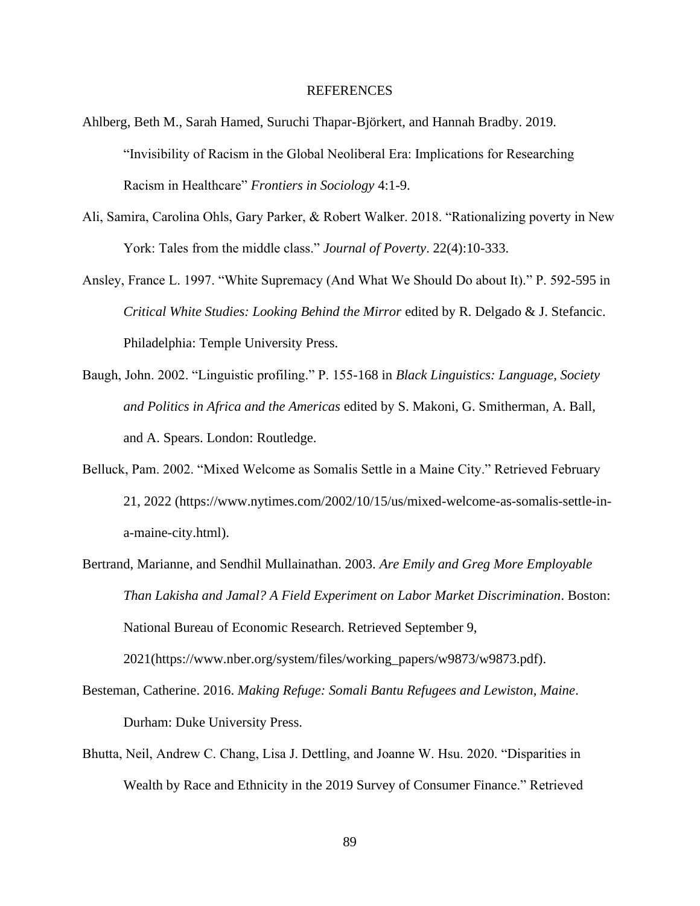# REFERENCES

Ahlberg, Beth M., Sarah Hamed, Suruchi Thapar-Björkert, and Hannah Bradby. 2019. "Invisibility of Racism in the Global Neoliberal Era: Implications for Researching Racism in Healthcare" *Frontiers in Sociology* 4:1-9.

Ali, Samira, Carolina Ohls, Gary Parker, & Robert Walker. 2018. "Rationalizing poverty in New York: Tales from the middle class." *Journal of Poverty*. 22(4):10-333.

Ansley, France L. 1997. "White Supremacy (And What We Should Do about It)." P. 592-595 in *Critical White Studies: Looking Behind the Mirror* edited by R. Delgado & J. Stefancic. Philadelphia: Temple University Press.

Baugh, John. 2002. "Linguistic profiling." P. 155-168 in *Black Linguistics: Language, Society and Politics in Africa and the Americas* edited by S. Makoni, G. Smitherman, A. Ball, and A. Spears. London: Routledge.

Belluck, Pam. 2002. "Mixed Welcome as Somalis Settle in a Maine City." Retrieved February 21, 2022 (https://www.nytimes.com/2002/10/15/us/mixed-welcome-as-somalis-settle-in-a-maine-city.html).

Bertrand, Marianne, and Sendhil Mullainathan. 2003. *Are Emily and Greg More Employable Than Lakisha and Jamal? A Field Experiment on Labor Market Discrimination*. Boston: National Bureau of Economic Research. Retrieved September 9, 2021(https://www.nber.org/system/files/working_papers/w9873/w9873.pdf).

Besteman, Catherine. 2016. *Making Refuge: Somali Bantu Refugees and Lewiston, Maine*. Durham: Duke University Press.

Bhutta, Neil, Andrew C. Chang, Lisa J. Dettling, and Joanne W. Hsu. 2020. "Disparities in Wealth by Race and Ethnicity in the 2019 Survey of Consumer Finance." Retrieved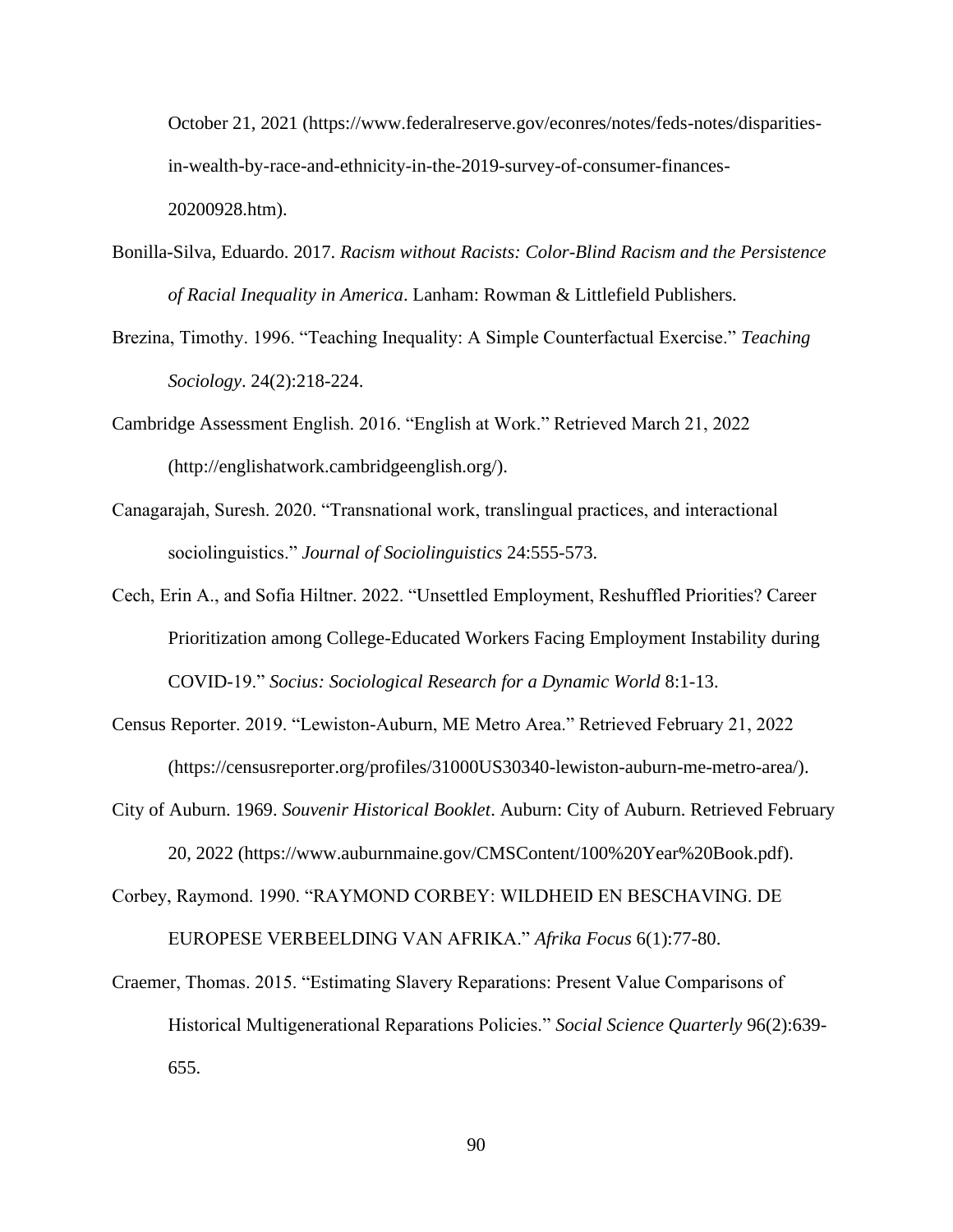October 21, 2021 (https://www.federalreserve.gov/econres/notes/feds-notes/disparities-in-wealth-by-race-and-ethnicity-in-the-2019-survey-of-consumer-finances-20200928.htm).

Bonilla-Silva, Eduardo. 2017. *Racism without Racists: Color-Blind Racism and the Persistence of Racial Inequality in America*. Lanham: Rowman & Littlefield Publishers.

Brezina, Timothy. 1996. "Teaching Inequality: A Simple Counterfactual Exercise." *Teaching Sociology*. 24(2):218-224.

Cambridge Assessment English. 2016. "English at Work." Retrieved March 21, 2022 (http://englishatwork.cambridgeenglish.org/).

Canagarajah, Suresh. 2020. "Transnational work, translingual practices, and interactional sociolinguistics." *Journal of Sociolinguistics* 24:555-573.

Cech, Erin A., and Sofia Hiltner. 2022. "Unsettled Employment, Reshuffled Priorities? Career Prioritization among College-Educated Workers Facing Employment Instability during COVID-19." *Socius: Sociological Research for a Dynamic World* 8:1-13.

Census Reporter. 2019. "Lewiston-Auburn, ME Metro Area." Retrieved February 21, 2022 (https://censusreporter.org/profiles/31000US30340-lewiston-auburn-me-metro-area/).

City of Auburn. 1969. *Souvenir Historical Booklet*. Auburn: City of Auburn. Retrieved February 20, 2022 (https://www.auburnmaine.gov/CMSContent/100%20Year%20Book.pdf).

Corbey, Raymond. 1990. "RAYMOND CORBEY: WILDHEID EN BESCHAVING. DE EUROPESE VERBEELDING VAN AFRIKA." *Afrika Focus* 6(1):77-80.

Craemer, Thomas. 2015. "Estimating Slavery Reparations: Present Value Comparisons of Historical Multigenerational Reparations Policies." *Social Science Quarterly* 96(2):639-655.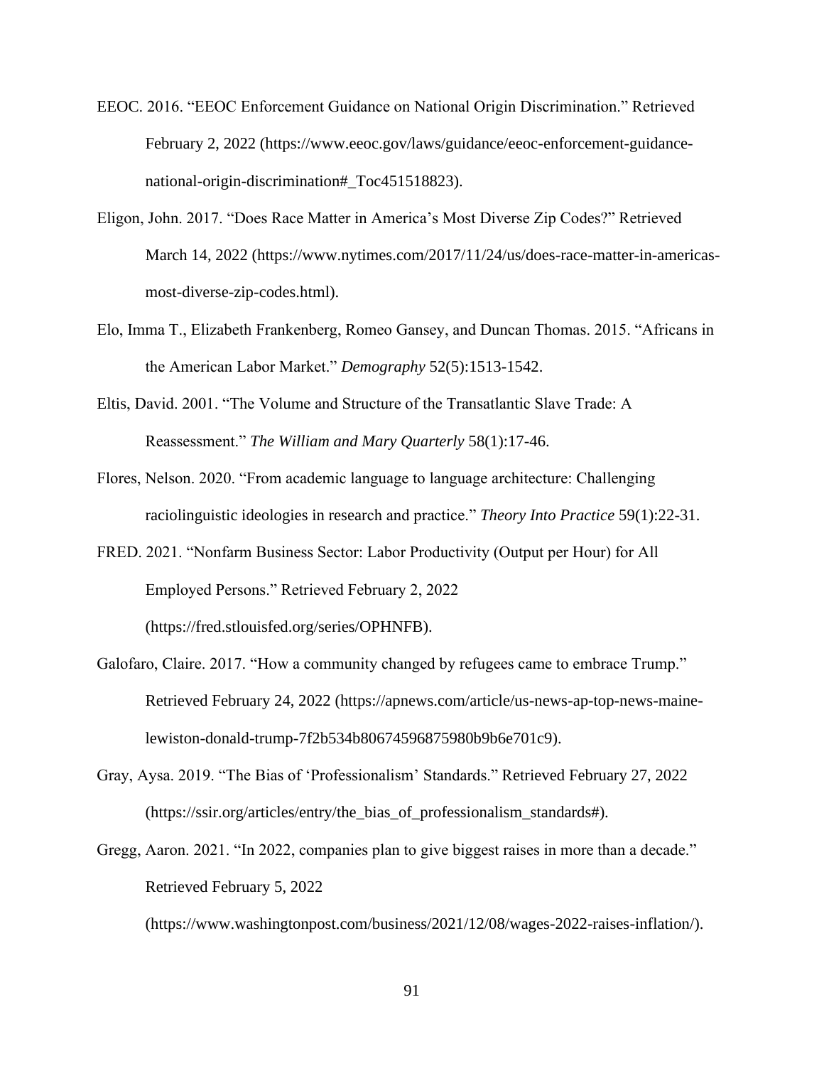EEOC. 2016. "EEOC Enforcement Guidance on National Origin Discrimination." Retrieved February 2, 2022 (https://www.eeoc.gov/laws/guidance/eeoc-enforcement-guidance-national-origin-discrimination#_Toc451518823).

Eligon, John. 2017. "Does Race Matter in America's Most Diverse Zip Codes?" Retrieved March 14, 2022 (https://www.nytimes.com/2017/11/24/us/does-race-matter-in-americas-most-diverse-zip-codes.html).

Elo, Imma T., Elizabeth Frankenberg, Romeo Gansey, and Duncan Thomas. 2015. "Africans in the American Labor Market." *Demography* 52(5):1513-1542.

Eltis, David. 2001. "The Volume and Structure of the Transatlantic Slave Trade: A Reassessment." *The William and Mary Quarterly* 58(1):17-46.

Flores, Nelson. 2020. "From academic language to language architecture: Challenging raciolinguistic ideologies in research and practice." *Theory Into Practice* 59(1):22-31.

FRED. 2021. "Nonfarm Business Sector: Labor Productivity (Output per Hour) for All Employed Persons." Retrieved February 2, 2022 (https://fred.stlouisfed.org/series/OPHNFB).

Galofaro, Claire. 2017. "How a community changed by refugees came to embrace Trump." Retrieved February 24, 2022 (https://apnews.com/article/us-news-ap-top-news-maine-lewiston-donald-trump-7f2b534b80674596875980b9b6e701c9).

Gray, Aysa. 2019. "The Bias of 'Professionalism' Standards." Retrieved February 27, 2022 (https://ssir.org/articles/entry/the_bias_of_professionalism_standards#).

Gregg, Aaron. 2021. "In 2022, companies plan to give biggest raises in more than a decade." Retrieved February 5, 2022 (https://www.washingtonpost.com/business/2021/12/08/wages-2022-raises-inflation/).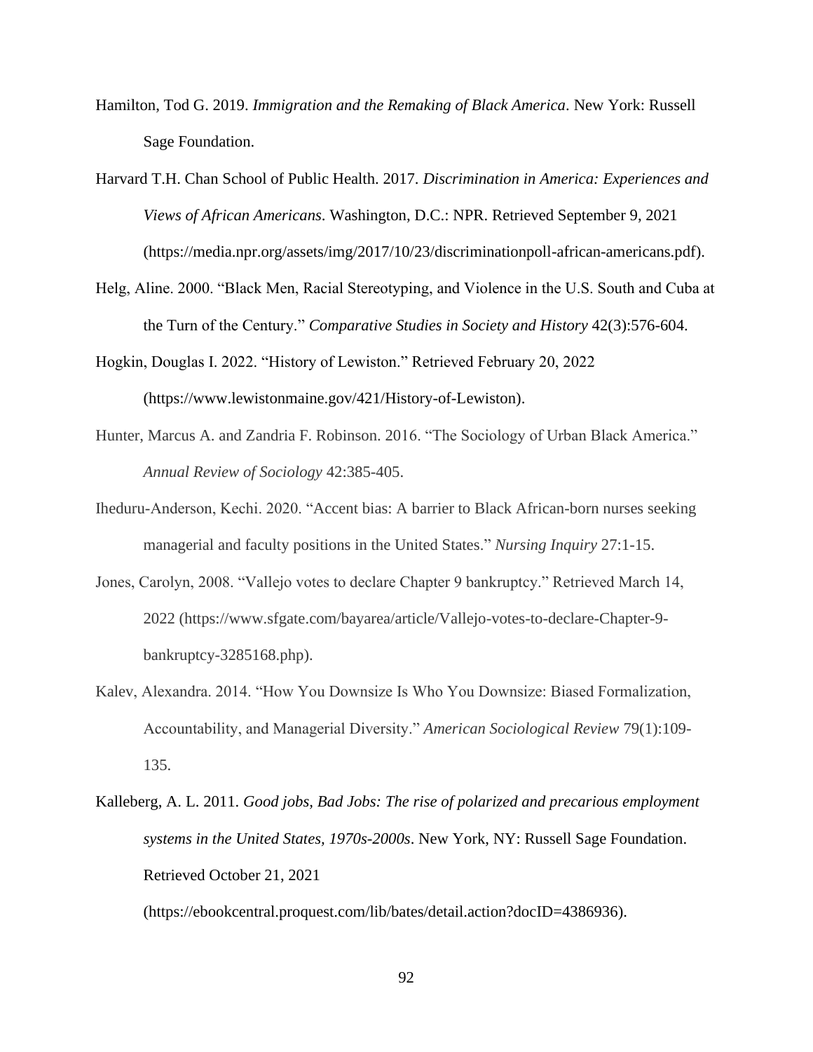Hamilton, Tod G. 2019. *Immigration and the Remaking of Black America*. New York: Russell Sage Foundation.

Harvard T.H. Chan School of Public Health. 2017. *Discrimination in America: Experiences and Views of African Americans*. Washington, D.C.: NPR. Retrieved September 9, 2021 (https://media.npr.org/assets/img/2017/10/23/discriminationpoll-african-americans.pdf).

Helg, Aline. 2000. "Black Men, Racial Stereotyping, and Violence in the U.S. South and Cuba at the Turn of the Century." *Comparative Studies in Society and History* 42(3):576-604.

Hogkin, Douglas I. 2022. "History of Lewiston." Retrieved February 20, 2022 (https://www.lewistonmaine.gov/421/History-of-Lewiston).

Hunter, Marcus A. and Zandria F. Robinson. 2016. "The Sociology of Urban Black America." *Annual Review of Sociology* 42:385-405.

Iheduru-Anderson, Kechi. 2020. "Accent bias: A barrier to Black African-born nurses seeking managerial and faculty positions in the United States." *Nursing Inquiry* 27:1-15.

Jones, Carolyn, 2008. "Vallejo votes to declare Chapter 9 bankruptcy." Retrieved March 14, 2022 (https://www.sfgate.com/bayarea/article/Vallejo-votes-to-declare-Chapter-9-bankruptcy-3285168.php).

Kalev, Alexandra. 2014. "How You Downsize Is Who You Downsize: Biased Formalization, Accountability, and Managerial Diversity." *American Sociological Review* 79(1):109-135.

Kalleberg, A. L. 2011. *Good jobs, Bad Jobs: The rise of polarized and precarious employment systems in the United States, 1970s-2000s*. New York, NY: Russell Sage Foundation. Retrieved October 21, 2021 (https://ebookcentral.proquest.com/lib/bates/detail.action?docID=4386936).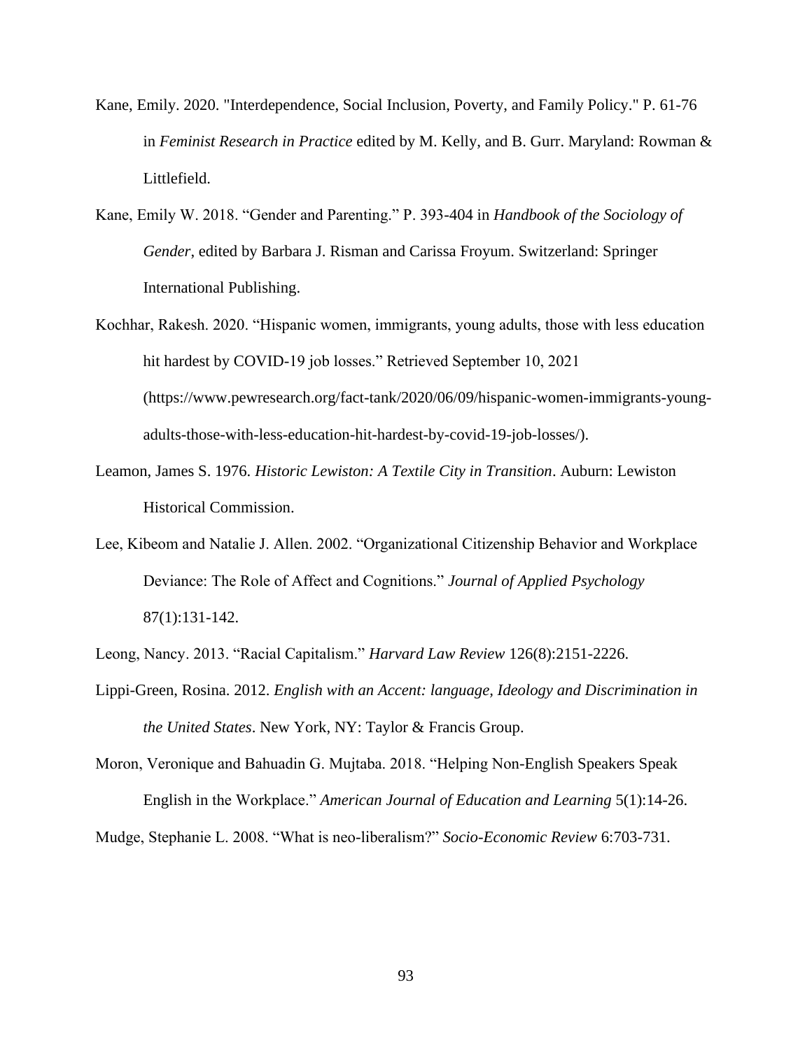Kane, Emily. 2020. "Interdependence, Social Inclusion, Poverty, and Family Policy." P. 61-76 in *Feminist Research in Practice* edited by M. Kelly, and B. Gurr. Maryland: Rowman & Littlefield.

Kane, Emily W. 2018. "Gender and Parenting." P. 393-404 in *Handbook of the Sociology of Gender*, edited by Barbara J. Risman and Carissa Froyum. Switzerland: Springer International Publishing.

Kochhar, Rakesh. 2020. "Hispanic women, immigrants, young adults, those with less education hit hardest by COVID-19 job losses." Retrieved September 10, 2021 (https://www.pewresearch.org/fact-tank/2020/06/09/hispanic-women-immigrants-young-adults-those-with-less-education-hit-hardest-by-covid-19-job-losses/).

Leamon, James S. 1976. *Historic Lewiston: A Textile City in Transition*. Auburn: Lewiston Historical Commission.

Lee, Kibeom and Natalie J. Allen. 2002. "Organizational Citizenship Behavior and Workplace Deviance: The Role of Affect and Cognitions." *Journal of Applied Psychology* 87(1):131-142.

Leong, Nancy. 2013. "Racial Capitalism." *Harvard Law Review* 126(8):2151-2226.

Lippi-Green, Rosina. 2012. *English with an Accent: language, Ideology and Discrimination in the United States*. New York, NY: Taylor & Francis Group.

Moron, Veronique and Bahuadin G. Mujtaba. 2018. "Helping Non-English Speakers Speak English in the Workplace." *American Journal of Education and Learning* 5(1):14-26.

Mudge, Stephanie L. 2008. "What is neo-liberalism?" *Socio-Economic Review* 6:703-731.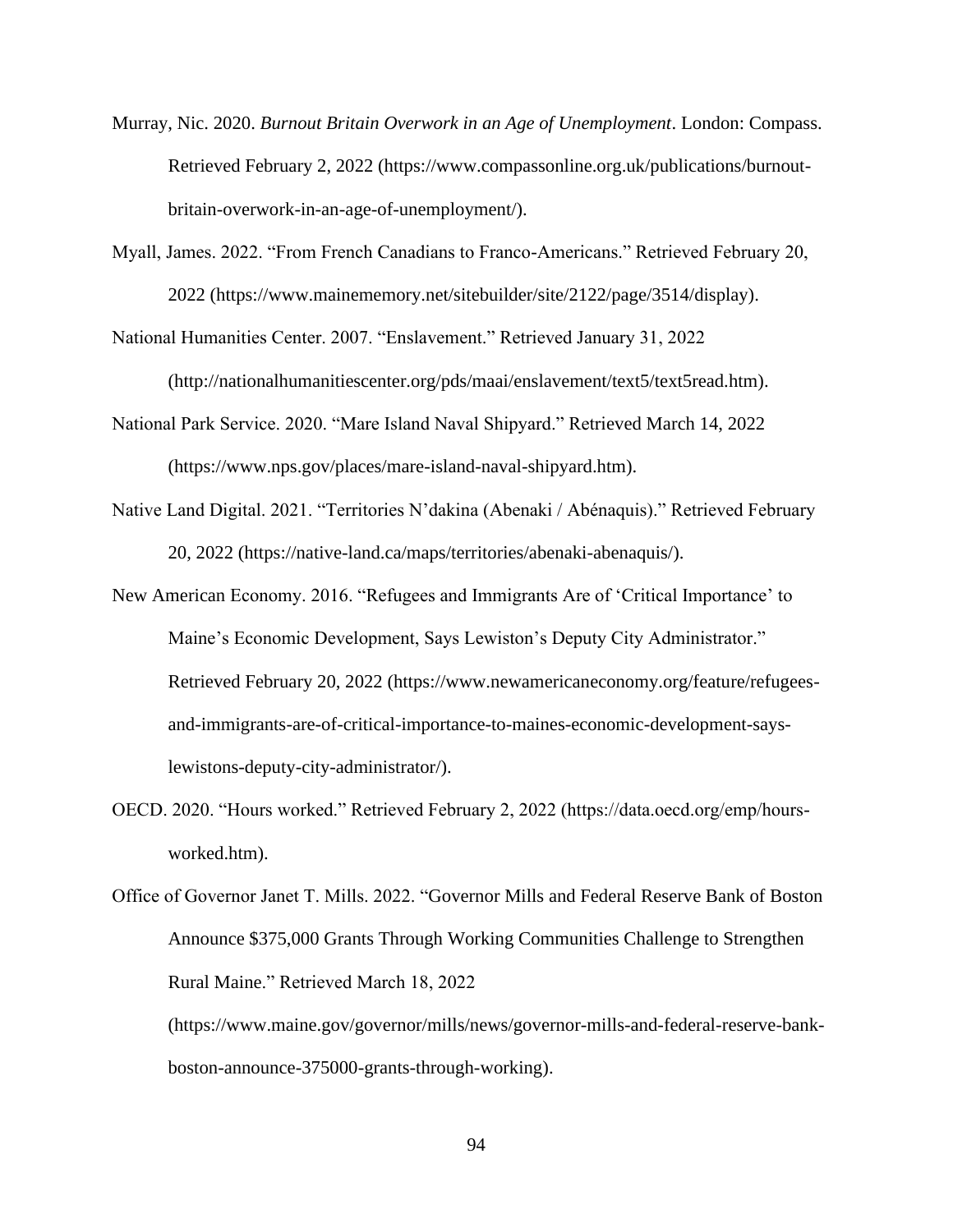Murray, Nic. 2020. *Burnout Britain Overwork in an Age of Unemployment*. London: Compass. Retrieved February 2, 2022 (https://www.compassonline.org.uk/publications/burnout-britain-overwork-in-an-age-of-unemployment/).

Myall, James. 2022. "From French Canadians to Franco-Americans." Retrieved February 20, 2022 (https://www.mainememory.net/sitebuilder/site/2122/page/3514/display).

National Humanities Center. 2007. "Enslavement." Retrieved January 31, 2022 (http://nationalhumanitiescenter.org/pds/maai/enslavement/text5/text5read.htm).

National Park Service. 2020. "Mare Island Naval Shipyard." Retrieved March 14, 2022 (https://www.nps.gov/places/mare-island-naval-shipyard.htm).

Native Land Digital. 2021. "Territories N'dakina (Abenaki / Abénaquis)." Retrieved February 20, 2022 (https://native-land.ca/maps/territories/abenaki-abenaquis/).

New American Economy. 2016. "Refugees and Immigrants Are of 'Critical Importance' to Maine's Economic Development, Says Lewiston's Deputy City Administrator." Retrieved February 20, 2022 (https://www.newamericaneconomy.org/feature/refugees-and-immigrants-are-of-critical-importance-to-maines-economic-development-says-lewistons-deputy-city-administrator/).

OECD. 2020. "Hours worked." Retrieved February 2, 2022 (https://data.oecd.org/emp/hours-worked.htm).

Office of Governor Janet T. Mills. 2022. "Governor Mills and Federal Reserve Bank of Boston Announce $375,000 Grants Through Working Communities Challenge to Strengthen Rural Maine." Retrieved March 18, 2022 (https://www.maine.gov/governor/mills/news/governor-mills-and-federal-reserve-bank-boston-announce-375000-grants-through-working).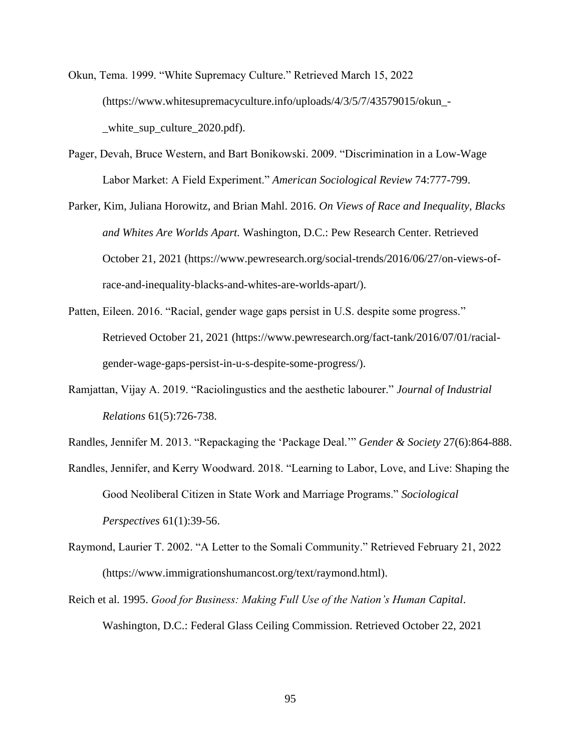Okun, Tema. 1999. "White Supremacy Culture." Retrieved March 15, 2022 (https://www.whitesupremacyculture.info/uploads/4/3/5/7/43579015/okun_-_white_sup_culture_2020.pdf).

Pager, Devah, Bruce Western, and Bart Bonikowski. 2009. "Discrimination in a Low-Wage Labor Market: A Field Experiment." *American Sociological Review* 74:777-799.

Parker, Kim, Juliana Horowitz, and Brian Mahl. 2016. *On Views of Race and Inequality, Blacks and Whites Are Worlds Apart.* Washington, D.C.: Pew Research Center. Retrieved October 21, 2021 (https://www.pewresearch.org/social-trends/2016/06/27/on-views-of-race-and-inequality-blacks-and-whites-are-worlds-apart/).

Patten, Eileen. 2016. "Racial, gender wage gaps persist in U.S. despite some progress." Retrieved October 21, 2021 (https://www.pewresearch.org/fact-tank/2016/07/01/racial-gender-wage-gaps-persist-in-u-s-despite-some-progress/).

Ramjattan, Vijay A. 2019. "Raciolingustics and the aesthetic labourer." *Journal of Industrial Relations* 61(5):726-738.

Randles, Jennifer M. 2013. "Repackaging the 'Package Deal.'" *Gender & Society* 27(6):864-888.

Randles, Jennifer, and Kerry Woodward. 2018. "Learning to Labor, Love, and Live: Shaping the Good Neoliberal Citizen in State Work and Marriage Programs." *Sociological Perspectives* 61(1):39-56.

Raymond, Laurier T. 2002. "A Letter to the Somali Community." Retrieved February 21, 2022 (https://www.immigrationshumancost.org/text/raymond.html).

Reich et al. 1995. *Good for Business: Making Full Use of the Nation's Human Capital*. Washington, D.C.: Federal Glass Ceiling Commission. Retrieved October 22, 2021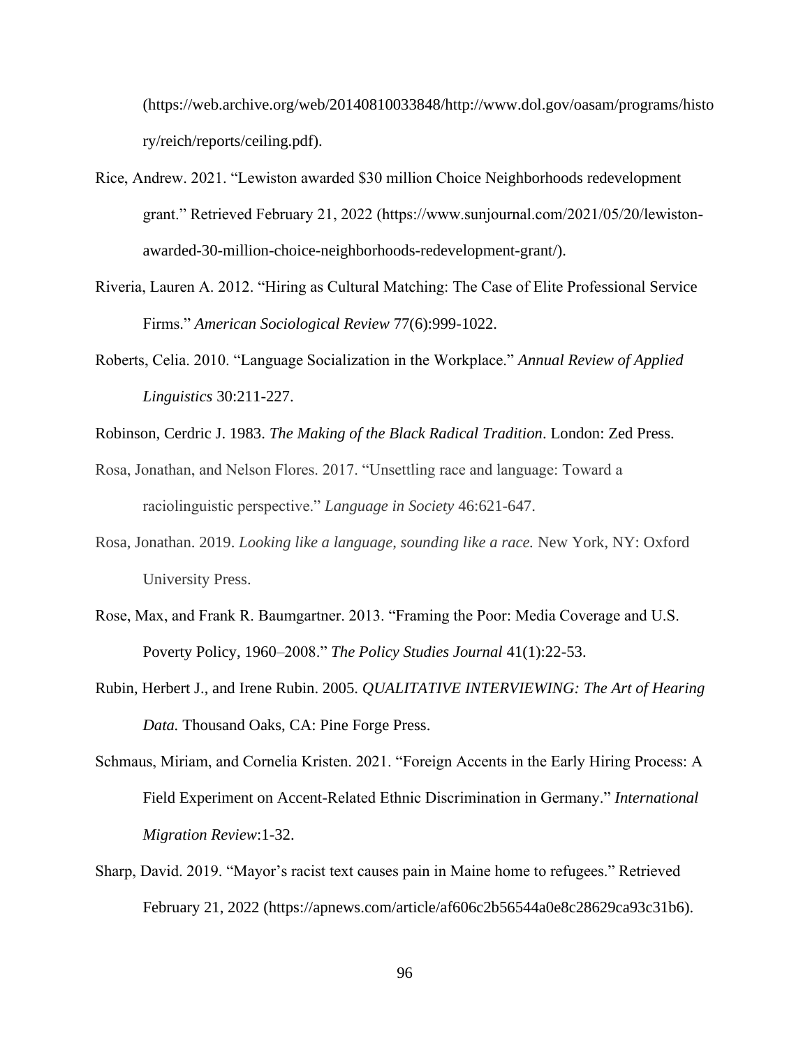(https://web.archive.org/web/20140810033848/http://www.dol.gov/oasam/programs/history/reich/reports/ceiling.pdf).

Rice, Andrew. 2021. "Lewiston awarded $30 million Choice Neighborhoods redevelopment grant." Retrieved February 21, 2022 (https://www.sunjournal.com/2021/05/20/lewiston-awarded-30-million-choice-neighborhoods-redevelopment-grant/).

Riveria, Lauren A. 2012. "Hiring as Cultural Matching: The Case of Elite Professional Service Firms." *American Sociological Review* 77(6):999-1022.

Roberts, Celia. 2010. "Language Socialization in the Workplace." *Annual Review of Applied Linguistics* 30:211-227.

Robinson, Cerdric J. 1983. *The Making of the Black Radical Tradition*. London: Zed Press.

Rosa, Jonathan, and Nelson Flores. 2017. "Unsettling race and language: Toward a raciolinguistic perspective." *Language in Society* 46:621-647.

Rosa, Jonathan. 2019. *Looking like a language, sounding like a race.* New York, NY: Oxford University Press.

Rose, Max, and Frank R. Baumgartner. 2013. "Framing the Poor: Media Coverage and U.S. Poverty Policy, 1960–2008." *The Policy Studies Journal* 41(1):22-53.

Rubin, Herbert J., and Irene Rubin. 2005. *QUALITATIVE INTERVIEWING: The Art of Hearing Data.* Thousand Oaks, CA: Pine Forge Press.

Schmaus, Miriam, and Cornelia Kristen. 2021. "Foreign Accents in the Early Hiring Process: A Field Experiment on Accent-Related Ethnic Discrimination in Germany." *International Migration Review*:1-32.

Sharp, David. 2019. "Mayor's racist text causes pain in Maine home to refugees." Retrieved February 21, 2022 (https://apnews.com/article/af606c2b56544a0e8c28629ca93c31b6).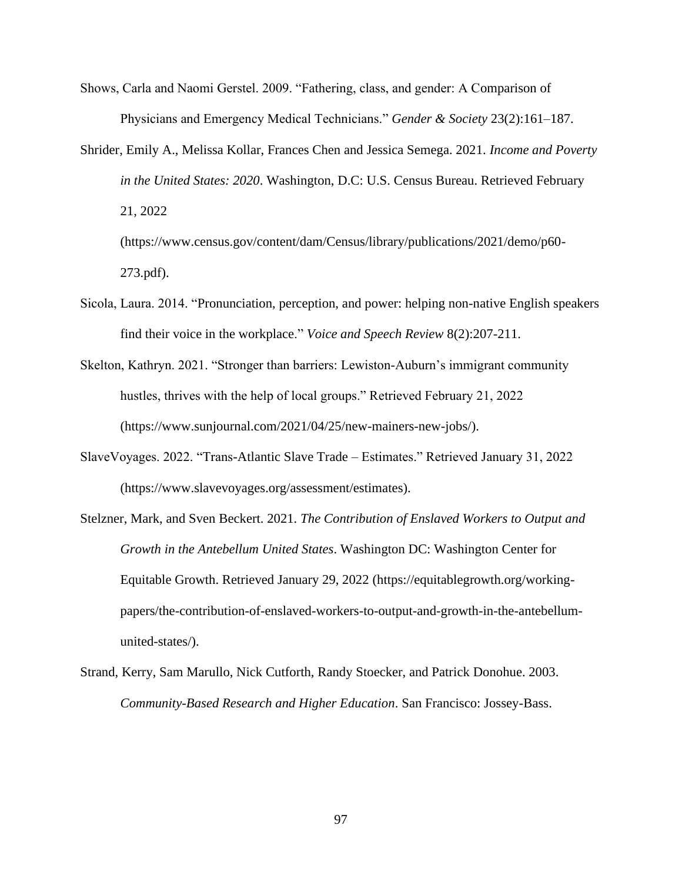Shows, Carla and Naomi Gerstel. 2009. "Fathering, class, and gender: A Comparison of Physicians and Emergency Medical Technicians." *Gender & Society* 23(2):161–187.

Shrider, Emily A., Melissa Kollar, Frances Chen and Jessica Semega. 2021. *Income and Poverty in the United States: 2020*. Washington, D.C: U.S. Census Bureau. Retrieved February 21, 2022 (https://www.census.gov/content/dam/Census/library/publications/2021/demo/p60-273.pdf).

Sicola, Laura. 2014. "Pronunciation, perception, and power: helping non-native English speakers find their voice in the workplace." *Voice and Speech Review* 8(2):207-211.

Skelton, Kathryn. 2021. "Stronger than barriers: Lewiston-Auburn's immigrant community hustles, thrives with the help of local groups." Retrieved February 21, 2022 (https://www.sunjournal.com/2021/04/25/new-mainers-new-jobs/).

SlaveVoyages. 2022. "Trans-Atlantic Slave Trade – Estimates." Retrieved January 31, 2022 (https://www.slavevoyages.org/assessment/estimates).

Stelzner, Mark, and Sven Beckert. 2021. *The Contribution of Enslaved Workers to Output and Growth in the Antebellum United States*. Washington DC: Washington Center for Equitable Growth. Retrieved January 29, 2022 (https://equitablegrowth.org/working-papers/the-contribution-of-enslaved-workers-to-output-and-growth-in-the-antebellum-united-states/).

Strand, Kerry, Sam Marullo, Nick Cutforth, Randy Stoecker, and Patrick Donohue. 2003. *Community-Based Research and Higher Education*. San Francisco: Jossey-Bass.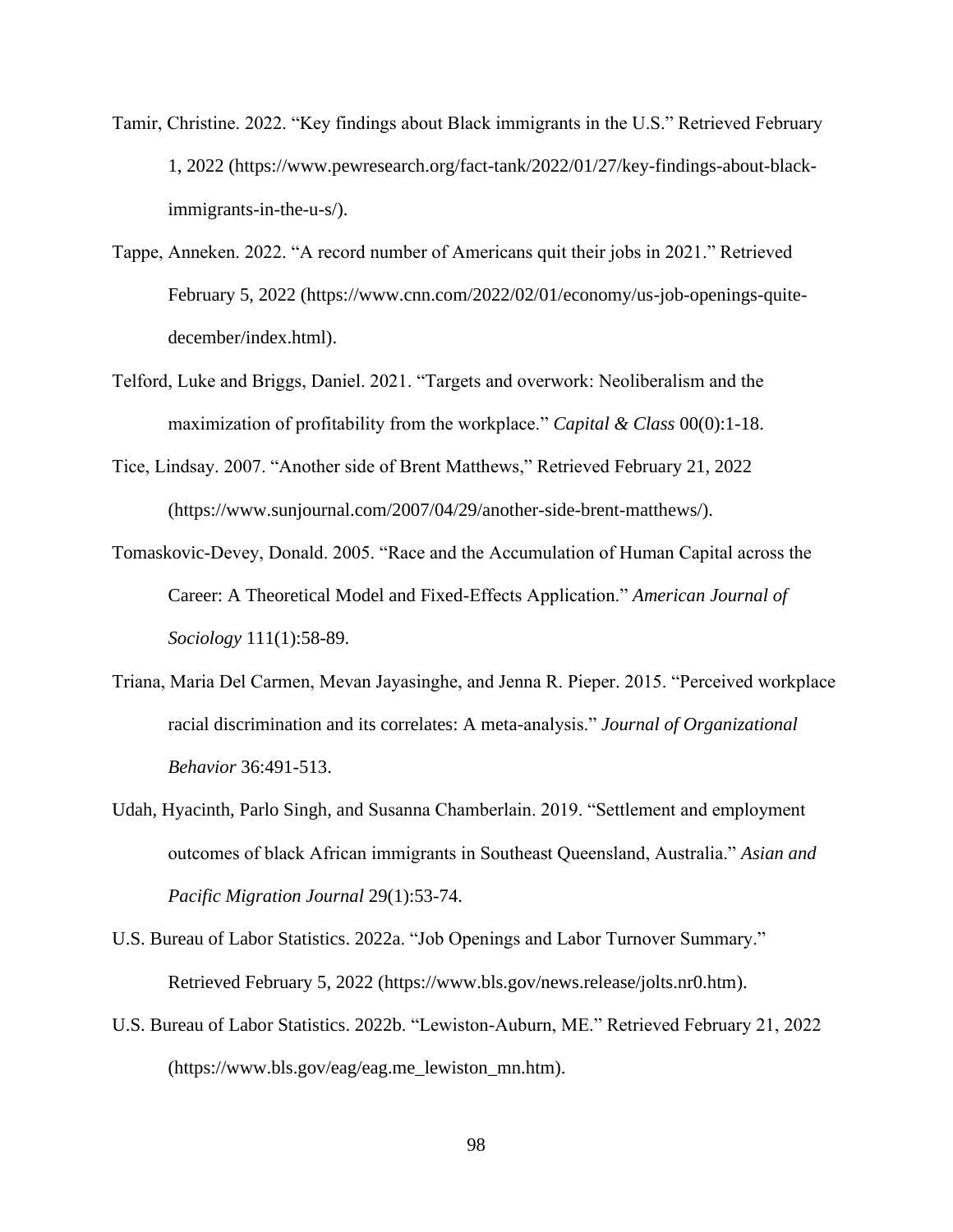Tamir, Christine. 2022. "Key findings about Black immigrants in the U.S." Retrieved February 1, 2022 (https://www.pewresearch.org/fact-tank/2022/01/27/key-findings-about-black-immigrants-in-the-u-s/).

Tappe, Anneken. 2022. "A record number of Americans quit their jobs in 2021." Retrieved February 5, 2022 (https://www.cnn.com/2022/02/01/economy/us-job-openings-quite-december/index.html).

Telford, Luke and Briggs, Daniel. 2021. "Targets and overwork: Neoliberalism and the maximization of profitability from the workplace." *Capital & Class* 00(0):1-18.

Tice, Lindsay. 2007. "Another side of Brent Matthews," Retrieved February 21, 2022 (https://www.sunjournal.com/2007/04/29/another-side-brent-matthews/).

Tomaskovic-Devey, Donald. 2005. "Race and the Accumulation of Human Capital across the Career: A Theoretical Model and Fixed-Effects Application." *American Journal of Sociology* 111(1):58-89.

Triana, Maria Del Carmen, Mevan Jayasinghe, and Jenna R. Pieper. 2015. "Perceived workplace racial discrimination and its correlates: A meta-analysis." *Journal of Organizational Behavior* 36:491-513.

Udah, Hyacinth, Parlo Singh, and Susanna Chamberlain. 2019. "Settlement and employment outcomes of black African immigrants in Southeast Queensland, Australia." *Asian and Pacific Migration Journal* 29(1):53-74.

U.S. Bureau of Labor Statistics. 2022a. "Job Openings and Labor Turnover Summary." Retrieved February 5, 2022 (https://www.bls.gov/news.release/jolts.nr0.htm).

U.S. Bureau of Labor Statistics. 2022b. "Lewiston-Auburn, ME." Retrieved February 21, 2022 (https://www.bls.gov/eag/eag.me_lewiston_mn.htm).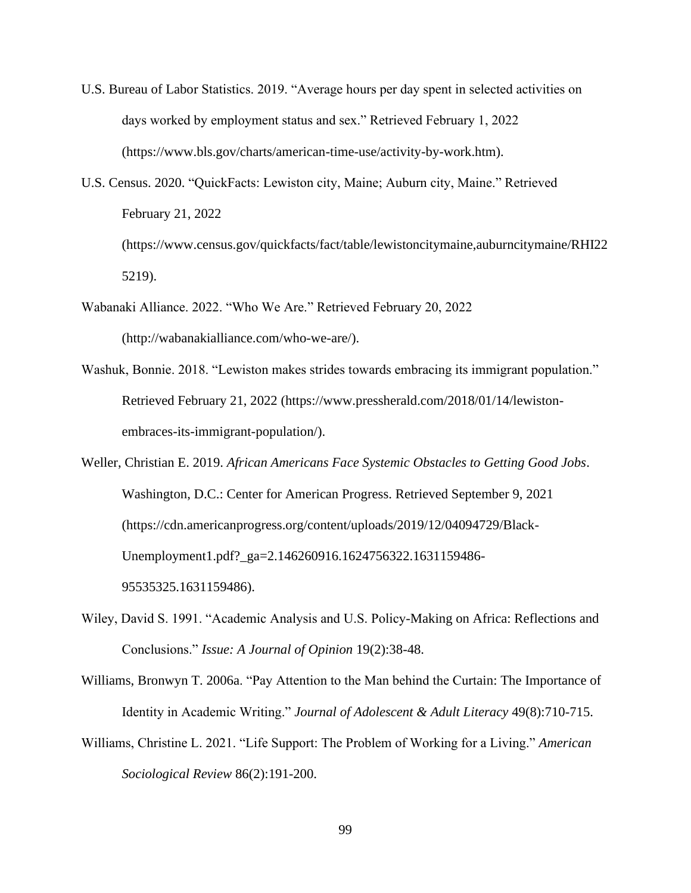U.S. Bureau of Labor Statistics. 2019. "Average hours per day spent in selected activities on days worked by employment status and sex." Retrieved February 1, 2022 (https://www.bls.gov/charts/american-time-use/activity-by-work.htm).

U.S. Census. 2020. "QuickFacts: Lewiston city, Maine; Auburn city, Maine." Retrieved February 21, 2022 (https://www.census.gov/quickfacts/fact/table/lewistoncitymaine,auburncitymaine/RHI225219).

Wabanaki Alliance. 2022. "Who We Are." Retrieved February 20, 2022 (http://wabanakialliance.com/who-we-are/).

Washuk, Bonnie. 2018. "Lewiston makes strides towards embracing its immigrant population." Retrieved February 21, 2022 (https://www.pressherald.com/2018/01/14/lewiston-embraces-its-immigrant-population/).

Weller, Christian E. 2019. *African Americans Face Systemic Obstacles to Getting Good Jobs*. Washington, D.C.: Center for American Progress. Retrieved September 9, 2021 (https://cdn.americanprogress.org/content/uploads/2019/12/04094729/Black-Unemployment1.pdf?_ga=2.146260916.1624756322.1631159486-95535325.1631159486).

Wiley, David S. 1991. "Academic Analysis and U.S. Policy-Making on Africa: Reflections and Conclusions." *Issue: A Journal of Opinion* 19(2):38-48.

Williams, Bronwyn T. 2006a. "Pay Attention to the Man behind the Curtain: The Importance of Identity in Academic Writing." *Journal of Adolescent & Adult Literacy* 49(8):710-715.

Williams, Christine L. 2021. "Life Support: The Problem of Working for a Living." *American Sociological Review* 86(2):191-200.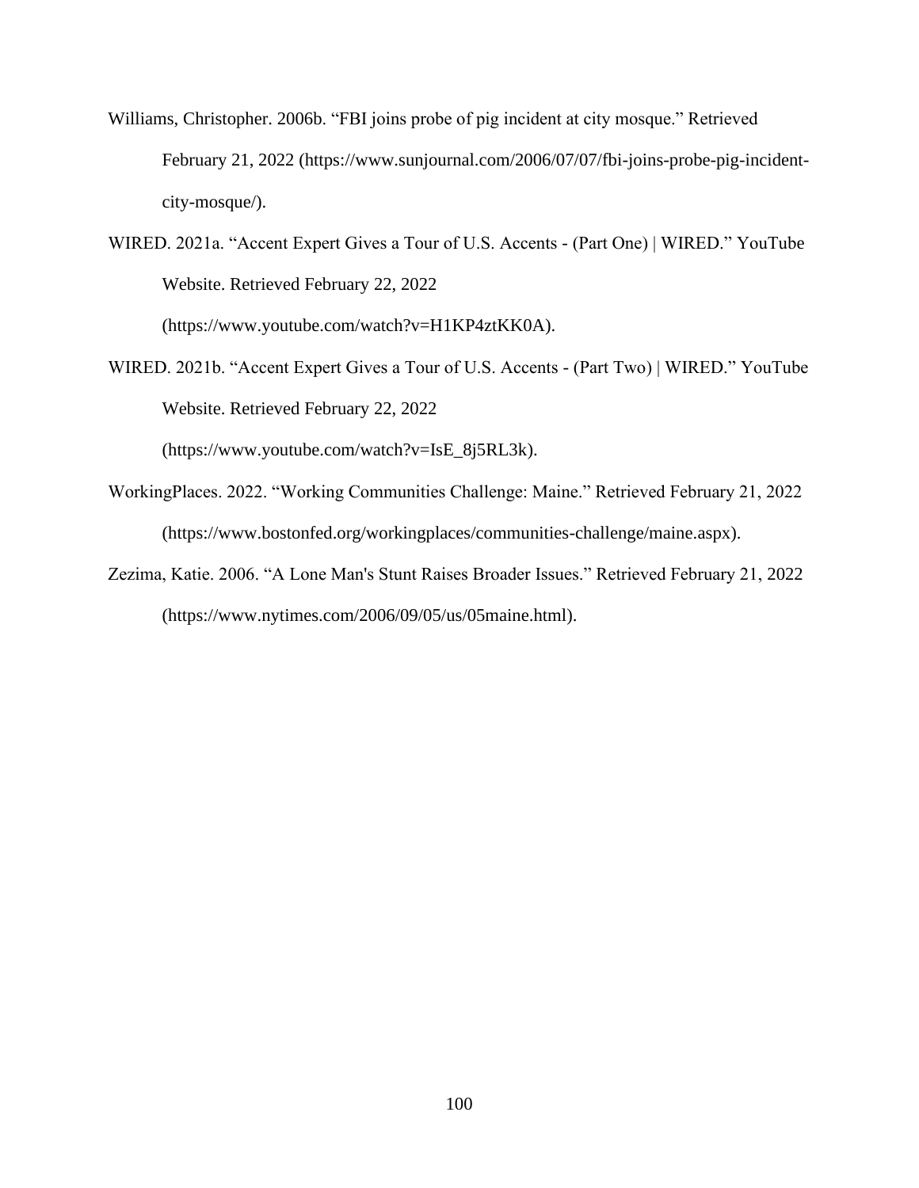Williams, Christopher. 2006b. "FBI joins probe of pig incident at city mosque." Retrieved February 21, 2022 (https://www.sunjournal.com/2006/07/07/fbi-joins-probe-pig-incident-city-mosque/).

WIRED. 2021a. "Accent Expert Gives a Tour of U.S. Accents - (Part One) | WIRED." YouTube Website. Retrieved February 22, 2022 (https://www.youtube.com/watch?v=H1KP4ztKK0A).

WIRED. 2021b. "Accent Expert Gives a Tour of U.S. Accents - (Part Two) | WIRED." YouTube Website. Retrieved February 22, 2022 (https://www.youtube.com/watch?v=IsE_8j5RL3k).

WorkingPlaces. 2022. "Working Communities Challenge: Maine." Retrieved February 21, 2022 (https://www.bostonfed.org/workingplaces/communities-challenge/maine.aspx).

Zezima, Katie. 2006. "A Lone Man's Stunt Raises Broader Issues." Retrieved February 21, 2022 (https://www.nytimes.com/2006/09/05/us/05maine.html).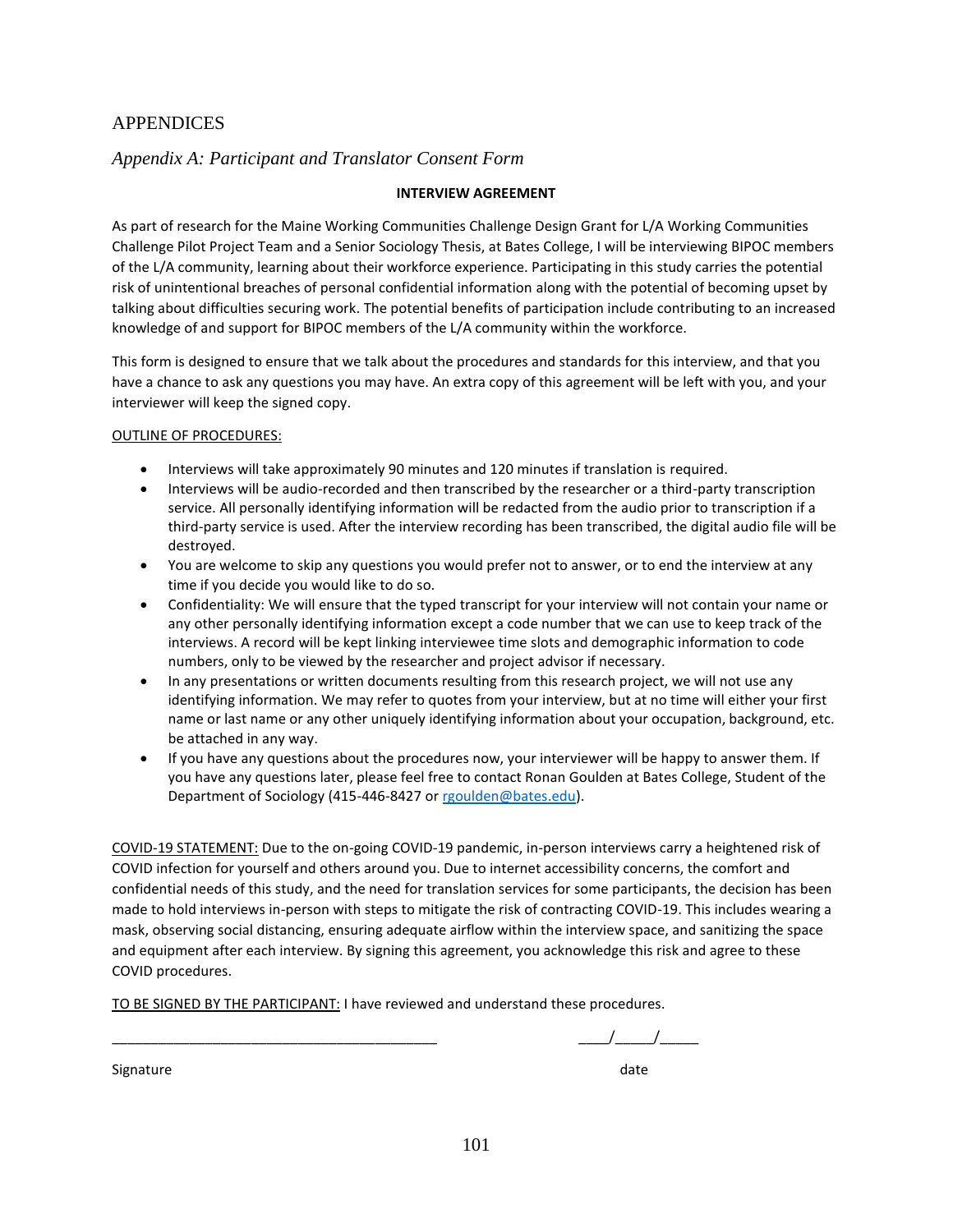# APPENDICES

## *Appendix A: Participant and Translator Consent Form*

**INTERVIEW AGREEMENT**

As part of research for the Maine Working Communities Challenge Design Grant for L/A Working Communities Challenge Pilot Project Team and a Senior Sociology Thesis, at Bates College, I will be interviewing BIPOC members of the L/A community, learning about their workforce experience. Participating in this study carries the potential risk of unintentional breaches of personal confidential information along with the potential of becoming upset by talking about difficulties securing work. The potential benefits of participation include contributing to an increased knowledge of and support for BIPOC members of the L/A community within the workforce.

This form is designed to ensure that we talk about the procedures and standards for this interview, and that you have a chance to ask any questions you may have. An extra copy of this agreement will be left with you, and your interviewer will keep the signed copy.

<u>OUTLINE OF PROCEDURES:</u>

- Interviews will take approximately 90 minutes and 120 minutes if translation is required.
- Interviews will be audio-recorded and then transcribed by the researcher or a third-party transcription service. All personally identifying information will be redacted from the audio prior to transcription if a third-party service is used. After the interview recording has been transcribed, the digital audio file will be destroyed.
- You are welcome to skip any questions you would prefer not to answer, or to end the interview at any time if you decide you would like to do so.
- Confidentiality: We will ensure that the typed transcript for your interview will not contain your name or any other personally identifying information except a code number that we can use to keep track of the interviews. A record will be kept linking interviewee time slots and demographic information to code numbers, only to be viewed by the researcher and project advisor if necessary.
- In any presentations or written documents resulting from this research project, we will not use any identifying information. We may refer to quotes from your interview, but at no time will either your first name or last name or any other uniquely identifying information about your occupation, background, etc. be attached in any way.
- If you have any questions about the procedures now, your interviewer will be happy to answer them. If you have any questions later, please feel free to contact Ronan Goulden at Bates College, Student of the Department of Sociology (415-446-8427 or rgoulden@bates.edu).

<u>COVID-19 STATEMENT:</u> Due to the on-going COVID-19 pandemic, in-person interviews carry a heightened risk of COVID infection for yourself and others around you. Due to internet accessibility concerns, the comfort and confidential needs of this study, and the need for translation services for some participants, the decision has been made to hold interviews in-person with steps to mitigate the risk of contracting COVID-19. This includes wearing a mask, observing social distancing, ensuring adequate airflow within the interview space, and sanitizing the space and equipment after each interview. By signing this agreement, you acknowledge this risk and agree to these COVID procedures.

<u>TO BE SIGNED BY THE PARTICIPANT:</u> I have reviewed and understand these procedures.

_________________________________________ \_\_\_\_/\_\_\_\_\_/\_\_\_\_\_

Signature date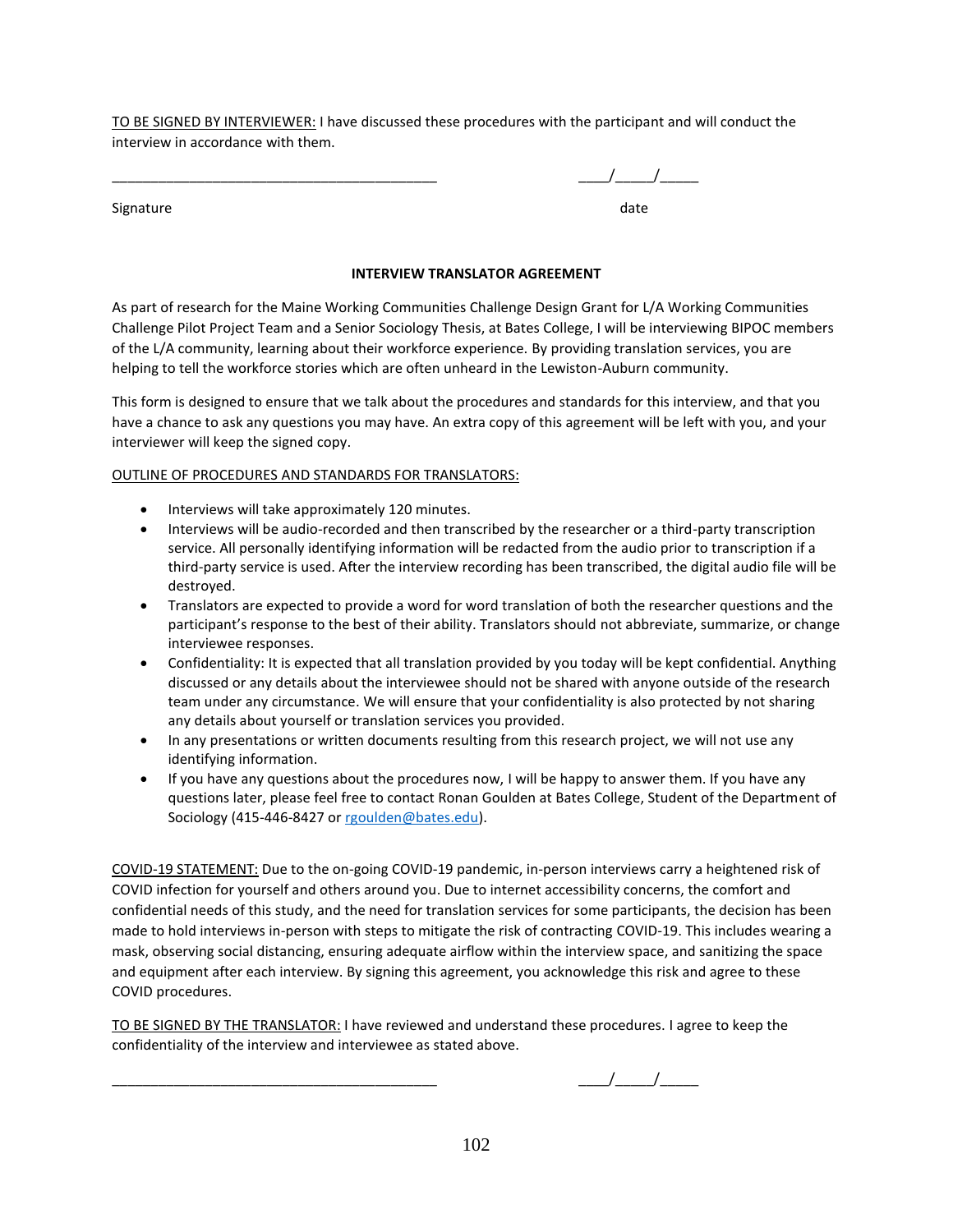TO BE SIGNED BY INTERVIEWER: I have discussed these procedures with the participant and will conduct the interview in accordance with them.

_________________________________________ ____/_____/_____

Signature date

**INTERVIEW TRANSLATOR AGREEMENT**

As part of research for the Maine Working Communities Challenge Design Grant for L/A Working Communities Challenge Pilot Project Team and a Senior Sociology Thesis, at Bates College, I will be interviewing BIPOC members of the L/A community, learning about their workforce experience. By providing translation services, you are helping to tell the workforce stories which are often unheard in the Lewiston-Auburn community.

This form is designed to ensure that we talk about the procedures and standards for this interview, and that you have a chance to ask any questions you may have. An extra copy of this agreement will be left with you, and your interviewer will keep the signed copy.

OUTLINE OF PROCEDURES AND STANDARDS FOR TRANSLATORS:

- Interviews will take approximately 120 minutes.
- Interviews will be audio-recorded and then transcribed by the researcher or a third-party transcription service. All personally identifying information will be redacted from the audio prior to transcription if a third-party service is used. After the interview recording has been transcribed, the digital audio file will be destroyed.
- Translators are expected to provide a word for word translation of both the researcher questions and the participant's response to the best of their ability. Translators should not abbreviate, summarize, or change interviewee responses.
- Confidentiality: It is expected that all translation provided by you today will be kept confidential. Anything discussed or any details about the interviewee should not be shared with anyone outside of the research team under any circumstance. We will ensure that your confidentiality is also protected by not sharing any details about yourself or translation services you provided.
- In any presentations or written documents resulting from this research project, we will not use any identifying information.
- If you have any questions about the procedures now, I will be happy to answer them. If you have any questions later, please feel free to contact Ronan Goulden at Bates College, Student of the Department of Sociology (415-446-8427 or rgoulden@bates.edu).

COVID-19 STATEMENT: Due to the on-going COVID-19 pandemic, in-person interviews carry a heightened risk of COVID infection for yourself and others around you. Due to internet accessibility concerns, the comfort and confidential needs of this study, and the need for translation services for some participants, the decision has been made to hold interviews in-person with steps to mitigate the risk of contracting COVID-19. This includes wearing a mask, observing social distancing, ensuring adequate airflow within the interview space, and sanitizing the space and equipment after each interview. By signing this agreement, you acknowledge this risk and agree to these COVID procedures.

TO BE SIGNED BY THE TRANSLATOR: I have reviewed and understand these procedures. I agree to keep the confidentiality of the interview and interviewee as stated above.

_________________________________________ ____/_____/_____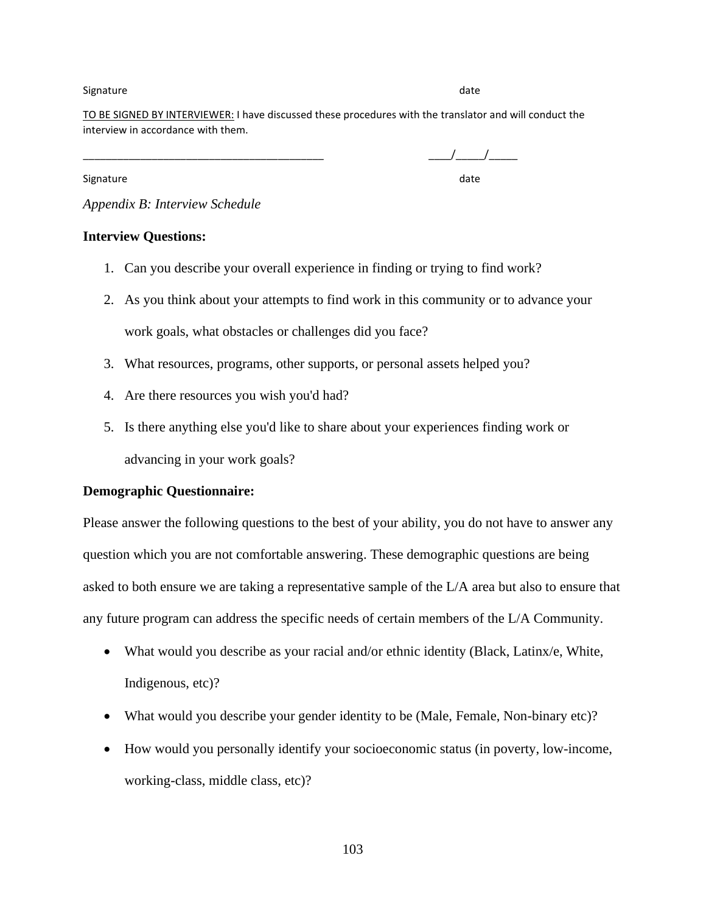Signature date

TO BE SIGNED BY INTERVIEWER: I have discussed these procedures with the translator and will conduct the interview in accordance with them.

________________________________________ ____/_____/_____

Signature date

*Appendix B: Interview Schedule*

**Interview Questions:**

1. Can you describe your overall experience in finding or trying to find work?
2. As you think about your attempts to find work in this community or to advance your work goals, what obstacles or challenges did you face?
3. What resources, programs, other supports, or personal assets helped you?
4. Are there resources you wish you'd had?
5. Is there anything else you'd like to share about your experiences finding work or advancing in your work goals?

**Demographic Questionnaire:**

Please answer the following questions to the best of your ability, you do not have to answer any question which you are not comfortable answering. These demographic questions are being asked to both ensure we are taking a representative sample of the L/A area but also to ensure that any future program can address the specific needs of certain members of the L/A Community.

- What would you describe as your racial and/or ethnic identity (Black, Latinx/e, White, Indigenous, etc)?
- What would you describe your gender identity to be (Male, Female, Non-binary etc)?
- How would you personally identify your socioeconomic status (in poverty, low-income, working-class, middle class, etc)?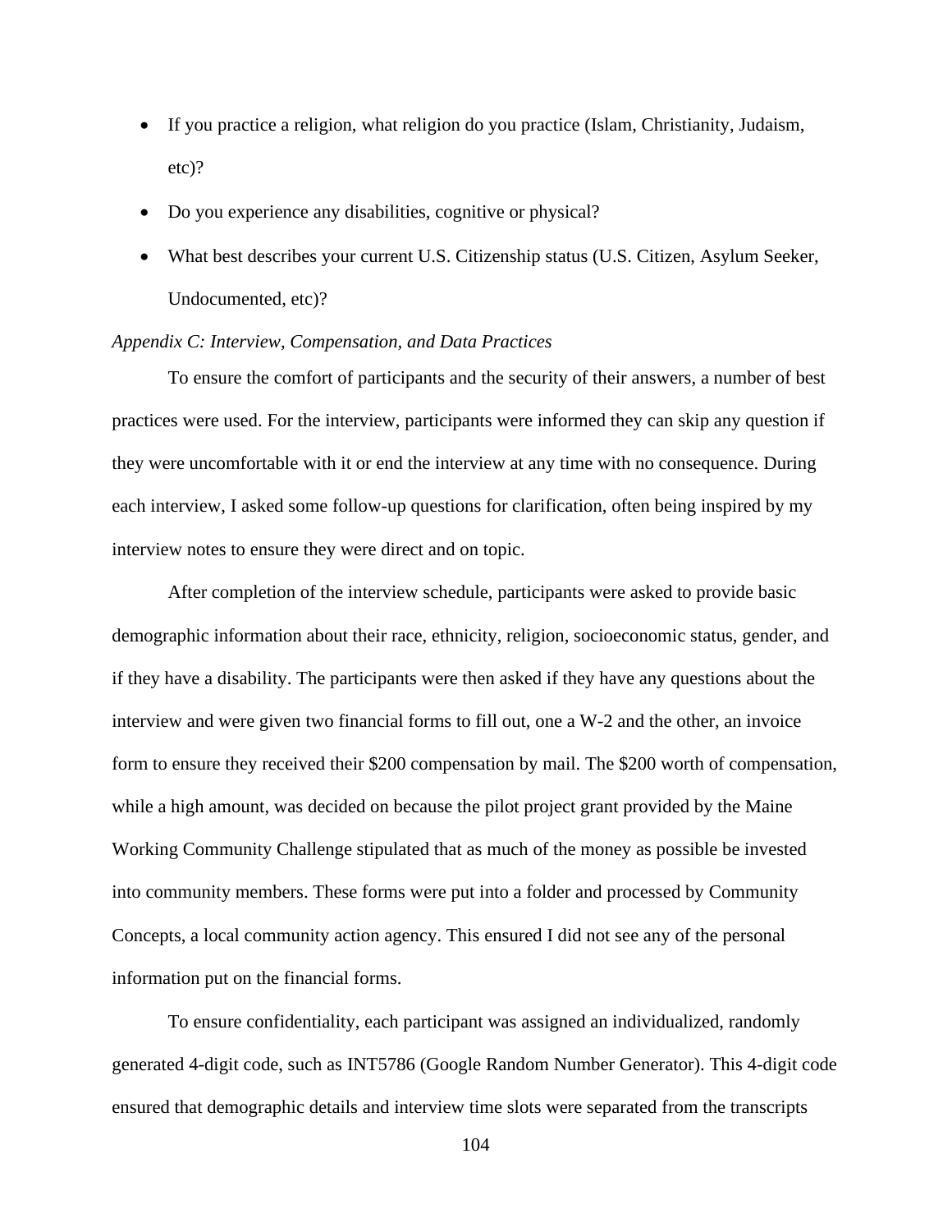- If you practice a religion, what religion do you practice (Islam, Christianity, Judaism, etc)?
- Do you experience any disabilities, cognitive or physical?
- What best describes your current U.S. Citizenship status (U.S. Citizen, Asylum Seeker, Undocumented, etc)?

*Appendix C: Interview, Compensation, and Data Practices*

To ensure the comfort of participants and the security of their answers, a number of best practices were used. For the interview, participants were informed they can skip any question if they were uncomfortable with it or end the interview at any time with no consequence. During each interview, I asked some follow-up questions for clarification, often being inspired by my interview notes to ensure they were direct and on topic.

After completion of the interview schedule, participants were asked to provide basic demographic information about their race, ethnicity, religion, socioeconomic status, gender, and if they have a disability. The participants were then asked if they have any questions about the interview and were given two financial forms to fill out, one a W-2 and the other, an invoice form to ensure they received their $200 compensation by mail. The $200 worth of compensation, while a high amount, was decided on because the pilot project grant provided by the Maine Working Community Challenge stipulated that as much of the money as possible be invested into community members. These forms were put into a folder and processed by Community Concepts, a local community action agency. This ensured I did not see any of the personal information put on the financial forms.

To ensure confidentiality, each participant was assigned an individualized, randomly generated 4-digit code, such as INT5786 (Google Random Number Generator). This 4-digit code ensured that demographic details and interview time slots were separated from the transcripts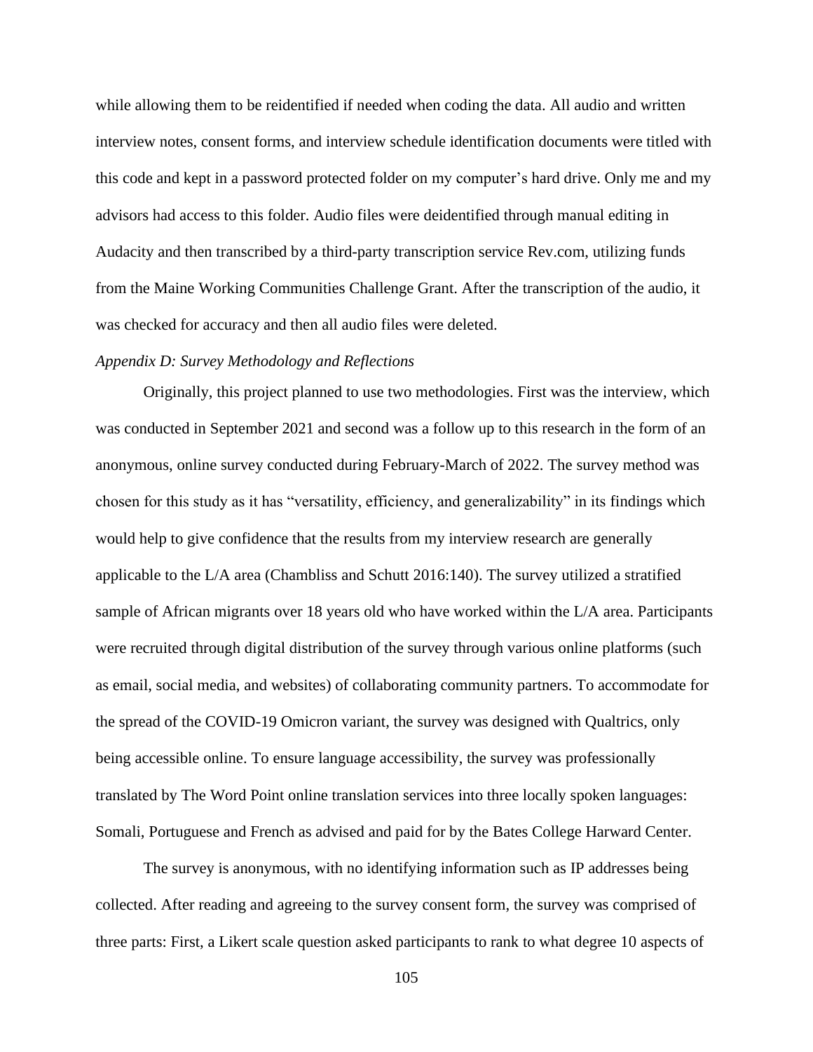while allowing them to be reidentified if needed when coding the data. All audio and written interview notes, consent forms, and interview schedule identification documents were titled with this code and kept in a password protected folder on my computer's hard drive. Only me and my advisors had access to this folder. Audio files were deidentified through manual editing in Audacity and then transcribed by a third-party transcription service Rev.com, utilizing funds from the Maine Working Communities Challenge Grant. After the transcription of the audio, it was checked for accuracy and then all audio files were deleted.

### *Appendix D: Survey Methodology and Reflections*

Originally, this project planned to use two methodologies. First was the interview, which was conducted in September 2021 and second was a follow up to this research in the form of an anonymous, online survey conducted during February-March of 2022. The survey method was chosen for this study as it has "versatility, efficiency, and generalizability" in its findings which would help to give confidence that the results from my interview research are generally applicable to the L/A area (Chambliss and Schutt 2016:140). The survey utilized a stratified sample of African migrants over 18 years old who have worked within the L/A area. Participants were recruited through digital distribution of the survey through various online platforms (such as email, social media, and websites) of collaborating community partners. To accommodate for the spread of the COVID-19 Omicron variant, the survey was designed with Qualtrics, only being accessible online. To ensure language accessibility, the survey was professionally translated by The Word Point online translation services into three locally spoken languages: Somali, Portuguese and French as advised and paid for by the Bates College Harward Center.

The survey is anonymous, with no identifying information such as IP addresses being collected. After reading and agreeing to the survey consent form, the survey was comprised of three parts: First, a Likert scale question asked participants to rank to what degree 10 aspects of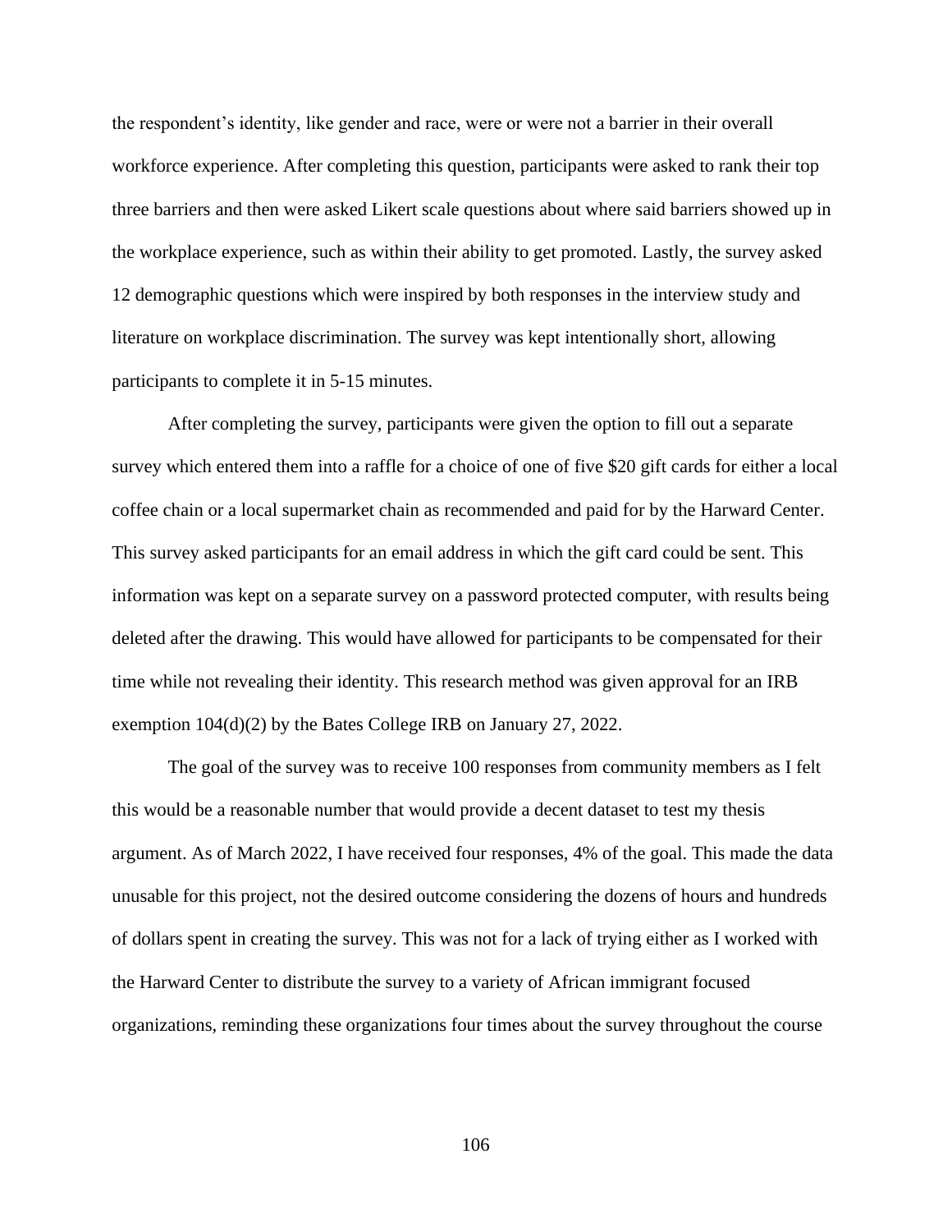the respondent's identity, like gender and race, were or were not a barrier in their overall workforce experience. After completing this question, participants were asked to rank their top three barriers and then were asked Likert scale questions about where said barriers showed up in the workplace experience, such as within their ability to get promoted. Lastly, the survey asked 12 demographic questions which were inspired by both responses in the interview study and literature on workplace discrimination. The survey was kept intentionally short, allowing participants to complete it in 5-15 minutes.

After completing the survey, participants were given the option to fill out a separate survey which entered them into a raffle for a choice of one of five $20 gift cards for either a local coffee chain or a local supermarket chain as recommended and paid for by the Harward Center. This survey asked participants for an email address in which the gift card could be sent. This information was kept on a separate survey on a password protected computer, with results being deleted after the drawing. This would have allowed for participants to be compensated for their time while not revealing their identity. This research method was given approval for an IRB exemption 104(d)(2) by the Bates College IRB on January 27, 2022.

The goal of the survey was to receive 100 responses from community members as I felt this would be a reasonable number that would provide a decent dataset to test my thesis argument. As of March 2022, I have received four responses, 4% of the goal. This made the data unusable for this project, not the desired outcome considering the dozens of hours and hundreds of dollars spent in creating the survey. This was not for a lack of trying either as I worked with the Harward Center to distribute the survey to a variety of African immigrant focused organizations, reminding these organizations four times about the survey throughout the course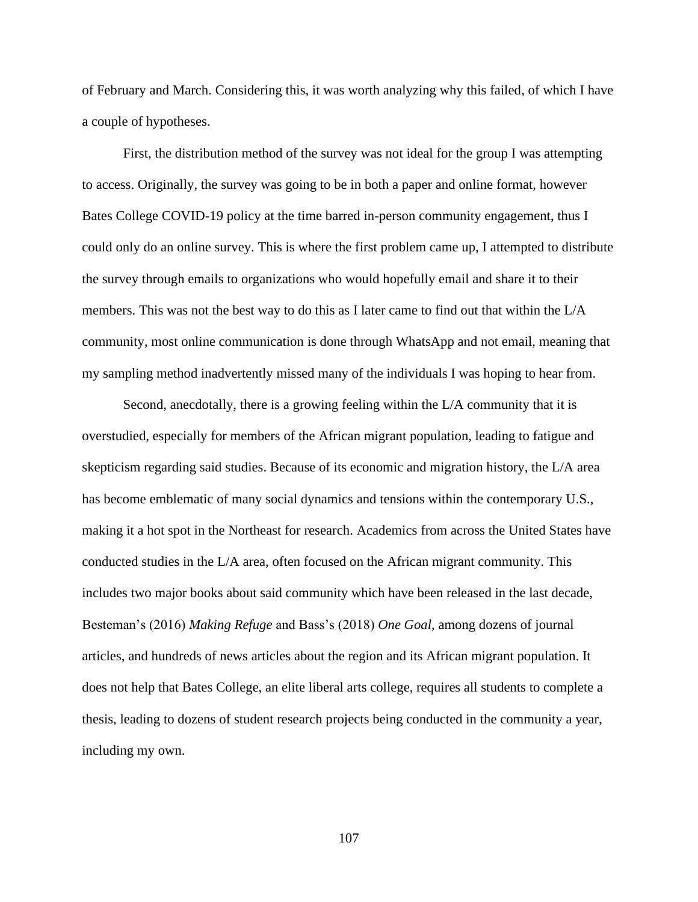of February and March. Considering this, it was worth analyzing why this failed, of which I have a couple of hypotheses.

First, the distribution method of the survey was not ideal for the group I was attempting to access. Originally, the survey was going to be in both a paper and online format, however Bates College COVID-19 policy at the time barred in-person community engagement, thus I could only do an online survey. This is where the first problem came up, I attempted to distribute the survey through emails to organizations who would hopefully email and share it to their members. This was not the best way to do this as I later came to find out that within the L/A community, most online communication is done through WhatsApp and not email, meaning that my sampling method inadvertently missed many of the individuals I was hoping to hear from.

Second, anecdotally, there is a growing feeling within the L/A community that it is overstudied, especially for members of the African migrant population, leading to fatigue and skepticism regarding said studies. Because of its economic and migration history, the L/A area has become emblematic of many social dynamics and tensions within the contemporary U.S., making it a hot spot in the Northeast for research. Academics from across the United States have conducted studies in the L/A area, often focused on the African migrant community. This includes two major books about said community which have been released in the last decade, Besteman's (2016) *Making Refuge* and Bass's (2018) *One Goal*, among dozens of journal articles, and hundreds of news articles about the region and its African migrant population. It does not help that Bates College, an elite liberal arts college, requires all students to complete a thesis, leading to dozens of student research projects being conducted in the community a year, including my own.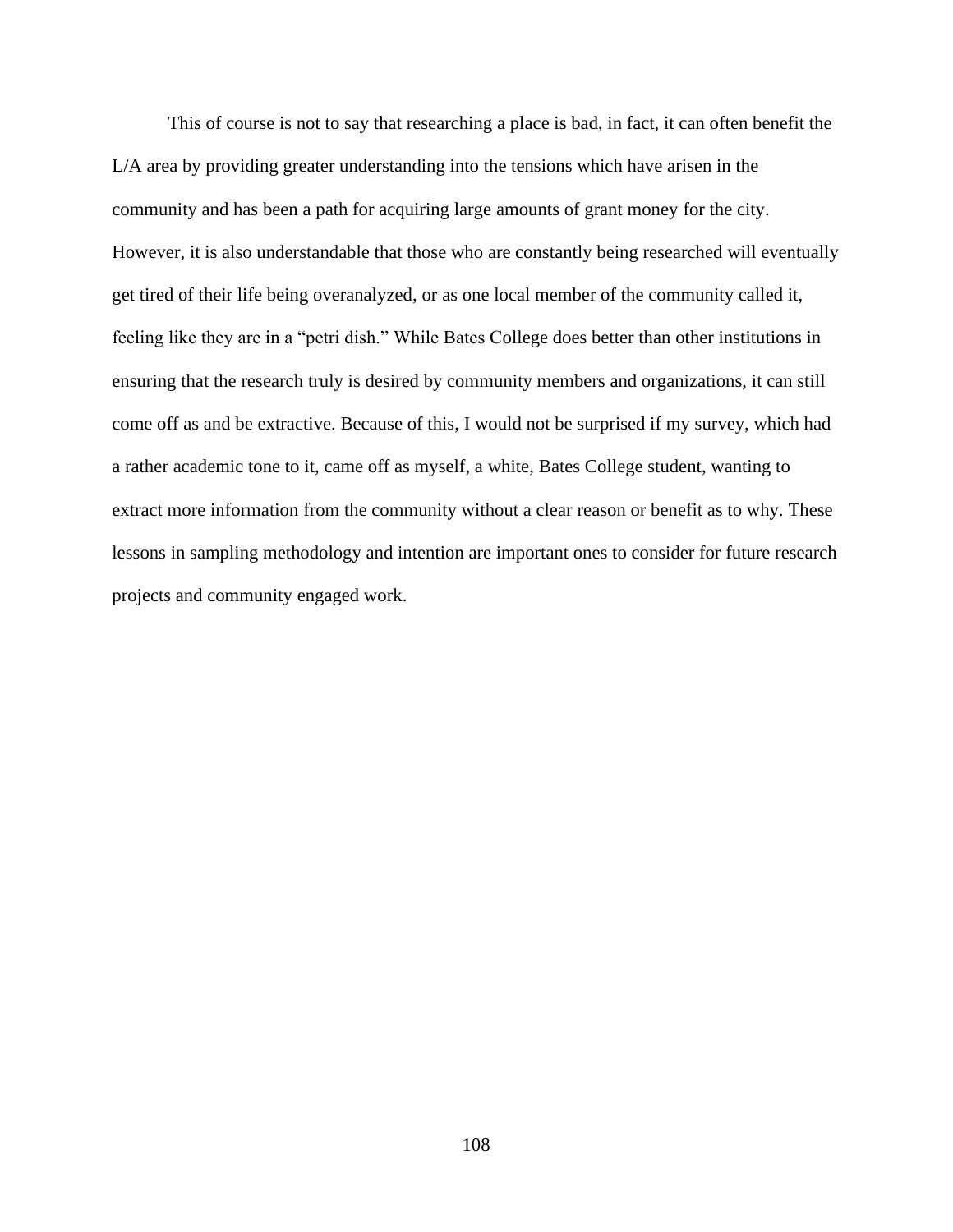This of course is not to say that researching a place is bad, in fact, it can often benefit the L/A area by providing greater understanding into the tensions which have arisen in the community and has been a path for acquiring large amounts of grant money for the city. However, it is also understandable that those who are constantly being researched will eventually get tired of their life being overanalyzed, or as one local member of the community called it, feeling like they are in a "petri dish." While Bates College does better than other institutions in ensuring that the research truly is desired by community members and organizations, it can still come off as and be extractive. Because of this, I would not be surprised if my survey, which had a rather academic tone to it, came off as myself, a white, Bates College student, wanting to extract more information from the community without a clear reason or benefit as to why. These lessons in sampling methodology and intention are important ones to consider for future research projects and community engaged work.